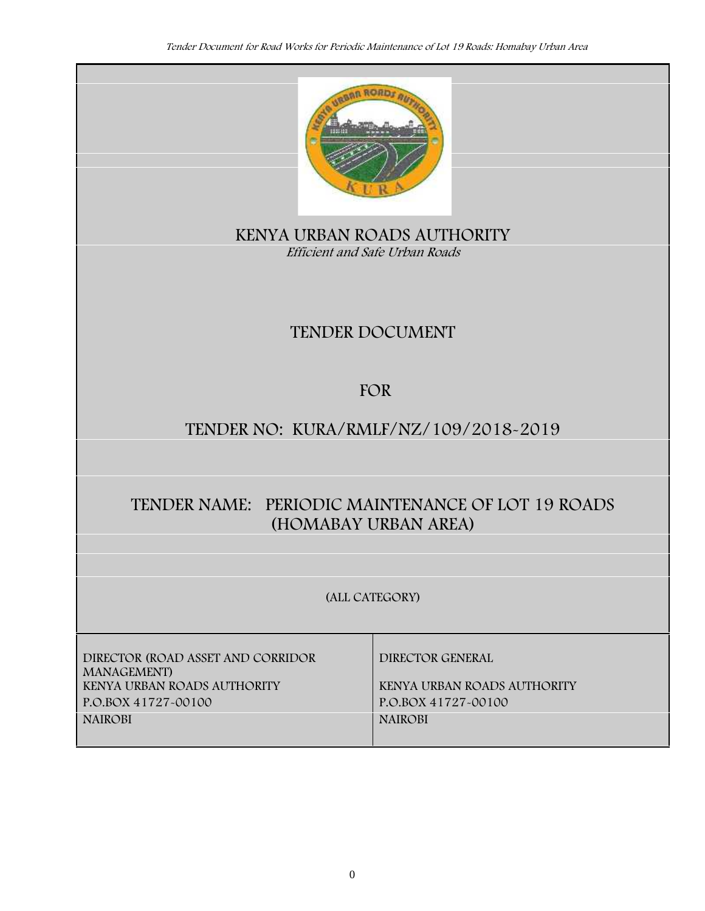# KENYA URBAN ROADS AUTHORITY

*Efficient and Safe Urban Roads*

## TENDER DOCUMENT

## FOR

## TENDER NO: KURA/RMLF/NZ/109/2018-2019

## TENDER NAME: PERIODIC MAINTENANCE OF LOT 19 ROADS (HOMABAY URBAN AREA)

(ALL CATEGORY)

| DIRECTOR (ROAD ASSET AND CORRIDOR MANAGEMENT) | DIRECTOR GENERAL |
|---|---|
| KENYA URBAN ROADS AUTHORITY | KENYA URBAN ROADS AUTHORITY |
| P.O.BOX 41727-00100 | P.O.BOX 41727-00100 |
| NAIROBI | NAIROBI |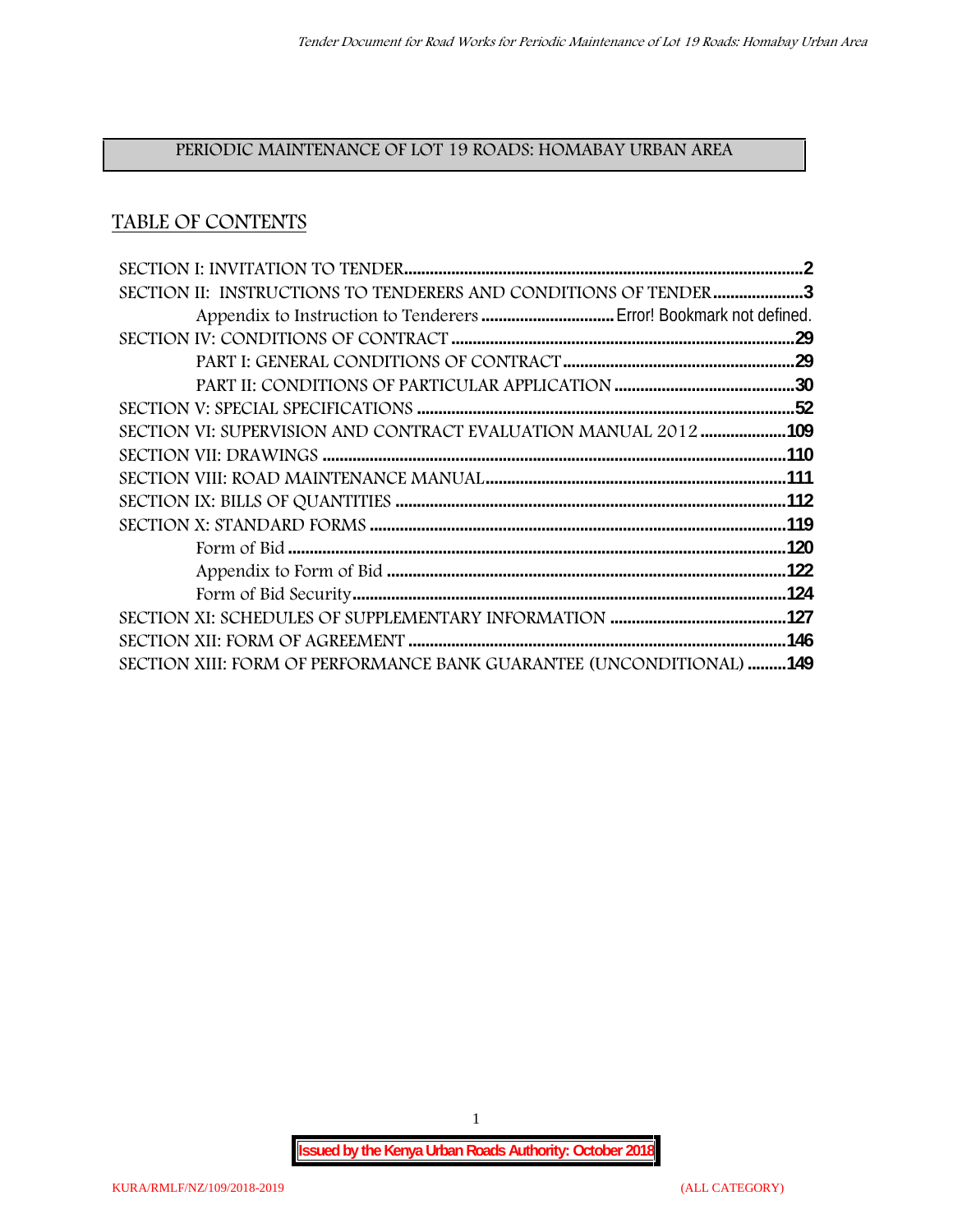**PERIODIC MAINTENANCE OF LOT 19 ROADS: HOMABAY URBAN AREA**

## TABLE OF CONTENTS

SECTION I: INVITATION TO TENDER ....................................................................... 2
SECTION II: INSTRUCTIONS TO TENDERERS AND CONDITIONS OF TENDER ..................... 3
  Appendix to Instruction to Tenderers .............................. Error! Bookmark not defined.
SECTION IV: CONDITIONS OF CONTRACT ............................................................... 29
  PART I: GENERAL CONDITIONS OF CONTRACT ..................................................... 29
  PART II: CONDITIONS OF PARTICULAR APPLICATION ............................................ 30
SECTION V: SPECIAL SPECIFICATIONS ................................................................ 52
SECTION VI: SUPERVISION AND CONTRACT EVALUATION MANUAL 2012 ......................... 109
SECTION VII: DRAWINGS ................................................................................ 110
SECTION VIII: ROAD MAINTENANCE MANUAL ....................................................... 111
SECTION IX: BILLS OF QUANTITIES ................................................................... 112
SECTION X: STANDARD FORMS ......................................................................... 119
  Form of Bid .................................................................................................. 120
  Appendix to Form of Bid ................................................................................ 122
  Form of Bid Security ...................................................................................... 124
SECTION XI: SCHEDULES OF SUPPLEMENTARY INFORMATION ..................................... 127
SECTION XII: FORM OF AGREEMENT .................................................................. 146
SECTION XIII: FORM OF PERFORMANCE BANK GUARANTEE (UNCONDITIONAL) .............. 149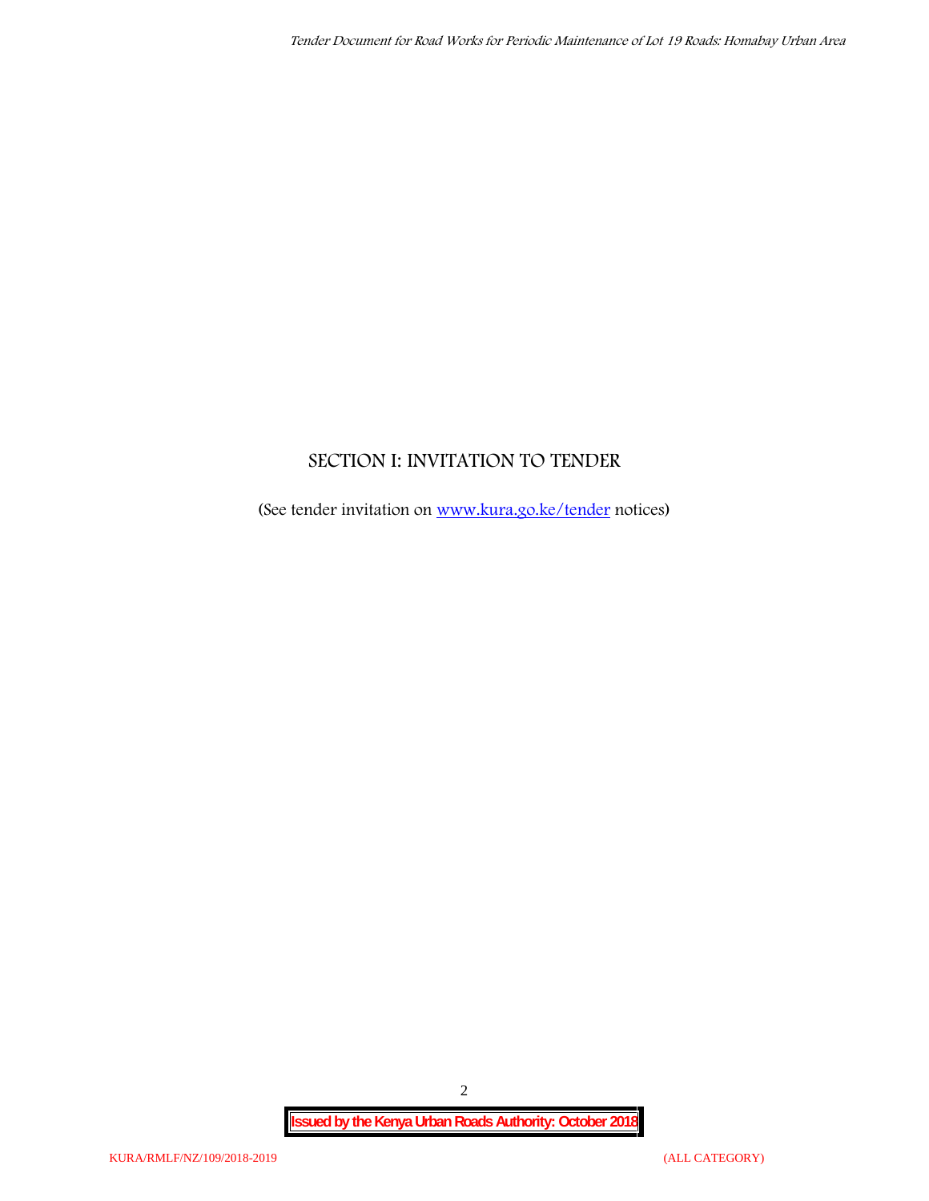# SECTION I: INVITATION TO TENDER

(See tender invitation on [www.kura.go.ke/tender](http://www.kura.go.ke/tender) notices)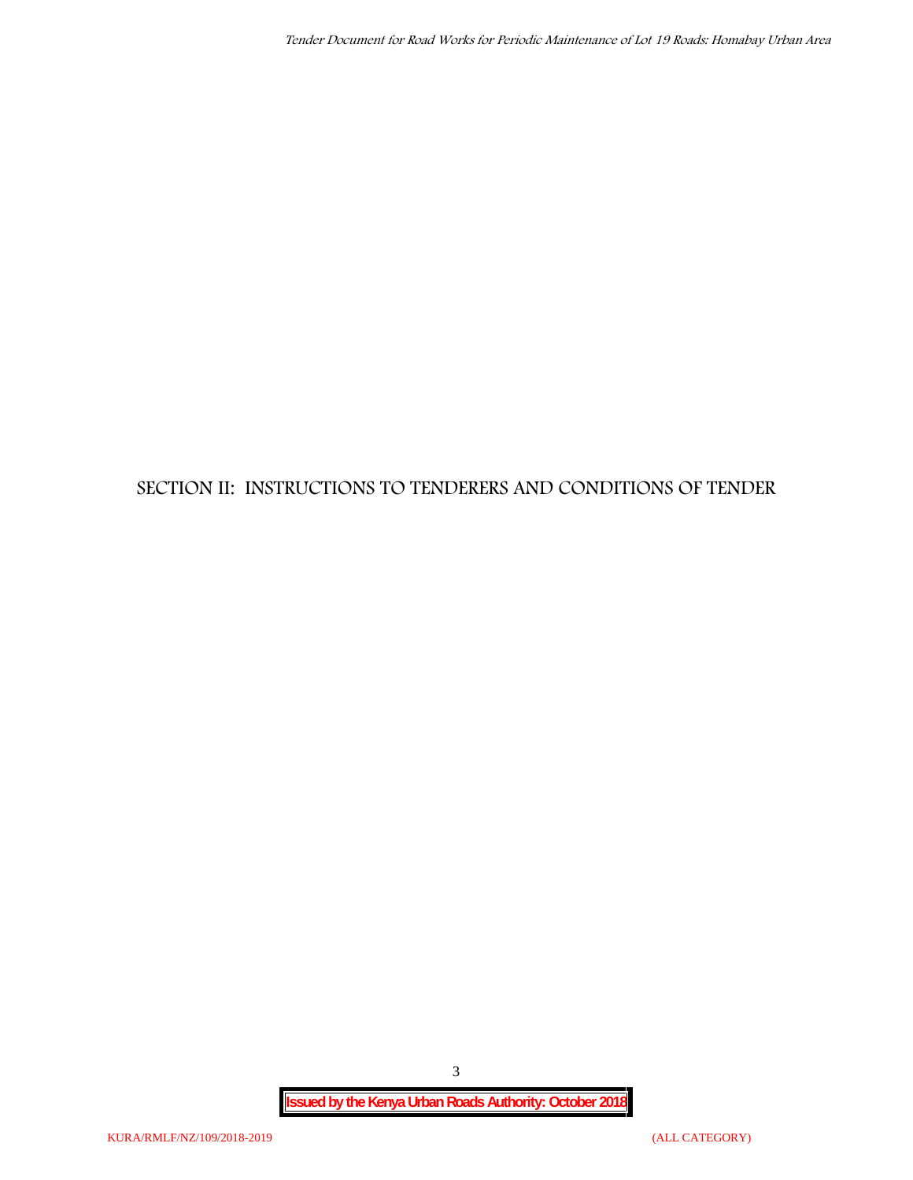# SECTION II: INSTRUCTIONS TO TENDERERS AND CONDITIONS OF TENDER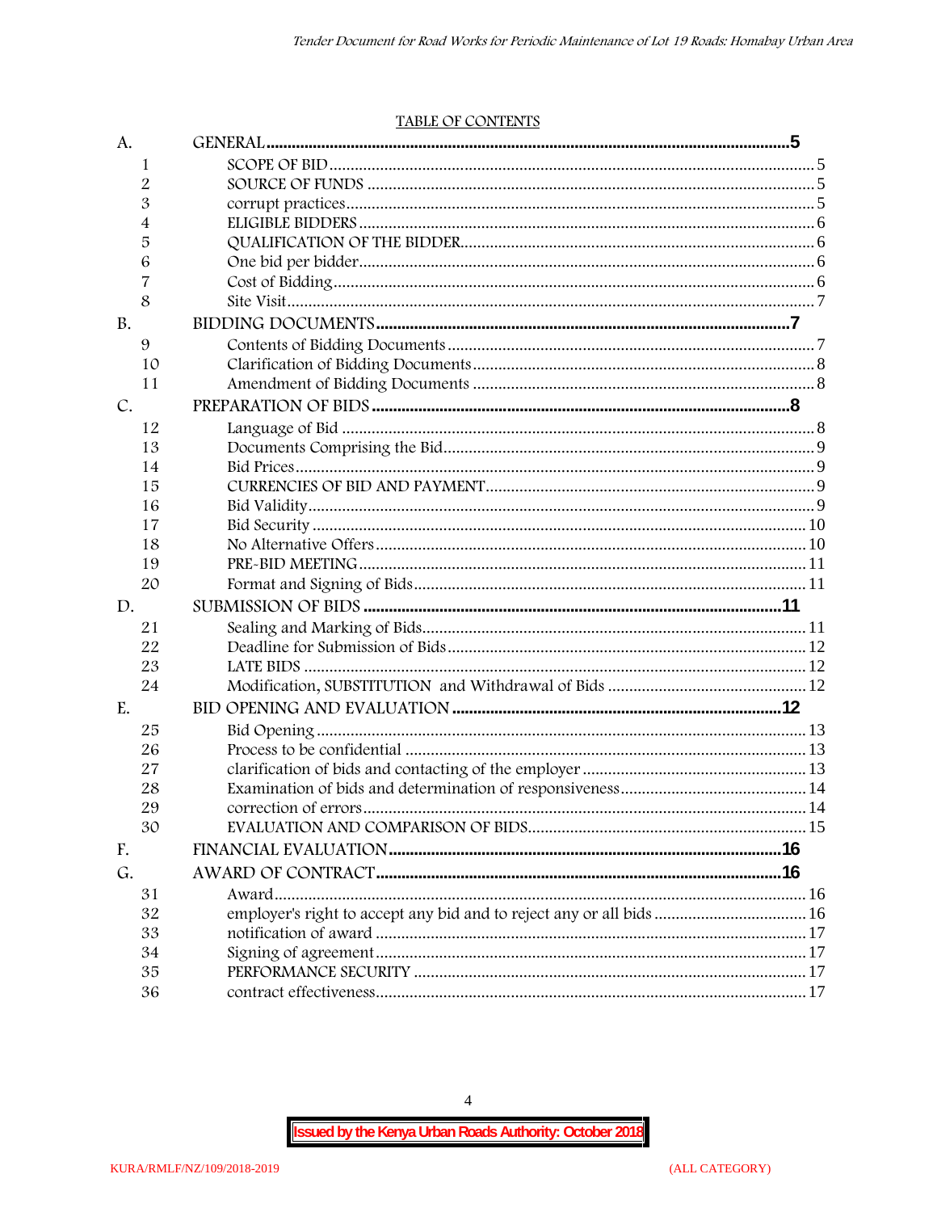TABLE OF CONTENTS

| | | |
|---|---|---|
| A. | GENERAL | 5 |
| 1 | SCOPE OF BID | 5 |
| 2 | SOURCE OF FUNDS | 5 |
| 3 | corrupt practices | 5 |
| 4 | ELIGIBLE BIDDERS | 6 |
| 5 | QUALIFICATION OF THE BIDDER | 6 |
| 6 | One bid per bidder | 6 |
| 7 | Cost of Bidding | 6 |
| 8 | Site Visit | 7 |
| B. | BIDDING DOCUMENTS | 7 |
| 9 | Contents of Bidding Documents | 7 |
| 10 | Clarification of Bidding Documents | 8 |
| 11 | Amendment of Bidding Documents | 8 |
| C. | PREPARATION OF BIDS | 8 |
| 12 | Language of Bid | 8 |
| 13 | Documents Comprising the Bid | 9 |
| 14 | Bid Prices | 9 |
| 15 | CURRENCIES OF BID AND PAYMENT | 9 |
| 16 | Bid Validity | 9 |
| 17 | Bid Security | 10 |
| 18 | No Alternative Offers | 10 |
| 19 | PRE-BID MEETING | 11 |
| 20 | Format and Signing of Bids | 11 |
| D. | SUBMISSION OF BIDS | 11 |
| 21 | Sealing and Marking of Bids | 11 |
| 22 | Deadline for Submission of Bids | 12 |
| 23 | LATE BIDS | 12 |
| 24 | Modification, SUBSTITUTION and Withdrawal of Bids | 12 |
| E. | BID OPENING AND EVALUATION | 12 |
| 25 | Bid Opening | 13 |
| 26 | Process to be confidential | 13 |
| 27 | clarification of bids and contacting of the employer | 13 |
| 28 | Examination of bids and determination of responsiveness | 14 |
| 29 | correction of errors | 14 |
| 30 | EVALUATION AND COMPARISON OF BIDS | 15 |
| F. | FINANCIAL EVALUATION | 16 |
| G. | AWARD OF CONTRACT | 16 |
| 31 | Award | 16 |
| 32 | employer's right to accept any bid and to reject any or all bids | 16 |
| 33 | notification of award | 17 |
| 34 | Signing of agreement | 17 |
| 35 | PERFORMANCE SECURITY | 17 |
| 36 | contract effectiveness | 17 |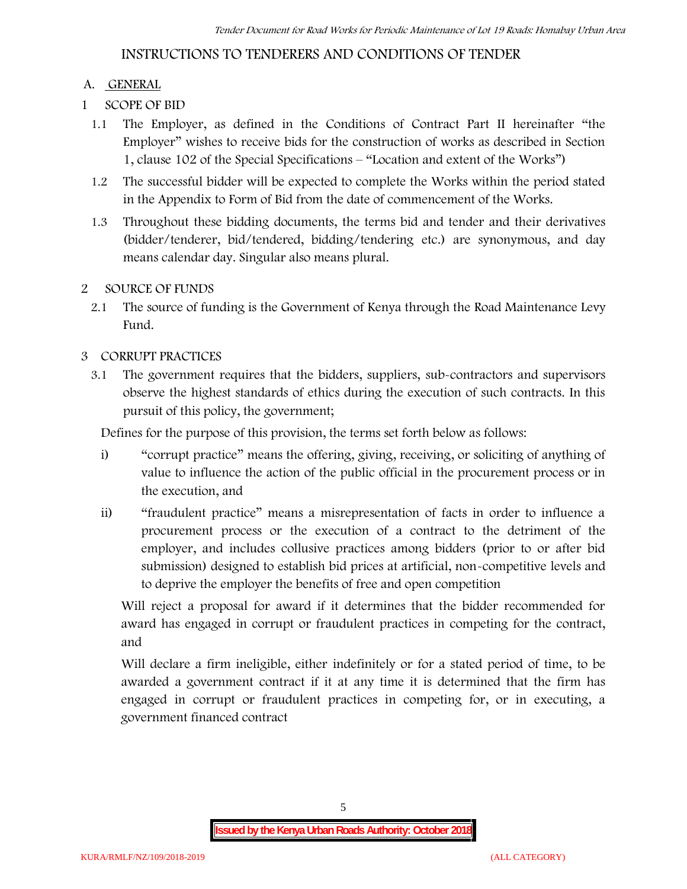# INSTRUCTIONS TO TENDERERS AND CONDITIONS OF TENDER

## A. GENERAL

### 1 SCOPE OF BID

1.1 The Employer, as defined in the Conditions of Contract Part II hereinafter "the Employer" wishes to receive bids for the construction of works as described in Section 1, clause 102 of the Special Specifications – "Location and extent of the Works")

1.2 The successful bidder will be expected to complete the Works within the period stated in the Appendix to Form of Bid from the date of commencement of the Works.

1.3 Throughout these bidding documents, the terms bid and tender and their derivatives (bidder/tenderer, bid/tendered, bidding/tendering etc.) are synonymous, and day means calendar day. Singular also means plural.

### 2 SOURCE OF FUNDS

2.1 The source of funding is the Government of Kenya through the Road Maintenance Levy Fund.

### 3 CORRUPT PRACTICES

3.1 The government requires that the bidders, suppliers, sub-contractors and supervisors observe the highest standards of ethics during the execution of such contracts. In this pursuit of this policy, the government;

Defines for the purpose of this provision, the terms set forth below as follows:

i) "corrupt practice" means the offering, giving, receiving, or soliciting of anything of value to influence the action of the public official in the procurement process or in the execution, and

ii) "fraudulent practice" means a misrepresentation of facts in order to influence a procurement process or the execution of a contract to the detriment of the employer, and includes collusive practices among bidders (prior to or after bid submission) designed to establish bid prices at artificial, non-competitive levels and to deprive the employer the benefits of free and open competition

Will reject a proposal for award if it determines that the bidder recommended for award has engaged in corrupt or fraudulent practices in competing for the contract, and

Will declare a firm ineligible, either indefinitely or for a stated period of time, to be awarded a government contract if it at any time it is determined that the firm has engaged in corrupt or fraudulent practices in competing for, or in executing, a government financed contract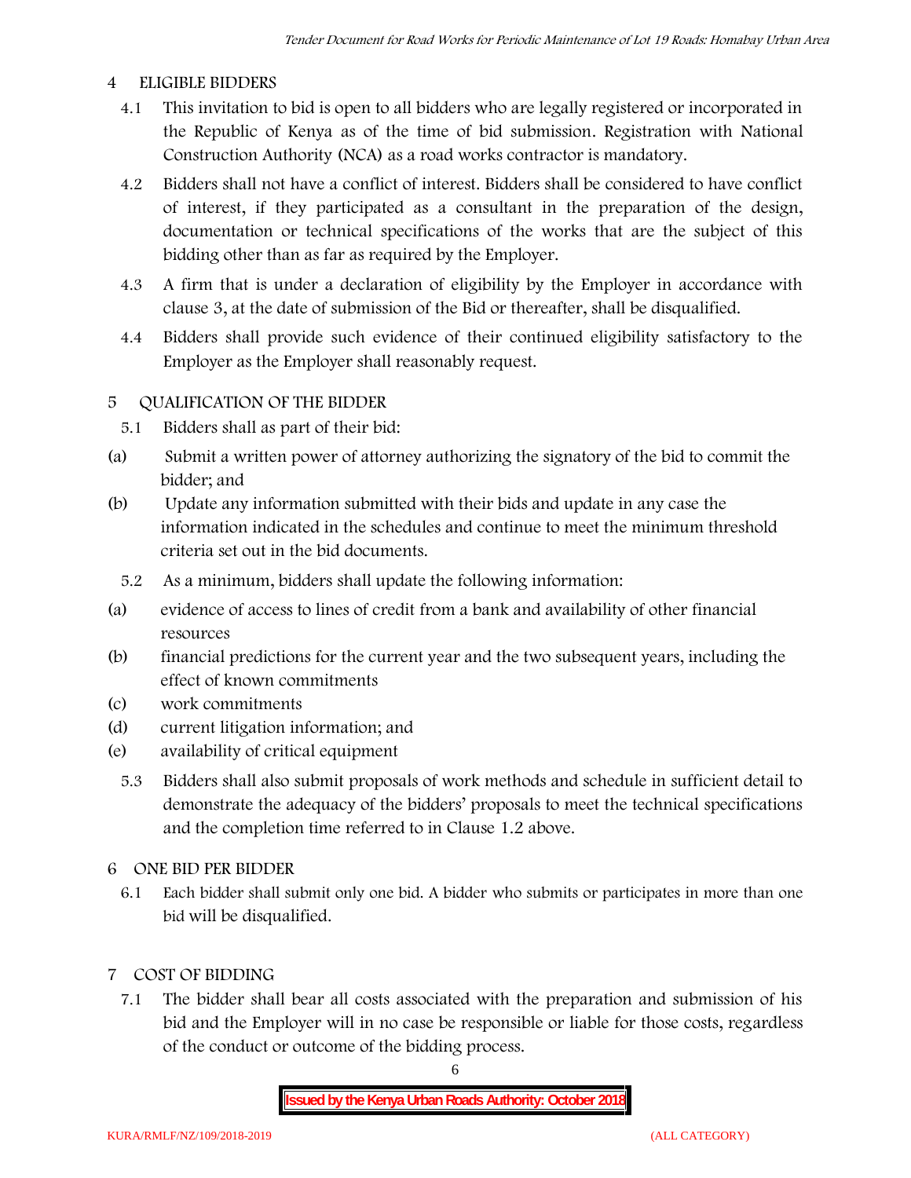## 4 ELIGIBLE BIDDERS

4.1 This invitation to bid is open to all bidders who are legally registered or incorporated in the Republic of Kenya as of the time of bid submission. Registration with National Construction Authority (NCA) as a road works contractor is mandatory.

4.2 Bidders shall not have a conflict of interest. Bidders shall be considered to have conflict of interest, if they participated as a consultant in the preparation of the design, documentation or technical specifications of the works that are the subject of this bidding other than as far as required by the Employer.

4.3 A firm that is under a declaration of eligibility by the Employer in accordance with clause 3, at the date of submission of the Bid or thereafter, shall be disqualified.

4.4 Bidders shall provide such evidence of their continued eligibility satisfactory to the Employer as the Employer shall reasonably request.

## 5 QUALIFICATION OF THE BIDDER

5.1 Bidders shall as part of their bid:

(a) Submit a written power of attorney authorizing the signatory of the bid to commit the bidder; and

(b) Update any information submitted with their bids and update in any case the information indicated in the schedules and continue to meet the minimum threshold criteria set out in the bid documents.

5.2 As a minimum, bidders shall update the following information:

(a) evidence of access to lines of credit from a bank and availability of other financial resources

(b) financial predictions for the current year and the two subsequent years, including the effect of known commitments

(c) work commitments

(d) current litigation information; and

(e) availability of critical equipment

5.3 Bidders shall also submit proposals of work methods and schedule in sufficient detail to demonstrate the adequacy of the bidders' proposals to meet the technical specifications and the completion time referred to in Clause 1.2 above.

## 6 ONE BID PER BIDDER

6.1 Each bidder shall submit only one bid. A bidder who submits or participates in more than one bid will be disqualified.

## 7 COST OF BIDDING

7.1 The bidder shall bear all costs associated with the preparation and submission of his bid and the Employer will in no case be responsible or liable for those costs, regardless of the conduct or outcome of the bidding process.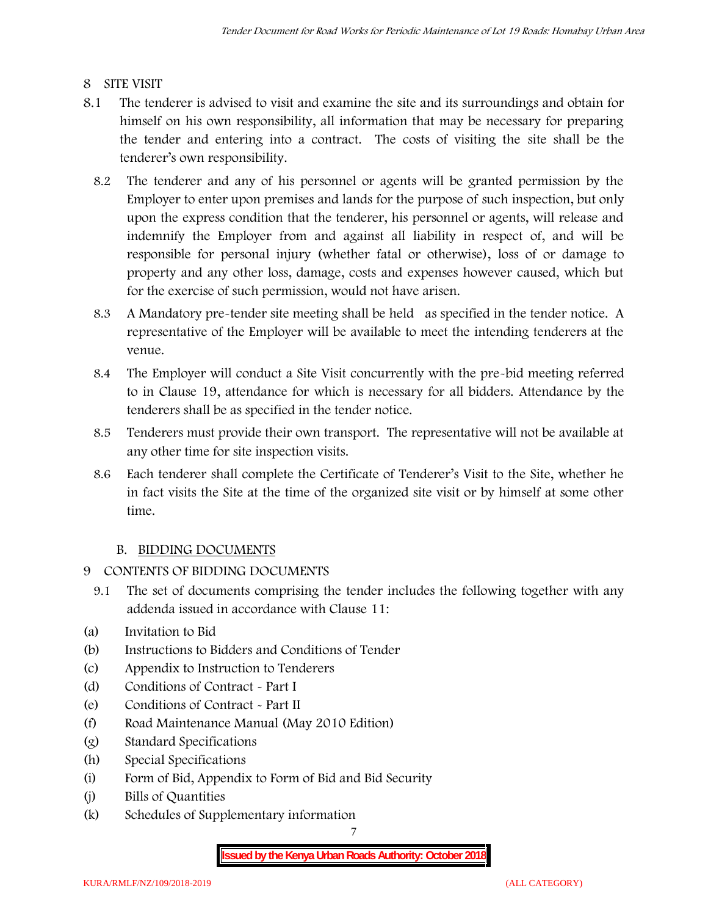## 8 SITE VISIT

8.1 The tenderer is advised to visit and examine the site and its surroundings and obtain for himself on his own responsibility, all information that may be necessary for preparing the tender and entering into a contract. The costs of visiting the site shall be the tenderer's own responsibility.

8.2 The tenderer and any of his personnel or agents will be granted permission by the Employer to enter upon premises and lands for the purpose of such inspection, but only upon the express condition that the tenderer, his personnel or agents, will release and indemnify the Employer from and against all liability in respect of, and will be responsible for personal injury (whether fatal or otherwise), loss of or damage to property and any other loss, damage, costs and expenses however caused, which but for the exercise of such permission, would not have arisen.

8.3 A Mandatory pre-tender site meeting shall be held as specified in the tender notice. A representative of the Employer will be available to meet the intending tenderers at the venue.

8.4 The Employer will conduct a Site Visit concurrently with the pre-bid meeting referred to in Clause 19, attendance for which is necessary for all bidders. Attendance by the tenderers shall be as specified in the tender notice.

8.5 Tenderers must provide their own transport. The representative will not be available at any other time for site inspection visits.

8.6 Each tenderer shall complete the Certificate of Tenderer's Visit to the Site, whether he in fact visits the Site at the time of the organized site visit or by himself at some other time.

### B. BIDDING DOCUMENTS

## 9 CONTENTS OF BIDDING DOCUMENTS

9.1 The set of documents comprising the tender includes the following together with any addenda issued in accordance with Clause 11:

(a) Invitation to Bid
(b) Instructions to Bidders and Conditions of Tender
(c) Appendix to Instruction to Tenderers
(d) Conditions of Contract - Part I
(e) Conditions of Contract - Part II
(f) Road Maintenance Manual (May 2010 Edition)
(g) Standard Specifications
(h) Special Specifications
(i) Form of Bid, Appendix to Form of Bid and Bid Security
(j) Bills of Quantities
(k) Schedules of Supplementary information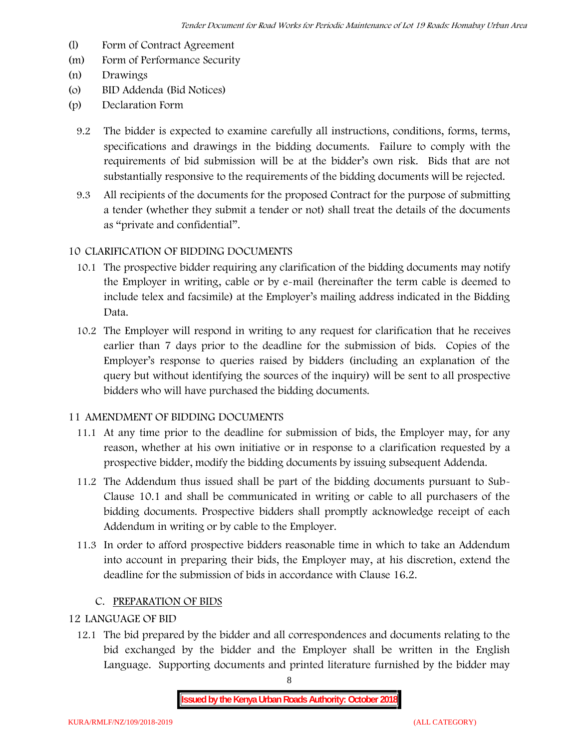(l) Form of Contract Agreement
(m) Form of Performance Security
(n) Drawings
(o) BID Addenda (Bid Notices)
(p) Declaration Form

9.2 The bidder is expected to examine carefully all instructions, conditions, forms, terms, specifications and drawings in the bidding documents. Failure to comply with the requirements of bid submission will be at the bidder's own risk. Bids that are not substantially responsive to the requirements of the bidding documents will be rejected.

9.3 All recipients of the documents for the proposed Contract for the purpose of submitting a tender (whether they submit a tender or not) shall treat the details of the documents as "private and confidential".

## 10 CLARIFICATION OF BIDDING DOCUMENTS

10.1 The prospective bidder requiring any clarification of the bidding documents may notify the Employer in writing, cable or by e-mail (hereinafter the term cable is deemed to include telex and facsimile) at the Employer's mailing address indicated in the Bidding Data.

10.2 The Employer will respond in writing to any request for clarification that he receives earlier than 7 days prior to the deadline for the submission of bids. Copies of the Employer's response to queries raised by bidders (including an explanation of the query but without identifying the sources of the inquiry) will be sent to all prospective bidders who will have purchased the bidding documents.

## 11 AMENDMENT OF BIDDING DOCUMENTS

11.1 At any time prior to the deadline for submission of bids, the Employer may, for any reason, whether at his own initiative or in response to a clarification requested by a prospective bidder, modify the bidding documents by issuing subsequent Addenda.

11.2 The Addendum thus issued shall be part of the bidding documents pursuant to Sub-Clause 10.1 and shall be communicated in writing or cable to all purchasers of the bidding documents. Prospective bidders shall promptly acknowledge receipt of each Addendum in writing or by cable to the Employer.

11.3 In order to afford prospective bidders reasonable time in which to take an Addendum into account in preparing their bids, the Employer may, at his discretion, extend the deadline for the submission of bids in accordance with Clause 16.2.

## C. PREPARATION OF BIDS

## 12 LANGUAGE OF BID

12.1 The bid prepared by the bidder and all correspondences and documents relating to the bid exchanged by the bidder and the Employer shall be written in the English Language. Supporting documents and printed literature furnished by the bidder may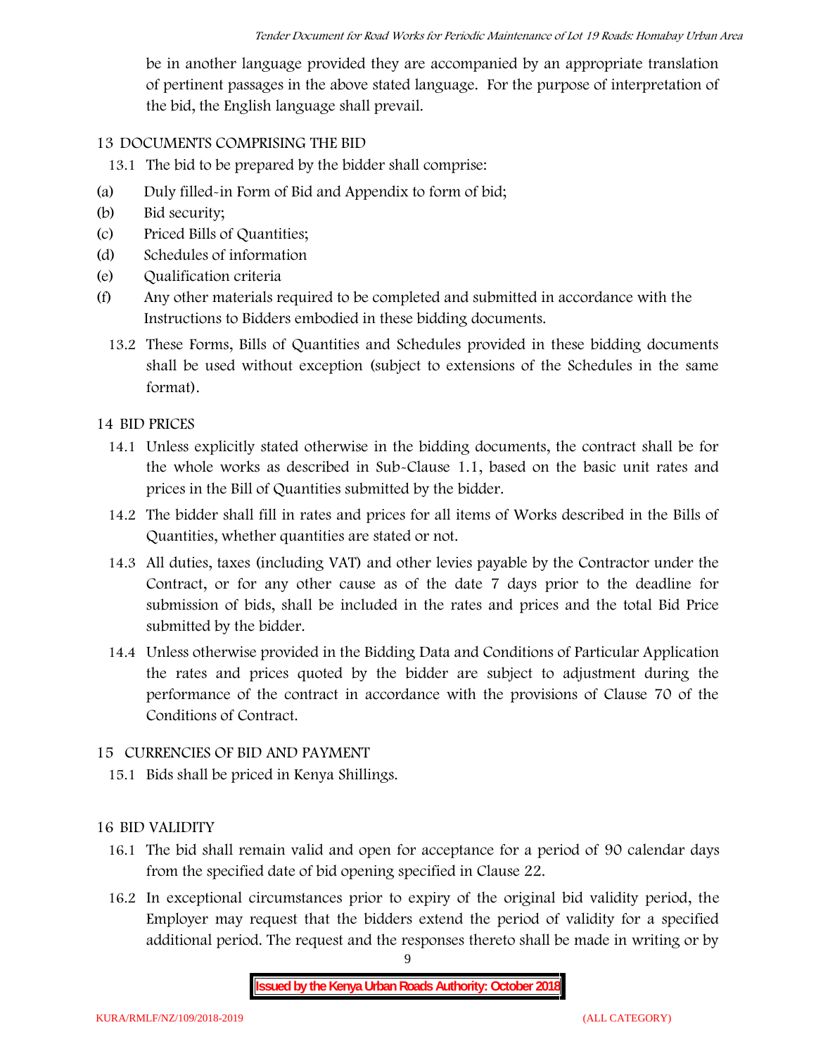be in another language provided they are accompanied by an appropriate translation of pertinent passages in the above stated language. For the purpose of interpretation of the bid, the English language shall prevail.

## 13 DOCUMENTS COMPRISING THE BID

13.1 The bid to be prepared by the bidder shall comprise:

(a) Duly filled-in Form of Bid and Appendix to form of bid;
(b) Bid security;
(c) Priced Bills of Quantities;
(d) Schedules of information
(e) Qualification criteria
(f) Any other materials required to be completed and submitted in accordance with the Instructions to Bidders embodied in these bidding documents.

13.2 These Forms, Bills of Quantities and Schedules provided in these bidding documents shall be used without exception (subject to extensions of the Schedules in the same format).

## 14 BID PRICES

14.1 Unless explicitly stated otherwise in the bidding documents, the contract shall be for the whole works as described in Sub-Clause 1.1, based on the basic unit rates and prices in the Bill of Quantities submitted by the bidder.

14.2 The bidder shall fill in rates and prices for all items of Works described in the Bills of Quantities, whether quantities are stated or not.

14.3 All duties, taxes (including VAT) and other levies payable by the Contractor under the Contract, or for any other cause as of the date 7 days prior to the deadline for submission of bids, shall be included in the rates and prices and the total Bid Price submitted by the bidder.

14.4 Unless otherwise provided in the Bidding Data and Conditions of Particular Application the rates and prices quoted by the bidder are subject to adjustment during the performance of the contract in accordance with the provisions of Clause 70 of the Conditions of Contract.

## 15 CURRENCIES OF BID AND PAYMENT

15.1 Bids shall be priced in Kenya Shillings.

## 16 BID VALIDITY

16.1 The bid shall remain valid and open for acceptance for a period of 90 calendar days from the specified date of bid opening specified in Clause 22.

16.2 In exceptional circumstances prior to expiry of the original bid validity period, the Employer may request that the bidders extend the period of validity for a specified additional period. The request and the responses thereto shall be made in writing or by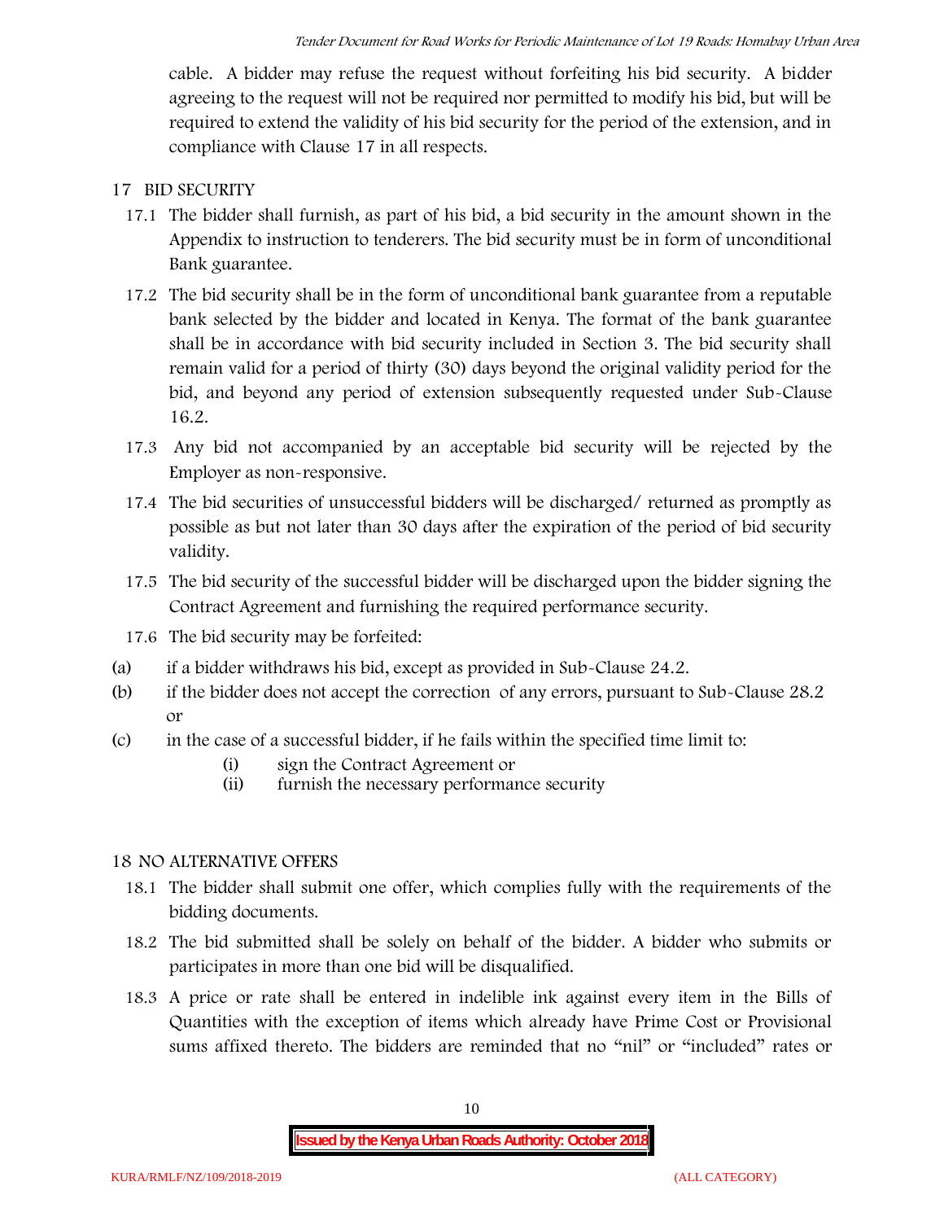cable. A bidder may refuse the request without forfeiting his bid security. A bidder agreeing to the request will not be required nor permitted to modify his bid, but will be required to extend the validity of his bid security for the period of the extension, and in compliance with Clause 17 in all respects.

## 17 BID SECURITY

17.1 The bidder shall furnish, as part of his bid, a bid security in the amount shown in the Appendix to instruction to tenderers. The bid security must be in form of unconditional Bank guarantee.

17.2 The bid security shall be in the form of unconditional bank guarantee from a reputable bank selected by the bidder and located in Kenya. The format of the bank guarantee shall be in accordance with bid security included in Section 3. The bid security shall remain valid for a period of thirty (30) days beyond the original validity period for the bid, and beyond any period of extension subsequently requested under Sub-Clause 16.2.

17.3 Any bid not accompanied by an acceptable bid security will be rejected by the Employer as non-responsive.

17.4 The bid securities of unsuccessful bidders will be discharged/ returned as promptly as possible as but not later than 30 days after the expiration of the period of bid security validity.

17.5 The bid security of the successful bidder will be discharged upon the bidder signing the Contract Agreement and furnishing the required performance security.

17.6 The bid security may be forfeited:

(a) if a bidder withdraws his bid, except as provided in Sub-Clause 24.2.

(b) if the bidder does not accept the correction of any errors, pursuant to Sub-Clause 28.2 or

(c) in the case of a successful bidder, if he fails within the specified time limit to:

- (i) sign the Contract Agreement or
- (ii) furnish the necessary performance security

## 18 NO ALTERNATIVE OFFERS

18.1 The bidder shall submit one offer, which complies fully with the requirements of the bidding documents.

18.2 The bid submitted shall be solely on behalf of the bidder. A bidder who submits or participates in more than one bid will be disqualified.

18.3 A price or rate shall be entered in indelible ink against every item in the Bills of Quantities with the exception of items which already have Prime Cost or Provisional sums affixed thereto. The bidders are reminded that no "nil" or "included" rates or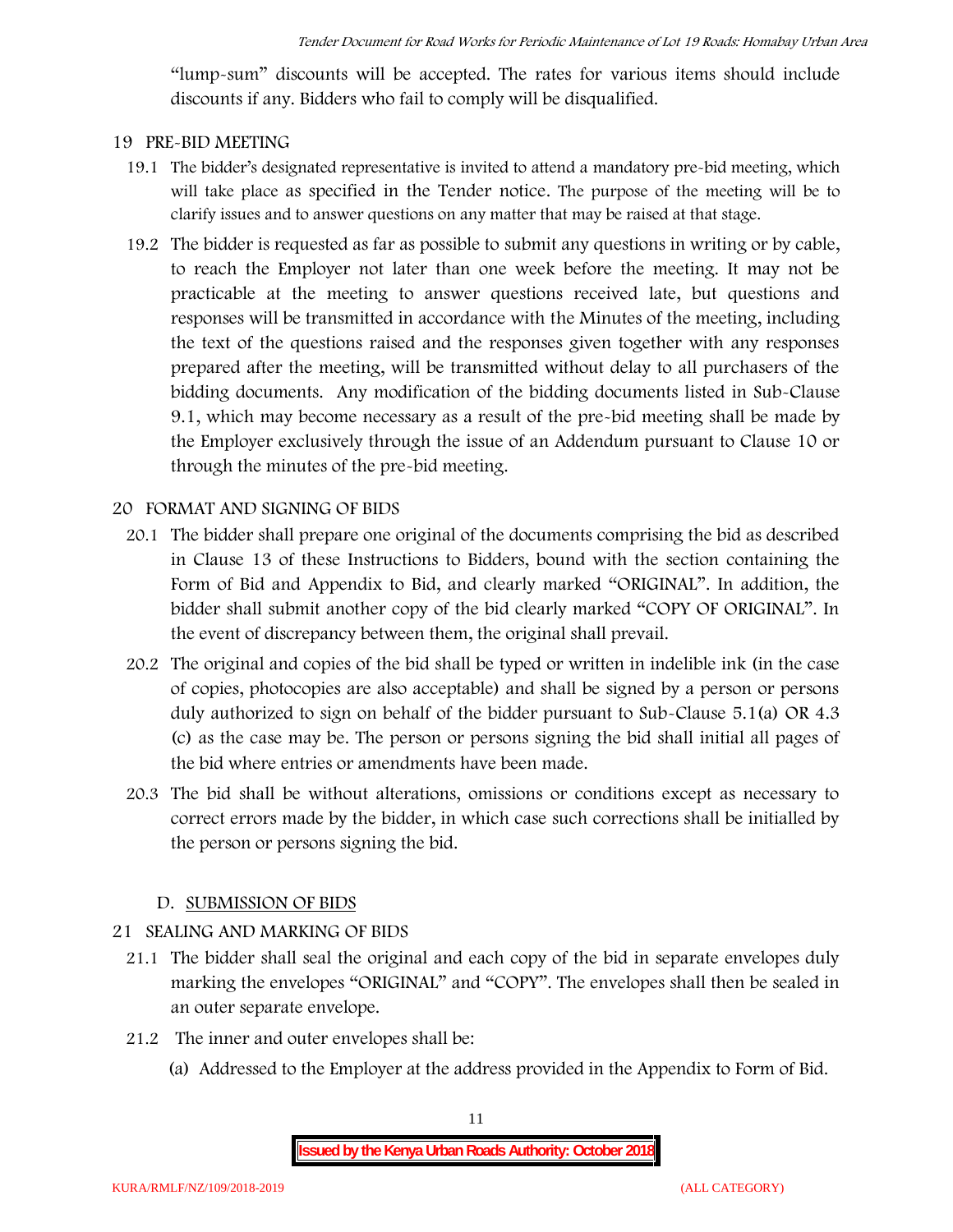"lump-sum" discounts will be accepted. The rates for various items should include discounts if any. Bidders who fail to comply will be disqualified.

## 19 PRE-BID MEETING

19.1 The bidder's designated representative is invited to attend a mandatory pre-bid meeting, which will take place as specified in the Tender notice. The purpose of the meeting will be to clarify issues and to answer questions on any matter that may be raised at that stage.

19.2 The bidder is requested as far as possible to submit any questions in writing or by cable, to reach the Employer not later than one week before the meeting. It may not be practicable at the meeting to answer questions received late, but questions and responses will be transmitted in accordance with the Minutes of the meeting, including the text of the questions raised and the responses given together with any responses prepared after the meeting, will be transmitted without delay to all purchasers of the bidding documents. Any modification of the bidding documents listed in Sub-Clause 9.1, which may become necessary as a result of the pre-bid meeting shall be made by the Employer exclusively through the issue of an Addendum pursuant to Clause 10 or through the minutes of the pre-bid meeting.

## 20 FORMAT AND SIGNING OF BIDS

20.1 The bidder shall prepare one original of the documents comprising the bid as described in Clause 13 of these Instructions to Bidders, bound with the section containing the Form of Bid and Appendix to Bid, and clearly marked "ORIGINAL". In addition, the bidder shall submit another copy of the bid clearly marked "COPY OF ORIGINAL". In the event of discrepancy between them, the original shall prevail.

20.2 The original and copies of the bid shall be typed or written in indelible ink (in the case of copies, photocopies are also acceptable) and shall be signed by a person or persons duly authorized to sign on behalf of the bidder pursuant to Sub-Clause 5.1(a) OR 4.3 (c) as the case may be. The person or persons signing the bid shall initial all pages of the bid where entries or amendments have been made.

20.3 The bid shall be without alterations, omissions or conditions except as necessary to correct errors made by the bidder, in which case such corrections shall be initialled by the person or persons signing the bid.

### D. SUBMISSION OF BIDS

## 21 SEALING AND MARKING OF BIDS

21.1 The bidder shall seal the original and each copy of the bid in separate envelopes duly marking the envelopes "ORIGINAL" and "COPY". The envelopes shall then be sealed in an outer separate envelope.

21.2 The inner and outer envelopes shall be:

(a) Addressed to the Employer at the address provided in the Appendix to Form of Bid.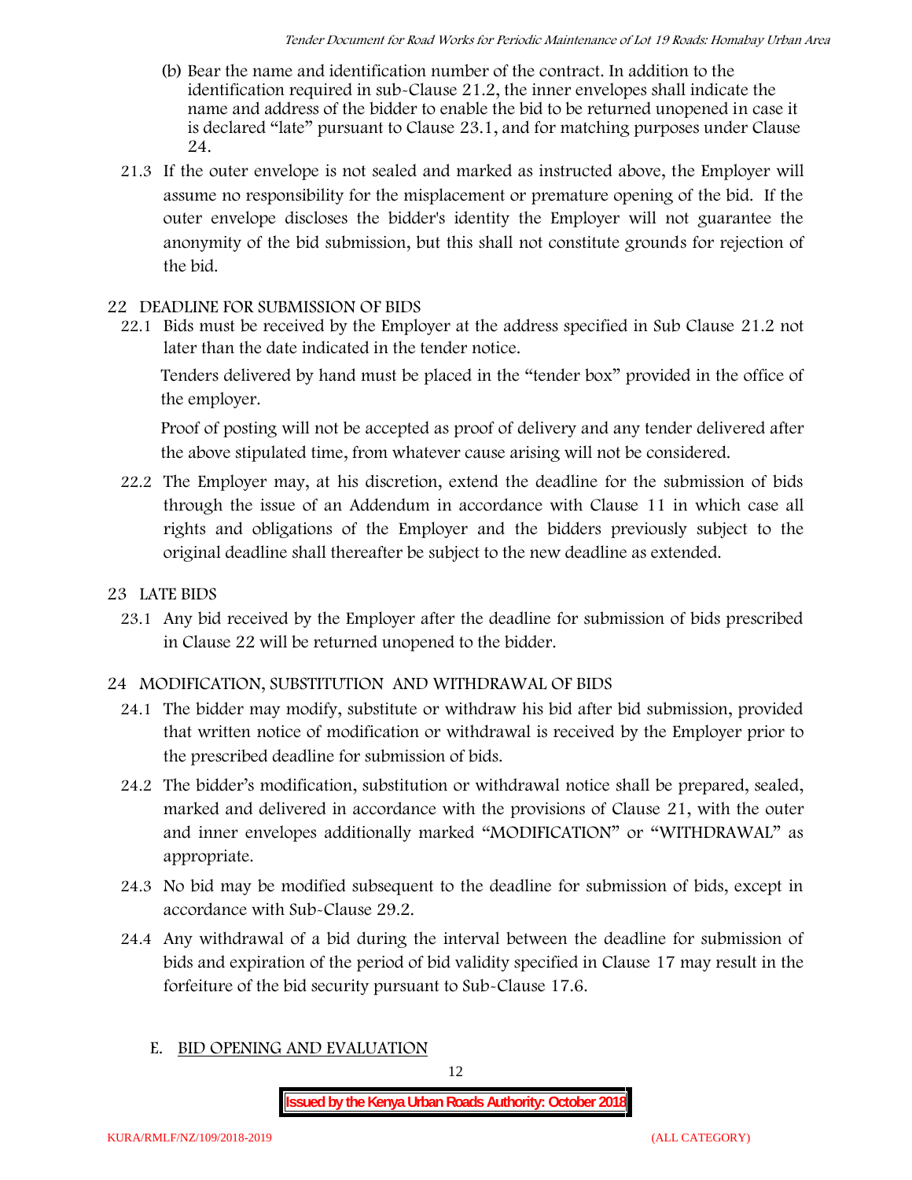(b) Bear the name and identification number of the contract. In addition to the identification required in sub-Clause 21.2, the inner envelopes shall indicate the name and address of the bidder to enable the bid to be returned unopened in case it is declared "late" pursuant to Clause 23.1, and for matching purposes under Clause 24.

21.3 If the outer envelope is not sealed and marked as instructed above, the Employer will assume no responsibility for the misplacement or premature opening of the bid. If the outer envelope discloses the bidder's identity the Employer will not guarantee the anonymity of the bid submission, but this shall not constitute grounds for rejection of the bid.

## 22 DEADLINE FOR SUBMISSION OF BIDS

22.1 Bids must be received by the Employer at the address specified in Sub Clause 21.2 not later than the date indicated in the tender notice.

Tenders delivered by hand must be placed in the "tender box" provided in the office of the employer.

Proof of posting will not be accepted as proof of delivery and any tender delivered after the above stipulated time, from whatever cause arising will not be considered.

22.2 The Employer may, at his discretion, extend the deadline for the submission of bids through the issue of an Addendum in accordance with Clause 11 in which case all rights and obligations of the Employer and the bidders previously subject to the original deadline shall thereafter be subject to the new deadline as extended.

## 23 LATE BIDS

23.1 Any bid received by the Employer after the deadline for submission of bids prescribed in Clause 22 will be returned unopened to the bidder.

## 24 MODIFICATION, SUBSTITUTION AND WITHDRAWAL OF BIDS

24.1 The bidder may modify, substitute or withdraw his bid after bid submission, provided that written notice of modification or withdrawal is received by the Employer prior to the prescribed deadline for submission of bids.

24.2 The bidder's modification, substitution or withdrawal notice shall be prepared, sealed, marked and delivered in accordance with the provisions of Clause 21, with the outer and inner envelopes additionally marked "MODIFICATION" or "WITHDRAWAL" as appropriate.

24.3 No bid may be modified subsequent to the deadline for submission of bids, except in accordance with Sub-Clause 29.2.

24.4 Any withdrawal of a bid during the interval between the deadline for submission of bids and expiration of the period of bid validity specified in Clause 17 may result in the forfeiture of the bid security pursuant to Sub-Clause 17.6.

# E. BID OPENING AND EVALUATION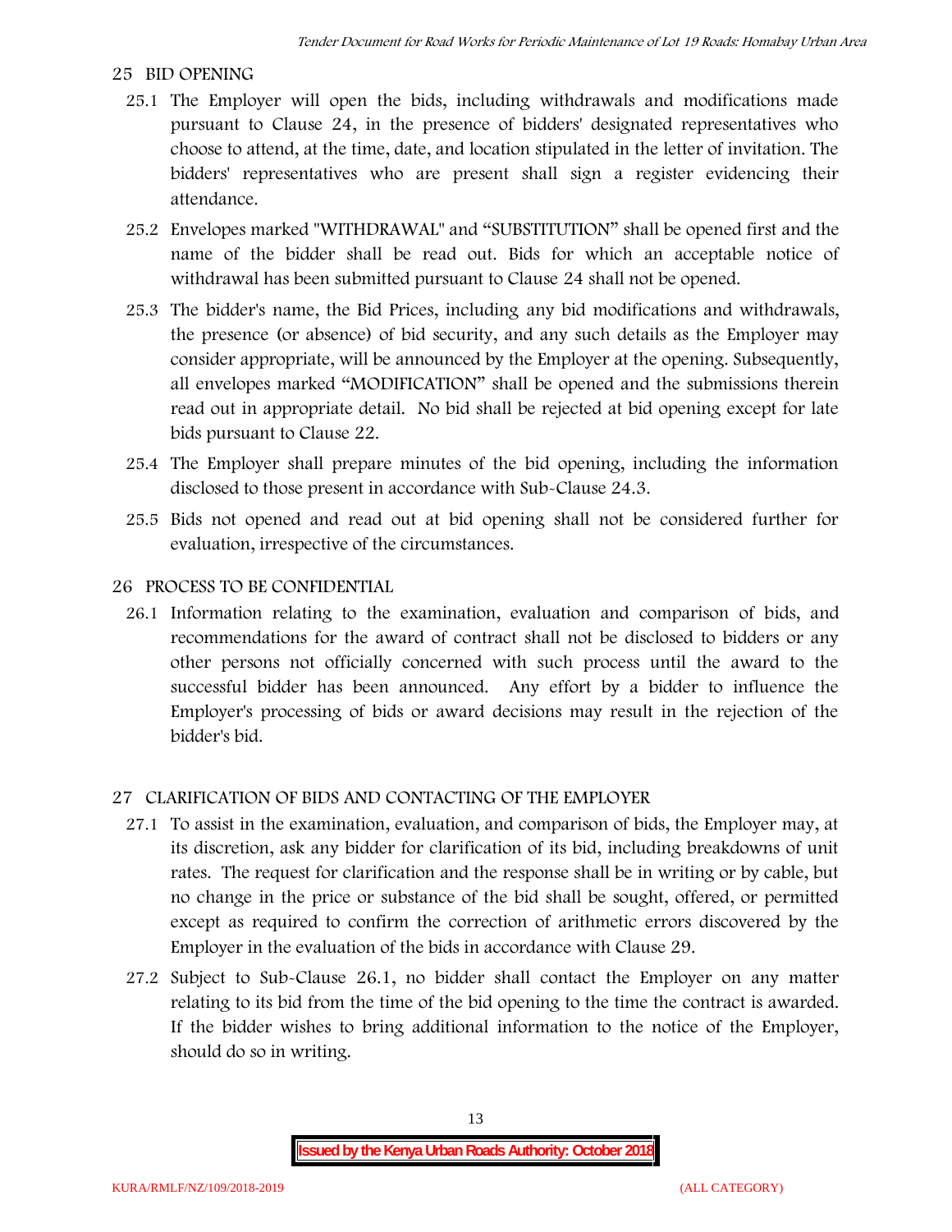## 25 BID OPENING

25.1 The Employer will open the bids, including withdrawals and modifications made pursuant to Clause 24, in the presence of bidders' designated representatives who choose to attend, at the time, date, and location stipulated in the letter of invitation. The bidders' representatives who are present shall sign a register evidencing their attendance.

25.2 Envelopes marked "WITHDRAWAL" and "SUBSTITUTION" shall be opened first and the name of the bidder shall be read out. Bids for which an acceptable notice of withdrawal has been submitted pursuant to Clause 24 shall not be opened.

25.3 The bidder's name, the Bid Prices, including any bid modifications and withdrawals, the presence (or absence) of bid security, and any such details as the Employer may consider appropriate, will be announced by the Employer at the opening. Subsequently, all envelopes marked "MODIFICATION" shall be opened and the submissions therein read out in appropriate detail. No bid shall be rejected at bid opening except for late bids pursuant to Clause 22.

25.4 The Employer shall prepare minutes of the bid opening, including the information disclosed to those present in accordance with Sub-Clause 24.3.

25.5 Bids not opened and read out at bid opening shall not be considered further for evaluation, irrespective of the circumstances.

## 26 PROCESS TO BE CONFIDENTIAL

26.1 Information relating to the examination, evaluation and comparison of bids, and recommendations for the award of contract shall not be disclosed to bidders or any other persons not officially concerned with such process until the award to the successful bidder has been announced. Any effort by a bidder to influence the Employer's processing of bids or award decisions may result in the rejection of the bidder's bid.

## 27 CLARIFICATION OF BIDS AND CONTACTING OF THE EMPLOYER

27.1 To assist in the examination, evaluation, and comparison of bids, the Employer may, at its discretion, ask any bidder for clarification of its bid, including breakdowns of unit rates. The request for clarification and the response shall be in writing or by cable, but no change in the price or substance of the bid shall be sought, offered, or permitted except as required to confirm the correction of arithmetic errors discovered by the Employer in the evaluation of the bids in accordance with Clause 29.

27.2 Subject to Sub-Clause 26.1, no bidder shall contact the Employer on any matter relating to its bid from the time of the bid opening to the time the contract is awarded. If the bidder wishes to bring additional information to the notice of the Employer, should do so in writing.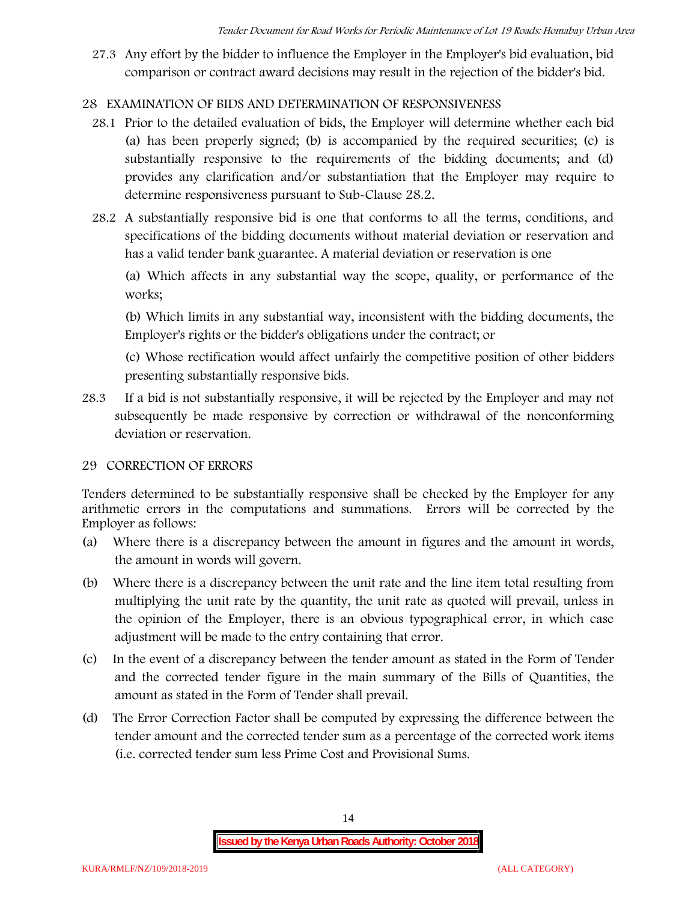27.3 Any effort by the bidder to influence the Employer in the Employer's bid evaluation, bid comparison or contract award decisions may result in the rejection of the bidder's bid.

## 28 EXAMINATION OF BIDS AND DETERMINATION OF RESPONSIVENESS

28.1 Prior to the detailed evaluation of bids, the Employer will determine whether each bid (a) has been properly signed; (b) is accompanied by the required securities; (c) is substantially responsive to the requirements of the bidding documents; and (d) provides any clarification and/or substantiation that the Employer may require to determine responsiveness pursuant to Sub-Clause 28.2.

28.2 A substantially responsive bid is one that conforms to all the terms, conditions, and specifications of the bidding documents without material deviation or reservation and has a valid tender bank guarantee. A material deviation or reservation is one

(a) Which affects in any substantial way the scope, quality, or performance of the works;

(b) Which limits in any substantial way, inconsistent with the bidding documents, the Employer's rights or the bidder's obligations under the contract; or

(c) Whose rectification would affect unfairly the competitive position of other bidders presenting substantially responsive bids.

28.3 If a bid is not substantially responsive, it will be rejected by the Employer and may not subsequently be made responsive by correction or withdrawal of the nonconforming deviation or reservation.

## 29 CORRECTION OF ERRORS

Tenders determined to be substantially responsive shall be checked by the Employer for any arithmetic errors in the computations and summations. Errors will be corrected by the Employer as follows:

(a) Where there is a discrepancy between the amount in figures and the amount in words, the amount in words will govern.

(b) Where there is a discrepancy between the unit rate and the line item total resulting from multiplying the unit rate by the quantity, the unit rate as quoted will prevail, unless in the opinion of the Employer, there is an obvious typographical error, in which case adjustment will be made to the entry containing that error.

(c) In the event of a discrepancy between the tender amount as stated in the Form of Tender and the corrected tender figure in the main summary of the Bills of Quantities, the amount as stated in the Form of Tender shall prevail.

(d) The Error Correction Factor shall be computed by expressing the difference between the tender amount and the corrected tender sum as a percentage of the corrected work items (i.e. corrected tender sum less Prime Cost and Provisional Sums.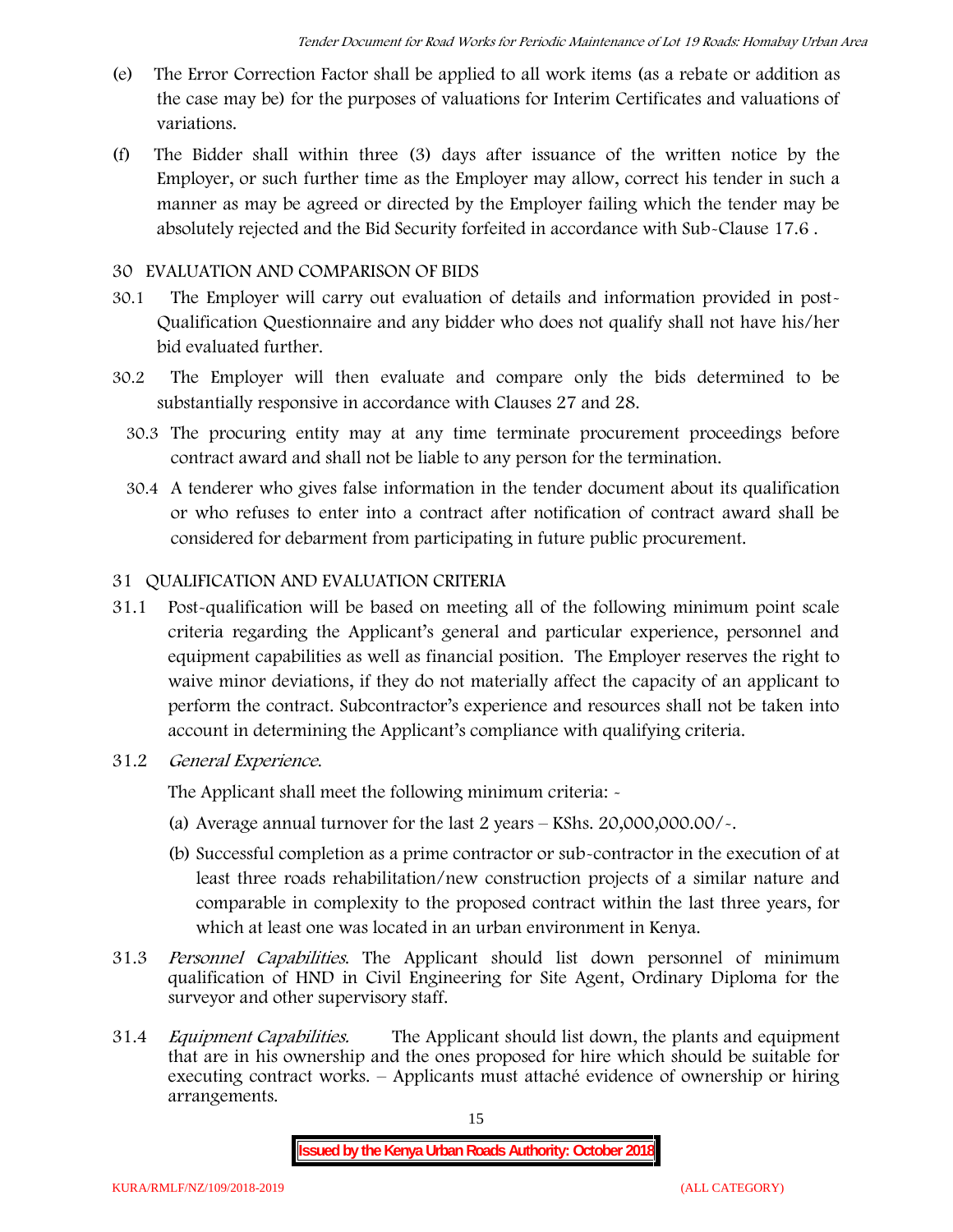(e) The Error Correction Factor shall be applied to all work items (as a rebate or addition as the case may be) for the purposes of valuations for Interim Certificates and valuations of variations.

(f) The Bidder shall within three (3) days after issuance of the written notice by the Employer, or such further time as the Employer may allow, correct his tender in such a manner as may be agreed or directed by the Employer failing which the tender may be absolutely rejected and the Bid Security forfeited in accordance with Sub-Clause 17.6 .

## 30 EVALUATION AND COMPARISON OF BIDS

30.1 The Employer will carry out evaluation of details and information provided in post-Qualification Questionnaire and any bidder who does not qualify shall not have his/her bid evaluated further.

30.2 The Employer will then evaluate and compare only the bids determined to be substantially responsive in accordance with Clauses 27 and 28.

30.3 The procuring entity may at any time terminate procurement proceedings before contract award and shall not be liable to any person for the termination.

30.4 A tenderer who gives false information in the tender document about its qualification or who refuses to enter into a contract after notification of contract award shall be considered for debarment from participating in future public procurement.

## 31 QUALIFICATION AND EVALUATION CRITERIA

31.1 Post-qualification will be based on meeting all of the following minimum point scale criteria regarding the Applicant's general and particular experience, personnel and equipment capabilities as well as financial position. The Employer reserves the right to waive minor deviations, if they do not materially affect the capacity of an applicant to perform the contract. Subcontractor's experience and resources shall not be taken into account in determining the Applicant's compliance with qualifying criteria.

31.2 *General Experience.*

The Applicant shall meet the following minimum criteria: -

(a) Average annual turnover for the last 2 years – KShs. 20,000,000.00/-.

(b) Successful completion as a prime contractor or sub-contractor in the execution of at least three roads rehabilitation/new construction projects of a similar nature and comparable in complexity to the proposed contract within the last three years, for which at least one was located in an urban environment in Kenya.

31.3 *Personnel Capabilities.* The Applicant should list down personnel of minimum qualification of HND in Civil Engineering for Site Agent, Ordinary Diploma for the surveyor and other supervisory staff.

31.4 *Equipment Capabilities.* The Applicant should list down, the plants and equipment that are in his ownership and the ones proposed for hire which should be suitable for executing contract works. – Applicants must attaché evidence of ownership or hiring arrangements.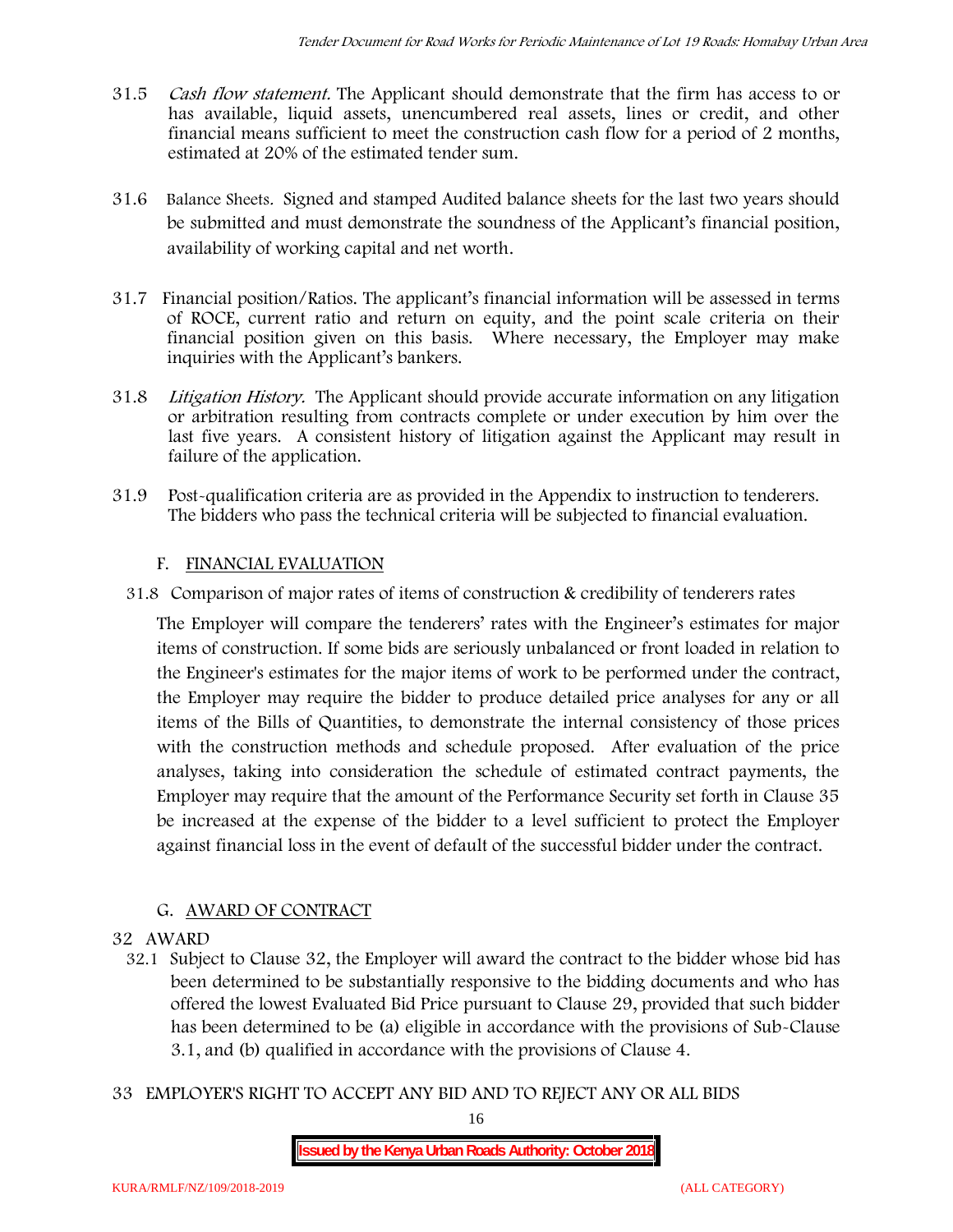31.5 *Cash flow statement.* The Applicant should demonstrate that the firm has access to or has available, liquid assets, unencumbered real assets, lines or credit, and other financial means sufficient to meet the construction cash flow for a period of 2 months, estimated at 20% of the estimated tender sum.

31.6 Balance Sheets. Signed and stamped Audited balance sheets for the last two years should be submitted and must demonstrate the soundness of the Applicant's financial position, availability of working capital and net worth.

31.7 Financial position/Ratios. The applicant's financial information will be assessed in terms of ROCE, current ratio and return on equity, and the point scale criteria on their financial position given on this basis. Where necessary, the Employer may make inquiries with the Applicant's bankers.

31.8 *Litigation History.* The Applicant should provide accurate information on any litigation or arbitration resulting from contracts complete or under execution by him over the last five years. A consistent history of litigation against the Applicant may result in failure of the application.

31.9 Post-qualification criteria are as provided in the Appendix to instruction to tenderers. The bidders who pass the technical criteria will be subjected to financial evaluation.

## F. FINANCIAL EVALUATION

31.8 Comparison of major rates of items of construction & credibility of tenderers rates

The Employer will compare the tenderers' rates with the Engineer's estimates for major items of construction. If some bids are seriously unbalanced or front loaded in relation to the Engineer's estimates for the major items of work to be performed under the contract, the Employer may require the bidder to produce detailed price analyses for any or all items of the Bills of Quantities, to demonstrate the internal consistency of those prices with the construction methods and schedule proposed. After evaluation of the price analyses, taking into consideration the schedule of estimated contract payments, the Employer may require that the amount of the Performance Security set forth in Clause 35 be increased at the expense of the bidder to a level sufficient to protect the Employer against financial loss in the event of default of the successful bidder under the contract.

## G. AWARD OF CONTRACT

### 32 AWARD

32.1 Subject to Clause 32, the Employer will award the contract to the bidder whose bid has been determined to be substantially responsive to the bidding documents and who has offered the lowest Evaluated Bid Price pursuant to Clause 29, provided that such bidder has been determined to be (a) eligible in accordance with the provisions of Sub-Clause 3.1, and (b) qualified in accordance with the provisions of Clause 4.

### 33 EMPLOYER'S RIGHT TO ACCEPT ANY BID AND TO REJECT ANY OR ALL BIDS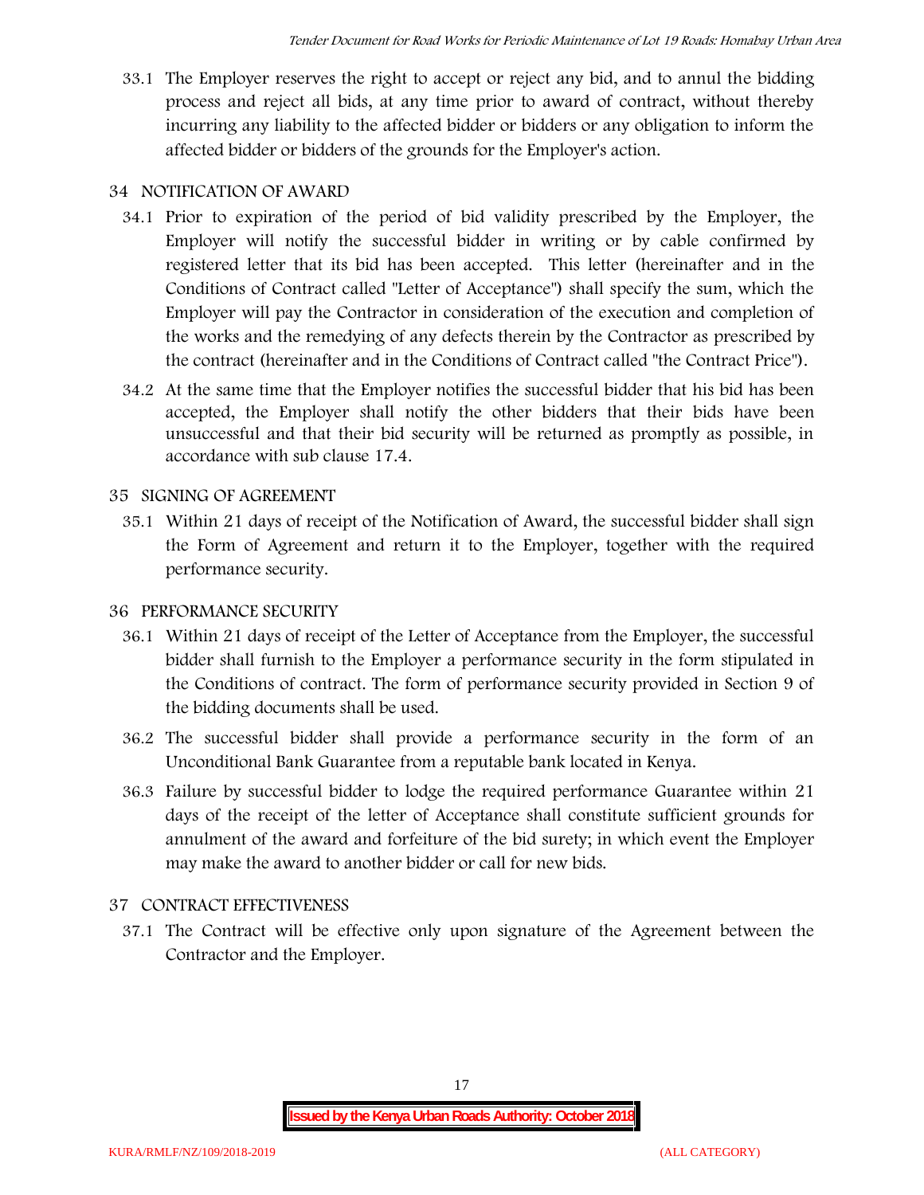33.1 The Employer reserves the right to accept or reject any bid, and to annul the bidding process and reject all bids, at any time prior to award of contract, without thereby incurring any liability to the affected bidder or bidders or any obligation to inform the affected bidder or bidders of the grounds for the Employer's action.

## 34 NOTIFICATION OF AWARD

34.1 Prior to expiration of the period of bid validity prescribed by the Employer, the Employer will notify the successful bidder in writing or by cable confirmed by registered letter that its bid has been accepted. This letter (hereinafter and in the Conditions of Contract called "Letter of Acceptance") shall specify the sum, which the Employer will pay the Contractor in consideration of the execution and completion of the works and the remedying of any defects therein by the Contractor as prescribed by the contract (hereinafter and in the Conditions of Contract called "the Contract Price").

34.2 At the same time that the Employer notifies the successful bidder that his bid has been accepted, the Employer shall notify the other bidders that their bids have been unsuccessful and that their bid security will be returned as promptly as possible, in accordance with sub clause 17.4.

## 35 SIGNING OF AGREEMENT

35.1 Within 21 days of receipt of the Notification of Award, the successful bidder shall sign the Form of Agreement and return it to the Employer, together with the required performance security.

## 36 PERFORMANCE SECURITY

36.1 Within 21 days of receipt of the Letter of Acceptance from the Employer, the successful bidder shall furnish to the Employer a performance security in the form stipulated in the Conditions of contract. The form of performance security provided in Section 9 of the bidding documents shall be used.

36.2 The successful bidder shall provide a performance security in the form of an Unconditional Bank Guarantee from a reputable bank located in Kenya.

36.3 Failure by successful bidder to lodge the required performance Guarantee within 21 days of the receipt of the letter of Acceptance shall constitute sufficient grounds for annulment of the award and forfeiture of the bid surety; in which event the Employer may make the award to another bidder or call for new bids.

## 37 CONTRACT EFFECTIVENESS

37.1 The Contract will be effective only upon signature of the Agreement between the Contractor and the Employer.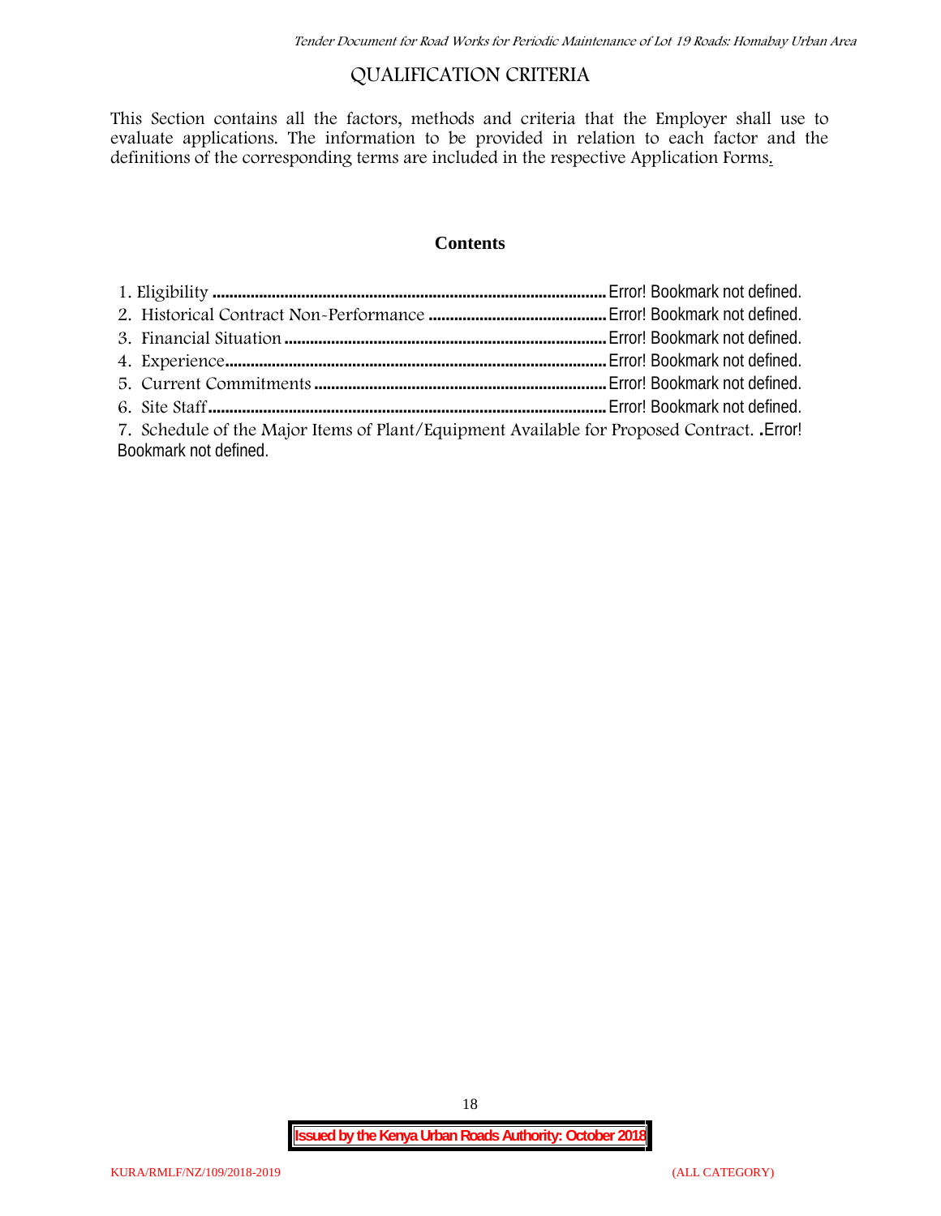# QUALIFICATION CRITERIA

This Section contains all the factors, methods and criteria that the Employer shall use to evaluate applications. The information to be provided in relation to each factor and the definitions of the corresponding terms are included in the respective Application Forms.

## Contents

1. Eligibility ........................................................................................ Error! Bookmark not defined.
2. Historical Contract Non-Performance .......................................... Error! Bookmark not defined.
3. Financial Situation .......................................................................... Error! Bookmark not defined.
4. Experience......................................................................................... Error! Bookmark not defined.
5. Current Commitments ..................................................................... Error! Bookmark not defined.
6. Site Staff ............................................................................................ Error! Bookmark not defined.
7. Schedule of the Major Items of Plant/Equipment Available for Proposed Contract. .Error! Bookmark not defined.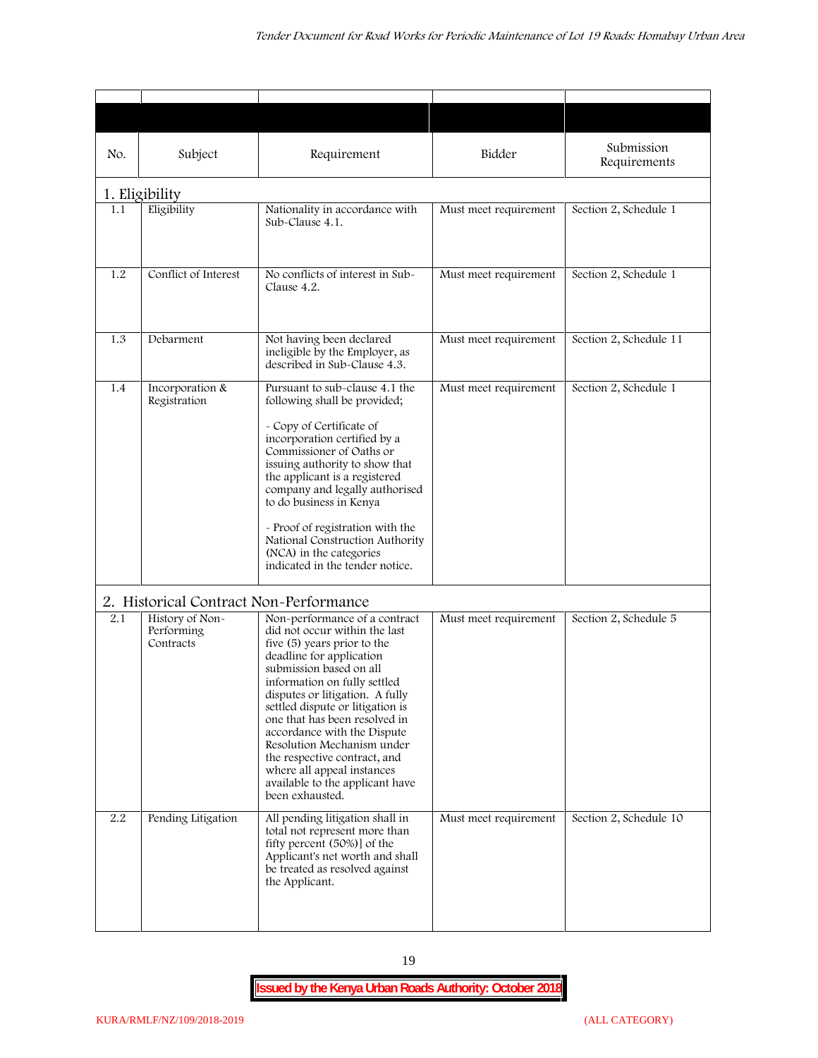| No. | Subject | Requirement | Bidder | Submission Requirements |
|---|---|---|---|---|
| **1. Eligibility** | | | | |
| 1.1 | Eligibility | Nationality in accordance with Sub-Clause 4.1. | Must meet requirement | Section 2, Schedule 1 |
| 1.2 | Conflict of Interest | No conflicts of interest in Sub-Clause 4.2. | Must meet requirement | Section 2, Schedule 1 |
| 1.3 | Debarment | Not having been declared ineligible by the Employer, as described in Sub-Clause 4.3. | Must meet requirement | Section 2, Schedule 11 |
| 1.4 | Incorporation & Registration | Pursuant to sub-clause 4.1 the following shall be provided;<br><br>- Copy of Certificate of incorporation certified by a Commissioner of Oaths or issuing authority to show that the applicant is a registered company and legally authorised to do business in Kenya<br><br>- Proof of registration with the National Construction Authority (NCA) in the categories indicated in the tender notice. | Must meet requirement | Section 2, Schedule 1 |
| **2. Historical Contract Non-Performance** | | | | |
| 2.1 | History of Non-Performing Contracts | Non-performance of a contract did not occur within the last five (5) years prior to the deadline for application submission based on all information on fully settled disputes or litigation. A fully settled dispute or litigation is one that has been resolved in accordance with the Dispute Resolution Mechanism under the respective contract, and where all appeal instances available to the applicant have been exhausted. | Must meet requirement | Section 2, Schedule 5 |
| 2.2 | Pending Litigation | All pending litigation shall in total not represent more than fifty percent (50%)] of the Applicant's net worth and shall be treated as resolved against the Applicant. | Must meet requirement | Section 2, Schedule 10 |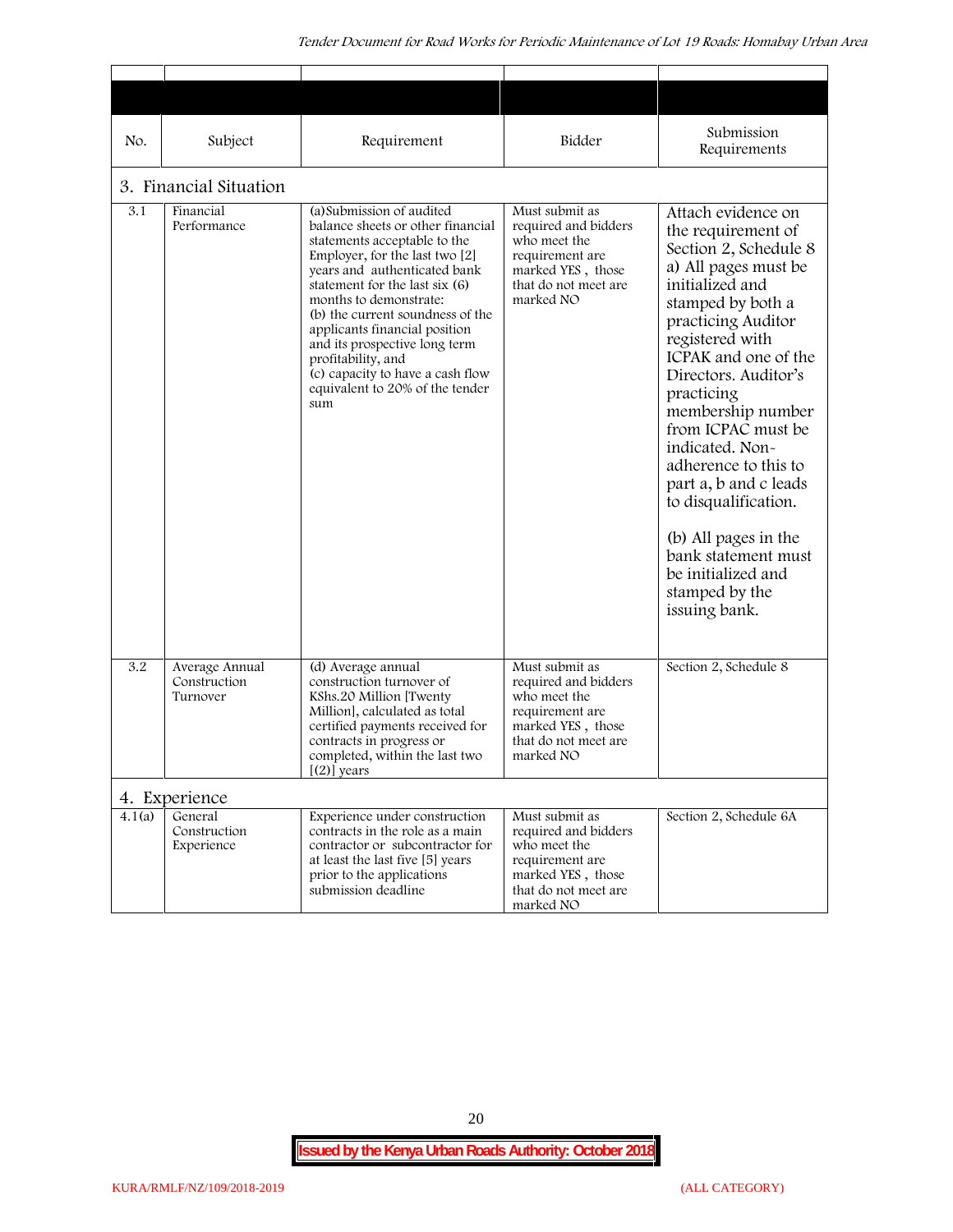| No. | Subject | Requirement | Bidder | Submission Requirements |
|---|---|---|---|---|
| **3. Financial Situation** | | | | |
| 3.1 | Financial Performance | (a)Submission of audited balance sheets or other financial statements acceptable to the Employer, for the last two [2] years and authenticated bank statement for the last six (6) months to demonstrate:<br>(b) the current soundness of the applicants financial position and its prospective long term profitability, and<br>(c) capacity to have a cash flow equivalent to 20% of the tender sum | Must submit as required and bidders who meet the requirement are marked YES , those that do not meet are marked NO | Attach evidence on the requirement of Section 2, Schedule 8 a) All pages must be initialized and stamped by both a practicing Auditor registered with ICPAK and one of the Directors. Auditor's practicing membership number from ICPAC must be indicated. Non-adherence to this to part a, b and c leads to disqualification.<br><br>(b) All pages in the bank statement must be initialized and stamped by the issuing bank. |
| 3.2 | Average Annual Construction Turnover | (d) Average annual construction turnover of KShs.20 Million [Twenty Million], calculated as total certified payments received for contracts in progress or completed, within the last two [(2)] years | Must submit as required and bidders who meet the requirement are marked YES , those that do not meet are marked NO | Section 2, Schedule 8 |
| **4. Experience** | | | | |
| 4.1(a) | General Construction Experience | Experience under construction contracts in the role as a main contractor or subcontractor for at least the last five [5] years prior to the applications submission deadline | Must submit as required and bidders who meet the requirement are marked YES , those that do not meet are marked NO | Section 2, Schedule 6A |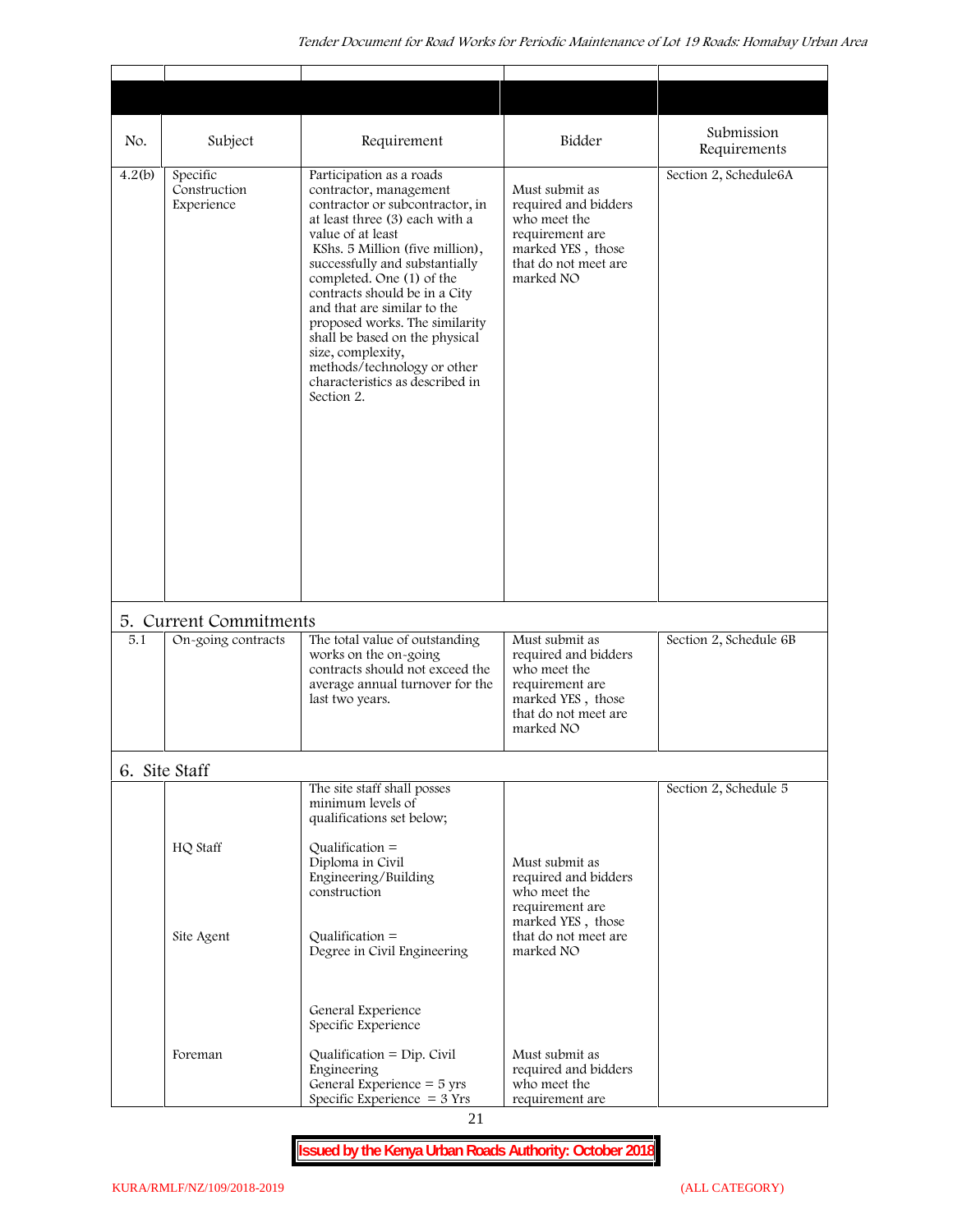| No. | Subject | Requirement | Bidder | Submission Requirements |
|---|---|---|---|---|
| 4.2(b) | Specific Construction Experience | Participation as a roads contractor, management contractor or subcontractor, in at least three (3) each with a value of at least KShs. 5 Million (five million), successfully and substantially completed. One (1) of the contracts should be in a City and that are similar to the proposed works. The similarity shall be based on the physical size, complexity, methods/technology or other characteristics as described in Section 2. | Must submit as required and bidders who meet the requirement are marked YES , those that do not meet are marked NO | Section 2, Schedule6A |
| **5. Current Commitments** | | | | |
| 5.1 | On-going contracts | The total value of outstanding works on the on-going contracts should not exceed the average annual turnover for the last two years. | Must submit as required and bidders who meet the requirement are marked YES , those that do not meet are marked NO | Section 2, Schedule 6B |
| **6. Site Staff** | | | | |
| | | The site staff shall posses minimum levels of qualifications set below; | | Section 2, Schedule 5 |
| | HQ Staff | Qualification = Diploma in Civil Engineering/Building construction | Must submit as required and bidders who meet the requirement are marked YES , those that do not meet are marked NO | |
| | Site Agent | Qualification = Degree in Civil Engineering<br><br>General Experience<br>Specific Experience | | |
| | Foreman | Qualification = Dip. Civil Engineering<br>General Experience = 5 yrs<br>Specific Experience = 3 Yrs | Must submit as required and bidders who meet the requirement are | |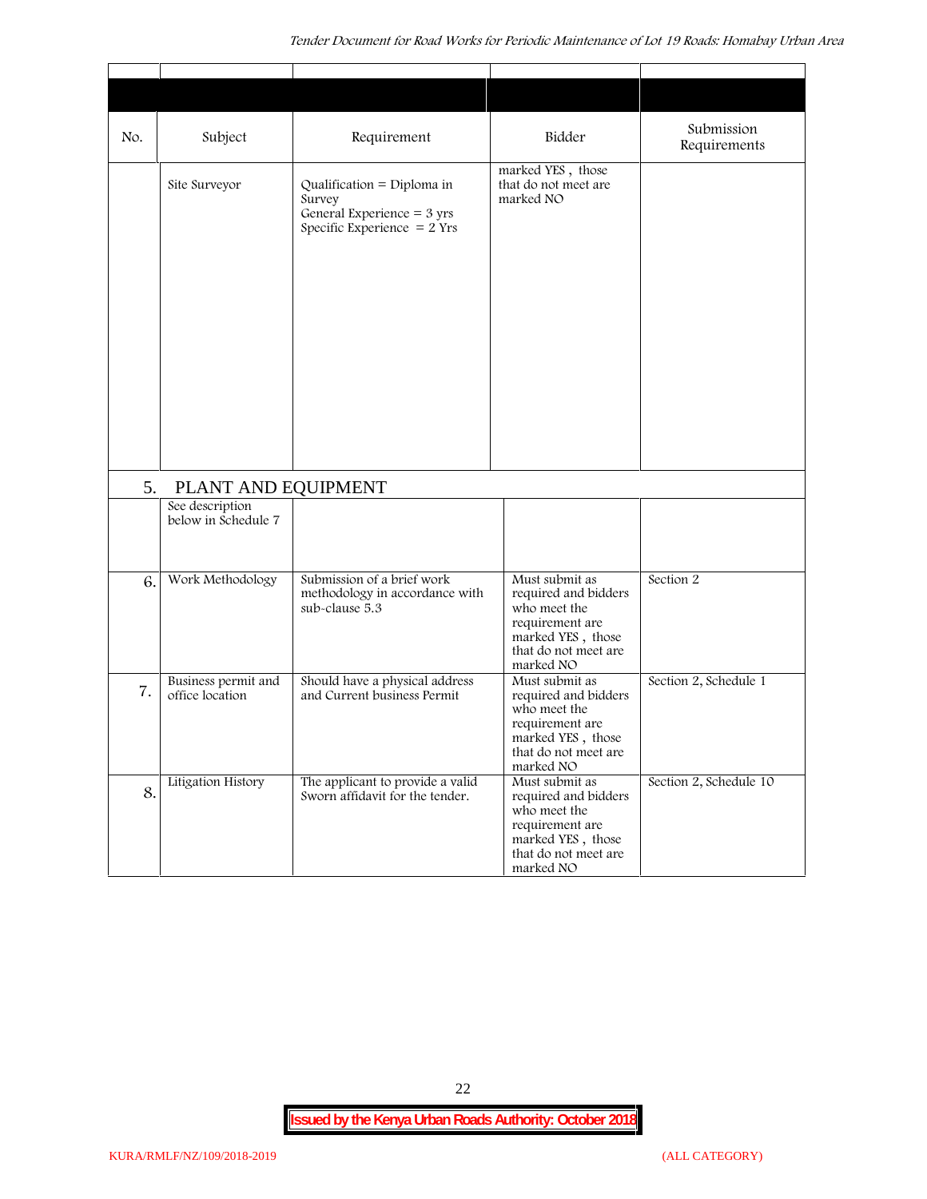| No. | Subject | Requirement | Bidder | Submission Requirements |
|---|---|---|---|---|
| | Site Surveyor | Qualification = Diploma in Survey<br>General Experience = 3 yrs<br>Specific Experience = 2 Yrs | marked YES , those that do not meet are marked NO | |
| 5. | PLANT AND EQUIPMENT | | | |
| | See description below in Schedule 7 | | | |
| 6. | Work Methodology | Submission of a brief work methodology in accordance with sub-clause 5.3 | Must submit as required and bidders who meet the requirement are marked YES , those that do not meet are marked NO | Section 2 |
| 7. | Business permit and office location | Should have a physical address and Current business Permit | Must submit as required and bidders who meet the requirement are marked YES , those that do not meet are marked NO | Section 2, Schedule 1 |
| 8. | Litigation History | The applicant to provide a valid Sworn affidavit for the tender. | Must submit as required and bidders who meet the requirement are marked YES , those that do not meet are marked NO | Section 2, Schedule 10 |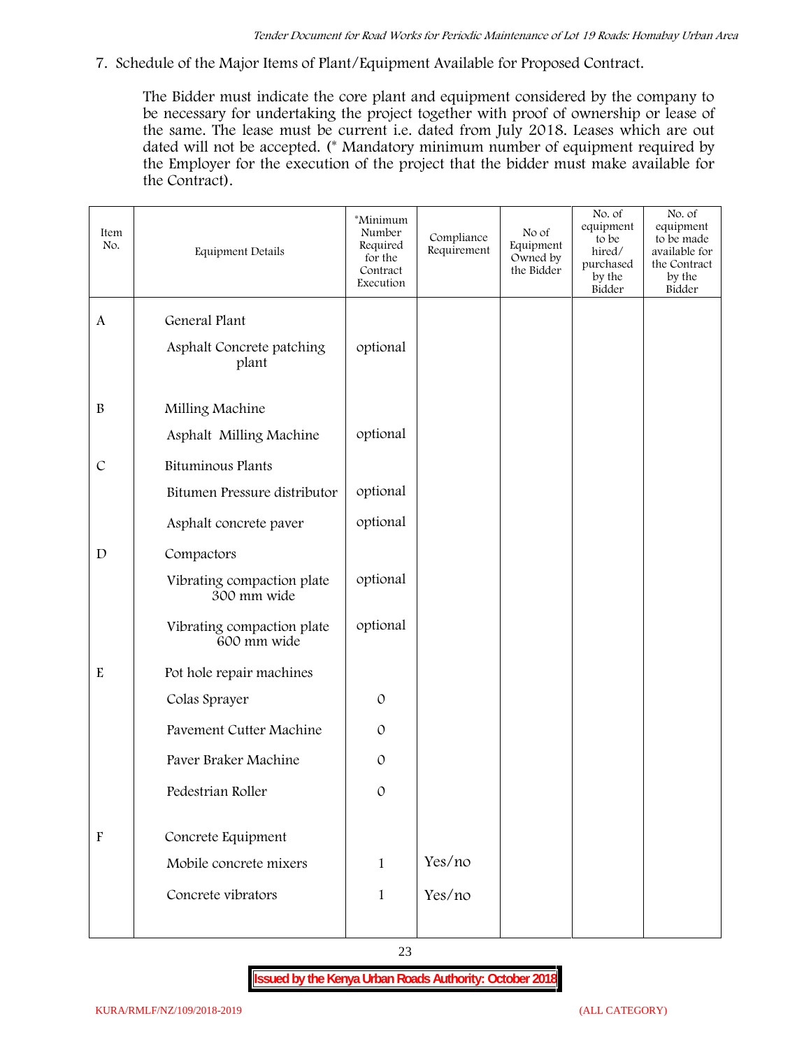7. Schedule of the Major Items of Plant/Equipment Available for Proposed Contract.

The Bidder must indicate the core plant and equipment considered by the company to be necessary for undertaking the project together with proof of ownership or lease of the same. The lease must be current i.e. dated from July 2018. Leases which are out dated will not be accepted. (* Mandatory minimum number of equipment required by the Employer for the execution of the project that the bidder must make available for the Contract).

| Item No. | Equipment Details | *Minimum Number Required for the Contract Execution | Compliance Requirement | No of Equipment Owned by the Bidder | No. of equipment to be hired/ purchased by the Bidder | No. of equipment to be made available for the Contract by the Bidder |
|---|---|---|---|---|---|---|
| A | General Plant | | | | | |
| | Asphalt Concrete patching plant | optional | | | | |
| B | Milling Machine | | | | | |
| | Asphalt Milling Machine | optional | | | | |
| C | Bituminous Plants | | | | | |
| | Bitumen Pressure distributor | optional | | | | |
| | Asphalt concrete paver | optional | | | | |
| D | Compactors | | | | | |
| | Vibrating compaction plate 300 mm wide | optional | | | | |
| | Vibrating compaction plate 600 mm wide | optional | | | | |
| E | Pot hole repair machines | | | | | |
| | Colas Sprayer | 0 | | | | |
| | Pavement Cutter Machine | 0 | | | | |
| | Paver Braker Machine | 0 | | | | |
| | Pedestrian Roller | 0 | | | | |
| F | Concrete Equipment | | | | | |
| | Mobile concrete mixers | 1 | Yes/no | | | |
| | Concrete vibrators | 1 | Yes/no | | | |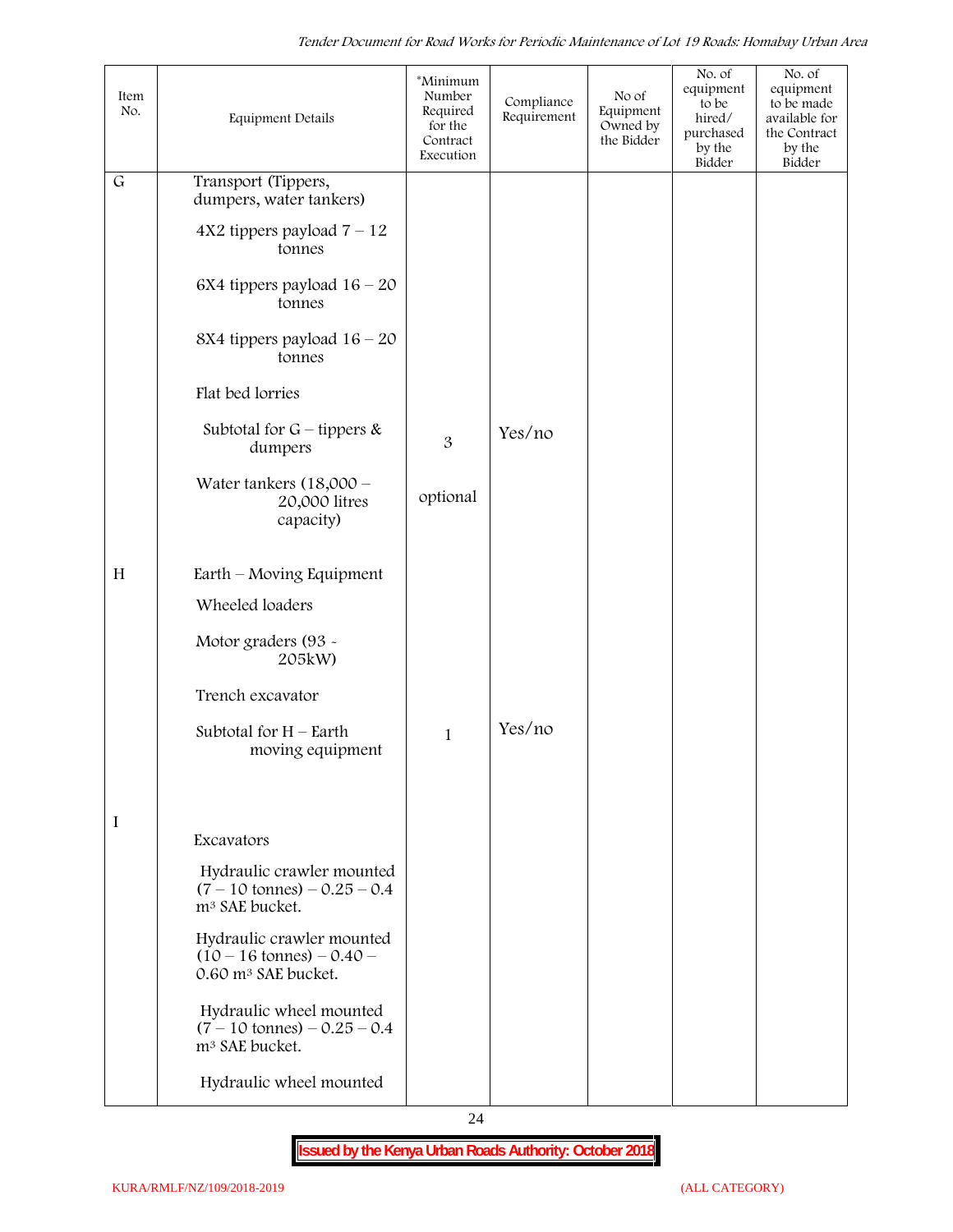| Item No. | Equipment Details | *Minimum Number Required for the Contract Execution | Compliance Requirement | No of Equipment Owned by the Bidder | No. of equipment to be hired/ purchased by the Bidder | No. of equipment to be made available for the Contract by the Bidder |
|---|---|---|---|---|---|---|
| G | Transport (Tippers, dumpers, water tankers) | | | | | |
| | 4X2 tippers payload 7 – 12 tonnes | | | | | |
| | 6X4 tippers payload 16 – 20 tonnes | | | | | |
| | 8X4 tippers payload 16 – 20 tonnes | | | | | |
| | Flat bed lorries | | | | | |
| | Subtotal for G – tippers & dumpers | 3 | Yes/no | | | |
| | Water tankers (18,000 – 20,000 litres capacity) | optional | | | | |
| H | Earth – Moving Equipment | | | | | |
| | Wheeled loaders | | | | | |
| | Motor graders (93 - 205kW) | | | | | |
| | Trench excavator | | | | | |
| | Subtotal for H – Earth moving equipment | 1 | Yes/no | | | |
| I | Excavators | | | | | |
| | Hydraulic crawler mounted (7 – 10 tonnes) – 0.25 – 0.4 m³ SAE bucket. | | | | | |
| | Hydraulic crawler mounted (10 – 16 tonnes) – 0.40 – 0.60 m³ SAE bucket. | | | | | |
| | Hydraulic wheel mounted (7 – 10 tonnes) – 0.25 – 0.4 m³ SAE bucket. | | | | | |
| | Hydraulic wheel mounted | | | | | |

**Issued by the Kenya Urban Roads Authority: October 2018**

KURA/RMLF/NZ/109/2018-2019 (ALL CATEGORY)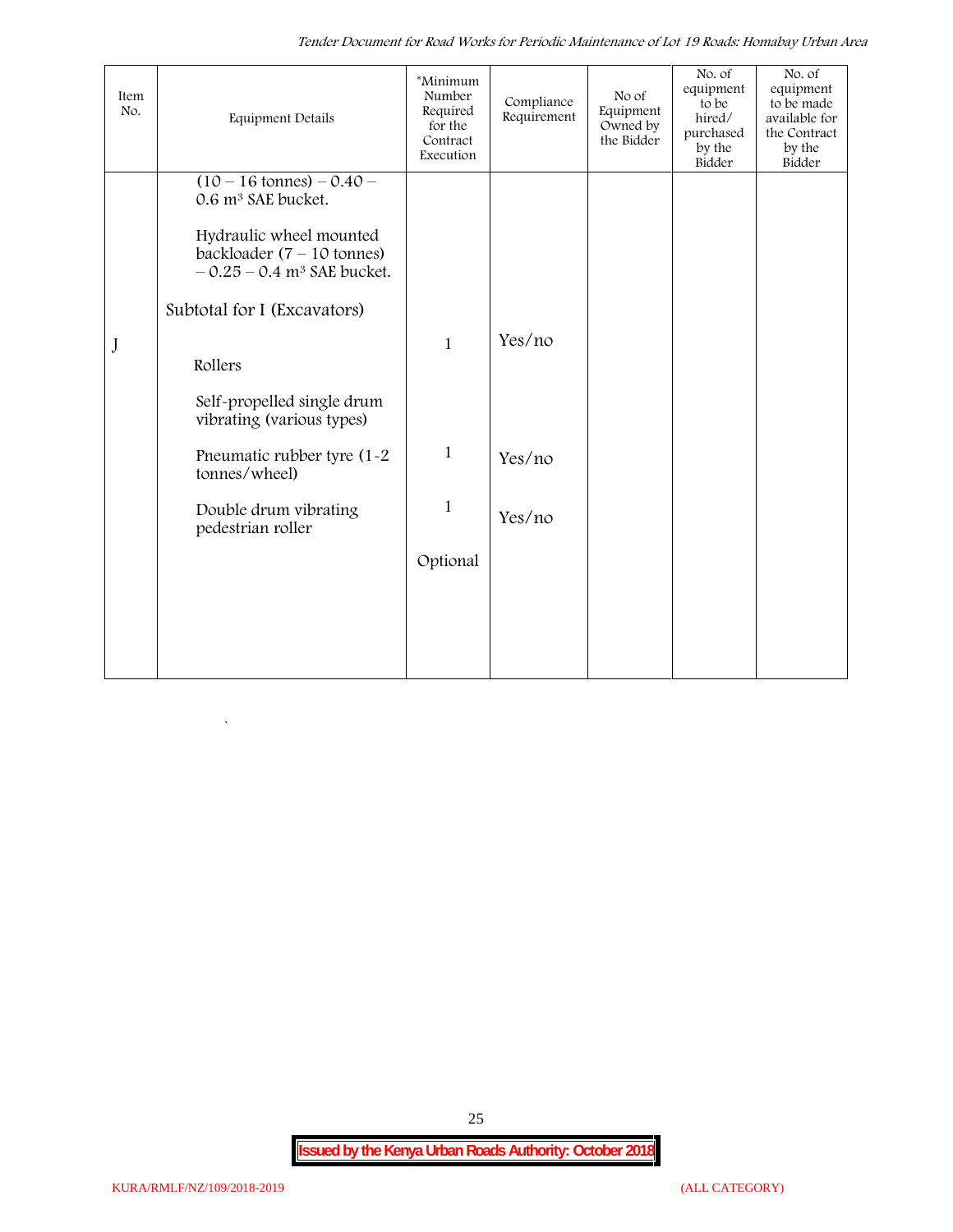| Item No. | Equipment Details | *Minimum Number Required for the Contract Execution | Compliance Requirement | No of Equipment Owned by the Bidder | No. of equipment to be hired/ purchased by the Bidder | No. of equipment to be made available for the Contract by the Bidder |
|---|---|---|---|---|---|---|
| | (10 – 16 tonnes) – 0.40 – 0.6 m³ SAE bucket. | | | | | |
| | Hydraulic wheel mounted backloader (7 – 10 tonnes) – 0.25 – 0.4 m³ SAE bucket. | | | | | |
| | Subtotal for I (Excavators) | 1 | Yes/no | | | |
| J | Rollers | | | | | |
| | Self-propelled single drum vibrating (various types) | 1 | Yes/no | | | |
| | Pneumatic rubber tyre (1-2 tonnes/wheel) | 1 | Yes/no | | | |
| | Double drum vibrating pedestrian roller | Optional | | | | |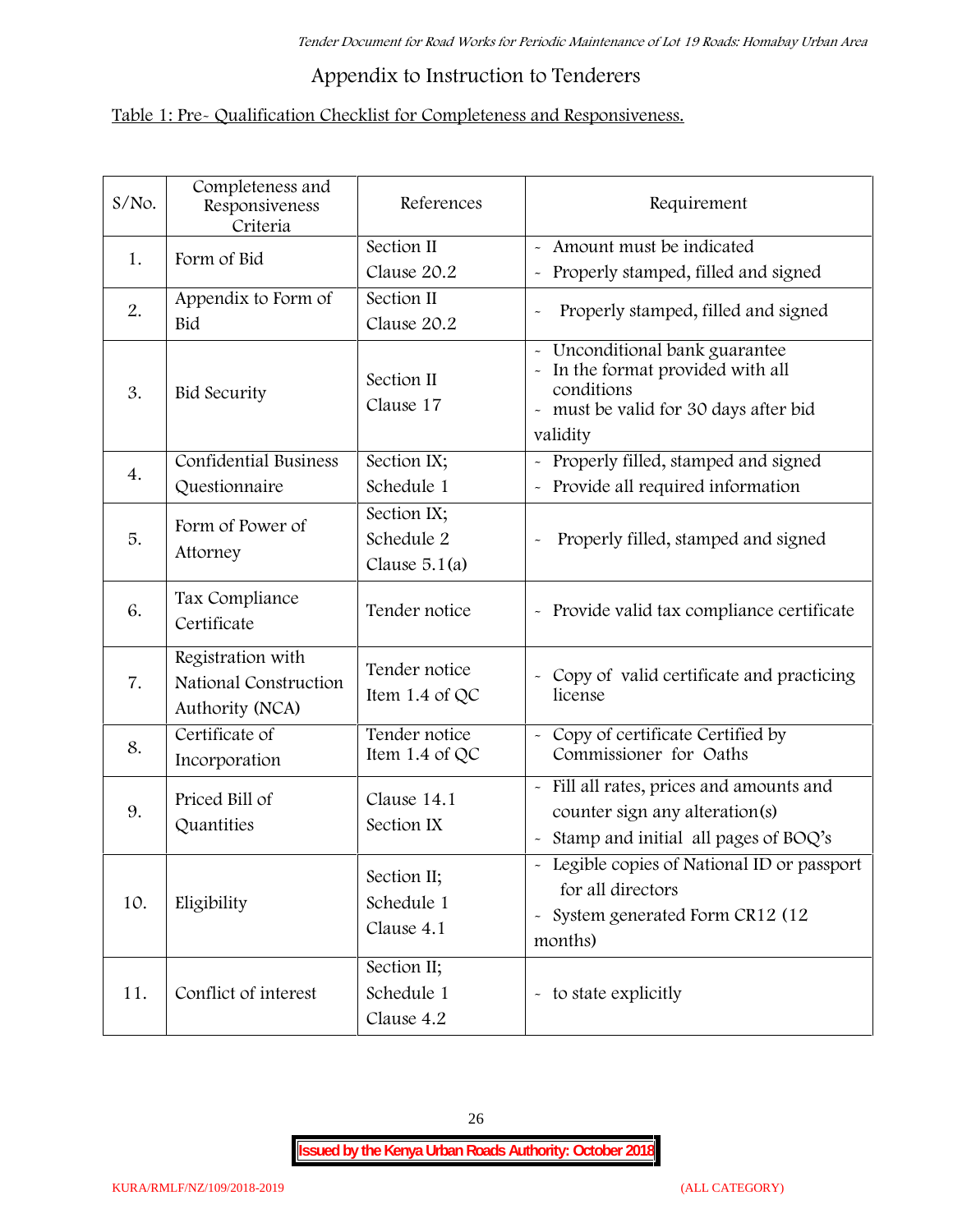## Appendix to Instruction to Tenderers

Table 1: Pre- Qualification Checklist for Completeness and Responsiveness.

| S/No. | Completeness and Responsiveness Criteria | References | Requirement |
|---|---|---|---|
| 1. | Form of Bid | Section II<br>Clause 20.2 | - Amount must be indicated<br>- Properly stamped, filled and signed |
| 2. | Appendix to Form of Bid | Section II<br>Clause 20.2 | - Properly stamped, filled and signed |
| 3. | Bid Security | Section II<br>Clause 17 | - Unconditional bank guarantee<br>- In the format provided with all conditions<br>- must be valid for 30 days after bid validity |
| 4. | Confidential Business Questionnaire | Section IX;<br>Schedule 1 | - Properly filled, stamped and signed<br>- Provide all required information |
| 5. | Form of Power of Attorney | Section IX;<br>Schedule 2<br>Clause 5.1(a) | - Properly filled, stamped and signed |
| 6. | Tax Compliance Certificate | Tender notice | - Provide valid tax compliance certificate |
| 7. | Registration with National Construction Authority (NCA) | Tender notice<br>Item 1.4 of QC | - Copy of valid certificate and practicing license |
| 8. | Certificate of Incorporation | Tender notice<br>Item 1.4 of QC | - Copy of certificate Certified by Commissioner for Oaths |
| 9. | Priced Bill of Quantities | Clause 14.1<br>Section IX | - Fill all rates, prices and amounts and counter sign any alteration(s)<br>- Stamp and initial all pages of BOQ's |
| 10. | Eligibility | Section II;<br>Schedule 1<br>Clause 4.1 | - Legible copies of National ID or passport for all directors<br>- System generated Form CR12 (12 months) |
| 11. | Conflict of interest | Section II;<br>Schedule 1<br>Clause 4.2 | - to state explicitly |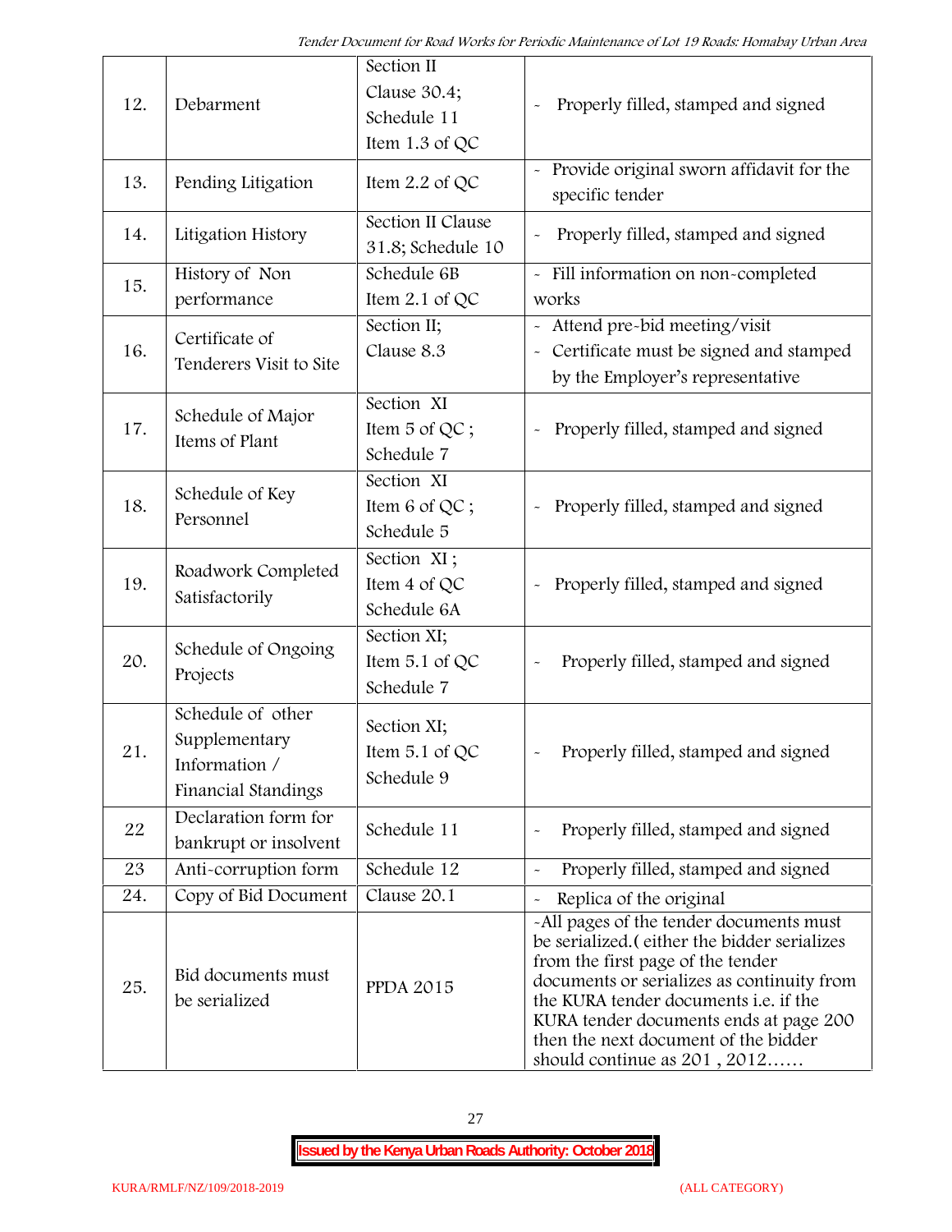| 12. | Debarment | Section II Clause 30.4; Schedule 11 Item 1.3 of QC | - Properly filled, stamped and signed |
|---|---|---|---|
| 13. | Pending Litigation | Item 2.2 of QC | - Provide original sworn affidavit for the specific tender |
| 14. | Litigation History | Section II Clause 31.8; Schedule 10 | - Properly filled, stamped and signed |
| 15. | History of Non performance | Schedule 6B Item 2.1 of QC | - Fill information on non-completed works |
| 16. | Certificate of Tenderers Visit to Site | Section II; Clause 8.3 | - Attend pre-bid meeting/visit<br>- Certificate must be signed and stamped by the Employer's representative |
| 17. | Schedule of Major Items of Plant | Section XI Item 5 of QC ; Schedule 7 | - Properly filled, stamped and signed |
| 18. | Schedule of Key Personnel | Section XI Item 6 of QC ; Schedule 5 | - Properly filled, stamped and signed |
| 19. | Roadwork Completed Satisfactorily | Section XI ; Item 4 of QC Schedule 6A | - Properly filled, stamped and signed |
| 20. | Schedule of Ongoing Projects | Section XI; Item 5.1 of QC Schedule 7 | - Properly filled, stamped and signed |
| 21. | Schedule of other Supplementary Information / Financial Standings | Section XI; Item 5.1 of QC Schedule 9 | - Properly filled, stamped and signed |
| 22 | Declaration form for bankrupt or insolvent | Schedule 11 | - Properly filled, stamped and signed |
| 23 | Anti-corruption form | Schedule 12 | - Properly filled, stamped and signed |
| 24. | Copy of Bid Document | Clause 20.1 | - Replica of the original |
| 25. | Bid documents must be serialized | PPDA 2015 | -All pages of the tender documents must be serialized.( either the bidder serializes from the first page of the tender documents or serializes as continuity from the KURA tender documents i.e. if the KURA tender documents ends at page 200 then the next document of the bidder should continue as 201 , 2012…… |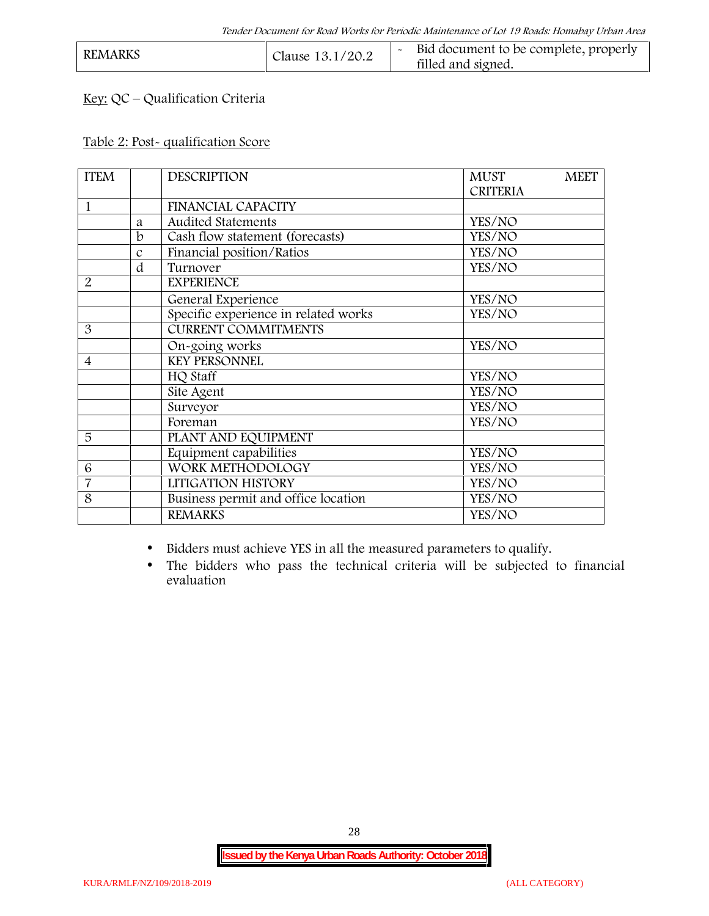| REMARKS | Clause 13.1/20.2 | - Bid document to be complete, properly filled and signed. |
|---|---|---|

Key: QC – Qualification Criteria

Table 2: Post- qualification Score

| ITEM | | DESCRIPTION | MUST MEET CRITERIA |
|---|---|---|---|
| 1 | | FINANCIAL CAPACITY | |
| | a | Audited Statements | YES/NO |
| | b | Cash flow statement (forecasts) | YES/NO |
| | c | Financial position/Ratios | YES/NO |
| | d | Turnover | YES/NO |
| 2 | | EXPERIENCE | |
| | | General Experience | YES/NO |
| | | Specific experience in related works | YES/NO |
| 3 | | CURRENT COMMITMENTS | |
| | | On-going works | YES/NO |
| 4 | | KEY PERSONNEL | |
| | | HQ Staff | YES/NO |
| | | Site Agent | YES/NO |
| | | Surveyor | YES/NO |
| | | Foreman | YES/NO |
| 5 | | PLANT AND EQUIPMENT | |
| | | Equipment capabilities | YES/NO |
| 6 | | WORK METHODOLOGY | YES/NO |
| 7 | | LITIGATION HISTORY | YES/NO |
| 8 | | Business permit and office location | YES/NO |
| | | REMARKS | YES/NO |

- Bidders must achieve YES in all the measured parameters to qualify.
- The bidders who pass the technical criteria will be subjected to financial evaluation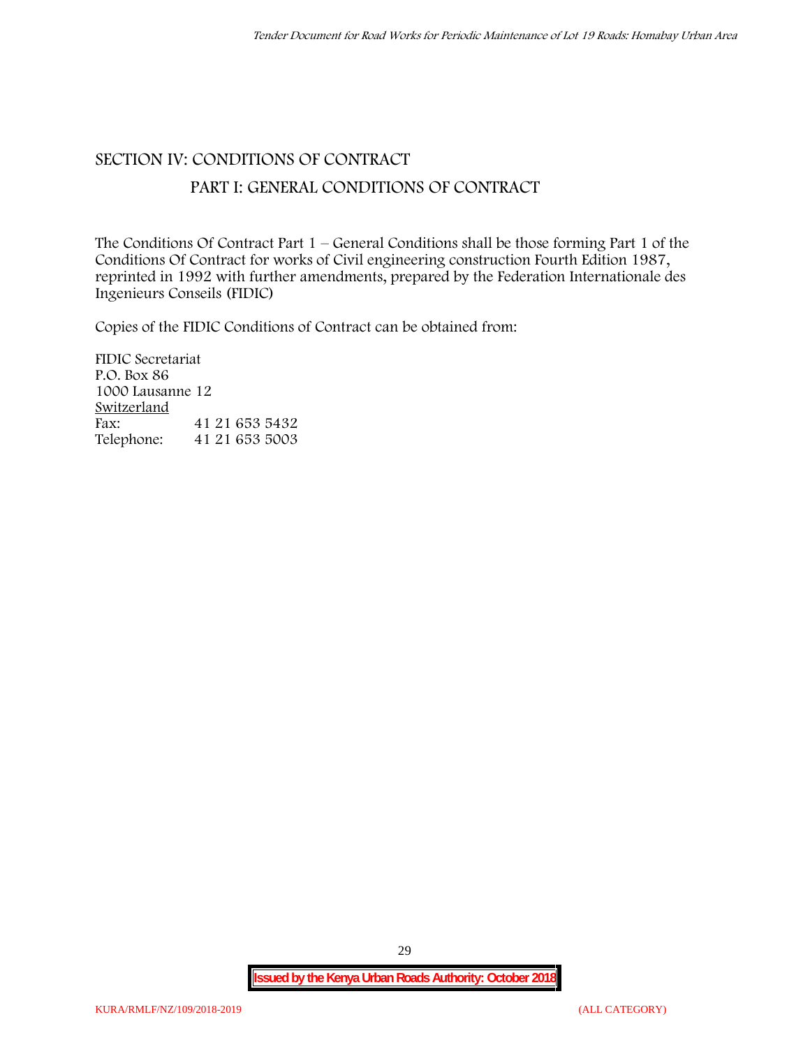# SECTION IV: CONDITIONS OF CONTRACT

## PART I: GENERAL CONDITIONS OF CONTRACT

The Conditions Of Contract Part 1 – General Conditions shall be those forming Part 1 of the Conditions Of Contract for works of Civil engineering construction Fourth Edition 1987, reprinted in 1992 with further amendments, prepared by the Federation Internationale des Ingenieurs Conseils (FIDIC)

Copies of the FIDIC Conditions of Contract can be obtained from:

FIDIC Secretariat
P.O. Box 86
1000 Lausanne 12
Switzerland
Fax: 41 21 653 5432
Telephone: 41 21 653 5003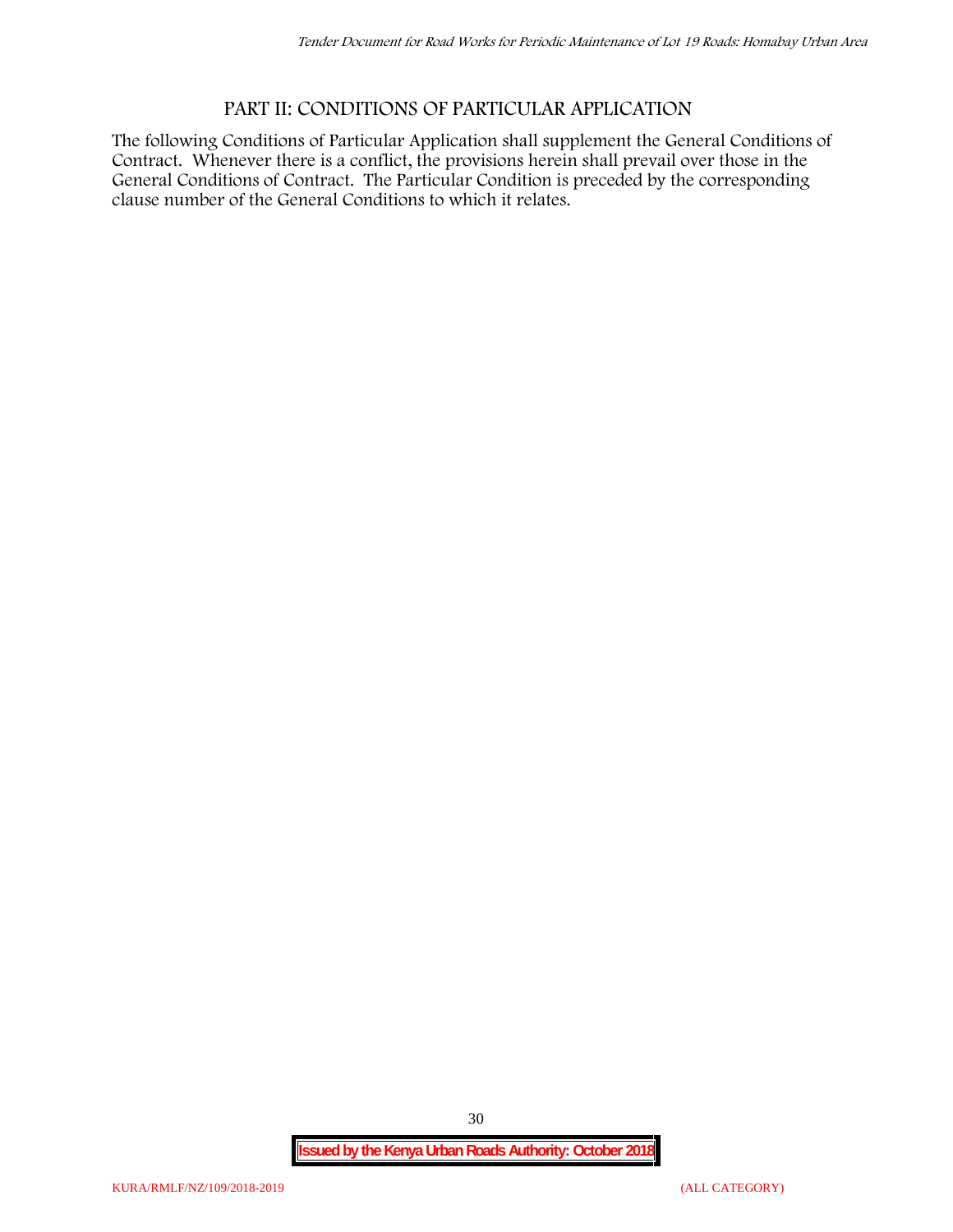## PART II: CONDITIONS OF PARTICULAR APPLICATION

The following Conditions of Particular Application shall supplement the General Conditions of Contract. Whenever there is a conflict, the provisions herein shall prevail over those in the General Conditions of Contract. The Particular Condition is preceded by the corresponding clause number of the General Conditions to which it relates.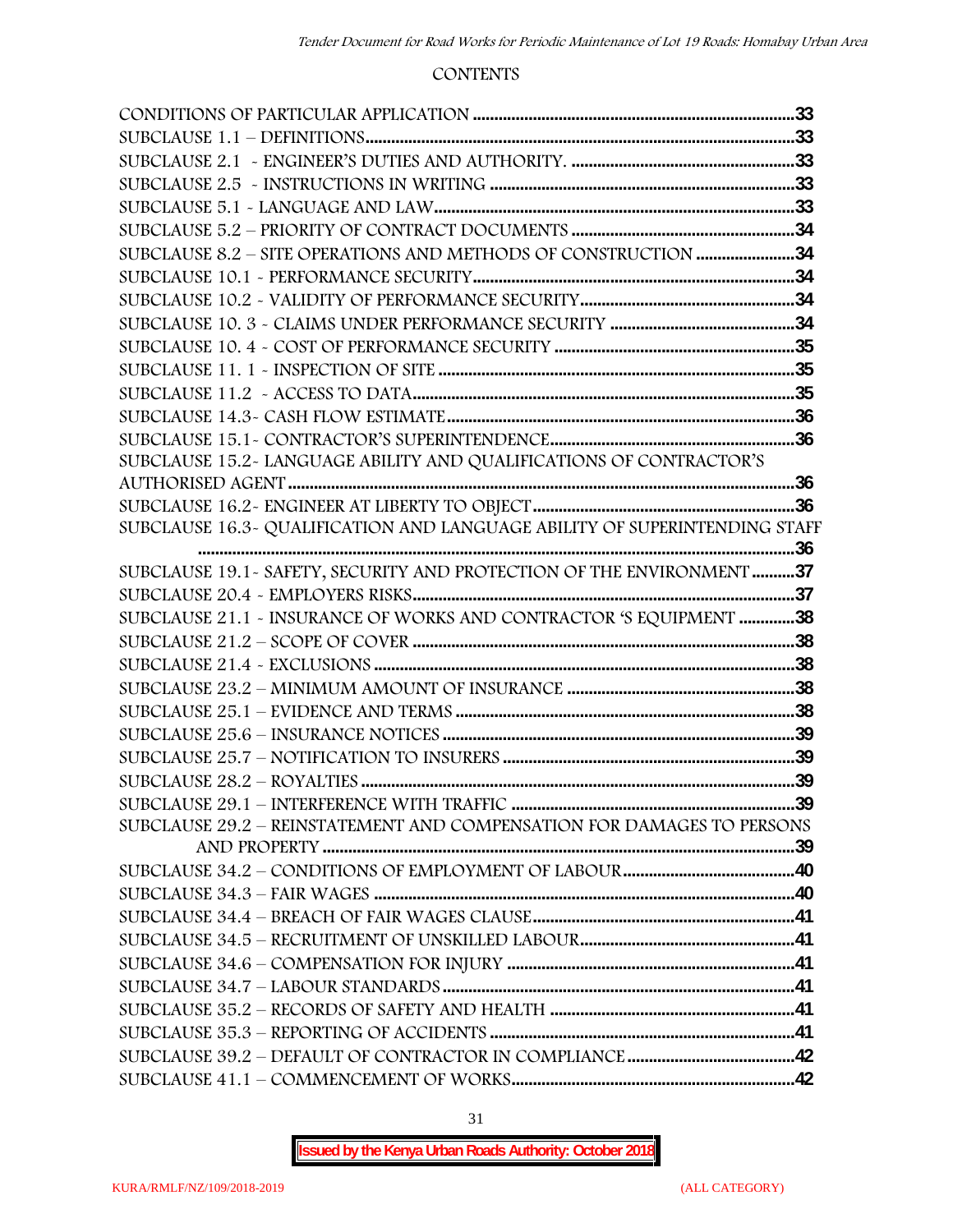## CONTENTS

| | |
|---|---|
| CONDITIONS OF PARTICULAR APPLICATION | 33 |
| SUBCLAUSE 1.1 – DEFINITIONS | 33 |
| SUBCLAUSE 2.1 - ENGINEER'S DUTIES AND AUTHORITY. | 33 |
| SUBCLAUSE 2.5 - INSTRUCTIONS IN WRITING | 33 |
| SUBCLAUSE 5.1 - LANGUAGE AND LAW | 33 |
| SUBCLAUSE 5.2 – PRIORITY OF CONTRACT DOCUMENTS | 34 |
| SUBCLAUSE 8.2 – SITE OPERATIONS AND METHODS OF CONSTRUCTION | 34 |
| SUBCLAUSE 10.1 - PERFORMANCE SECURITY | 34 |
| SUBCLAUSE 10.2 - VALIDITY OF PERFORMANCE SECURITY | 34 |
| SUBCLAUSE 10. 3 - CLAIMS UNDER PERFORMANCE SECURITY | 34 |
| SUBCLAUSE 10. 4 - COST OF PERFORMANCE SECURITY | 35 |
| SUBCLAUSE 11. 1 - INSPECTION OF SITE | 35 |
| SUBCLAUSE 11.2 - ACCESS TO DATA | 35 |
| SUBCLAUSE 14.3- CASH FLOW ESTIMATE | 36 |
| SUBCLAUSE 15.1- CONTRACTOR'S SUPERINTENDENCE | 36 |
| SUBCLAUSE 15.2- LANGUAGE ABILITY AND QUALIFICATIONS OF CONTRACTOR'S AUTHORISED AGENT | 36 |
| SUBCLAUSE 16.2- ENGINEER AT LIBERTY TO OBJECT | 36 |
| SUBCLAUSE 16.3- QUALIFICATION AND LANGUAGE ABILITY OF SUPERINTENDING STAFF | 36 |
| SUBCLAUSE 19.1- SAFETY, SECURITY AND PROTECTION OF THE ENVIRONMENT | 37 |
| SUBCLAUSE 20.4 - EMPLOYERS RISKS | 37 |
| SUBCLAUSE 21.1 - INSURANCE OF WORKS AND CONTRACTOR 'S EQUIPMENT | 38 |
| SUBCLAUSE 21.2 – SCOPE OF COVER | 38 |
| SUBCLAUSE 21.4 - EXCLUSIONS | 38 |
| SUBCLAUSE 23.2 – MINIMUM AMOUNT OF INSURANCE | 38 |
| SUBCLAUSE 25.1 – EVIDENCE AND TERMS | 38 |
| SUBCLAUSE 25.6 – INSURANCE NOTICES | 39 |
| SUBCLAUSE 25.7 – NOTIFICATION TO INSURERS | 39 |
| SUBCLAUSE 28.2 – ROYALTIES | 39 |
| SUBCLAUSE 29.1 – INTERFERENCE WITH TRAFFIC | 39 |
| SUBCLAUSE 29.2 – REINSTATEMENT AND COMPENSATION FOR DAMAGES TO PERSONS AND PROPERTY | 39 |
| SUBCLAUSE 34.2 – CONDITIONS OF EMPLOYMENT OF LABOUR | 40 |
| SUBCLAUSE 34.3 – FAIR WAGES | 40 |
| SUBCLAUSE 34.4 – BREACH OF FAIR WAGES CLAUSE | 41 |
| SUBCLAUSE 34.5 – RECRUITMENT OF UNSKILLED LABOUR | 41 |
| SUBCLAUSE 34.6 – COMPENSATION FOR INJURY | 41 |
| SUBCLAUSE 34.7 – LABOUR STANDARDS | 41 |
| SUBCLAUSE 35.2 – RECORDS OF SAFETY AND HEALTH | 41 |
| SUBCLAUSE 35.3 – REPORTING OF ACCIDENTS | 41 |
| SUBCLAUSE 39.2 – DEFAULT OF CONTRACTOR IN COMPLIANCE | 42 |
| SUBCLAUSE 41.1 – COMMENCEMENT OF WORKS | 42 |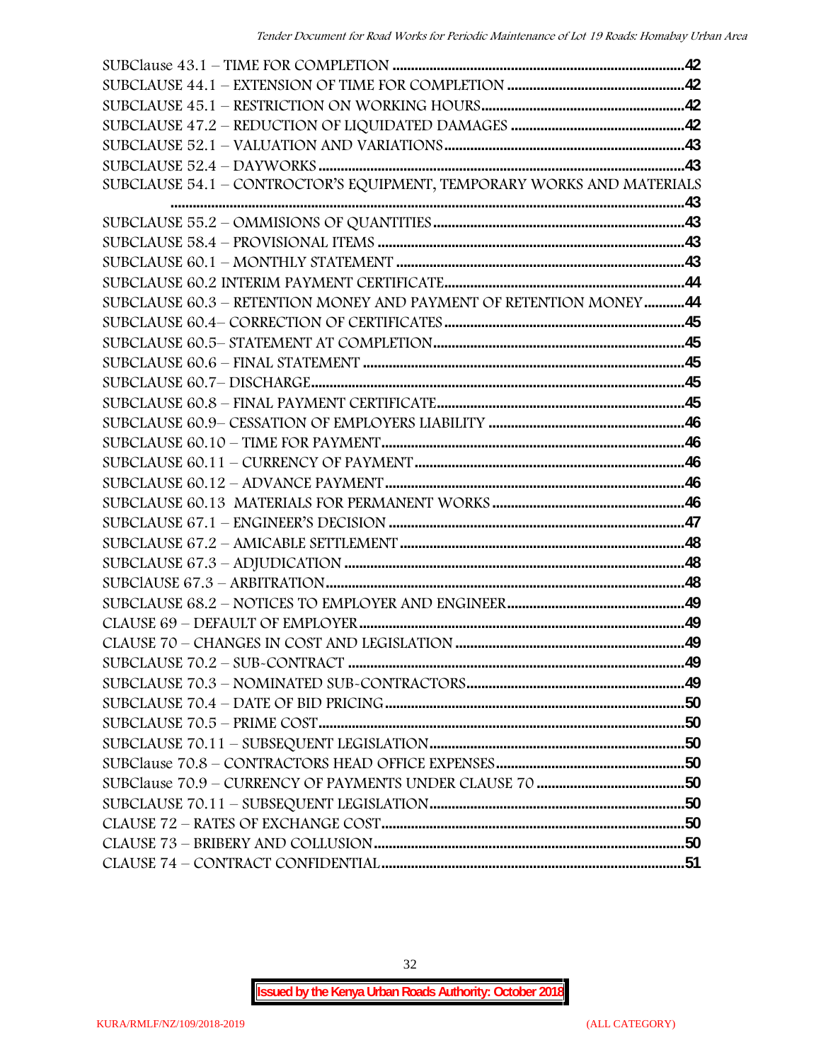SUBClause 43.1 – TIME FOR COMPLETION ....................................................................................42
SUBCLAUSE 44.1 – EXTENSION OF TIME FOR COMPLETION ...............................................42
SUBCLAUSE 45.1 – RESTRICTION ON WORKING HOURS.......................................................42
SUBCLAUSE 47.2 – REDUCTION OF LIQUIDATED DAMAGES ..............................................42
SUBCLAUSE 52.1 – VALUATION AND VARIATIONS.................................................................43
SUBCLAUSE 52.4 – DAYWORKS..................................................................................................43
SUBCLAUSE 54.1 – CONTROCTOR'S EQUIPMENT, TEMPORARY WORKS AND MATERIALS ...............................................................................................................................................43
SUBCLAUSE 55.2 – OMMISIONS OF QUANTITIES...................................................................43
SUBCLAUSE 58.4 – PROVISIONAL ITEMS ..................................................................................43
SUBCLAUSE 60.1 – MONTHLY STATEMENT ..............................................................................43
SUBCLAUSE 60.2 INTERIM PAYMENT CERTIFICATE.................................................................44
SUBCLAUSE 60.3 – RETENTION MONEY AND PAYMENT OF RETENTION MONEY...........44
SUBCLAUSE 60.4– CORRECTION OF CERTIFICATES.................................................................45
SUBCLAUSE 60.5– STATEMENT AT COMPLETION....................................................................45
SUBCLAUSE 60.6 – FINAL STATEMENT .......................................................................................45
SUBCLAUSE 60.7– DISCHARGE.....................................................................................................45
SUBCLAUSE 60.8 – FINAL PAYMENT CERTIFICATE...................................................................45
SUBCLAUSE 60.9– CESSATION OF EMPLOYERS LIABILITY .....................................................46
SUBCLAUSE 60.10 – TIME FOR PAYMENT..................................................................................46
SUBCLAUSE 60.11 – CURRENCY OF PAYMENT.........................................................................46
SUBCLAUSE 60.12 – ADVANCE PAYMENT.................................................................................46
SUBCLAUSE 60.13 MATERIALS FOR PERMANENT WORKS ....................................................46
SUBCLAUSE 67.1 – ENGINEER'S DECISION ...............................................................................47
SUBCLAUSE 67.2 – AMICABLE SETTLEMENT............................................................................48
SUBCLAUSE 67.3 – ADJUDICATION ...........................................................................................48
SUBClAUSE 67.3 – ARBITRATION................................................................................................48
SUBCLAUSE 68.2 – NOTICES TO EMPLOYER AND ENGINEER...............................................49
CLAUSE 69 – DEFAULT OF EMPLOYER.......................................................................................49
CLAUSE 70 – CHANGES IN COST AND LEGISLATION .............................................................49
SUBCLAUSE 70.2 – SUB-CONTRACT ..........................................................................................49
SUBCLAUSE 70.3 – NOMINATED SUB-CONTRACTORS...........................................................49
SUBCLAUSE 70.4 – DATE OF BID PRICING................................................................................50
SUBCLAUSE 70.5 – PRIME COST..................................................................................................50
SUBCLAUSE 70.11 – SUBSEQUENT LEGISLATION....................................................................50
SUBClause 70.8 – CONTRACTORS HEAD OFFICE EXPENSES..................................................50
SUBClause 70.9 – CURRENCY OF PAYMENTS UNDER CLAUSE 70 ........................................50
SUBCLAUSE 70.11 – SUBSEQUENT LEGISLATION....................................................................50
CLAUSE 72 – RATES OF EXCHANGE COST.................................................................................50
CLAUSE 73 – BRIBERY AND COLLUSION...................................................................................50
CLAUSE 74 – CONTRACT CONFIDENTIAL.................................................................................51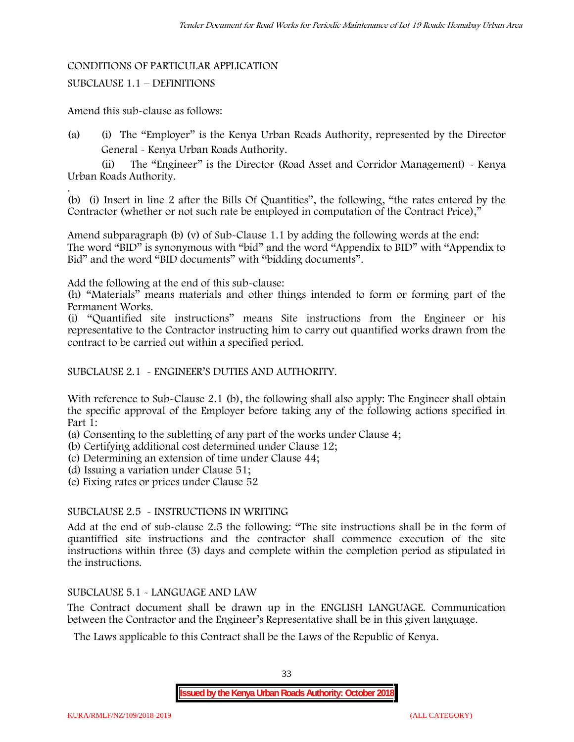CONDITIONS OF PARTICULAR APPLICATION

SUBCLAUSE 1.1 – DEFINITIONS

Amend this sub-clause as follows:

(a) (i) The "Employer" is the Kenya Urban Roads Authority, represented by the Director General - Kenya Urban Roads Authority.

(ii) The "Engineer" is the Director (Road Asset and Corridor Management) - Kenya Urban Roads Authority.

.

(b) (i) Insert in line 2 after the Bills Of Quantities", the following, "the rates entered by the Contractor (whether or not such rate be employed in computation of the Contract Price),"

Amend subparagraph (b) (v) of Sub-Clause 1.1 by adding the following words at the end:
The word "BID" is synonymous with "bid" and the word "Appendix to BID" with "Appendix to Bid" and the word "BID documents" with "bidding documents".

Add the following at the end of this sub-clause:
(h) "Materials" means materials and other things intended to form or forming part of the Permanent Works.
(i) "Quantified site instructions" means Site instructions from the Engineer or his representative to the Contractor instructing him to carry out quantified works drawn from the contract to be carried out within a specified period.

SUBCLAUSE 2.1 - ENGINEER'S DUTIES AND AUTHORITY.

With reference to Sub-Clause 2.1 (b), the following shall also apply: The Engineer shall obtain the specific approval of the Employer before taking any of the following actions specified in Part 1:
(a) Consenting to the subletting of any part of the works under Clause 4;
(b) Certifying additional cost determined under Clause 12;
(c) Determining an extension of time under Clause 44;
(d) Issuing a variation under Clause 51;
(e) Fixing rates or prices under Clause 52

SUBCLAUSE 2.5 - INSTRUCTIONS IN WRITING

Add at the end of sub-clause 2.5 the following: "The site instructions shall be in the form of quantiffied site instructions and the contractor shall commence execution of the site instructions within three (3) days and complete within the completion period as stipulated in the instructions.

SUBCLAUSE 5.1 - LANGUAGE AND LAW

The Contract document shall be drawn up in the ENGLISH LANGUAGE. Communication between the Contractor and the Engineer's Representative shall be in this given language.

The Laws applicable to this Contract shall be the Laws of the Republic of Kenya.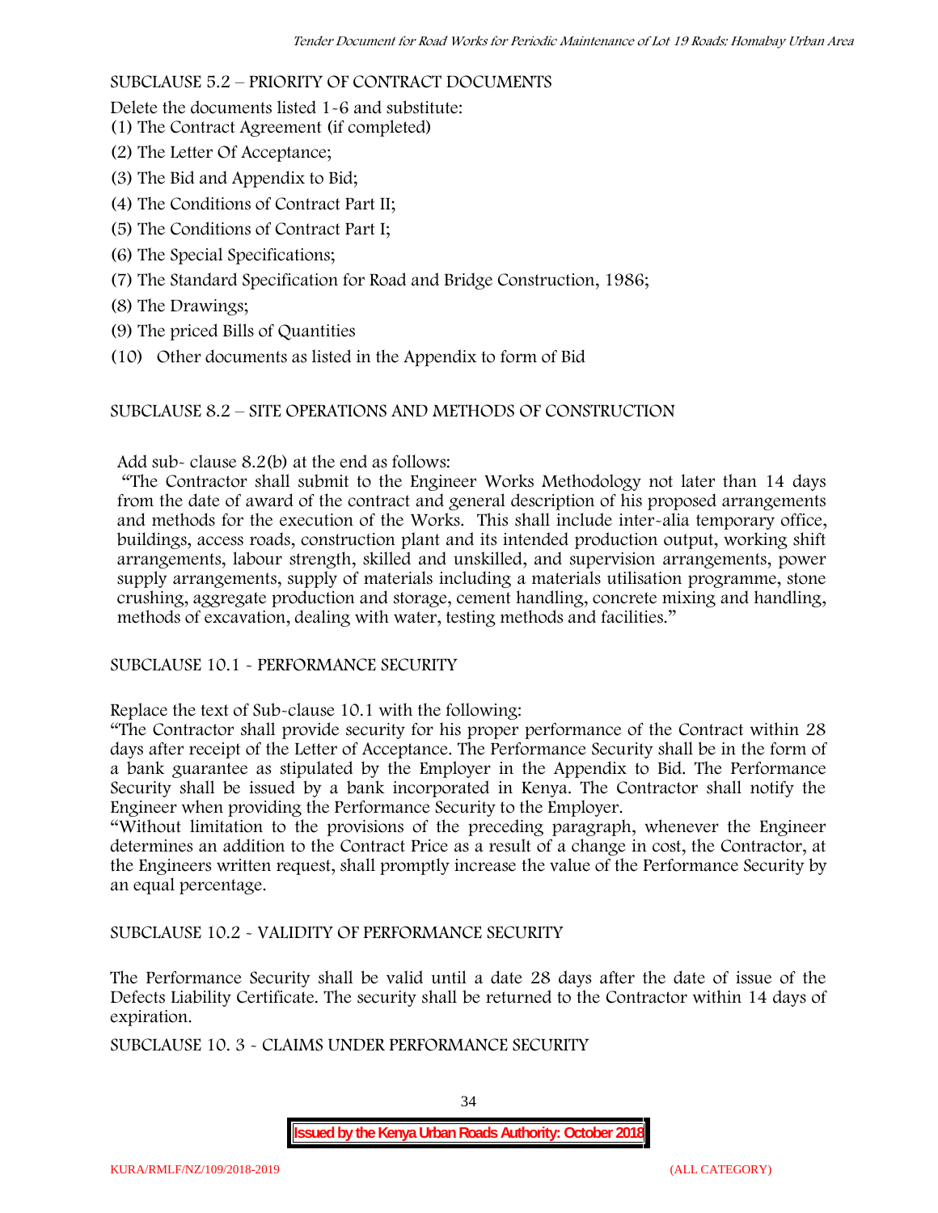SUBCLAUSE 5.2 – PRIORITY OF CONTRACT DOCUMENTS

Delete the documents listed 1-6 and substitute:

(1) The Contract Agreement (if completed)

(2) The Letter Of Acceptance;

(3) The Bid and Appendix to Bid;

(4) The Conditions of Contract Part II;

(5) The Conditions of Contract Part I;

(6) The Special Specifications;

(7) The Standard Specification for Road and Bridge Construction, 1986;

(8) The Drawings;

(9) The priced Bills of Quantities

(10) Other documents as listed in the Appendix to form of Bid

SUBCLAUSE 8.2 – SITE OPERATIONS AND METHODS OF CONSTRUCTION

Add sub- clause 8.2(b) at the end as follows:

"The Contractor shall submit to the Engineer Works Methodology not later than 14 days from the date of award of the contract and general description of his proposed arrangements and methods for the execution of the Works. This shall include inter-alia temporary office, buildings, access roads, construction plant and its intended production output, working shift arrangements, labour strength, skilled and unskilled, and supervision arrangements, power supply arrangements, supply of materials including a materials utilisation programme, stone crushing, aggregate production and storage, cement handling, concrete mixing and handling, methods of excavation, dealing with water, testing methods and facilities."

SUBCLAUSE 10.1 - PERFORMANCE SECURITY

Replace the text of Sub-clause 10.1 with the following:

"The Contractor shall provide security for his proper performance of the Contract within 28 days after receipt of the Letter of Acceptance. The Performance Security shall be in the form of a bank guarantee as stipulated by the Employer in the Appendix to Bid. The Performance Security shall be issued by a bank incorporated in Kenya. The Contractor shall notify the Engineer when providing the Performance Security to the Employer.

"Without limitation to the provisions of the preceding paragraph, whenever the Engineer determines an addition to the Contract Price as a result of a change in cost, the Contractor, at the Engineers written request, shall promptly increase the value of the Performance Security by an equal percentage.

SUBCLAUSE 10.2 - VALIDITY OF PERFORMANCE SECURITY

The Performance Security shall be valid until a date 28 days after the date of issue of the Defects Liability Certificate. The security shall be returned to the Contractor within 14 days of expiration.

SUBCLAUSE 10. 3 - CLAIMS UNDER PERFORMANCE SECURITY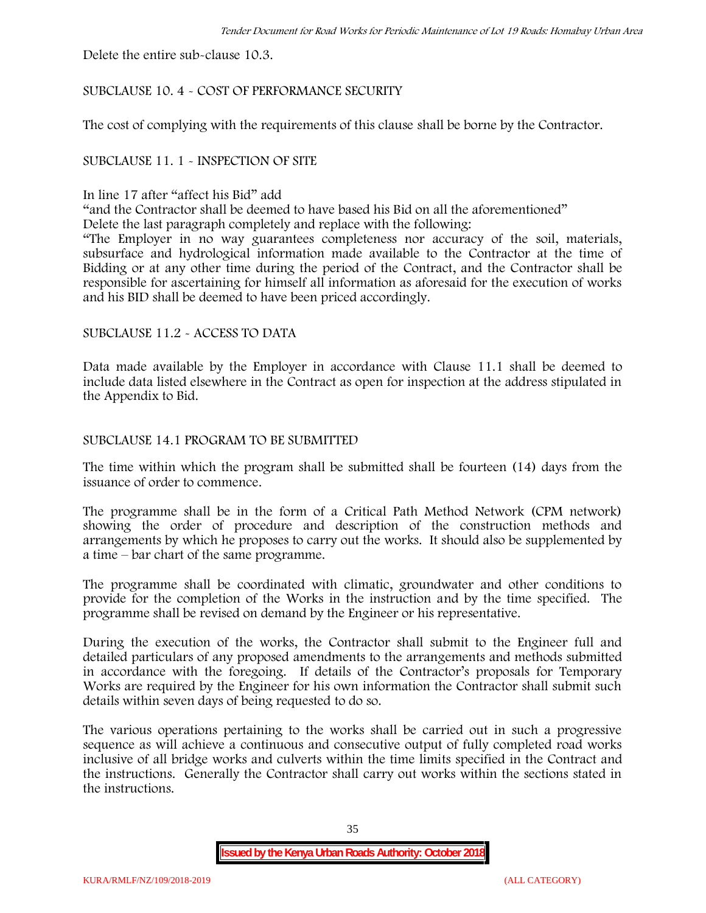Delete the entire sub-clause 10.3.

SUBCLAUSE 10. 4 - COST OF PERFORMANCE SECURITY

The cost of complying with the requirements of this clause shall be borne by the Contractor.

SUBCLAUSE 11. 1 - INSPECTION OF SITE

In line 17 after "affect his Bid" add

"and the Contractor shall be deemed to have based his Bid on all the aforementioned"

Delete the last paragraph completely and replace with the following:

"The Employer in no way guarantees completeness nor accuracy of the soil, materials, subsurface and hydrological information made available to the Contractor at the time of Bidding or at any other time during the period of the Contract, and the Contractor shall be responsible for ascertaining for himself all information as aforesaid for the execution of works and his BID shall be deemed to have been priced accordingly.

SUBCLAUSE 11.2 - ACCESS TO DATA

Data made available by the Employer in accordance with Clause 11.1 shall be deemed to include data listed elsewhere in the Contract as open for inspection at the address stipulated in the Appendix to Bid.

SUBCLAUSE 14.1 PROGRAM TO BE SUBMITTED

The time within which the program shall be submitted shall be fourteen (14) days from the issuance of order to commence.

The programme shall be in the form of a Critical Path Method Network (CPM network) showing the order of procedure and description of the construction methods and arrangements by which he proposes to carry out the works. It should also be supplemented by a time – bar chart of the same programme.

The programme shall be coordinated with climatic, groundwater and other conditions to provide for the completion of the Works in the instruction and by the time specified. The programme shall be revised on demand by the Engineer or his representative.

During the execution of the works, the Contractor shall submit to the Engineer full and detailed particulars of any proposed amendments to the arrangements and methods submitted in accordance with the foregoing. If details of the Contractor's proposals for Temporary Works are required by the Engineer for his own information the Contractor shall submit such details within seven days of being requested to do so.

The various operations pertaining to the works shall be carried out in such a progressive sequence as will achieve a continuous and consecutive output of fully completed road works inclusive of all bridge works and culverts within the time limits specified in the Contract and the instructions. Generally the Contractor shall carry out works within the sections stated in the instructions.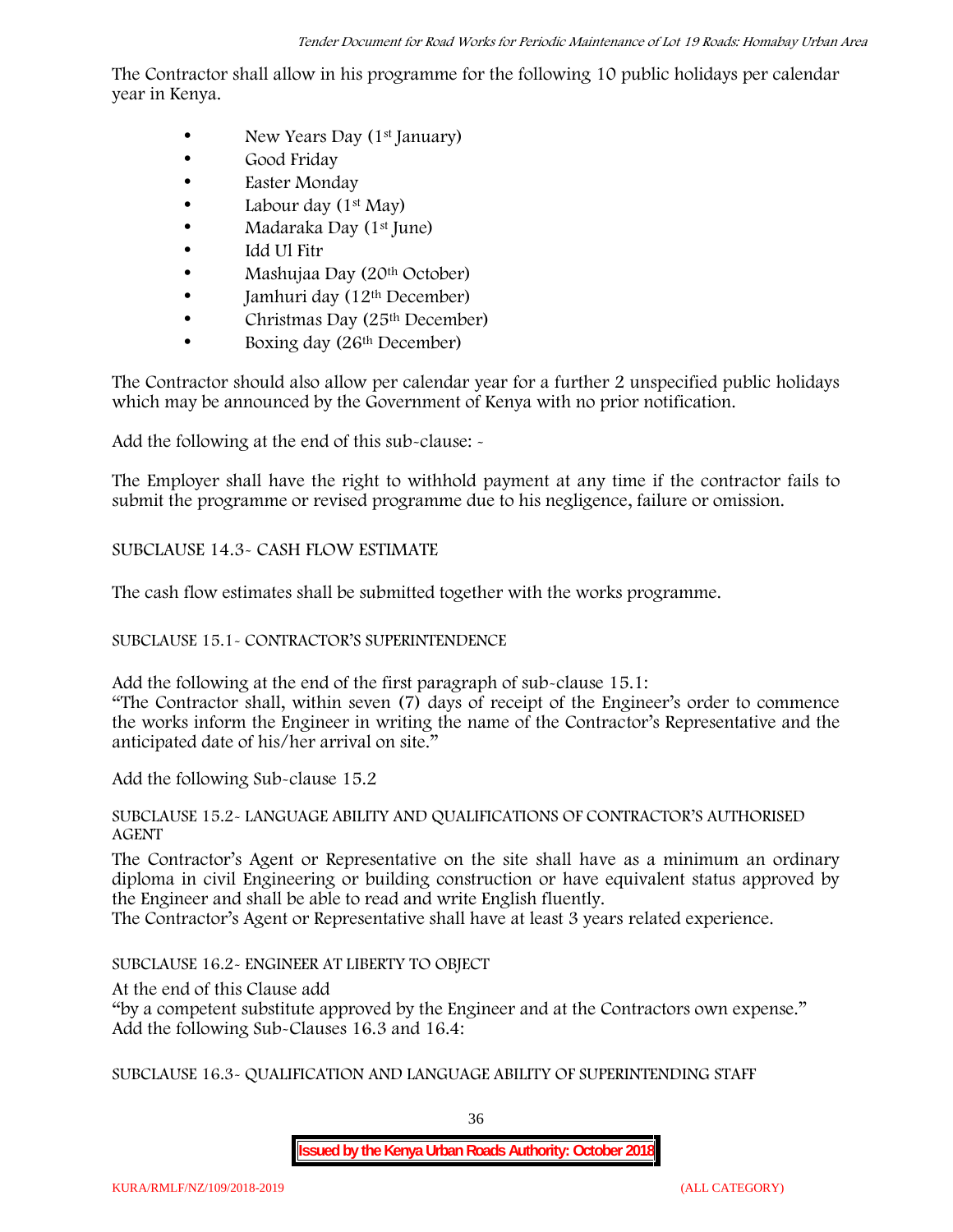The Contractor shall allow in his programme for the following 10 public holidays per calendar year in Kenya.

- New Years Day (1st January)
- Good Friday
- Easter Monday
- Labour day (1st May)
- Madaraka Day (1st June)
- Idd Ul Fitr
- Mashujaa Day (20th October)
- Jamhuri day (12th December)
- Christmas Day (25th December)
- Boxing day (26th December)

The Contractor should also allow per calendar year for a further 2 unspecified public holidays which may be announced by the Government of Kenya with no prior notification.

Add the following at the end of this sub-clause: -

The Employer shall have the right to withhold payment at any time if the contractor fails to submit the programme or revised programme due to his negligence, failure or omission.

SUBCLAUSE 14.3- CASH FLOW ESTIMATE

The cash flow estimates shall be submitted together with the works programme.

SUBCLAUSE 15.1- CONTRACTOR'S SUPERINTENDENCE

Add the following at the end of the first paragraph of sub-clause 15.1:
"The Contractor shall, within seven (7) days of receipt of the Engineer's order to commence the works inform the Engineer in writing the name of the Contractor's Representative and the anticipated date of his/her arrival on site."

Add the following Sub-clause 15.2

SUBCLAUSE 15.2- LANGUAGE ABILITY AND QUALIFICATIONS OF CONTRACTOR'S AUTHORISED AGENT

The Contractor's Agent or Representative on the site shall have as a minimum an ordinary diploma in civil Engineering or building construction or have equivalent status approved by the Engineer and shall be able to read and write English fluently.
The Contractor's Agent or Representative shall have at least 3 years related experience.

SUBCLAUSE 16.2- ENGINEER AT LIBERTY TO OBJECT

At the end of this Clause add
"by a competent substitute approved by the Engineer and at the Contractors own expense."
Add the following Sub-Clauses 16.3 and 16.4:

SUBCLAUSE 16.3- QUALIFICATION AND LANGUAGE ABILITY OF SUPERINTENDING STAFF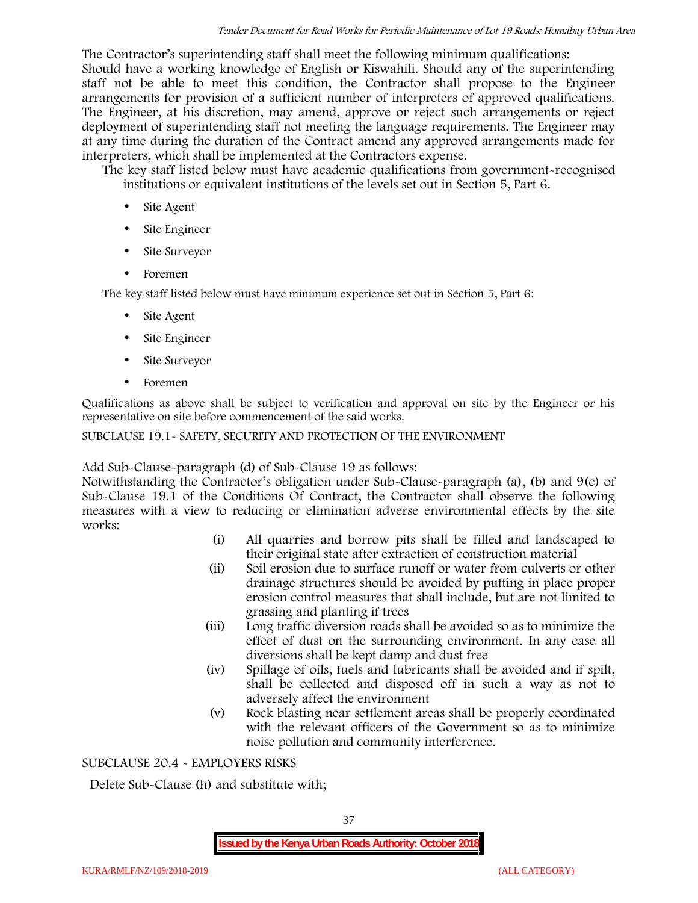The Contractor's superintending staff shall meet the following minimum qualifications:

Should have a working knowledge of English or Kiswahili. Should any of the superintending staff not be able to meet this condition, the Contractor shall propose to the Engineer arrangements for provision of a sufficient number of interpreters of approved qualifications. The Engineer, at his discretion, may amend, approve or reject such arrangements or reject deployment of superintending staff not meeting the language requirements. The Engineer may at any time during the duration of the Contract amend any approved arrangements made for interpreters, which shall be implemented at the Contractors expense.

The key staff listed below must have academic qualifications from government-recognised institutions or equivalent institutions of the levels set out in Section 5, Part 6.

- Site Agent
- Site Engineer
- Site Surveyor
- Foremen

The key staff listed below must have minimum experience set out in Section 5, Part 6:

- Site Agent
- Site Engineer
- Site Surveyor
- Foremen

Qualifications as above shall be subject to verification and approval on site by the Engineer or his representative on site before commencement of the said works.

SUBCLAUSE 19.1- SAFETY, SECURITY AND PROTECTION OF THE ENVIRONMENT

Add Sub-Clause-paragraph (d) of Sub-Clause 19 as follows:

Notwithstanding the Contractor's obligation under Sub-Clause-paragraph (a), (b) and 9(c) of Sub-Clause 19.1 of the Conditions Of Contract, the Contractor shall observe the following measures with a view to reducing or elimination adverse environmental effects by the site works:

(i) All quarries and borrow pits shall be filled and landscaped to their original state after extraction of construction material

(ii) Soil erosion due to surface runoff or water from culverts or other drainage structures should be avoided by putting in place proper erosion control measures that shall include, but are not limited to grassing and planting if trees

(iii) Long traffic diversion roads shall be avoided so as to minimize the effect of dust on the surrounding environment. In any case all diversions shall be kept damp and dust free

(iv) Spillage of oils, fuels and lubricants shall be avoided and if spilt, shall be collected and disposed off in such a way as not to adversely affect the environment

(v) Rock blasting near settlement areas shall be properly coordinated with the relevant officers of the Government so as to minimize noise pollution and community interference.

SUBCLAUSE 20.4 - EMPLOYERS RISKS

Delete Sub-Clause (h) and substitute with;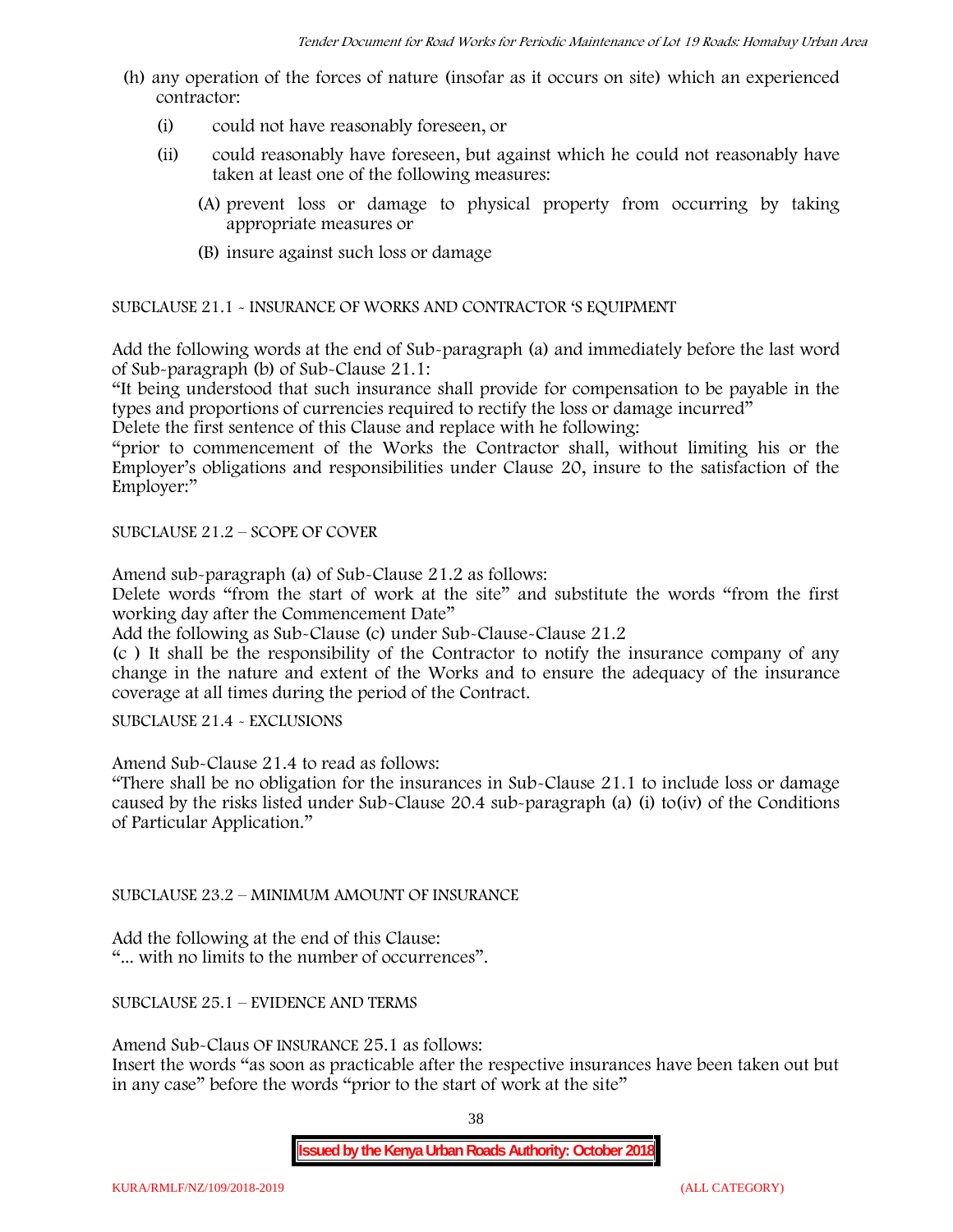(h) any operation of the forces of nature (insofar as it occurs on site) which an experienced contractor:

  (i) could not have reasonably foreseen, or

  (ii) could reasonably have foreseen, but against which he could not reasonably have taken at least one of the following measures:

    (A) prevent loss or damage to physical property from occurring by taking appropriate measures or

    (B) insure against such loss or damage

SUBCLAUSE 21.1 - INSURANCE OF WORKS AND CONTRACTOR 'S EQUIPMENT

Add the following words at the end of Sub-paragraph (a) and immediately before the last word of Sub-paragraph (b) of Sub-Clause 21.1:

"It being understood that such insurance shall provide for compensation to be payable in the types and proportions of currencies required to rectify the loss or damage incurred"

Delete the first sentence of this Clause and replace with he following:

"prior to commencement of the Works the Contractor shall, without limiting his or the Employer's obligations and responsibilities under Clause 20, insure to the satisfaction of the Employer:"

SUBCLAUSE 21.2 – SCOPE OF COVER

Amend sub-paragraph (a) of Sub-Clause 21.2 as follows:

Delete words "from the start of work at the site" and substitute the words "from the first working day after the Commencement Date"

Add the following as Sub-Clause (c) under Sub-Clause-Clause 21.2

(c ) It shall be the responsibility of the Contractor to notify the insurance company of any change in the nature and extent of the Works and to ensure the adequacy of the insurance coverage at all times during the period of the Contract.

SUBCLAUSE 21.4 - EXCLUSIONS

Amend Sub-Clause 21.4 to read as follows:

"There shall be no obligation for the insurances in Sub-Clause 21.1 to include loss or damage caused by the risks listed under Sub-Clause 20.4 sub-paragraph (a) (i) to(iv) of the Conditions of Particular Application."

SUBCLAUSE 23.2 – MINIMUM AMOUNT OF INSURANCE

Add the following at the end of this Clause:

"... with no limits to the number of occurrences".

SUBCLAUSE 25.1 – EVIDENCE AND TERMS

Amend Sub-Claus OF INSURANCE 25.1 as follows:

Insert the words "as soon as practicable after the respective insurances have been taken out but in any case" before the words "prior to the start of work at the site"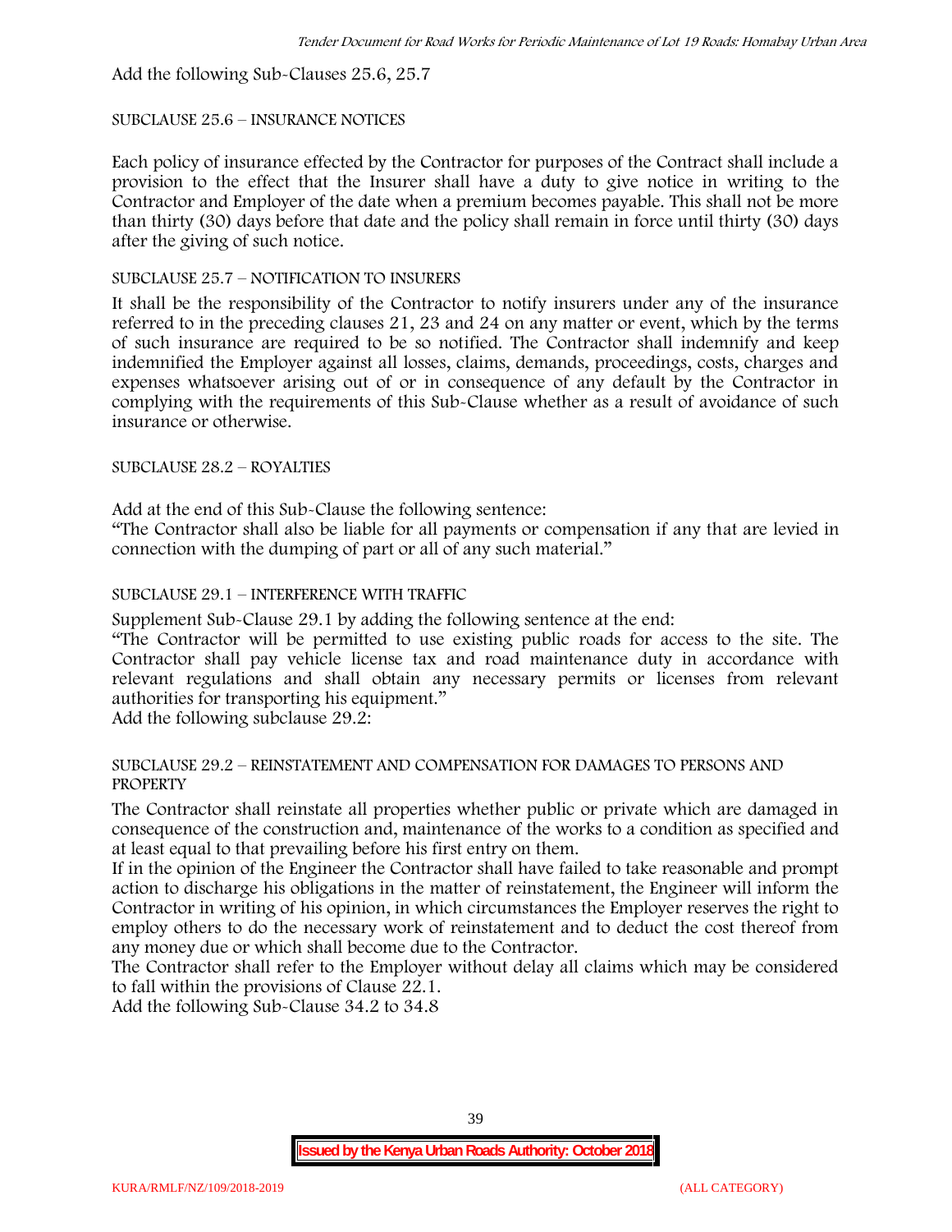Add the following Sub-Clauses 25.6, 25.7

SUBCLAUSE 25.6 – INSURANCE NOTICES

Each policy of insurance effected by the Contractor for purposes of the Contract shall include a provision to the effect that the Insurer shall have a duty to give notice in writing to the Contractor and Employer of the date when a premium becomes payable. This shall not be more than thirty (30) days before that date and the policy shall remain in force until thirty (30) days after the giving of such notice.

SUBCLAUSE 25.7 – NOTIFICATION TO INSURERS

It shall be the responsibility of the Contractor to notify insurers under any of the insurance referred to in the preceding clauses 21, 23 and 24 on any matter or event, which by the terms of such insurance are required to be so notified. The Contractor shall indemnify and keep indemnified the Employer against all losses, claims, demands, proceedings, costs, charges and expenses whatsoever arising out of or in consequence of any default by the Contractor in complying with the requirements of this Sub-Clause whether as a result of avoidance of such insurance or otherwise.

SUBCLAUSE 28.2 – ROYALTIES

Add at the end of this Sub-Clause the following sentence:

"The Contractor shall also be liable for all payments or compensation if any that are levied in connection with the dumping of part or all of any such material."

SUBCLAUSE 29.1 – INTERFERENCE WITH TRAFFIC

Supplement Sub-Clause 29.1 by adding the following sentence at the end:

"The Contractor will be permitted to use existing public roads for access to the site. The Contractor shall pay vehicle license tax and road maintenance duty in accordance with relevant regulations and shall obtain any necessary permits or licenses from relevant authorities for transporting his equipment."

Add the following subclause 29.2:

SUBCLAUSE 29.2 – REINSTATEMENT AND COMPENSATION FOR DAMAGES TO PERSONS AND PROPERTY

The Contractor shall reinstate all properties whether public or private which are damaged in consequence of the construction and, maintenance of the works to a condition as specified and at least equal to that prevailing before his first entry on them.

If in the opinion of the Engineer the Contractor shall have failed to take reasonable and prompt action to discharge his obligations in the matter of reinstatement, the Engineer will inform the Contractor in writing of his opinion, in which circumstances the Employer reserves the right to employ others to do the necessary work of reinstatement and to deduct the cost thereof from any money due or which shall become due to the Contractor.

The Contractor shall refer to the Employer without delay all claims which may be considered to fall within the provisions of Clause 22.1.

Add the following Sub-Clause 34.2 to 34.8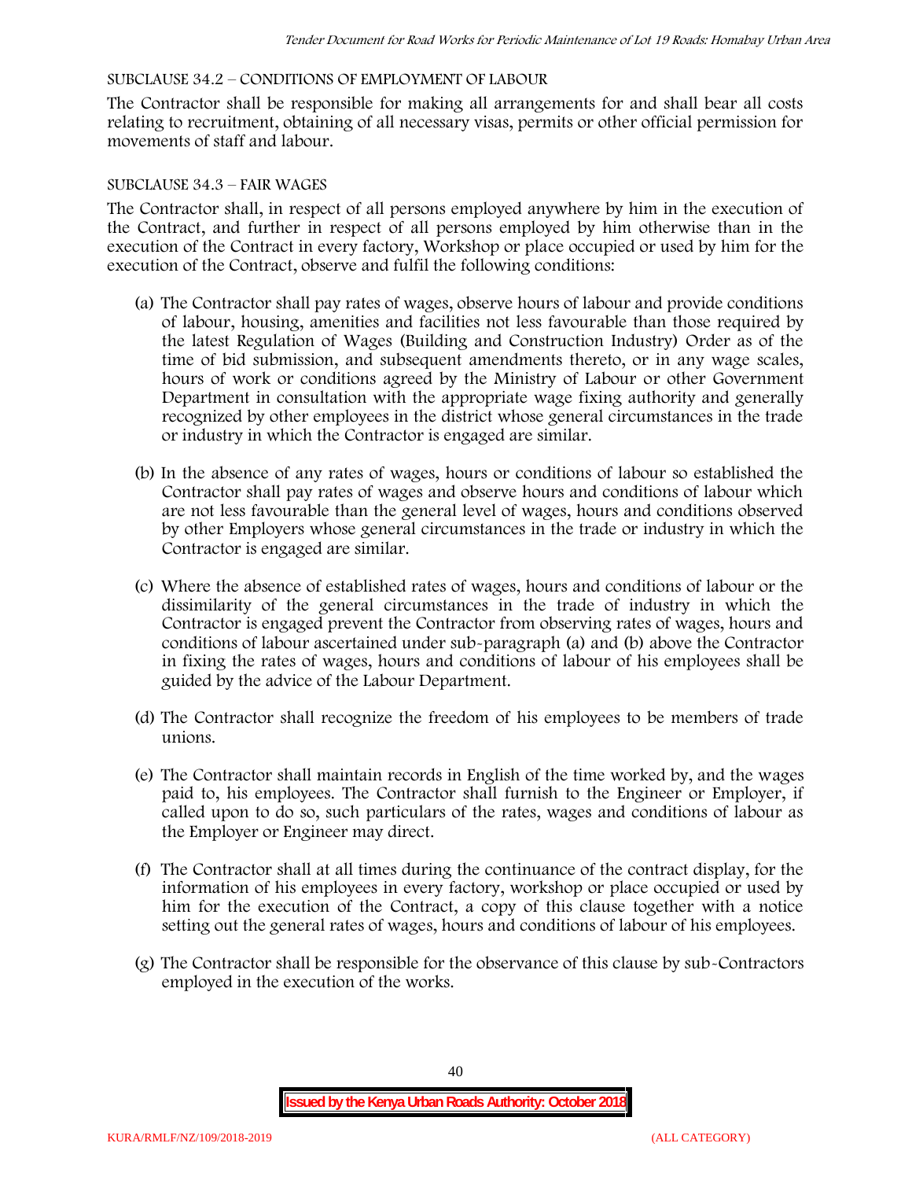SUBCLAUSE 34.2 – CONDITIONS OF EMPLOYMENT OF LABOUR

The Contractor shall be responsible for making all arrangements for and shall bear all costs relating to recruitment, obtaining of all necessary visas, permits or other official permission for movements of staff and labour.

SUBCLAUSE 34.3 – FAIR WAGES

The Contractor shall, in respect of all persons employed anywhere by him in the execution of the Contract, and further in respect of all persons employed by him otherwise than in the execution of the Contract in every factory, Workshop or place occupied or used by him for the execution of the Contract, observe and fulfil the following conditions:

(a) The Contractor shall pay rates of wages, observe hours of labour and provide conditions of labour, housing, amenities and facilities not less favourable than those required by the latest Regulation of Wages (Building and Construction Industry) Order as of the time of bid submission, and subsequent amendments thereto, or in any wage scales, hours of work or conditions agreed by the Ministry of Labour or other Government Department in consultation with the appropriate wage fixing authority and generally recognized by other employees in the district whose general circumstances in the trade or industry in which the Contractor is engaged are similar.

(b) In the absence of any rates of wages, hours or conditions of labour so established the Contractor shall pay rates of wages and observe hours and conditions of labour which are not less favourable than the general level of wages, hours and conditions observed by other Employers whose general circumstances in the trade or industry in which the Contractor is engaged are similar.

(c) Where the absence of established rates of wages, hours and conditions of labour or the dissimilarity of the general circumstances in the trade of industry in which the Contractor is engaged prevent the Contractor from observing rates of wages, hours and conditions of labour ascertained under sub-paragraph (a) and (b) above the Contractor in fixing the rates of wages, hours and conditions of labour of his employees shall be guided by the advice of the Labour Department.

(d) The Contractor shall recognize the freedom of his employees to be members of trade unions.

(e) The Contractor shall maintain records in English of the time worked by, and the wages paid to, his employees. The Contractor shall furnish to the Engineer or Employer, if called upon to do so, such particulars of the rates, wages and conditions of labour as the Employer or Engineer may direct.

(f) The Contractor shall at all times during the continuance of the contract display, for the information of his employees in every factory, workshop or place occupied or used by him for the execution of the Contract, a copy of this clause together with a notice setting out the general rates of wages, hours and conditions of labour of his employees.

(g) The Contractor shall be responsible for the observance of this clause by sub-Contractors employed in the execution of the works.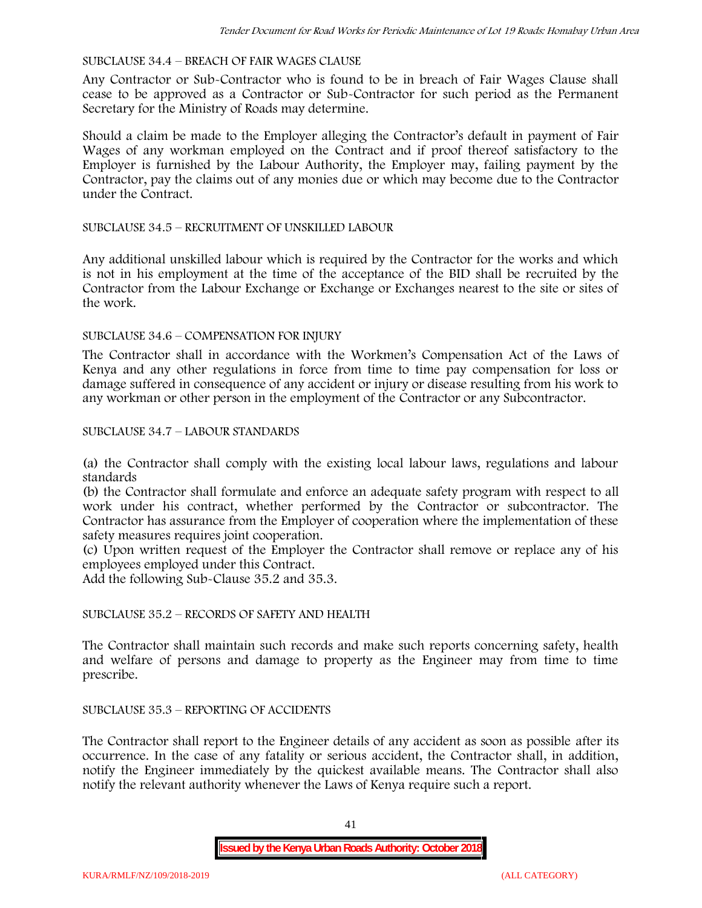SUBCLAUSE 34.4 – BREACH OF FAIR WAGES CLAUSE

Any Contractor or Sub-Contractor who is found to be in breach of Fair Wages Clause shall cease to be approved as a Contractor or Sub-Contractor for such period as the Permanent Secretary for the Ministry of Roads may determine.

Should a claim be made to the Employer alleging the Contractor's default in payment of Fair Wages of any workman employed on the Contract and if proof thereof satisfactory to the Employer is furnished by the Labour Authority, the Employer may, failing payment by the Contractor, pay the claims out of any monies due or which may become due to the Contractor under the Contract.

SUBCLAUSE 34.5 – RECRUITMENT OF UNSKILLED LABOUR

Any additional unskilled labour which is required by the Contractor for the works and which is not in his employment at the time of the acceptance of the BID shall be recruited by the Contractor from the Labour Exchange or Exchange or Exchanges nearest to the site or sites of the work.

SUBCLAUSE 34.6 – COMPENSATION FOR INJURY

The Contractor shall in accordance with the Workmen's Compensation Act of the Laws of Kenya and any other regulations in force from time to time pay compensation for loss or damage suffered in consequence of any accident or injury or disease resulting from his work to any workman or other person in the employment of the Contractor or any Subcontractor.

SUBCLAUSE 34.7 – LABOUR STANDARDS

(a) the Contractor shall comply with the existing local labour laws, regulations and labour standards

(b) the Contractor shall formulate and enforce an adequate safety program with respect to all work under his contract, whether performed by the Contractor or subcontractor. The Contractor has assurance from the Employer of cooperation where the implementation of these safety measures requires joint cooperation.

(c) Upon written request of the Employer the Contractor shall remove or replace any of his employees employed under this Contract.

Add the following Sub-Clause 35.2 and 35.3.

SUBCLAUSE 35.2 – RECORDS OF SAFETY AND HEALTH

The Contractor shall maintain such records and make such reports concerning safety, health and welfare of persons and damage to property as the Engineer may from time to time prescribe.

SUBCLAUSE 35.3 – REPORTING OF ACCIDENTS

The Contractor shall report to the Engineer details of any accident as soon as possible after its occurrence. In the case of any fatality or serious accident, the Contractor shall, in addition, notify the Engineer immediately by the quickest available means. The Contractor shall also notify the relevant authority whenever the Laws of Kenya require such a report.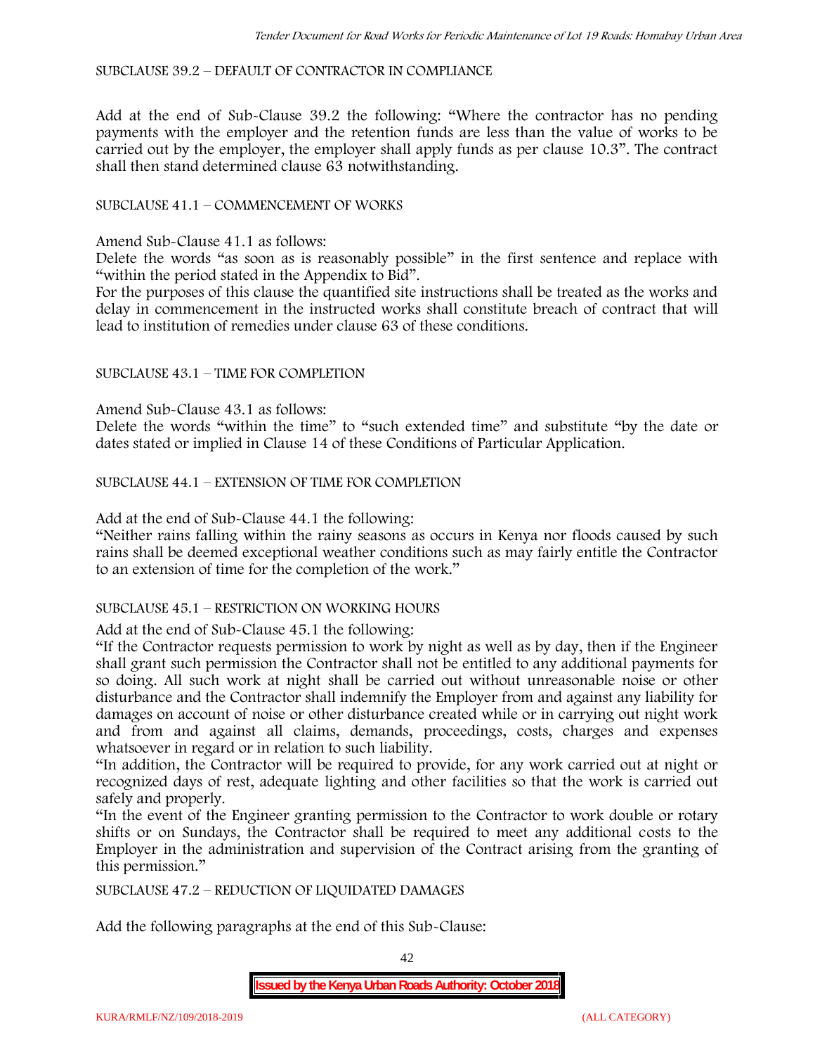SUBCLAUSE 39.2 – DEFAULT OF CONTRACTOR IN COMPLIANCE

Add at the end of Sub-Clause 39.2 the following: "Where the contractor has no pending payments with the employer and the retention funds are less than the value of works to be carried out by the employer, the employer shall apply funds as per clause 10.3". The contract shall then stand determined clause 63 notwithstanding.

SUBCLAUSE 41.1 – COMMENCEMENT OF WORKS

Amend Sub-Clause 41.1 as follows:

Delete the words "as soon as is reasonably possible" in the first sentence and replace with "within the period stated in the Appendix to Bid".

For the purposes of this clause the quantified site instructions shall be treated as the works and delay in commencement in the instructed works shall constitute breach of contract that will lead to institution of remedies under clause 63 of these conditions.

SUBCLAUSE 43.1 – TIME FOR COMPLETION

Amend Sub-Clause 43.1 as follows:

Delete the words "within the time" to "such extended time" and substitute "by the date or dates stated or implied in Clause 14 of these Conditions of Particular Application.

SUBCLAUSE 44.1 – EXTENSION OF TIME FOR COMPLETION

Add at the end of Sub-Clause 44.1 the following:

"Neither rains falling within the rainy seasons as occurs in Kenya nor floods caused by such rains shall be deemed exceptional weather conditions such as may fairly entitle the Contractor to an extension of time for the completion of the work."

SUBCLAUSE 45.1 – RESTRICTION ON WORKING HOURS

Add at the end of Sub-Clause 45.1 the following:

"If the Contractor requests permission to work by night as well as by day, then if the Engineer shall grant such permission the Contractor shall not be entitled to any additional payments for so doing. All such work at night shall be carried out without unreasonable noise or other disturbance and the Contractor shall indemnify the Employer from and against any liability for damages on account of noise or other disturbance created while or in carrying out night work and from and against all claims, demands, proceedings, costs, charges and expenses whatsoever in regard or in relation to such liability.

"In addition, the Contractor will be required to provide, for any work carried out at night or recognized days of rest, adequate lighting and other facilities so that the work is carried out safely and properly.

"In the event of the Engineer granting permission to the Contractor to work double or rotary shifts or on Sundays, the Contractor shall be required to meet any additional costs to the Employer in the administration and supervision of the Contract arising from the granting of this permission."

SUBCLAUSE 47.2 – REDUCTION OF LIQUIDATED DAMAGES

Add the following paragraphs at the end of this Sub-Clause: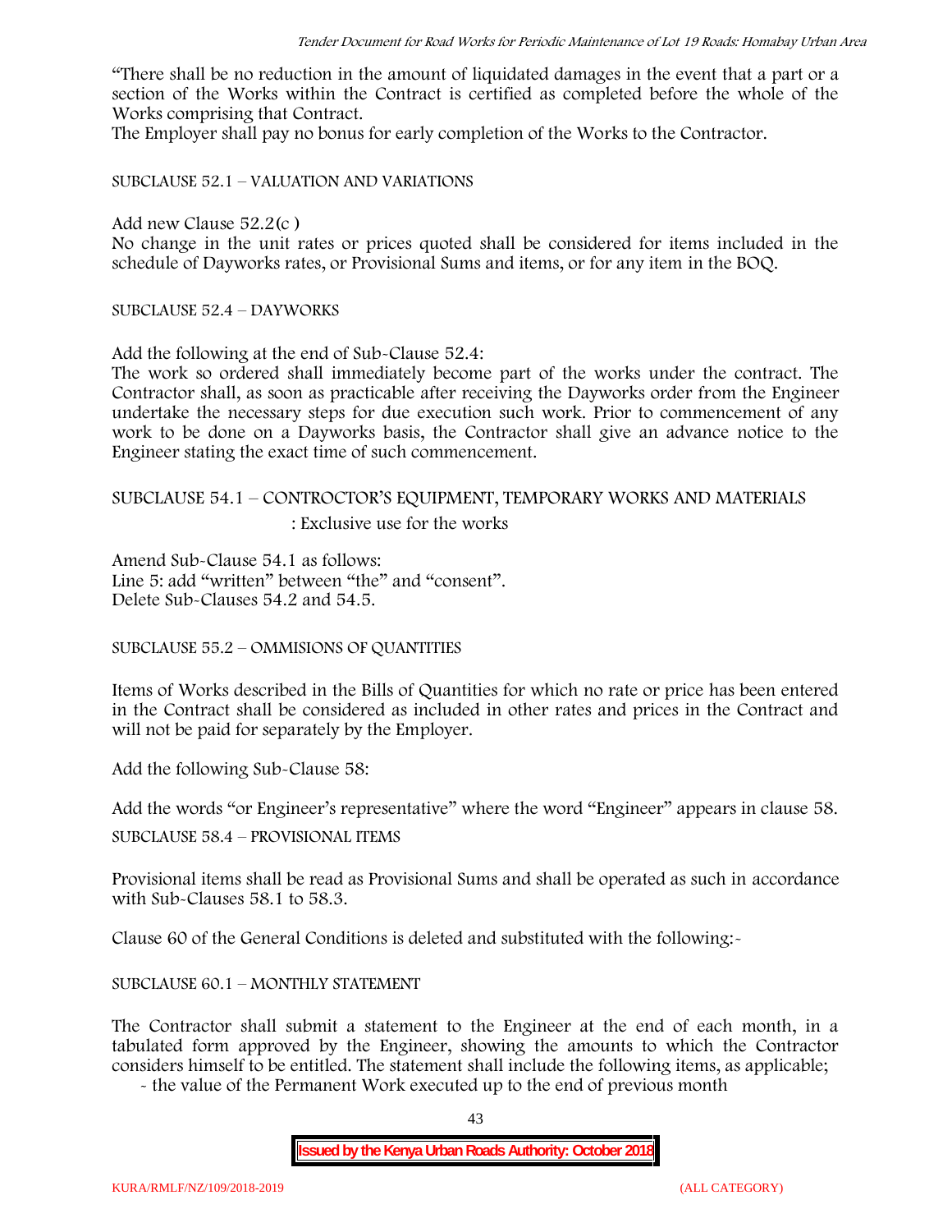"There shall be no reduction in the amount of liquidated damages in the event that a part or a section of the Works within the Contract is certified as completed before the whole of the Works comprising that Contract.

The Employer shall pay no bonus for early completion of the Works to the Contractor.

SUBCLAUSE 52.1 – VALUATION AND VARIATIONS

Add new Clause 52.2(c )

No change in the unit rates or prices quoted shall be considered for items included in the schedule of Dayworks rates, or Provisional Sums and items, or for any item in the BOQ.

SUBCLAUSE 52.4 – DAYWORKS

Add the following at the end of Sub-Clause 52.4:

The work so ordered shall immediately become part of the works under the contract. The Contractor shall, as soon as practicable after receiving the Dayworks order from the Engineer undertake the necessary steps for due execution such work. Prior to commencement of any work to be done on a Dayworks basis, the Contractor shall give an advance notice to the Engineer stating the exact time of such commencement.

SUBCLAUSE 54.1 – CONTROCTOR'S EQUIPMENT, TEMPORARY WORKS AND MATERIALS : Exclusive use for the works

Amend Sub-Clause 54.1 as follows:
Line 5: add "written" between "the" and "consent".
Delete Sub-Clauses 54.2 and 54.5.

SUBCLAUSE 55.2 – OMMISIONS OF QUANTITIES

Items of Works described in the Bills of Quantities for which no rate or price has been entered in the Contract shall be considered as included in other rates and prices in the Contract and will not be paid for separately by the Employer.

Add the following Sub-Clause 58:

Add the words "or Engineer's representative" where the word "Engineer" appears in clause 58.

SUBCLAUSE 58.4 – PROVISIONAL ITEMS

Provisional items shall be read as Provisional Sums and shall be operated as such in accordance with Sub-Clauses 58.1 to 58.3.

Clause 60 of the General Conditions is deleted and substituted with the following:-

SUBCLAUSE 60.1 – MONTHLY STATEMENT

The Contractor shall submit a statement to the Engineer at the end of each month, in a tabulated form approved by the Engineer, showing the amounts to which the Contractor considers himself to be entitled. The statement shall include the following items, as applicable;

- the value of the Permanent Work executed up to the end of previous month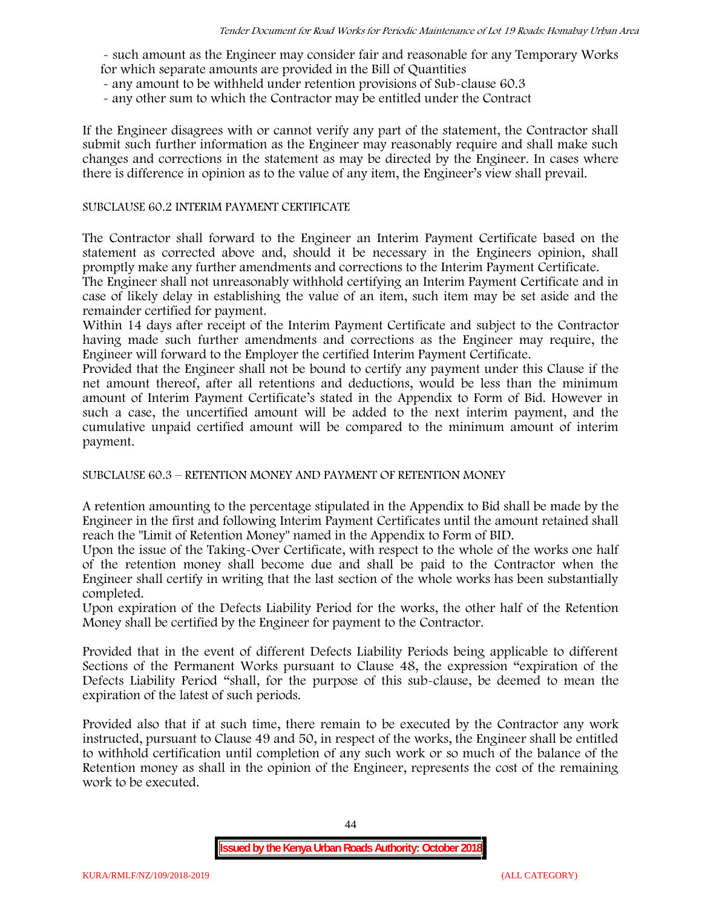- such amount as the Engineer may consider fair and reasonable for any Temporary Works for which separate amounts are provided in the Bill of Quantities
- any amount to be withheld under retention provisions of Sub-clause 60.3
- any other sum to which the Contractor may be entitled under the Contract

If the Engineer disagrees with or cannot verify any part of the statement, the Contractor shall submit such further information as the Engineer may reasonably require and shall make such changes and corrections in the statement as may be directed by the Engineer. In cases where there is difference in opinion as to the value of any item, the Engineer's view shall prevail.

SUBCLAUSE 60.2 INTERIM PAYMENT CERTIFICATE

The Contractor shall forward to the Engineer an Interim Payment Certificate based on the statement as corrected above and, should it be necessary in the Engineers opinion, shall promptly make any further amendments and corrections to the Interim Payment Certificate.

The Engineer shall not unreasonably withhold certifying an Interim Payment Certificate and in case of likely delay in establishing the value of an item, such item may be set aside and the remainder certified for payment.

Within 14 days after receipt of the Interim Payment Certificate and subject to the Contractor having made such further amendments and corrections as the Engineer may require, the Engineer will forward to the Employer the certified Interim Payment Certificate.

Provided that the Engineer shall not be bound to certify any payment under this Clause if the net amount thereof, after all retentions and deductions, would be less than the minimum amount of Interim Payment Certificate's stated in the Appendix to Form of Bid. However in such a case, the uncertified amount will be added to the next interim payment, and the cumulative unpaid certified amount will be compared to the minimum amount of interim payment.

SUBCLAUSE 60.3 – RETENTION MONEY AND PAYMENT OF RETENTION MONEY

A retention amounting to the percentage stipulated in the Appendix to Bid shall be made by the Engineer in the first and following Interim Payment Certificates until the amount retained shall reach the "Limit of Retention Money" named in the Appendix to Form of BID.

Upon the issue of the Taking-Over Certificate, with respect to the whole of the works one half of the retention money shall become due and shall be paid to the Contractor when the Engineer shall certify in writing that the last section of the whole works has been substantially completed.

Upon expiration of the Defects Liability Period for the works, the other half of the Retention Money shall be certified by the Engineer for payment to the Contractor.

Provided that in the event of different Defects Liability Periods being applicable to different Sections of the Permanent Works pursuant to Clause 48, the expression "expiration of the Defects Liability Period "shall, for the purpose of this sub-clause, be deemed to mean the expiration of the latest of such periods.

Provided also that if at such time, there remain to be executed by the Contractor any work instructed, pursuant to Clause 49 and 50, in respect of the works, the Engineer shall be entitled to withhold certification until completion of any such work or so much of the balance of the Retention money as shall in the opinion of the Engineer, represents the cost of the remaining work to be executed.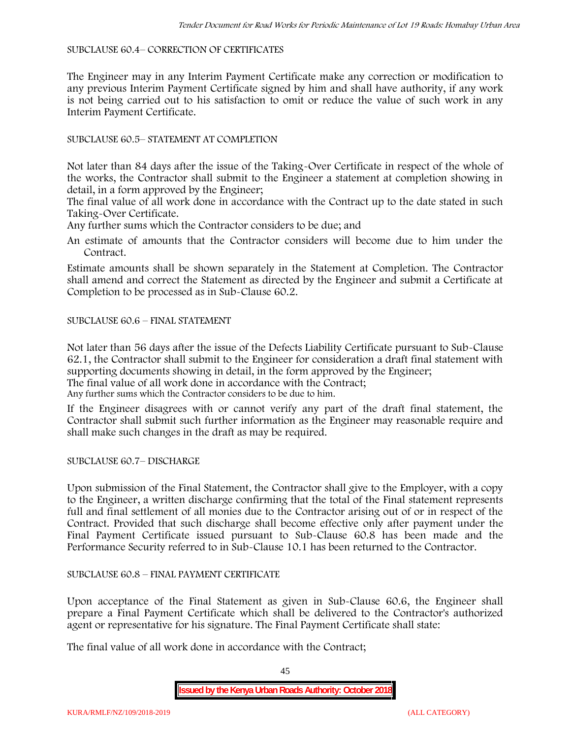SUBCLAUSE 60.4– CORRECTION OF CERTIFICATES

The Engineer may in any Interim Payment Certificate make any correction or modification to any previous Interim Payment Certificate signed by him and shall have authority, if any work is not being carried out to his satisfaction to omit or reduce the value of such work in any Interim Payment Certificate.

SUBCLAUSE 60.5– STATEMENT AT COMPLETION

Not later than 84 days after the issue of the Taking-Over Certificate in respect of the whole of the works, the Contractor shall submit to the Engineer a statement at completion showing in detail, in a form approved by the Engineer;

The final value of all work done in accordance with the Contract up to the date stated in such Taking-Over Certificate.

Any further sums which the Contractor considers to be due; and

An estimate of amounts that the Contractor considers will become due to him under the Contract.

Estimate amounts shall be shown separately in the Statement at Completion. The Contractor shall amend and correct the Statement as directed by the Engineer and submit a Certificate at Completion to be processed as in Sub-Clause 60.2.

SUBCLAUSE 60.6 – FINAL STATEMENT

Not later than 56 days after the issue of the Defects Liability Certificate pursuant to Sub-Clause 62.1, the Contractor shall submit to the Engineer for consideration a draft final statement with supporting documents showing in detail, in the form approved by the Engineer;

The final value of all work done in accordance with the Contract;

Any further sums which the Contractor considers to be due to him.

If the Engineer disagrees with or cannot verify any part of the draft final statement, the Contractor shall submit such further information as the Engineer may reasonable require and shall make such changes in the draft as may be required.

SUBCLAUSE 60.7– DISCHARGE

Upon submission of the Final Statement, the Contractor shall give to the Employer, with a copy to the Engineer, a written discharge confirming that the total of the Final statement represents full and final settlement of all monies due to the Contractor arising out of or in respect of the Contract. Provided that such discharge shall become effective only after payment under the Final Payment Certificate issued pursuant to Sub-Clause 60.8 has been made and the Performance Security referred to in Sub-Clause 10.1 has been returned to the Contractor.

SUBCLAUSE 60.8 – FINAL PAYMENT CERTIFICATE

Upon acceptance of the Final Statement as given in Sub-Clause 60.6, the Engineer shall prepare a Final Payment Certificate which shall be delivered to the Contractor's authorized agent or representative for his signature. The Final Payment Certificate shall state:

The final value of all work done in accordance with the Contract;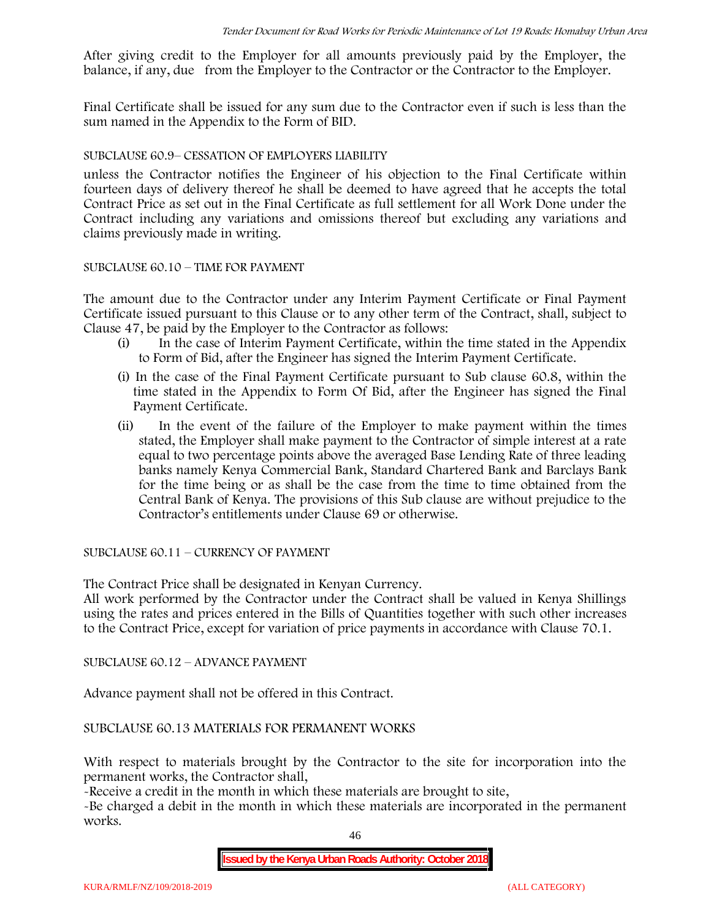After giving credit to the Employer for all amounts previously paid by the Employer, the balance, if any, due from the Employer to the Contractor or the Contractor to the Employer.

Final Certificate shall be issued for any sum due to the Contractor even if such is less than the sum named in the Appendix to the Form of BID.

SUBCLAUSE 60.9– CESSATION OF EMPLOYERS LIABILITY

unless the Contractor notifies the Engineer of his objection to the Final Certificate within fourteen days of delivery thereof he shall be deemed to have agreed that he accepts the total Contract Price as set out in the Final Certificate as full settlement for all Work Done under the Contract including any variations and omissions thereof but excluding any variations and claims previously made in writing.

SUBCLAUSE 60.10 – TIME FOR PAYMENT

The amount due to the Contractor under any Interim Payment Certificate or Final Payment Certificate issued pursuant to this Clause or to any other term of the Contract, shall, subject to Clause 47, be paid by the Employer to the Contractor as follows:

(i) In the case of Interim Payment Certificate, within the time stated in the Appendix to Form of Bid, after the Engineer has signed the Interim Payment Certificate.

(i) In the case of the Final Payment Certificate pursuant to Sub clause 60.8, within the time stated in the Appendix to Form Of Bid, after the Engineer has signed the Final Payment Certificate.

(ii) In the event of the failure of the Employer to make payment within the times stated, the Employer shall make payment to the Contractor of simple interest at a rate equal to two percentage points above the averaged Base Lending Rate of three leading banks namely Kenya Commercial Bank, Standard Chartered Bank and Barclays Bank for the time being or as shall be the case from the time to time obtained from the Central Bank of Kenya. The provisions of this Sub clause are without prejudice to the Contractor's entitlements under Clause 69 or otherwise.

SUBCLAUSE 60.11 – CURRENCY OF PAYMENT

The Contract Price shall be designated in Kenyan Currency.
All work performed by the Contractor under the Contract shall be valued in Kenya Shillings using the rates and prices entered in the Bills of Quantities together with such other increases to the Contract Price, except for variation of price payments in accordance with Clause 70.1.

SUBCLAUSE 60.12 – ADVANCE PAYMENT

Advance payment shall not be offered in this Contract.

SUBCLAUSE 60.13 MATERIALS FOR PERMANENT WORKS

With respect to materials brought by the Contractor to the site for incorporation into the permanent works, the Contractor shall,

-Receive a credit in the month in which these materials are brought to site,

-Be charged a debit in the month in which these materials are incorporated in the permanent works.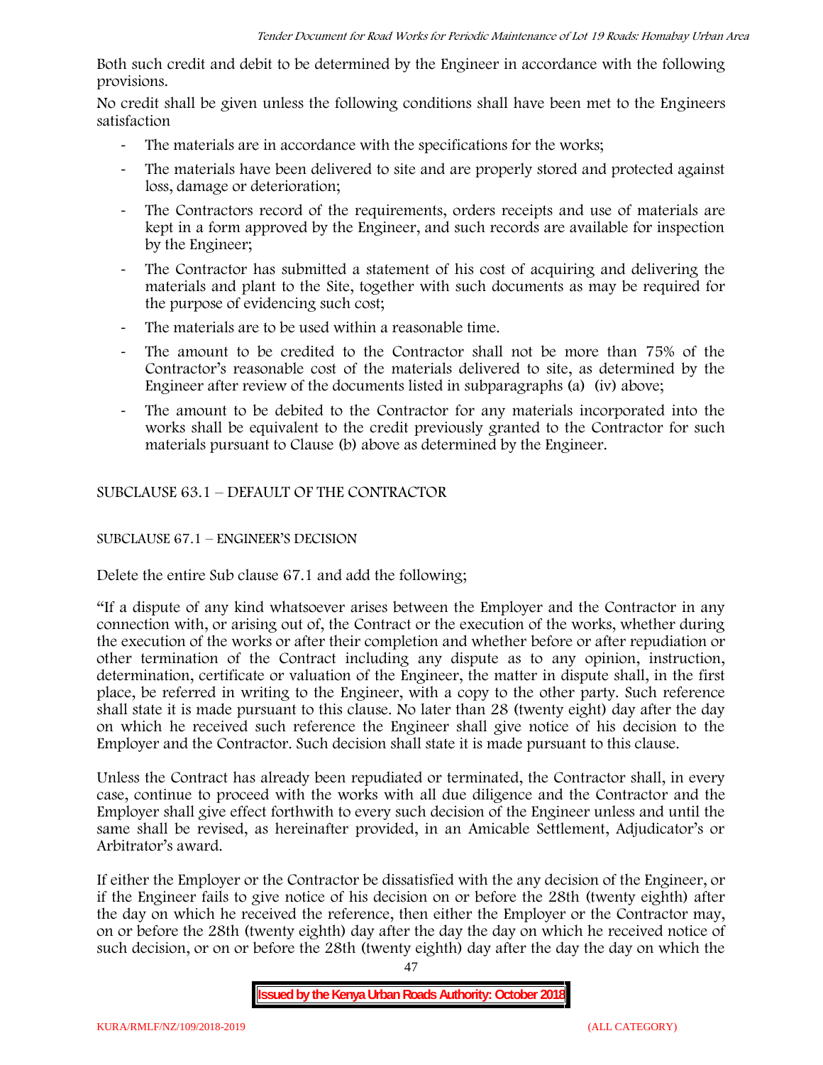Both such credit and debit to be determined by the Engineer in accordance with the following provisions.

No credit shall be given unless the following conditions shall have been met to the Engineers satisfaction

- The materials are in accordance with the specifications for the works;
- The materials have been delivered to site and are properly stored and protected against loss, damage or deterioration;
- The Contractors record of the requirements, orders receipts and use of materials are kept in a form approved by the Engineer, and such records are available for inspection by the Engineer;
- The Contractor has submitted a statement of his cost of acquiring and delivering the materials and plant to the Site, together with such documents as may be required for the purpose of evidencing such cost;
- The materials are to be used within a reasonable time.
- The amount to be credited to the Contractor shall not be more than 75% of the Contractor's reasonable cost of the materials delivered to site, as determined by the Engineer after review of the documents listed in subparagraphs (a) (iv) above;
- The amount to be debited to the Contractor for any materials incorporated into the works shall be equivalent to the credit previously granted to the Contractor for such materials pursuant to Clause (b) above as determined by the Engineer.

SUBCLAUSE 63.1 – DEFAULT OF THE CONTRACTOR

SUBCLAUSE 67.1 – ENGINEER'S DECISION

Delete the entire Sub clause 67.1 and add the following;

"If a dispute of any kind whatsoever arises between the Employer and the Contractor in any connection with, or arising out of, the Contract or the execution of the works, whether during the execution of the works or after their completion and whether before or after repudiation or other termination of the Contract including any dispute as to any opinion, instruction, determination, certificate or valuation of the Engineer, the matter in dispute shall, in the first place, be referred in writing to the Engineer, with a copy to the other party. Such reference shall state it is made pursuant to this clause. No later than 28 (twenty eight) day after the day on which he received such reference the Engineer shall give notice of his decision to the Employer and the Contractor. Such decision shall state it is made pursuant to this clause.

Unless the Contract has already been repudiated or terminated, the Contractor shall, in every case, continue to proceed with the works with all due diligence and the Contractor and the Employer shall give effect forthwith to every such decision of the Engineer unless and until the same shall be revised, as hereinafter provided, in an Amicable Settlement, Adjudicator's or Arbitrator's award.

If either the Employer or the Contractor be dissatisfied with the any decision of the Engineer, or if the Engineer fails to give notice of his decision on or before the 28th (twenty eighth) after the day on which he received the reference, then either the Employer or the Contractor may, on or before the 28th (twenty eighth) day after the day the day on which he received notice of such decision, or on or before the 28th (twenty eighth) day after the day the day on which the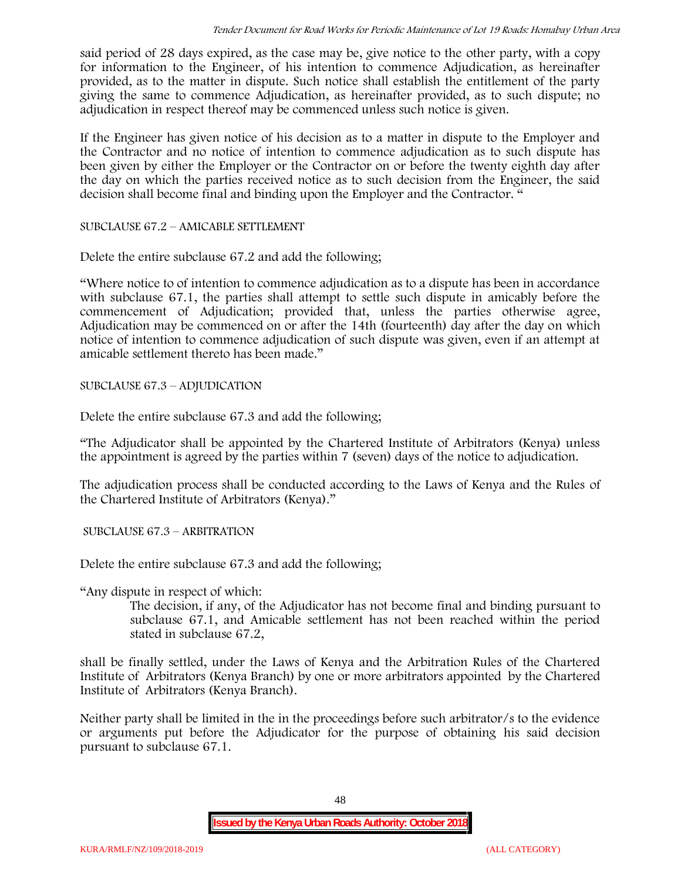said period of 28 days expired, as the case may be, give notice to the other party, with a copy for information to the Engineer, of his intention to commence Adjudication, as hereinafter provided, as to the matter in dispute. Such notice shall establish the entitlement of the party giving the same to commence Adjudication, as hereinafter provided, as to such dispute; no adjudication in respect thereof may be commenced unless such notice is given.

If the Engineer has given notice of his decision as to a matter in dispute to the Employer and the Contractor and no notice of intention to commence adjudication as to such dispute has been given by either the Employer or the Contractor on or before the twenty eighth day after the day on which the parties received notice as to such decision from the Engineer, the said decision shall become final and binding upon the Employer and the Contractor. "

SUBCLAUSE 67.2 – AMICABLE SETTLEMENT

Delete the entire subclause 67.2 and add the following;

"Where notice to of intention to commence adjudication as to a dispute has been in accordance with subclause 67.1, the parties shall attempt to settle such dispute in amicably before the commencement of Adjudication; provided that, unless the parties otherwise agree, Adjudication may be commenced on or after the 14th (fourteenth) day after the day on which notice of intention to commence adjudication of such dispute was given, even if an attempt at amicable settlement thereto has been made."

SUBCLAUSE 67.3 – ADJUDICATION

Delete the entire subclause 67.3 and add the following;

"The Adjudicator shall be appointed by the Chartered Institute of Arbitrators (Kenya) unless the appointment is agreed by the parties within 7 (seven) days of the notice to adjudication.

The adjudication process shall be conducted according to the Laws of Kenya and the Rules of the Chartered Institute of Arbitrators (Kenya)."

SUBCLAUSE 67.3 – ARBITRATION

Delete the entire subclause 67.3 and add the following;

"Any dispute in respect of which:

The decision, if any, of the Adjudicator has not become final and binding pursuant to subclause 67.1, and Amicable settlement has not been reached within the period stated in subclause 67.2,

shall be finally settled, under the Laws of Kenya and the Arbitration Rules of the Chartered Institute of Arbitrators (Kenya Branch) by one or more arbitrators appointed by the Chartered Institute of Arbitrators (Kenya Branch).

Neither party shall be limited in the in the proceedings before such arbitrator/s to the evidence or arguments put before the Adjudicator for the purpose of obtaining his said decision pursuant to subclause 67.1.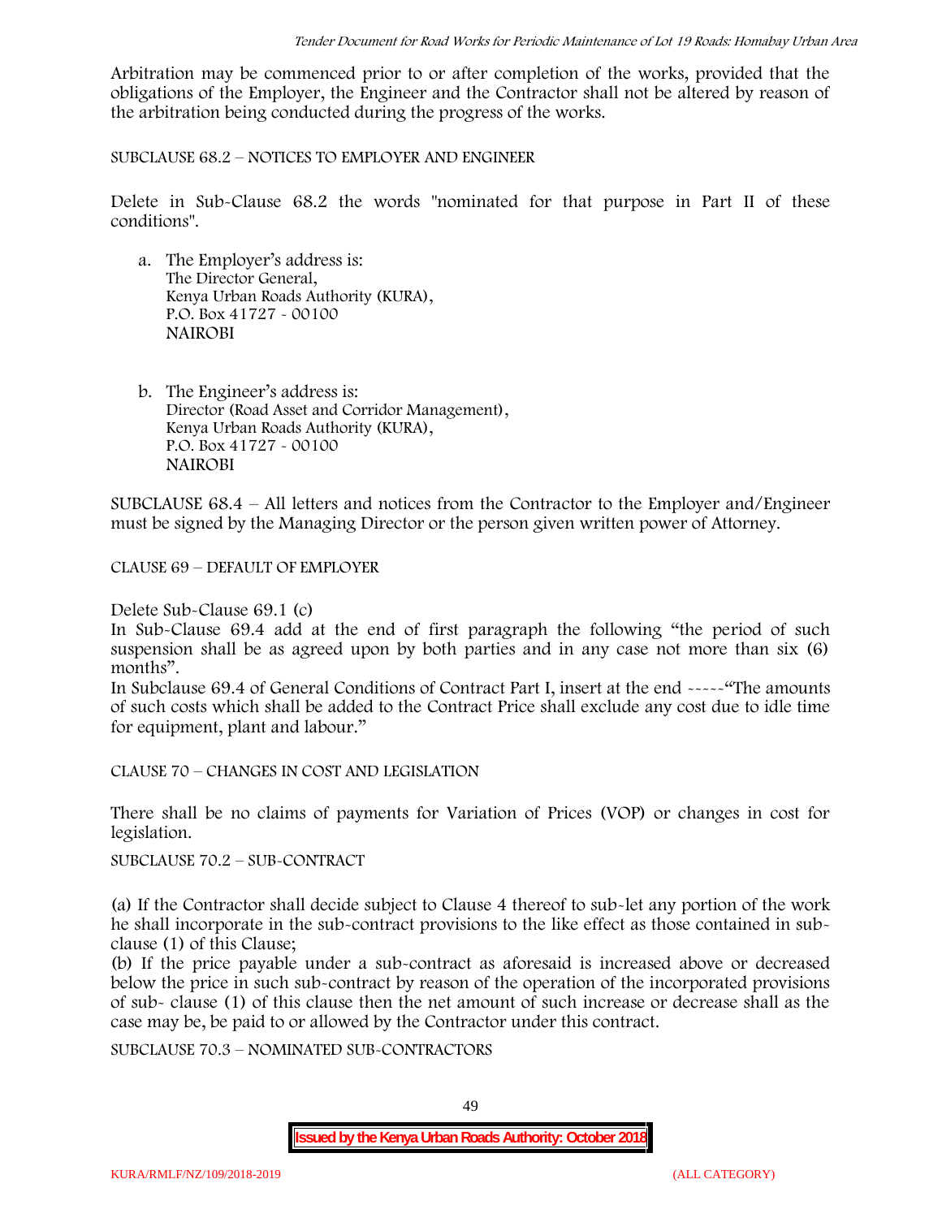Arbitration may be commenced prior to or after completion of the works, provided that the obligations of the Employer, the Engineer and the Contractor shall not be altered by reason of the arbitration being conducted during the progress of the works.

SUBCLAUSE 68.2 – NOTICES TO EMPLOYER AND ENGINEER

Delete in Sub-Clause 68.2 the words "nominated for that purpose in Part II of these conditions".

a. The Employer's address is:
   The Director General,
   Kenya Urban Roads Authority (KURA),
   P.O. Box 41727 - 00100
   NAIROBI

b. The Engineer's address is:
   Director (Road Asset and Corridor Management),
   Kenya Urban Roads Authority (KURA),
   P.O. Box 41727 - 00100
   NAIROBI

SUBCLAUSE 68.4 – All letters and notices from the Contractor to the Employer and/Engineer must be signed by the Managing Director or the person given written power of Attorney.

CLAUSE 69 – DEFAULT OF EMPLOYER

Delete Sub-Clause 69.1 (c)

In Sub-Clause 69.4 add at the end of first paragraph the following "the period of such suspension shall be as agreed upon by both parties and in any case not more than six (6) months".

In Subclause 69.4 of General Conditions of Contract Part I, insert at the end -----"The amounts of such costs which shall be added to the Contract Price shall exclude any cost due to idle time for equipment, plant and labour."

CLAUSE 70 – CHANGES IN COST AND LEGISLATION

There shall be no claims of payments for Variation of Prices (VOP) or changes in cost for legislation.

SUBCLAUSE 70.2 – SUB-CONTRACT

(a) If the Contractor shall decide subject to Clause 4 thereof to sub-let any portion of the work he shall incorporate in the sub-contract provisions to the like effect as those contained in sub-clause (1) of this Clause;

(b) If the price payable under a sub-contract as aforesaid is increased above or decreased below the price in such sub-contract by reason of the operation of the incorporated provisions of sub- clause (1) of this clause then the net amount of such increase or decrease shall as the case may be, be paid to or allowed by the Contractor under this contract.

SUBCLAUSE 70.3 – NOMINATED SUB-CONTRACTORS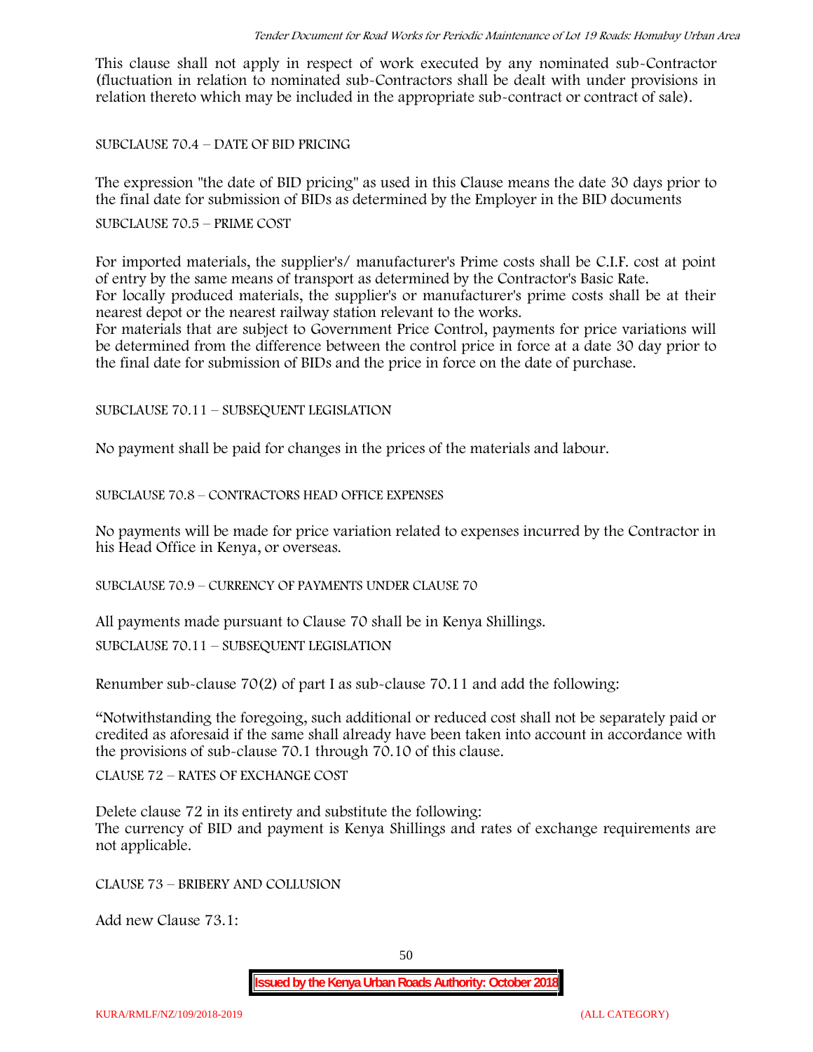This clause shall not apply in respect of work executed by any nominated sub-Contractor (fluctuation in relation to nominated sub-Contractors shall be dealt with under provisions in relation thereto which may be included in the appropriate sub-contract or contract of sale).

SUBCLAUSE 70.4 – DATE OF BID PRICING

The expression "the date of BID pricing" as used in this Clause means the date 30 days prior to the final date for submission of BIDs as determined by the Employer in the BID documents

SUBCLAUSE 70.5 – PRIME COST

For imported materials, the supplier's/ manufacturer's Prime costs shall be C.I.F. cost at point of entry by the same means of transport as determined by the Contractor's Basic Rate.
For locally produced materials, the supplier's or manufacturer's prime costs shall be at their nearest depot or the nearest railway station relevant to the works.
For materials that are subject to Government Price Control, payments for price variations will be determined from the difference between the control price in force at a date 30 day prior to the final date for submission of BIDs and the price in force on the date of purchase.

SUBCLAUSE 70.11 – SUBSEQUENT LEGISLATION

No payment shall be paid for changes in the prices of the materials and labour.

SUBCLAUSE 70.8 – CONTRACTORS HEAD OFFICE EXPENSES

No payments will be made for price variation related to expenses incurred by the Contractor in his Head Office in Kenya, or overseas.

SUBCLAUSE 70.9 – CURRENCY OF PAYMENTS UNDER CLAUSE 70

All payments made pursuant to Clause 70 shall be in Kenya Shillings.

SUBCLAUSE 70.11 – SUBSEQUENT LEGISLATION

Renumber sub-clause 70(2) of part I as sub-clause 70.11 and add the following:

"Notwithstanding the foregoing, such additional or reduced cost shall not be separately paid or credited as aforesaid if the same shall already have been taken into account in accordance with the provisions of sub-clause 70.1 through 70.10 of this clause.

CLAUSE 72 – RATES OF EXCHANGE COST

Delete clause 72 in its entirety and substitute the following:
The currency of BID and payment is Kenya Shillings and rates of exchange requirements are not applicable.

CLAUSE 73 – BRIBERY AND COLLUSION

Add new Clause 73.1: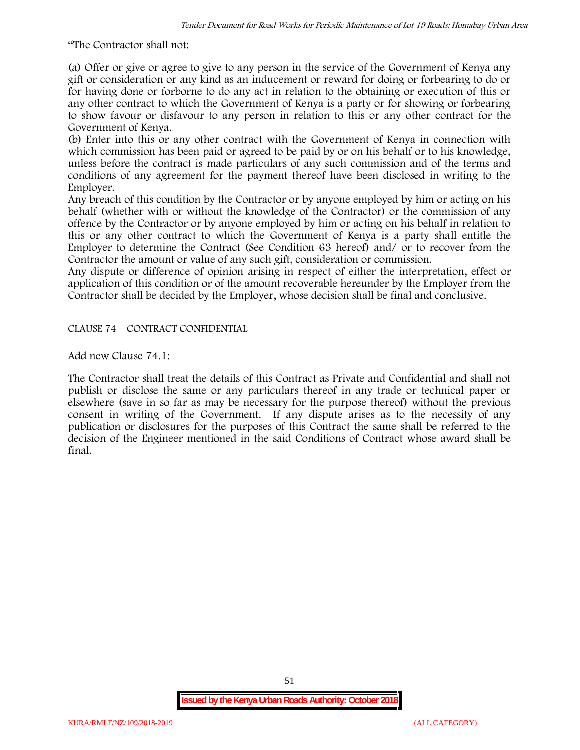"The Contractor shall not:

(a) Offer or give or agree to give to any person in the service of the Government of Kenya any gift or consideration or any kind as an inducement or reward for doing or forbearing to do or for having done or forborne to do any act in relation to the obtaining or execution of this or any other contract to which the Government of Kenya is a party or for showing or forbearing to show favour or disfavour to any person in relation to this or any other contract for the Government of Kenya.

(b) Enter into this or any other contract with the Government of Kenya in connection with which commission has been paid or agreed to be paid by or on his behalf or to his knowledge, unless before the contract is made particulars of any such commission and of the terms and conditions of any agreement for the payment thereof have been disclosed in writing to the Employer.

Any breach of this condition by the Contractor or by anyone employed by him or acting on his behalf (whether with or without the knowledge of the Contractor) or the commission of any offence by the Contractor or by anyone employed by him or acting on his behalf in relation to this or any other contract to which the Government of Kenya is a party shall entitle the Employer to determine the Contract (See Condition 63 hereof) and/ or to recover from the Contractor the amount or value of any such gift, consideration or commission.

Any dispute or difference of opinion arising in respect of either the interpretation, effect or application of this condition or of the amount recoverable hereunder by the Employer from the Contractor shall be decided by the Employer, whose decision shall be final and conclusive.

CLAUSE 74 – CONTRACT CONFIDENTIAL

Add new Clause 74.1:

The Contractor shall treat the details of this Contract as Private and Confidential and shall not publish or disclose the same or any particulars thereof in any trade or technical paper or elsewhere (save in so far as may be necessary for the purpose thereof) without the previous consent in writing of the Government. If any dispute arises as to the necessity of any publication or disclosures for the purposes of this Contract the same shall be referred to the decision of the Engineer mentioned in the said Conditions of Contract whose award shall be final.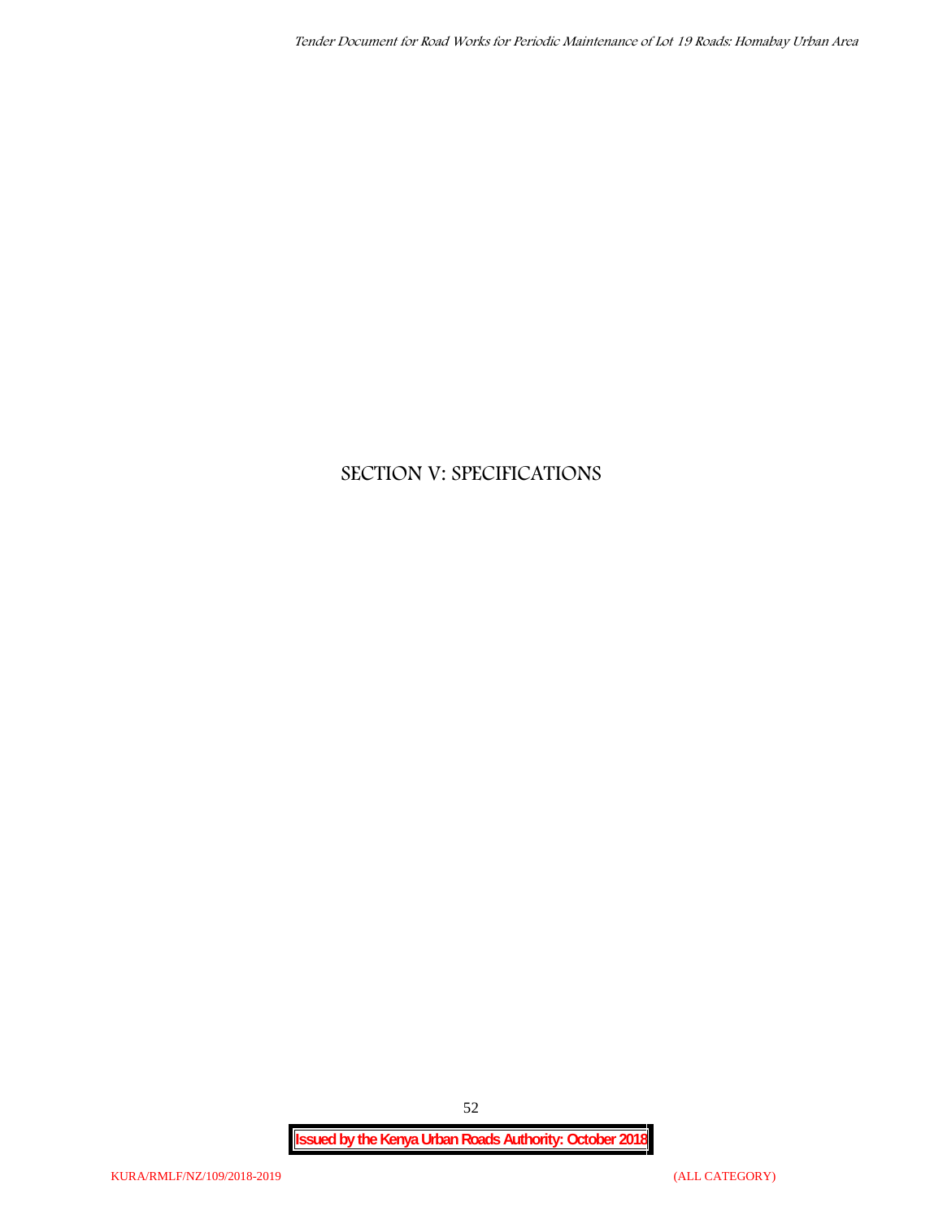# SECTION V: SPECIFICATIONS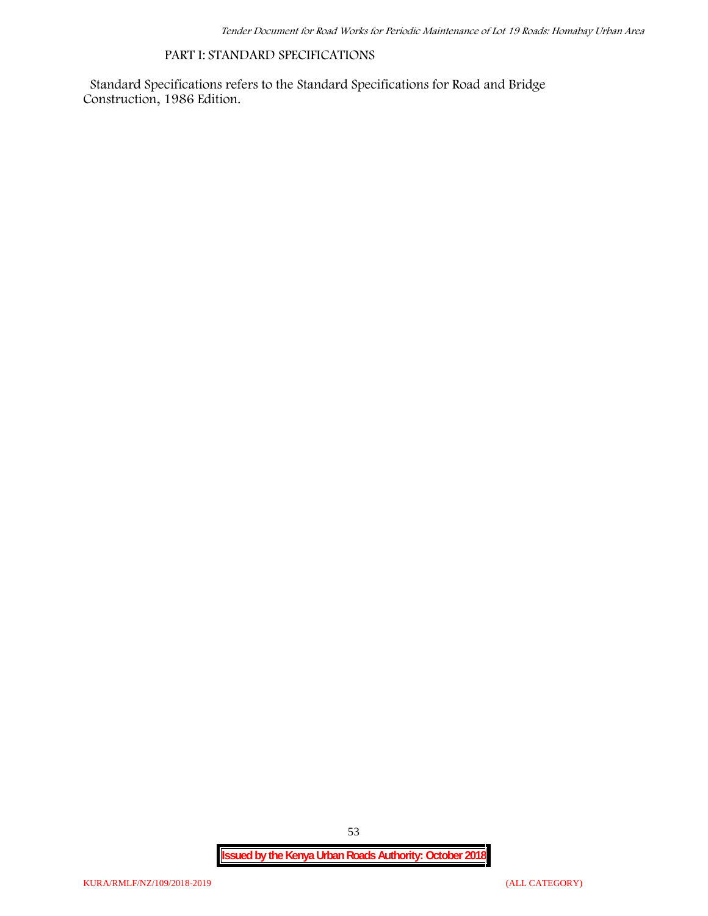## PART I: STANDARD SPECIFICATIONS

Standard Specifications refers to the Standard Specifications for Road and Bridge Construction, 1986 Edition.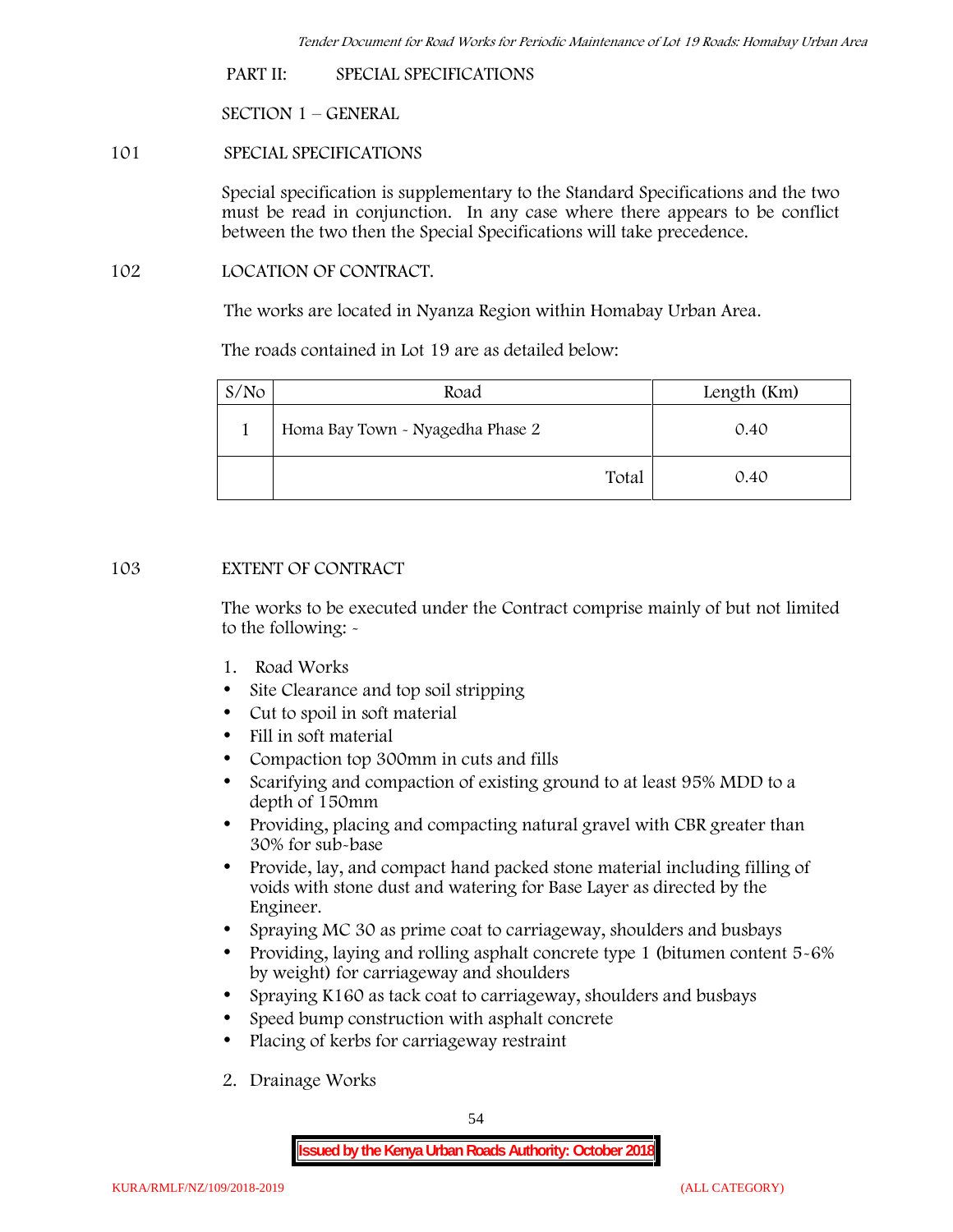PART II: SPECIAL SPECIFICATIONS

SECTION 1 – GENERAL

101 SPECIAL SPECIFICATIONS

Special specification is supplementary to the Standard Specifications and the two must be read in conjunction. In any case where there appears to be conflict between the two then the Special Specifications will take precedence.

102 LOCATION OF CONTRACT.

The works are located in Nyanza Region within Homabay Urban Area.

The roads contained in Lot 19 are as detailed below:

| S/No | Road | Length (Km) |
|---|---|---|
| 1 | Homa Bay Town - Nyagedha Phase 2 | 0.40 |
| | Total | 0.40 |

103 EXTENT OF CONTRACT

The works to be executed under the Contract comprise mainly of but not limited to the following: -

1. Road Works
- Site Clearance and top soil stripping
- Cut to spoil in soft material
- Fill in soft material
- Compaction top 300mm in cuts and fills
- Scarifying and compaction of existing ground to at least 95% MDD to a depth of 150mm
- Providing, placing and compacting natural gravel with CBR greater than 30% for sub-base
- Provide, lay, and compact hand packed stone material including filling of voids with stone dust and watering for Base Layer as directed by the Engineer.
- Spraying MC 30 as prime coat to carriageway, shoulders and busbays
- Providing, laying and rolling asphalt concrete type 1 (bitumen content 5-6% by weight) for carriageway and shoulders
- Spraying K160 as tack coat to carriageway, shoulders and busbays
- Speed bump construction with asphalt concrete
- Placing of kerbs for carriageway restraint

2. Drainage Works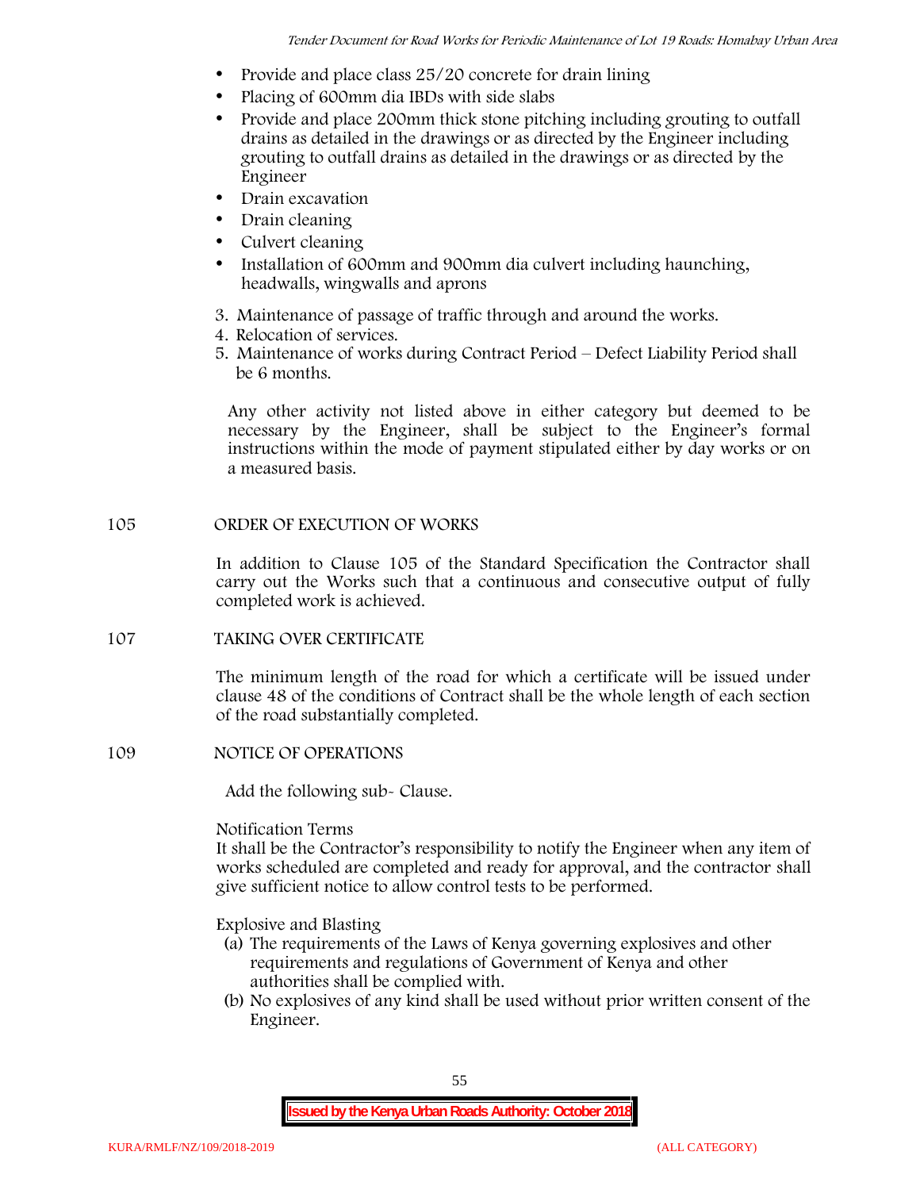- Provide and place class 25/20 concrete for drain lining
- Placing of 600mm dia IBDs with side slabs
- Provide and place 200mm thick stone pitching including grouting to outfall drains as detailed in the drawings or as directed by the Engineer including grouting to outfall drains as detailed in the drawings or as directed by the Engineer
- Drain excavation
- Drain cleaning
- Culvert cleaning
- Installation of 600mm and 900mm dia culvert including haunching, headwalls, wingwalls and aprons

3. Maintenance of passage of traffic through and around the works.
4. Relocation of services.
5. Maintenance of works during Contract Period – Defect Liability Period shall be 6 months.

Any other activity not listed above in either category but deemed to be necessary by the Engineer, shall be subject to the Engineer's formal instructions within the mode of payment stipulated either by day works or on a measured basis.

## 105 ORDER OF EXECUTION OF WORKS

In addition to Clause 105 of the Standard Specification the Contractor shall carry out the Works such that a continuous and consecutive output of fully completed work is achieved.

## 107 TAKING OVER CERTIFICATE

The minimum length of the road for which a certificate will be issued under clause 48 of the conditions of Contract shall be the whole length of each section of the road substantially completed.

## 109 NOTICE OF OPERATIONS

Add the following sub- Clause.

Notification Terms
It shall be the Contractor's responsibility to notify the Engineer when any item of works scheduled are completed and ready for approval, and the contractor shall give sufficient notice to allow control tests to be performed.

Explosive and Blasting

(a) The requirements of the Laws of Kenya governing explosives and other requirements and regulations of Government of Kenya and other authorities shall be complied with.
(b) No explosives of any kind shall be used without prior written consent of the Engineer.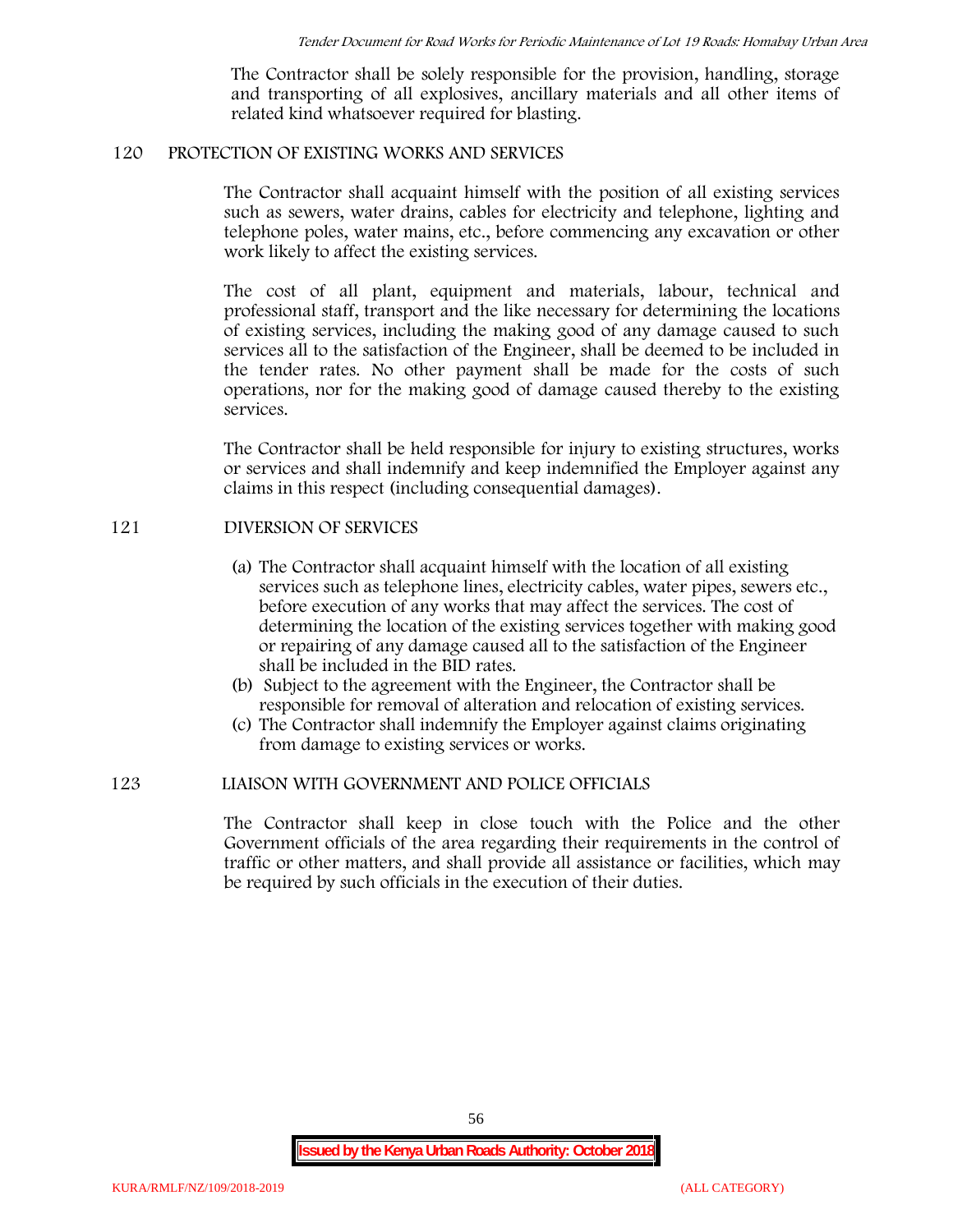The Contractor shall be solely responsible for the provision, handling, storage and transporting of all explosives, ancillary materials and all other items of related kind whatsoever required for blasting.

## 120 PROTECTION OF EXISTING WORKS AND SERVICES

The Contractor shall acquaint himself with the position of all existing services such as sewers, water drains, cables for electricity and telephone, lighting and telephone poles, water mains, etc., before commencing any excavation or other work likely to affect the existing services.

The cost of all plant, equipment and materials, labour, technical and professional staff, transport and the like necessary for determining the locations of existing services, including the making good of any damage caused to such services all to the satisfaction of the Engineer, shall be deemed to be included in the tender rates. No other payment shall be made for the costs of such operations, nor for the making good of damage caused thereby to the existing services.

The Contractor shall be held responsible for injury to existing structures, works or services and shall indemnify and keep indemnified the Employer against any claims in this respect (including consequential damages).

## 121 DIVERSION OF SERVICES

(a) The Contractor shall acquaint himself with the location of all existing services such as telephone lines, electricity cables, water pipes, sewers etc., before execution of any works that may affect the services. The cost of determining the location of the existing services together with making good or repairing of any damage caused all to the satisfaction of the Engineer shall be included in the BID rates.

(b) Subject to the agreement with the Engineer, the Contractor shall be responsible for removal of alteration and relocation of existing services.

(c) The Contractor shall indemnify the Employer against claims originating from damage to existing services or works.

## 123 LIAISON WITH GOVERNMENT AND POLICE OFFICIALS

The Contractor shall keep in close touch with the Police and the other Government officials of the area regarding their requirements in the control of traffic or other matters, and shall provide all assistance or facilities, which may be required by such officials in the execution of their duties.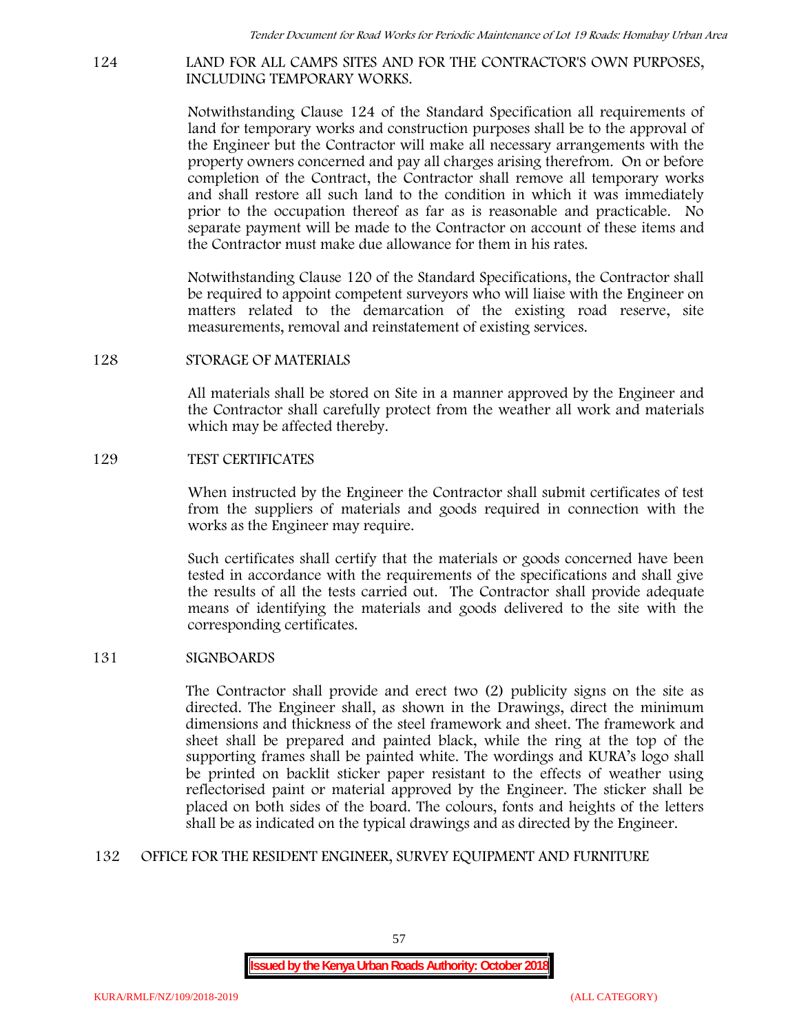## 124 LAND FOR ALL CAMPS SITES AND FOR THE CONTRACTOR'S OWN PURPOSES, INCLUDING TEMPORARY WORKS.

Notwithstanding Clause 124 of the Standard Specification all requirements of land for temporary works and construction purposes shall be to the approval of the Engineer but the Contractor will make all necessary arrangements with the property owners concerned and pay all charges arising therefrom. On or before completion of the Contract, the Contractor shall remove all temporary works and shall restore all such land to the condition in which it was immediately prior to the occupation thereof as far as is reasonable and practicable. No separate payment will be made to the Contractor on account of these items and the Contractor must make due allowance for them in his rates.

Notwithstanding Clause 120 of the Standard Specifications, the Contractor shall be required to appoint competent surveyors who will liaise with the Engineer on matters related to the demarcation of the existing road reserve, site measurements, removal and reinstatement of existing services.

## 128 STORAGE OF MATERIALS

All materials shall be stored on Site in a manner approved by the Engineer and the Contractor shall carefully protect from the weather all work and materials which may be affected thereby.

## 129 TEST CERTIFICATES

When instructed by the Engineer the Contractor shall submit certificates of test from the suppliers of materials and goods required in connection with the works as the Engineer may require.

Such certificates shall certify that the materials or goods concerned have been tested in accordance with the requirements of the specifications and shall give the results of all the tests carried out. The Contractor shall provide adequate means of identifying the materials and goods delivered to the site with the corresponding certificates.

## 131 SIGNBOARDS

The Contractor shall provide and erect two (2) publicity signs on the site as directed. The Engineer shall, as shown in the Drawings, direct the minimum dimensions and thickness of the steel framework and sheet. The framework and sheet shall be prepared and painted black, while the ring at the top of the supporting frames shall be painted white. The wordings and KURA's logo shall be printed on backlit sticker paper resistant to the effects of weather using reflectorised paint or material approved by the Engineer. The sticker shall be placed on both sides of the board. The colours, fonts and heights of the letters shall be as indicated on the typical drawings and as directed by the Engineer.

## 132 OFFICE FOR THE RESIDENT ENGINEER, SURVEY EQUIPMENT AND FURNITURE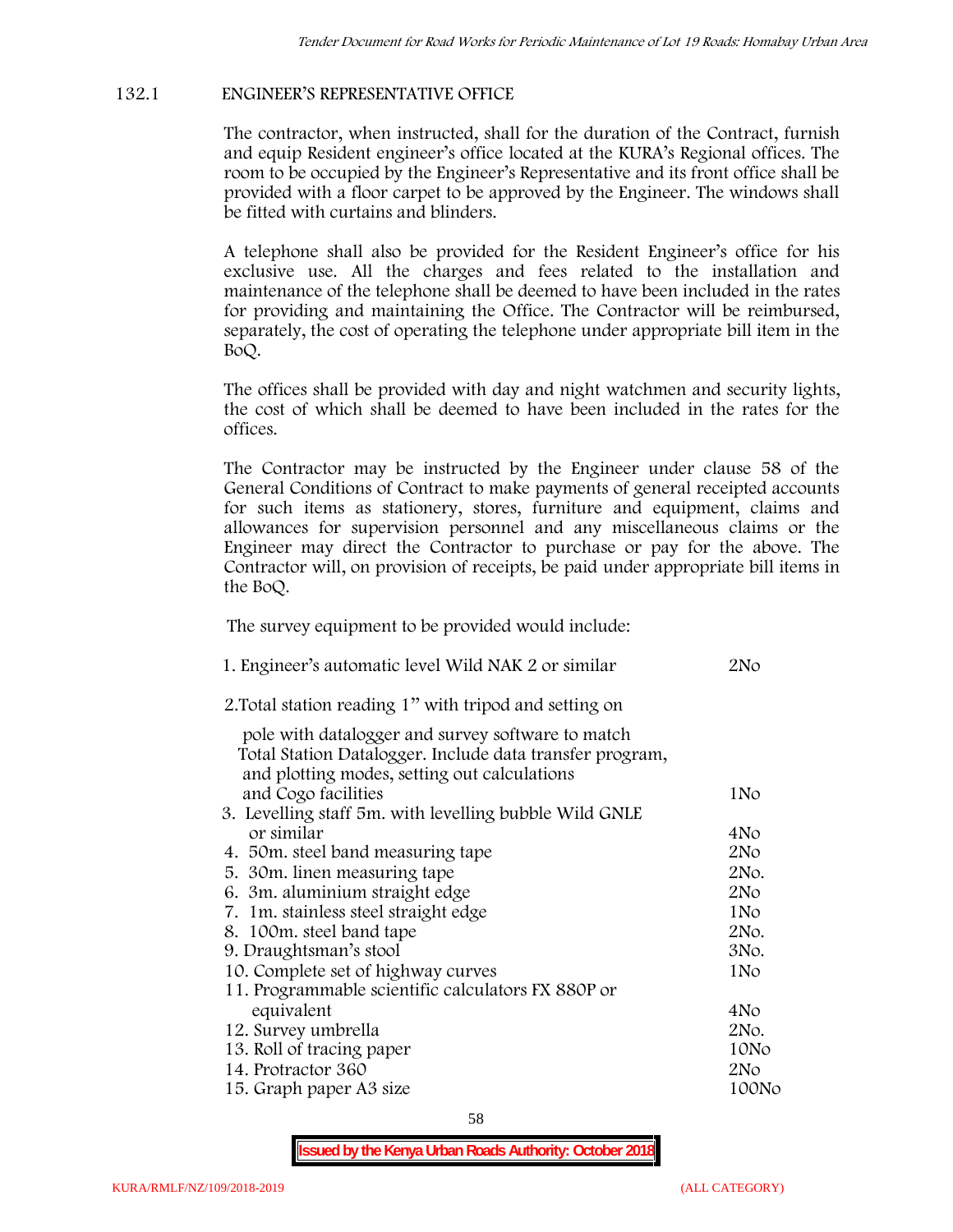### 132.1 ENGINEER'S REPRESENTATIVE OFFICE

The contractor, when instructed, shall for the duration of the Contract, furnish and equip Resident engineer's office located at the KURA's Regional offices. The room to be occupied by the Engineer's Representative and its front office shall be provided with a floor carpet to be approved by the Engineer. The windows shall be fitted with curtains and blinders.

A telephone shall also be provided for the Resident Engineer's office for his exclusive use. All the charges and fees related to the installation and maintenance of the telephone shall be deemed to have been included in the rates for providing and maintaining the Office. The Contractor will be reimbursed, separately, the cost of operating the telephone under appropriate bill item in the BoQ.

The offices shall be provided with day and night watchmen and security lights, the cost of which shall be deemed to have been included in the rates for the offices.

The Contractor may be instructed by the Engineer under clause 58 of the General Conditions of Contract to make payments of general receipted accounts for such items as stationery, stores, furniture and equipment, claims and allowances for supervision personnel and any miscellaneous claims or the Engineer may direct the Contractor to purchase or pay for the above. The Contractor will, on provision of receipts, be paid under appropriate bill items in the BoQ.

The survey equipment to be provided would include:

| Item | Quantity |
|---|---|
| 1. Engineer's automatic level Wild NAK 2 or similar | 2No |
| 2. Total station reading 1" with tripod and setting on pole with datalogger and survey software to match Total Station Datalogger. Include data transfer program, and plotting modes, setting out calculations and Cogo facilities | 1No |
| 3. Levelling staff 5m. with levelling bubble Wild GNLE or similar | 4No |
| 4. 50m. steel band measuring tape | 2No |
| 5. 30m. linen measuring tape | 2No. |
| 6. 3m. aluminium straight edge | 2No |
| 7. 1m. stainless steel straight edge | 1No |
| 8. 100m. steel band tape | 2No. |
| 9. Draughtsman's stool | 3No. |
| 10. Complete set of highway curves | 1No |
| 11. Programmable scientific calculators FX 880P or equivalent | 4No |
| 12. Survey umbrella | 2No. |
| 13. Roll of tracing paper | 10No |
| 14. Protractor 360 | 2No |
| 15. Graph paper A3 size | 100No |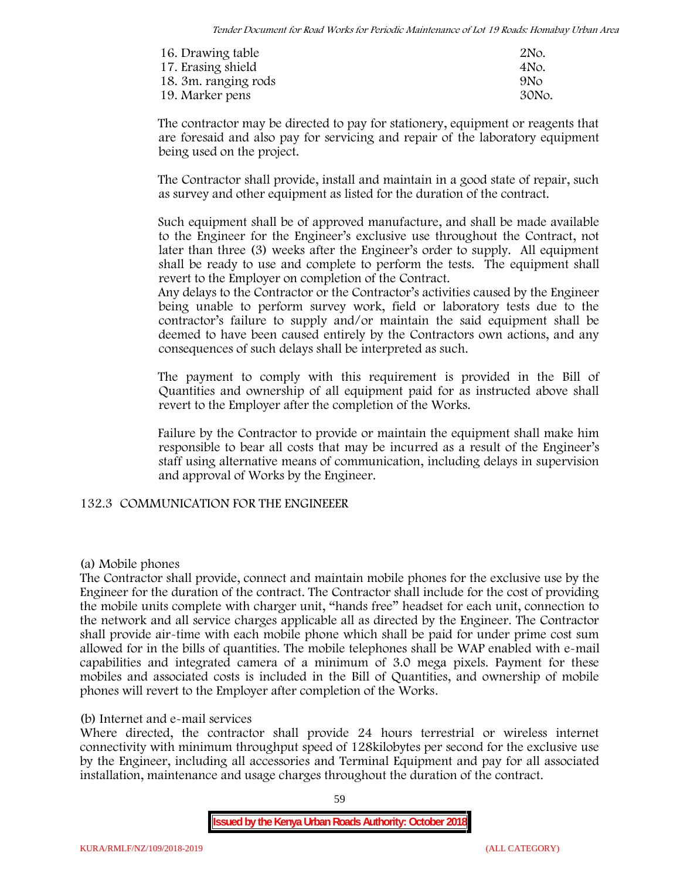| | |
|---|---|
| 16. Drawing table | 2No. |
| 17. Erasing shield | 4No. |
| 18. 3m. ranging rods | 9No |
| 19. Marker pens | 30No. |

The contractor may be directed to pay for stationery, equipment or reagents that are foresaid and also pay for servicing and repair of the laboratory equipment being used on the project.

The Contractor shall provide, install and maintain in a good state of repair, such as survey and other equipment as listed for the duration of the contract.

Such equipment shall be of approved manufacture, and shall be made available to the Engineer for the Engineer's exclusive use throughout the Contract, not later than three (3) weeks after the Engineer's order to supply. All equipment shall be ready to use and complete to perform the tests. The equipment shall revert to the Employer on completion of the Contract.
Any delays to the Contractor or the Contractor's activities caused by the Engineer being unable to perform survey work, field or laboratory tests due to the contractor's failure to supply and/or maintain the said equipment shall be deemed to have been caused entirely by the Contractors own actions, and any consequences of such delays shall be interpreted as such.

The payment to comply with this requirement is provided in the Bill of Quantities and ownership of all equipment paid for as instructed above shall revert to the Employer after the completion of the Works.

Failure by the Contractor to provide or maintain the equipment shall make him responsible to bear all costs that may be incurred as a result of the Engineer's staff using alternative means of communication, including delays in supervision and approval of Works by the Engineer.

### 132.3 COMMUNICATION FOR THE ENGINEEER

(a) Mobile phones
The Contractor shall provide, connect and maintain mobile phones for the exclusive use by the Engineer for the duration of the contract. The Contractor shall include for the cost of providing the mobile units complete with charger unit, "hands free" headset for each unit, connection to the network and all service charges applicable all as directed by the Engineer. The Contractor shall provide air-time with each mobile phone which shall be paid for under prime cost sum allowed for in the bills of quantities. The mobile telephones shall be WAP enabled with e-mail capabilities and integrated camera of a minimum of 3.0 mega pixels. Payment for these mobiles and associated costs is included in the Bill of Quantities, and ownership of mobile phones will revert to the Employer after completion of the Works.

(b) Internet and e-mail services
Where directed, the contractor shall provide 24 hours terrestrial or wireless internet connectivity with minimum throughput speed of 128kilobytes per second for the exclusive use by the Engineer, including all accessories and Terminal Equipment and pay for all associated installation, maintenance and usage charges throughout the duration of the contract.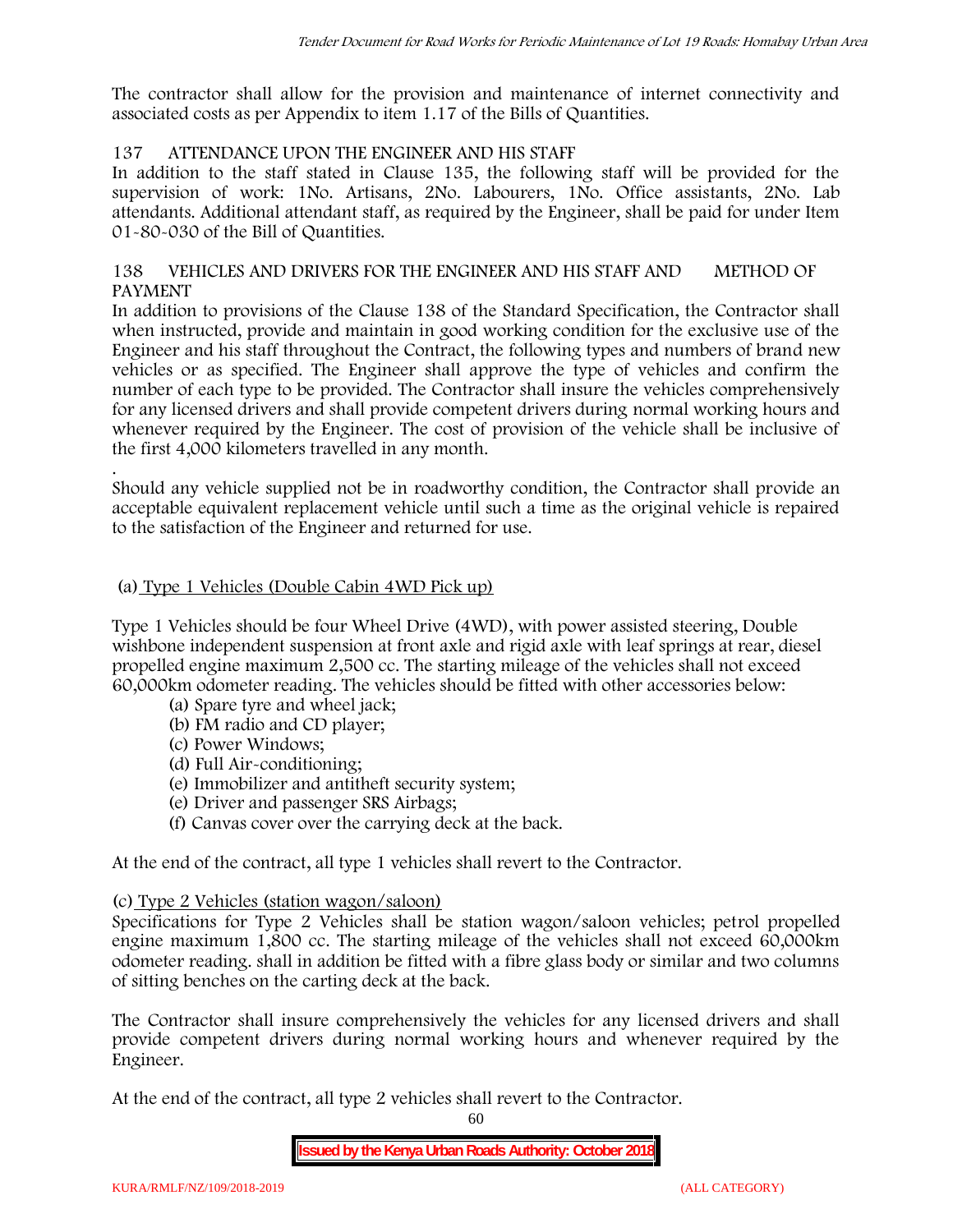The contractor shall allow for the provision and maintenance of internet connectivity and associated costs as per Appendix to item 1.17 of the Bills of Quantities.

## 137 ATTENDANCE UPON THE ENGINEER AND HIS STAFF

In addition to the staff stated in Clause 135, the following staff will be provided for the supervision of work: 1No. Artisans, 2No. Labourers, 1No. Office assistants, 2No. Lab attendants. Additional attendant staff, as required by the Engineer, shall be paid for under Item 01-80-030 of the Bill of Quantities.

## 138 VEHICLES AND DRIVERS FOR THE ENGINEER AND HIS STAFF AND METHOD OF PAYMENT

In addition to provisions of the Clause 138 of the Standard Specification, the Contractor shall when instructed, provide and maintain in good working condition for the exclusive use of the Engineer and his staff throughout the Contract, the following types and numbers of brand new vehicles or as specified. The Engineer shall approve the type of vehicles and confirm the number of each type to be provided. The Contractor shall insure the vehicles comprehensively for any licensed drivers and shall provide competent drivers during normal working hours and whenever required by the Engineer. The cost of provision of the vehicle shall be inclusive of the first 4,000 kilometers travelled in any month.

.

Should any vehicle supplied not be in roadworthy condition, the Contractor shall provide an acceptable equivalent replacement vehicle until such a time as the original vehicle is repaired to the satisfaction of the Engineer and returned for use.

(a) <u>Type 1 Vehicles (Double Cabin 4WD Pick up)</u>

Type 1 Vehicles should be four Wheel Drive (4WD), with power assisted steering, Double wishbone independent suspension at front axle and rigid axle with leaf springs at rear, diesel propelled engine maximum 2,500 cc. The starting mileage of the vehicles shall not exceed 60,000km odometer reading. The vehicles should be fitted with other accessories below:

- (a) Spare tyre and wheel jack;
- (b) FM radio and CD player;
- (c) Power Windows;
- (d) Full Air-conditioning;
- (e) Immobilizer and antitheft security system;
- (e) Driver and passenger SRS Airbags;
- (f) Canvas cover over the carrying deck at the back.

At the end of the contract, all type 1 vehicles shall revert to the Contractor.

(c) <u>Type 2 Vehicles (station wagon/saloon)</u>

Specifications for Type 2 Vehicles shall be station wagon/saloon vehicles; petrol propelled engine maximum 1,800 cc. The starting mileage of the vehicles shall not exceed 60,000km odometer reading. shall in addition be fitted with a fibre glass body or similar and two columns of sitting benches on the carting deck at the back.

The Contractor shall insure comprehensively the vehicles for any licensed drivers and shall provide competent drivers during normal working hours and whenever required by the Engineer.

At the end of the contract, all type 2 vehicles shall revert to the Contractor.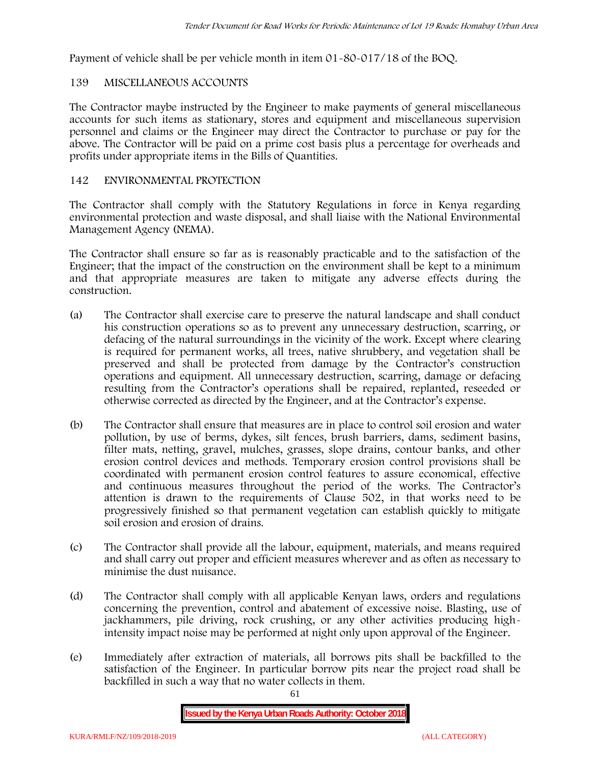Payment of vehicle shall be per vehicle month in item 01-80-017/18 of the BOQ.

## 139 MISCELLANEOUS ACCOUNTS

The Contractor maybe instructed by the Engineer to make payments of general miscellaneous accounts for such items as stationary, stores and equipment and miscellaneous supervision personnel and claims or the Engineer may direct the Contractor to purchase or pay for the above. The Contractor will be paid on a prime cost basis plus a percentage for overheads and profits under appropriate items in the Bills of Quantities.

## 142 ENVIRONMENTAL PROTECTION

The Contractor shall comply with the Statutory Regulations in force in Kenya regarding environmental protection and waste disposal, and shall liaise with the National Environmental Management Agency (NEMA).

The Contractor shall ensure so far as is reasonably practicable and to the satisfaction of the Engineer; that the impact of the construction on the environment shall be kept to a minimum and that appropriate measures are taken to mitigate any adverse effects during the construction.

(a) The Contractor shall exercise care to preserve the natural landscape and shall conduct his construction operations so as to prevent any unnecessary destruction, scarring, or defacing of the natural surroundings in the vicinity of the work. Except where clearing is required for permanent works, all trees, native shrubbery, and vegetation shall be preserved and shall be protected from damage by the Contractor's construction operations and equipment. All unnecessary destruction, scarring, damage or defacing resulting from the Contractor's operations shall be repaired, replanted, reseeded or otherwise corrected as directed by the Engineer, and at the Contractor's expense.

(b) The Contractor shall ensure that measures are in place to control soil erosion and water pollution, by use of berms, dykes, silt fences, brush barriers, dams, sediment basins, filter mats, netting, gravel, mulches, grasses, slope drains, contour banks, and other erosion control devices and methods. Temporary erosion control provisions shall be coordinated with permanent erosion control features to assure economical, effective and continuous measures throughout the period of the works. The Contractor's attention is drawn to the requirements of Clause 502, in that works need to be progressively finished so that permanent vegetation can establish quickly to mitigate soil erosion and erosion of drains.

(c) The Contractor shall provide all the labour, equipment, materials, and means required and shall carry out proper and efficient measures wherever and as often as necessary to minimise the dust nuisance.

(d) The Contractor shall comply with all applicable Kenyan laws, orders and regulations concerning the prevention, control and abatement of excessive noise. Blasting, use of jackhammers, pile driving, rock crushing, or any other activities producing high-intensity impact noise may be performed at night only upon approval of the Engineer.

(e) Immediately after extraction of materials, all borrows pits shall be backfilled to the satisfaction of the Engineer. In particular borrow pits near the project road shall be backfilled in such a way that no water collects in them.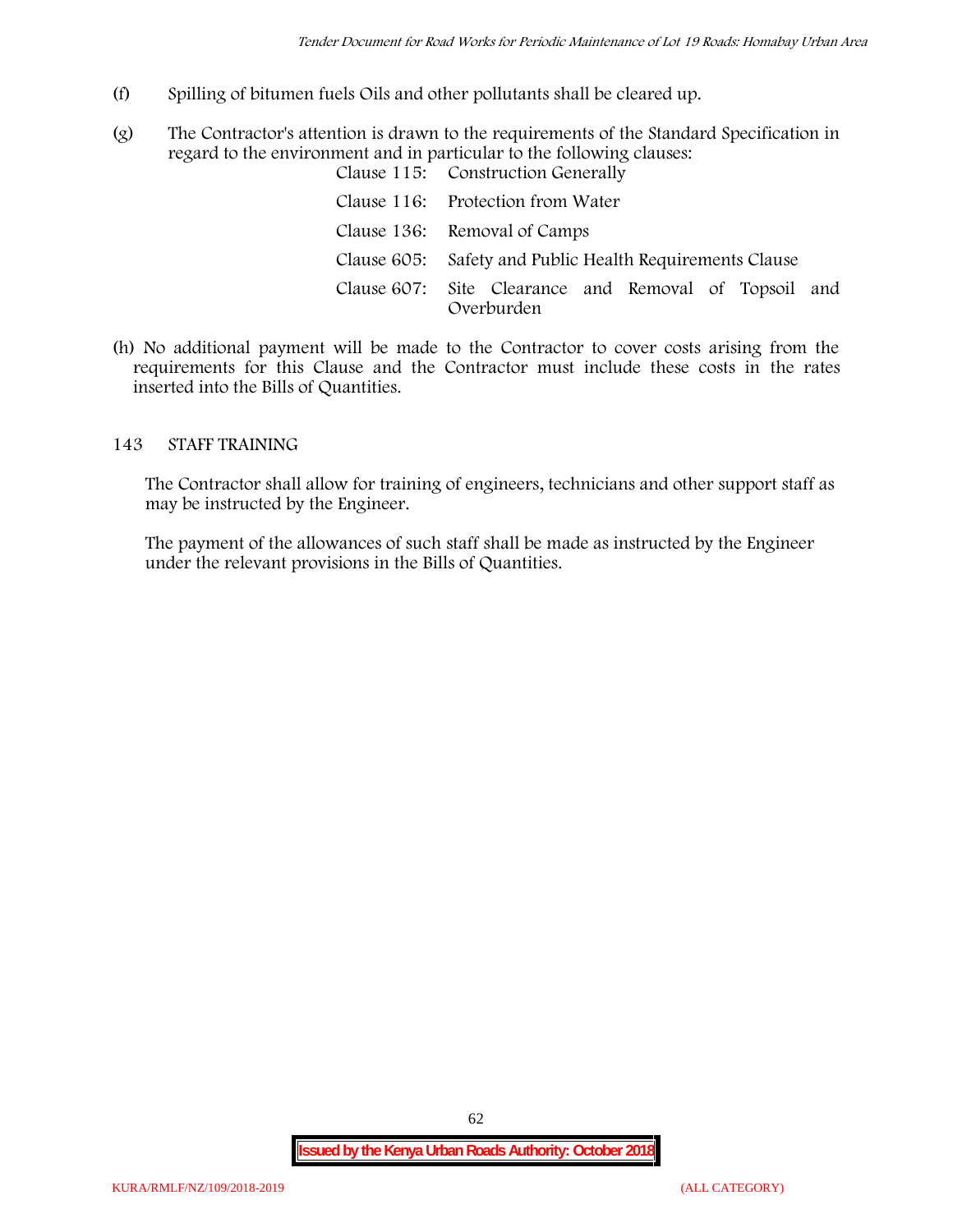(f) Spilling of bitumen fuels Oils and other pollutants shall be cleared up.

(g) The Contractor's attention is drawn to the requirements of the Standard Specification in regard to the environment and in particular to the following clauses:

| | |
|---|---|
| Clause 115: | Construction Generally |
| Clause 116: | Protection from Water |
| Clause 136: | Removal of Camps |
| Clause 605: | Safety and Public Health Requirements Clause |
| Clause 607: | Site Clearance and Removal of Topsoil and Overburden |

(h) No additional payment will be made to the Contractor to cover costs arising from the requirements for this Clause and the Contractor must include these costs in the rates inserted into the Bills of Quantities.

## 143 STAFF TRAINING

The Contractor shall allow for training of engineers, technicians and other support staff as may be instructed by the Engineer.

The payment of the allowances of such staff shall be made as instructed by the Engineer under the relevant provisions in the Bills of Quantities.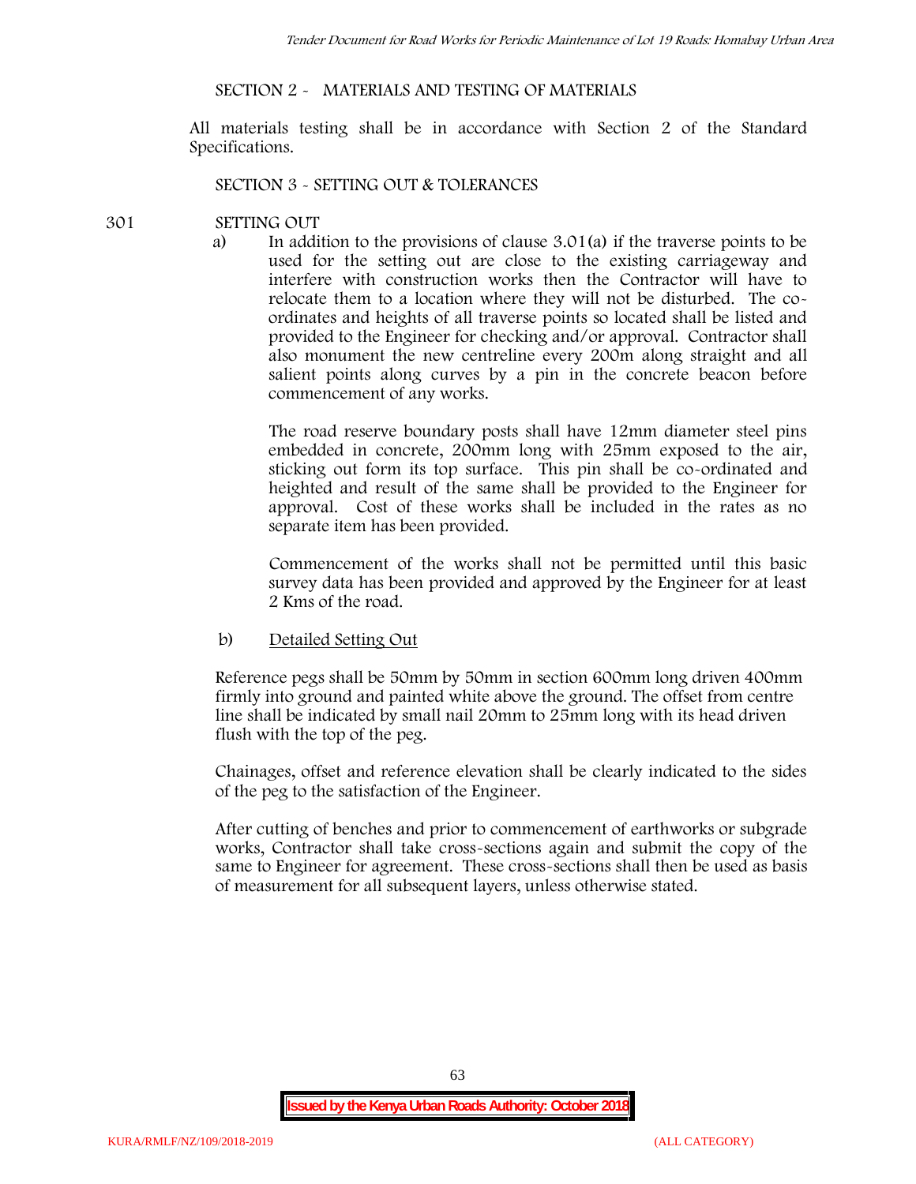SECTION 2 - MATERIALS AND TESTING OF MATERIALS

All materials testing shall be in accordance with Section 2 of the Standard Specifications.

SECTION 3 - SETTING OUT & TOLERANCES

301 SETTING OUT

a) In addition to the provisions of clause 3.01(a) if the traverse points to be used for the setting out are close to the existing carriageway and interfere with construction works then the Contractor will have to relocate them to a location where they will not be disturbed. The co-ordinates and heights of all traverse points so located shall be listed and provided to the Engineer for checking and/or approval. Contractor shall also monument the new centreline every 200m along straight and all salient points along curves by a pin in the concrete beacon before commencement of any works.

The road reserve boundary posts shall have 12mm diameter steel pins embedded in concrete, 200mm long with 25mm exposed to the air, sticking out form its top surface. This pin shall be co-ordinated and heighted and result of the same shall be provided to the Engineer for approval. Cost of these works shall be included in the rates as no separate item has been provided.

Commencement of the works shall not be permitted until this basic survey data has been provided and approved by the Engineer for at least 2 Kms of the road.

b) Detailed Setting Out

Reference pegs shall be 50mm by 50mm in section 600mm long driven 400mm firmly into ground and painted white above the ground. The offset from centre line shall be indicated by small nail 20mm to 25mm long with its head driven flush with the top of the peg.

Chainages, offset and reference elevation shall be clearly indicated to the sides of the peg to the satisfaction of the Engineer.

After cutting of benches and prior to commencement of earthworks or subgrade works, Contractor shall take cross-sections again and submit the copy of the same to Engineer for agreement. These cross-sections shall then be used as basis of measurement for all subsequent layers, unless otherwise stated.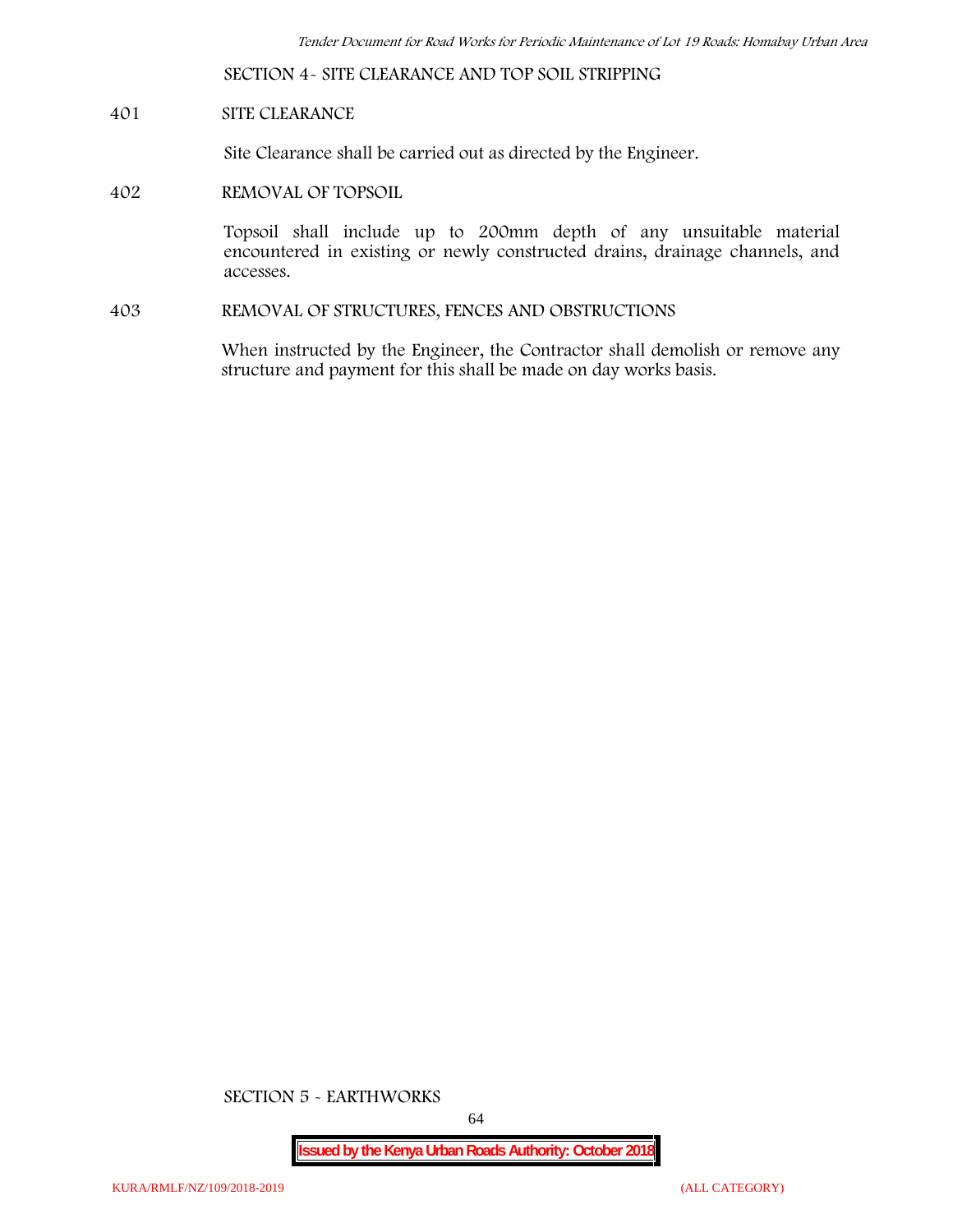## SECTION 4- SITE CLEARANCE AND TOP SOIL STRIPPING

### 401 SITE CLEARANCE

Site Clearance shall be carried out as directed by the Engineer.

### 402 REMOVAL OF TOPSOIL

Topsoil shall include up to 200mm depth of any unsuitable material encountered in existing or newly constructed drains, drainage channels, and accesses.

### 403 REMOVAL OF STRUCTURES, FENCES AND OBSTRUCTIONS

When instructed by the Engineer, the Contractor shall demolish or remove any structure and payment for this shall be made on day works basis.

## SECTION 5 - EARTHWORKS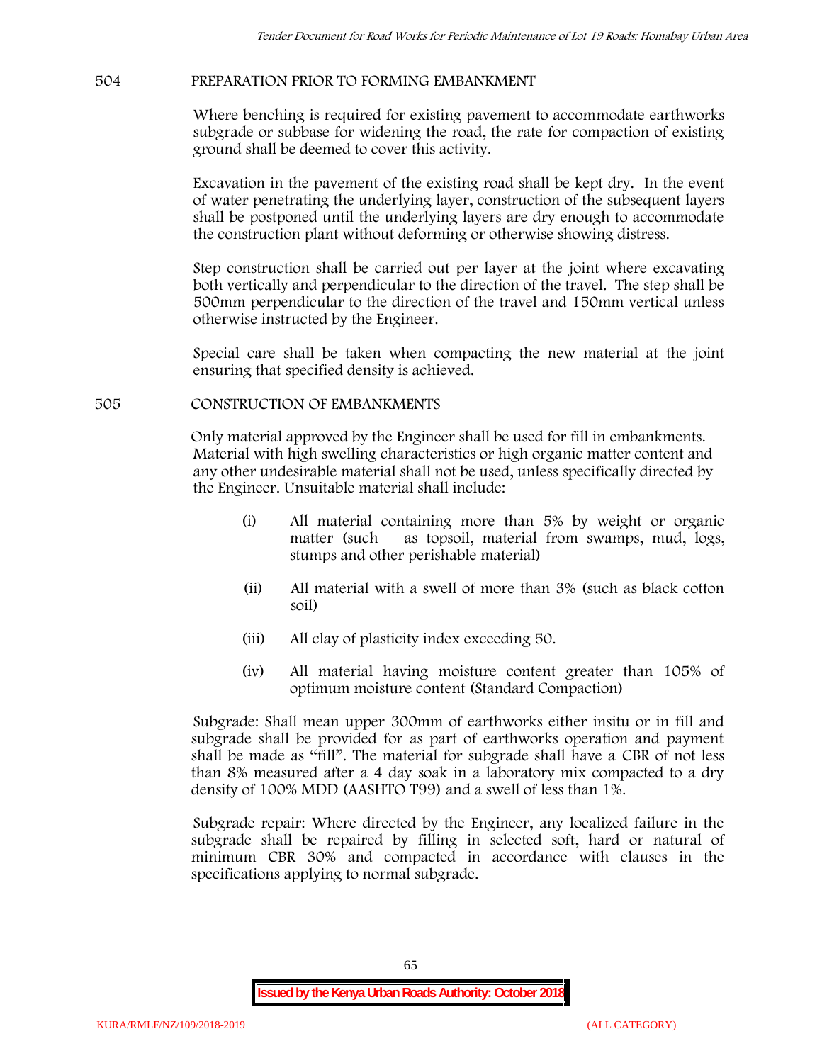## 504 PREPARATION PRIOR TO FORMING EMBANKMENT

Where benching is required for existing pavement to accommodate earthworks subgrade or subbase for widening the road, the rate for compaction of existing ground shall be deemed to cover this activity.

Excavation in the pavement of the existing road shall be kept dry. In the event of water penetrating the underlying layer, construction of the subsequent layers shall be postponed until the underlying layers are dry enough to accommodate the construction plant without deforming or otherwise showing distress.

Step construction shall be carried out per layer at the joint where excavating both vertically and perpendicular to the direction of the travel. The step shall be 500mm perpendicular to the direction of the travel and 150mm vertical unless otherwise instructed by the Engineer.

Special care shall be taken when compacting the new material at the joint ensuring that specified density is achieved.

## 505 CONSTRUCTION OF EMBANKMENTS

Only material approved by the Engineer shall be used for fill in embankments. Material with high swelling characteristics or high organic matter content and any other undesirable material shall not be used, unless specifically directed by the Engineer. Unsuitable material shall include:

(i) All material containing more than 5% by weight or organic matter (such as topsoil, material from swamps, mud, logs, stumps and other perishable material)

(ii) All material with a swell of more than 3% (such as black cotton soil)

(iii) All clay of plasticity index exceeding 50.

(iv) All material having moisture content greater than 105% of optimum moisture content (Standard Compaction)

Subgrade: Shall mean upper 300mm of earthworks either insitu or in fill and subgrade shall be provided for as part of earthworks operation and payment shall be made as "fill". The material for subgrade shall have a CBR of not less than 8% measured after a 4 day soak in a laboratory mix compacted to a dry density of 100% MDD (AASHTO T99) and a swell of less than 1%.

Subgrade repair: Where directed by the Engineer, any localized failure in the subgrade shall be repaired by filling in selected soft, hard or natural of minimum CBR 30% and compacted in accordance with clauses in the specifications applying to normal subgrade.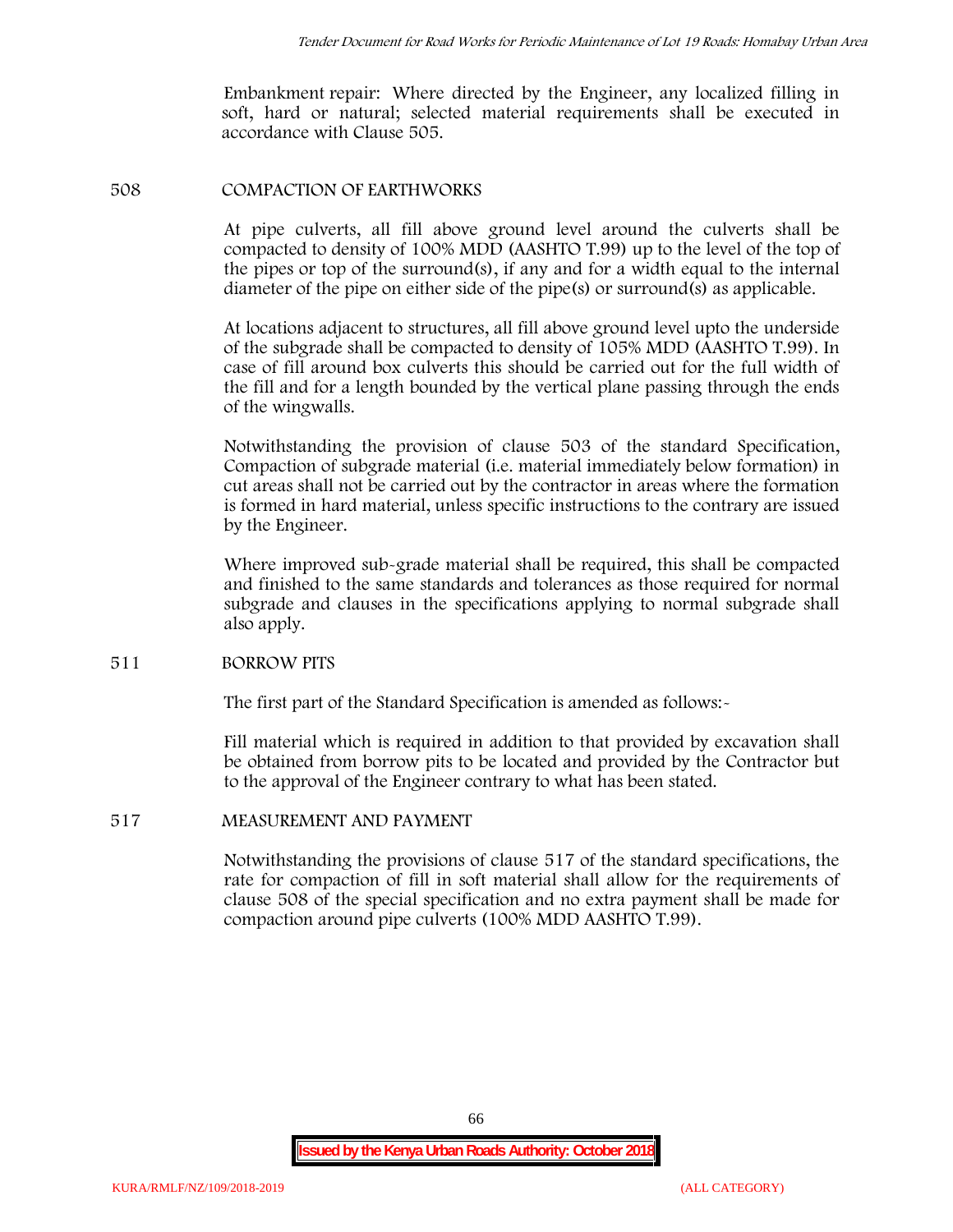Embankment repair: Where directed by the Engineer, any localized filling in soft, hard or natural; selected material requirements shall be executed in accordance with Clause 505.

## 508 COMPACTION OF EARTHWORKS

At pipe culverts, all fill above ground level around the culverts shall be compacted to density of 100% MDD (AASHTO T.99) up to the level of the top of the pipes or top of the surround(s), if any and for a width equal to the internal diameter of the pipe on either side of the pipe(s) or surround(s) as applicable.

At locations adjacent to structures, all fill above ground level upto the underside of the subgrade shall be compacted to density of 105% MDD (AASHTO T.99). In case of fill around box culverts this should be carried out for the full width of the fill and for a length bounded by the vertical plane passing through the ends of the wingwalls.

Notwithstanding the provision of clause 503 of the standard Specification, Compaction of subgrade material (i.e. material immediately below formation) in cut areas shall not be carried out by the contractor in areas where the formation is formed in hard material, unless specific instructions to the contrary are issued by the Engineer.

Where improved sub-grade material shall be required, this shall be compacted and finished to the same standards and tolerances as those required for normal subgrade and clauses in the specifications applying to normal subgrade shall also apply.

## 511 BORROW PITS

The first part of the Standard Specification is amended as follows:-

Fill material which is required in addition to that provided by excavation shall be obtained from borrow pits to be located and provided by the Contractor but to the approval of the Engineer contrary to what has been stated.

## 517 MEASUREMENT AND PAYMENT

Notwithstanding the provisions of clause 517 of the standard specifications, the rate for compaction of fill in soft material shall allow for the requirements of clause 508 of the special specification and no extra payment shall be made for compaction around pipe culverts (100% MDD AASHTO T.99).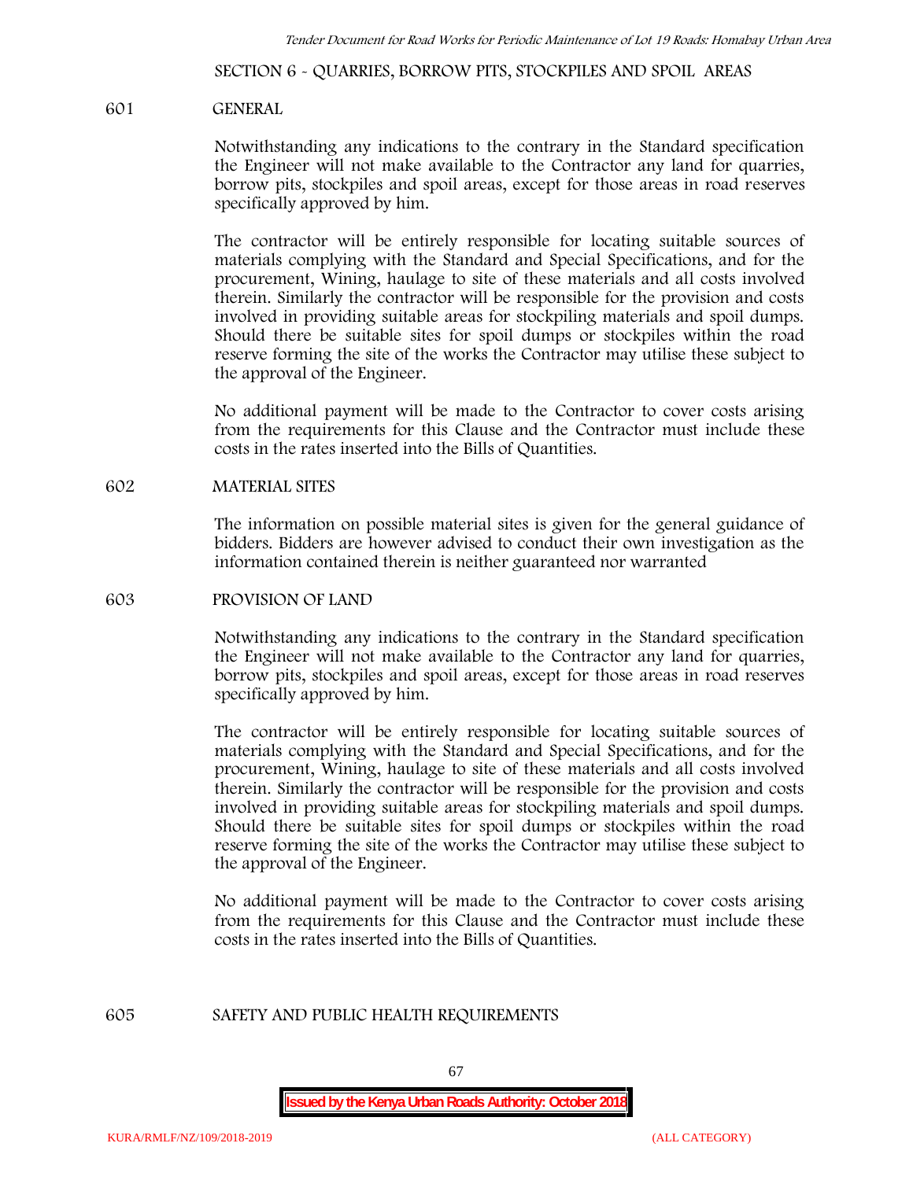## SECTION 6 - QUARRIES, BORROW PITS, STOCKPILES AND SPOIL AREAS

### 601 GENERAL

Notwithstanding any indications to the contrary in the Standard specification the Engineer will not make available to the Contractor any land for quarries, borrow pits, stockpiles and spoil areas, except for those areas in road reserves specifically approved by him.

The contractor will be entirely responsible for locating suitable sources of materials complying with the Standard and Special Specifications, and for the procurement, Wining, haulage to site of these materials and all costs involved therein. Similarly the contractor will be responsible for the provision and costs involved in providing suitable areas for stockpiling materials and spoil dumps. Should there be suitable sites for spoil dumps or stockpiles within the road reserve forming the site of the works the Contractor may utilise these subject to the approval of the Engineer.

No additional payment will be made to the Contractor to cover costs arising from the requirements for this Clause and the Contractor must include these costs in the rates inserted into the Bills of Quantities.

### 602 MATERIAL SITES

The information on possible material sites is given for the general guidance of bidders. Bidders are however advised to conduct their own investigation as the information contained therein is neither guaranteed nor warranted

### 603 PROVISION OF LAND

Notwithstanding any indications to the contrary in the Standard specification the Engineer will not make available to the Contractor any land for quarries, borrow pits, stockpiles and spoil areas, except for those areas in road reserves specifically approved by him.

The contractor will be entirely responsible for locating suitable sources of materials complying with the Standard and Special Specifications, and for the procurement, Wining, haulage to site of these materials and all costs involved therein. Similarly the contractor will be responsible for the provision and costs involved in providing suitable areas for stockpiling materials and spoil dumps. Should there be suitable sites for spoil dumps or stockpiles within the road reserve forming the site of the works the Contractor may utilise these subject to the approval of the Engineer.

No additional payment will be made to the Contractor to cover costs arising from the requirements for this Clause and the Contractor must include these costs in the rates inserted into the Bills of Quantities.

### 605 SAFETY AND PUBLIC HEALTH REQUIREMENTS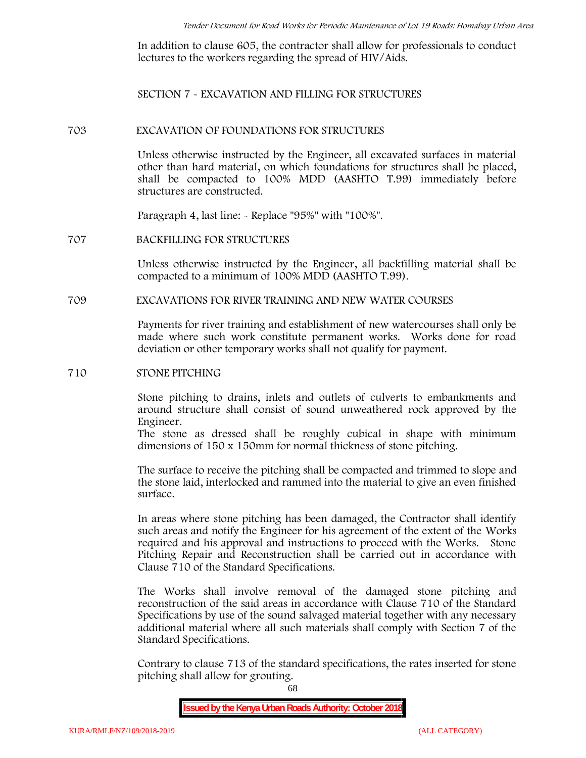In addition to clause 605, the contractor shall allow for professionals to conduct lectures to the workers regarding the spread of HIV/Aids.

## SECTION 7 - EXCAVATION AND FILLING FOR STRUCTURES

### 703 EXCAVATION OF FOUNDATIONS FOR STRUCTURES

Unless otherwise instructed by the Engineer, all excavated surfaces in material other than hard material, on which foundations for structures shall be placed, shall be compacted to 100% MDD (AASHTO T.99) immediately before structures are constructed.

Paragraph 4, last line: - Replace "95%" with "100%".

### 707 BACKFILLING FOR STRUCTURES

Unless otherwise instructed by the Engineer, all backfilling material shall be compacted to a minimum of 100% MDD (AASHTO T.99).

### 709 EXCAVATIONS FOR RIVER TRAINING AND NEW WATER COURSES

Payments for river training and establishment of new watercourses shall only be made where such work constitute permanent works. Works done for road deviation or other temporary works shall not qualify for payment.

### 710 STONE PITCHING

Stone pitching to drains, inlets and outlets of culverts to embankments and around structure shall consist of sound unweathered rock approved by the Engineer.

The stone as dressed shall be roughly cubical in shape with minimum dimensions of 150 x 150mm for normal thickness of stone pitching.

The surface to receive the pitching shall be compacted and trimmed to slope and the stone laid, interlocked and rammed into the material to give an even finished surface.

In areas where stone pitching has been damaged, the Contractor shall identify such areas and notify the Engineer for his agreement of the extent of the Works required and his approval and instructions to proceed with the Works. Stone Pitching Repair and Reconstruction shall be carried out in accordance with Clause 710 of the Standard Specifications.

The Works shall involve removal of the damaged stone pitching and reconstruction of the said areas in accordance with Clause 710 of the Standard Specifications by use of the sound salvaged material together with any necessary additional material where all such materials shall comply with Section 7 of the Standard Specifications.

Contrary to clause 713 of the standard specifications, the rates inserted for stone pitching shall allow for grouting.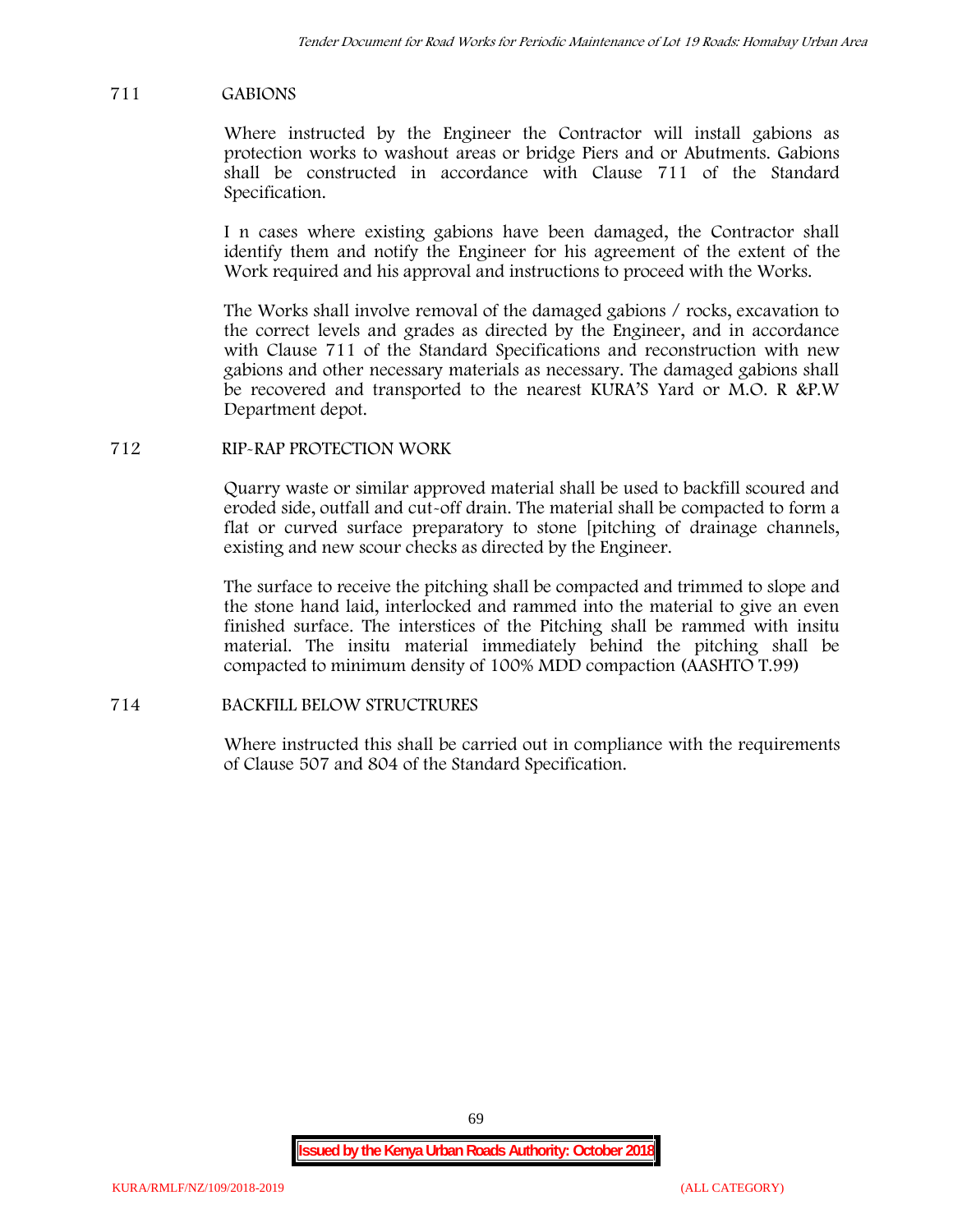## 711 GABIONS

Where instructed by the Engineer the Contractor will install gabions as protection works to washout areas or bridge Piers and or Abutments. Gabions shall be constructed in accordance with Clause 711 of the Standard Specification.

I n cases where existing gabions have been damaged, the Contractor shall identify them and notify the Engineer for his agreement of the extent of the Work required and his approval and instructions to proceed with the Works.

The Works shall involve removal of the damaged gabions / rocks, excavation to the correct levels and grades as directed by the Engineer, and in accordance with Clause 711 of the Standard Specifications and reconstruction with new gabions and other necessary materials as necessary. The damaged gabions shall be recovered and transported to the nearest KURA'S Yard or M.O. R &P.W Department depot.

## 712 RIP-RAP PROTECTION WORK

Quarry waste or similar approved material shall be used to backfill scoured and eroded side, outfall and cut-off drain. The material shall be compacted to form a flat or curved surface preparatory to stone [pitching of drainage channels, existing and new scour checks as directed by the Engineer.

The surface to receive the pitching shall be compacted and trimmed to slope and the stone hand laid, interlocked and rammed into the material to give an even finished surface. The interstices of the Pitching shall be rammed with insitu material. The insitu material immediately behind the pitching shall be compacted to minimum density of 100% MDD compaction (AASHTO T.99)

## 714 BACKFILL BELOW STRUCTRURES

Where instructed this shall be carried out in compliance with the requirements of Clause 507 and 804 of the Standard Specification.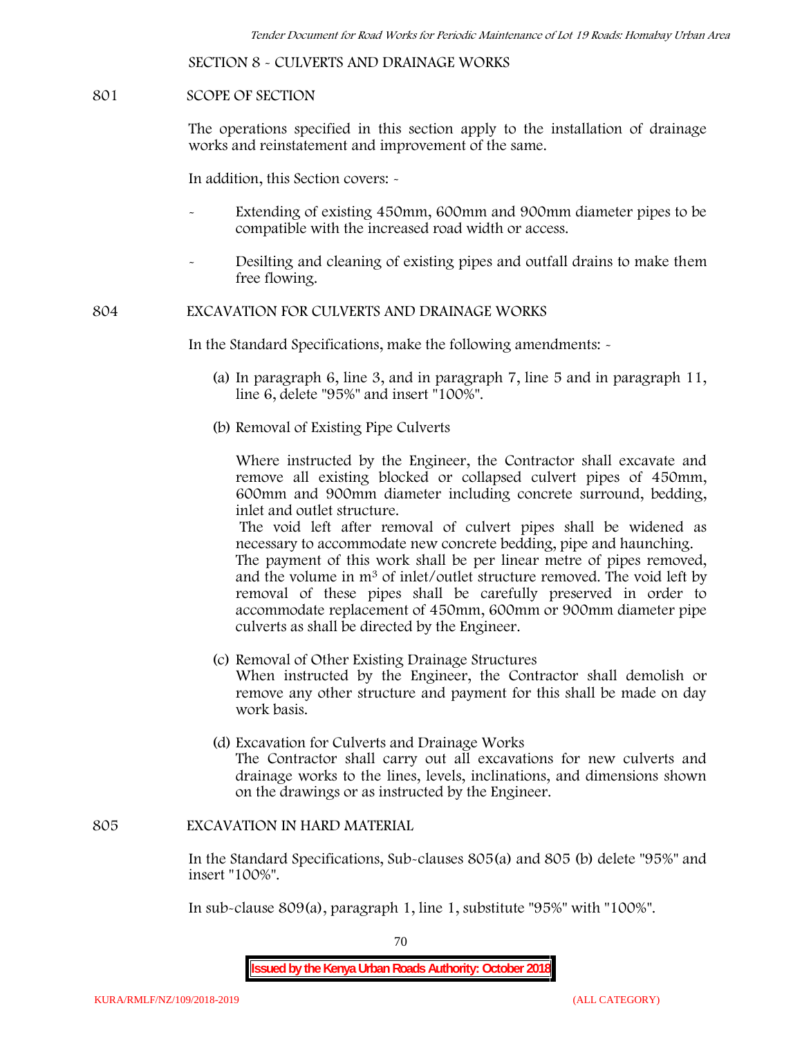## SECTION 8 - CULVERTS AND DRAINAGE WORKS

### 801 SCOPE OF SECTION

The operations specified in this section apply to the installation of drainage works and reinstatement and improvement of the same.

In addition, this Section covers: -

- Extending of existing 450mm, 600mm and 900mm diameter pipes to be compatible with the increased road width or access.
- Desilting and cleaning of existing pipes and outfall drains to make them free flowing.

### 804 EXCAVATION FOR CULVERTS AND DRAINAGE WORKS

In the Standard Specifications, make the following amendments: -

(a) In paragraph 6, line 3, and in paragraph 7, line 5 and in paragraph 11, line 6, delete "95%" and insert "100%".

(b) Removal of Existing Pipe Culverts

Where instructed by the Engineer, the Contractor shall excavate and remove all existing blocked or collapsed culvert pipes of 450mm, 600mm and 900mm diameter including concrete surround, bedding, inlet and outlet structure.
The void left after removal of culvert pipes shall be widened as necessary to accommodate new concrete bedding, pipe and haunching.
The payment of this work shall be per linear metre of pipes removed, and the volume in $m^3$ of inlet/outlet structure removed. The void left by removal of these pipes shall be carefully preserved in order to accommodate replacement of 450mm, 600mm or 900mm diameter pipe culverts as shall be directed by the Engineer.

(c) Removal of Other Existing Drainage Structures
When instructed by the Engineer, the Contractor shall demolish or remove any other structure and payment for this shall be made on day work basis.

(d) Excavation for Culverts and Drainage Works
The Contractor shall carry out all excavations for new culverts and drainage works to the lines, levels, inclinations, and dimensions shown on the drawings or as instructed by the Engineer.

### 805 EXCAVATION IN HARD MATERIAL

In the Standard Specifications, Sub-clauses 805(a) and 805 (b) delete "95%" and insert "100%".

In sub-clause 809(a), paragraph 1, line 1, substitute "95%" with "100%".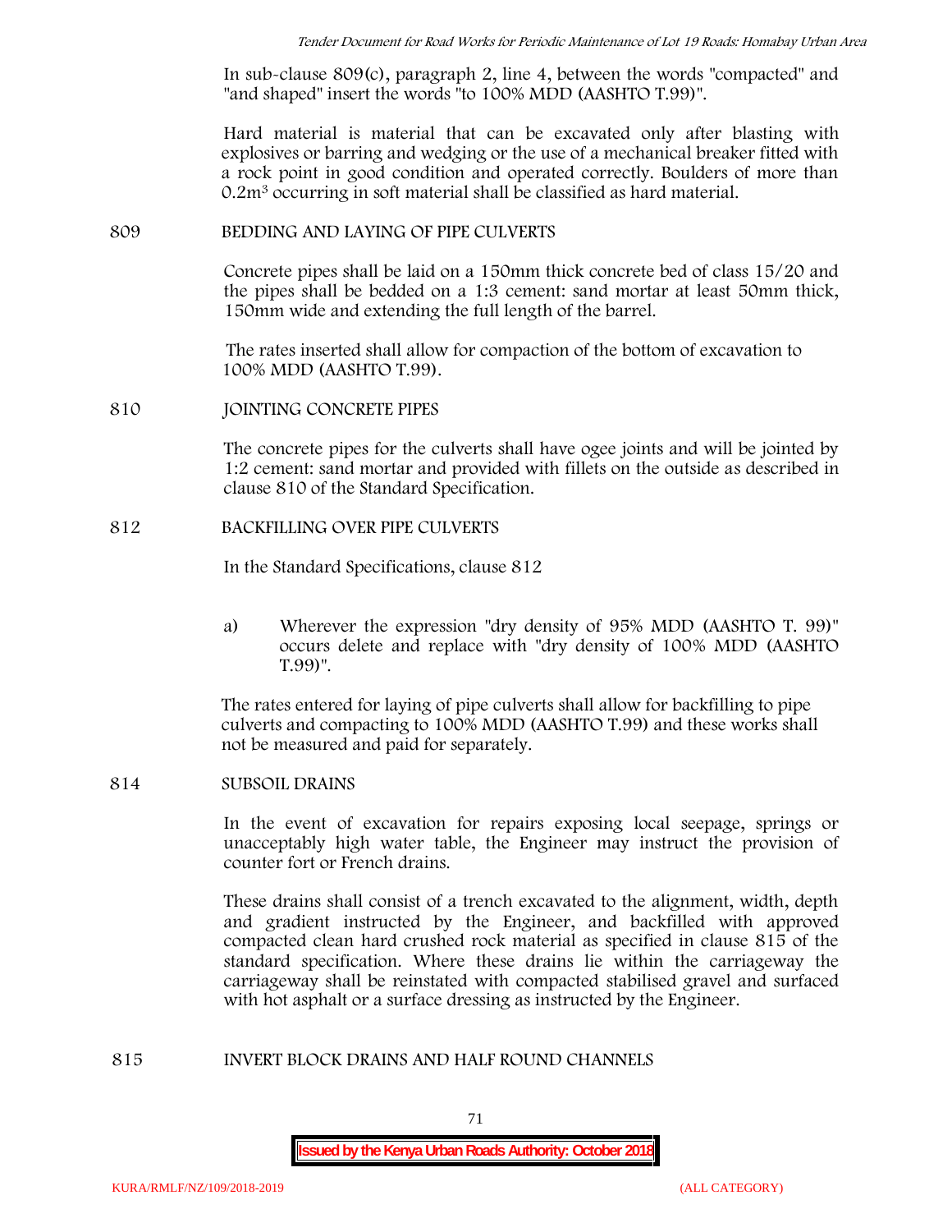In sub-clause 809(c), paragraph 2, line 4, between the words "compacted" and "and shaped" insert the words "to 100% MDD (AASHTO T.99)".

Hard material is material that can be excavated only after blasting with explosives or barring and wedging or the use of a mechanical breaker fitted with a rock point in good condition and operated correctly. Boulders of more than $0.2m^3$ occurring in soft material shall be classified as hard material.

## 809 BEDDING AND LAYING OF PIPE CULVERTS

Concrete pipes shall be laid on a 150mm thick concrete bed of class 15/20 and the pipes shall be bedded on a 1:3 cement: sand mortar at least 50mm thick, 150mm wide and extending the full length of the barrel.

The rates inserted shall allow for compaction of the bottom of excavation to 100% MDD (AASHTO T.99).

## 810 JOINTING CONCRETE PIPES

The concrete pipes for the culverts shall have ogee joints and will be jointed by 1:2 cement: sand mortar and provided with fillets on the outside as described in clause 810 of the Standard Specification.

## 812 BACKFILLING OVER PIPE CULVERTS

In the Standard Specifications, clause 812

a) Wherever the expression "dry density of 95% MDD (AASHTO T. 99)" occurs delete and replace with "dry density of 100% MDD (AASHTO T.99)".

The rates entered for laying of pipe culverts shall allow for backfilling to pipe culverts and compacting to 100% MDD (AASHTO T.99) and these works shall not be measured and paid for separately.

## 814 SUBSOIL DRAINS

In the event of excavation for repairs exposing local seepage, springs or unacceptably high water table, the Engineer may instruct the provision of counter fort or French drains.

These drains shall consist of a trench excavated to the alignment, width, depth and gradient instructed by the Engineer, and backfilled with approved compacted clean hard crushed rock material as specified in clause 815 of the standard specification. Where these drains lie within the carriageway the carriageway shall be reinstated with compacted stabilised gravel and surfaced with hot asphalt or a surface dressing as instructed by the Engineer.

## 815 INVERT BLOCK DRAINS AND HALF ROUND CHANNELS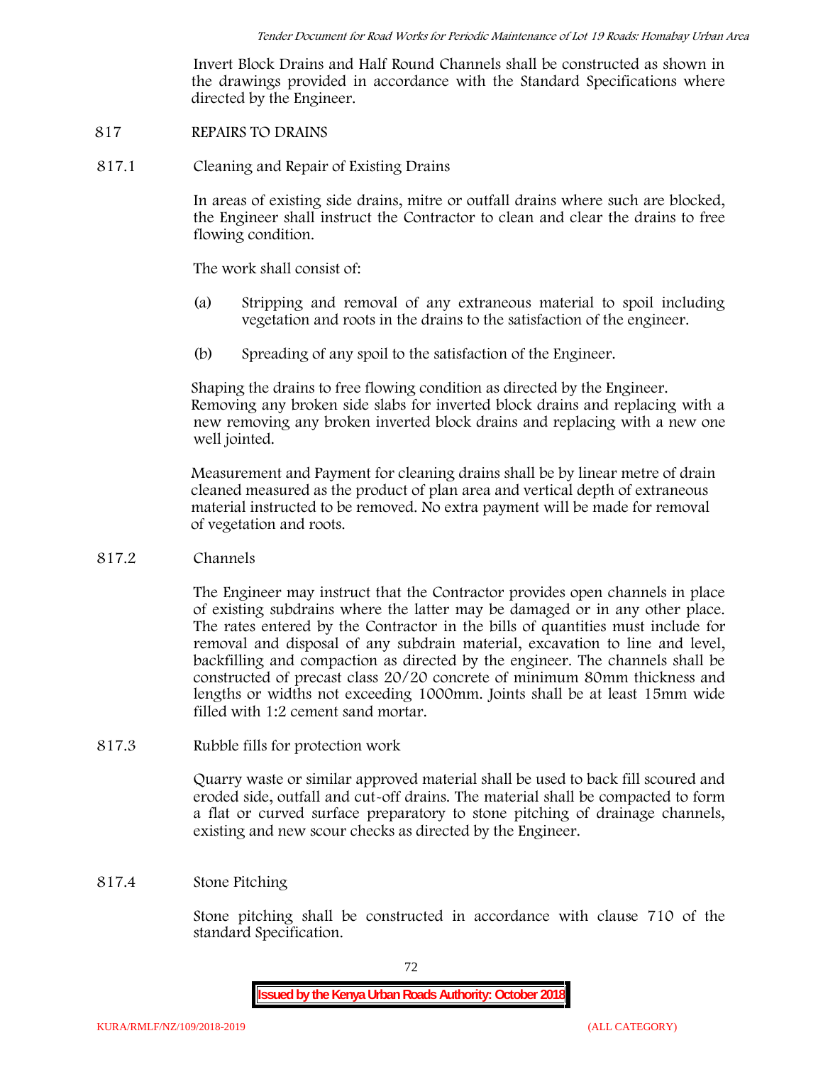Invert Block Drains and Half Round Channels shall be constructed as shown in the drawings provided in accordance with the Standard Specifications where directed by the Engineer.

## 817 REPAIRS TO DRAINS

### 817.1 Cleaning and Repair of Existing Drains

In areas of existing side drains, mitre or outfall drains where such are blocked, the Engineer shall instruct the Contractor to clean and clear the drains to free flowing condition.

The work shall consist of:

(a) Stripping and removal of any extraneous material to spoil including vegetation and roots in the drains to the satisfaction of the engineer.

(b) Spreading of any spoil to the satisfaction of the Engineer.

Shaping the drains to free flowing condition as directed by the Engineer. Removing any broken side slabs for inverted block drains and replacing with a new removing any broken inverted block drains and replacing with a new one well jointed.

Measurement and Payment for cleaning drains shall be by linear metre of drain cleaned measured as the product of plan area and vertical depth of extraneous material instructed to be removed. No extra payment will be made for removal of vegetation and roots.

### 817.2 Channels

The Engineer may instruct that the Contractor provides open channels in place of existing subdrains where the latter may be damaged or in any other place. The rates entered by the Contractor in the bills of quantities must include for removal and disposal of any subdrain material, excavation to line and level, backfilling and compaction as directed by the engineer. The channels shall be constructed of precast class 20/20 concrete of minimum 80mm thickness and lengths or widths not exceeding 1000mm. Joints shall be at least 15mm wide filled with 1:2 cement sand mortar.

### 817.3 Rubble fills for protection work

Quarry waste or similar approved material shall be used to back fill scoured and eroded side, outfall and cut-off drains. The material shall be compacted to form a flat or curved surface preparatory to stone pitching of drainage channels, existing and new scour checks as directed by the Engineer.

### 817.4 Stone Pitching

Stone pitching shall be constructed in accordance with clause 710 of the standard Specification.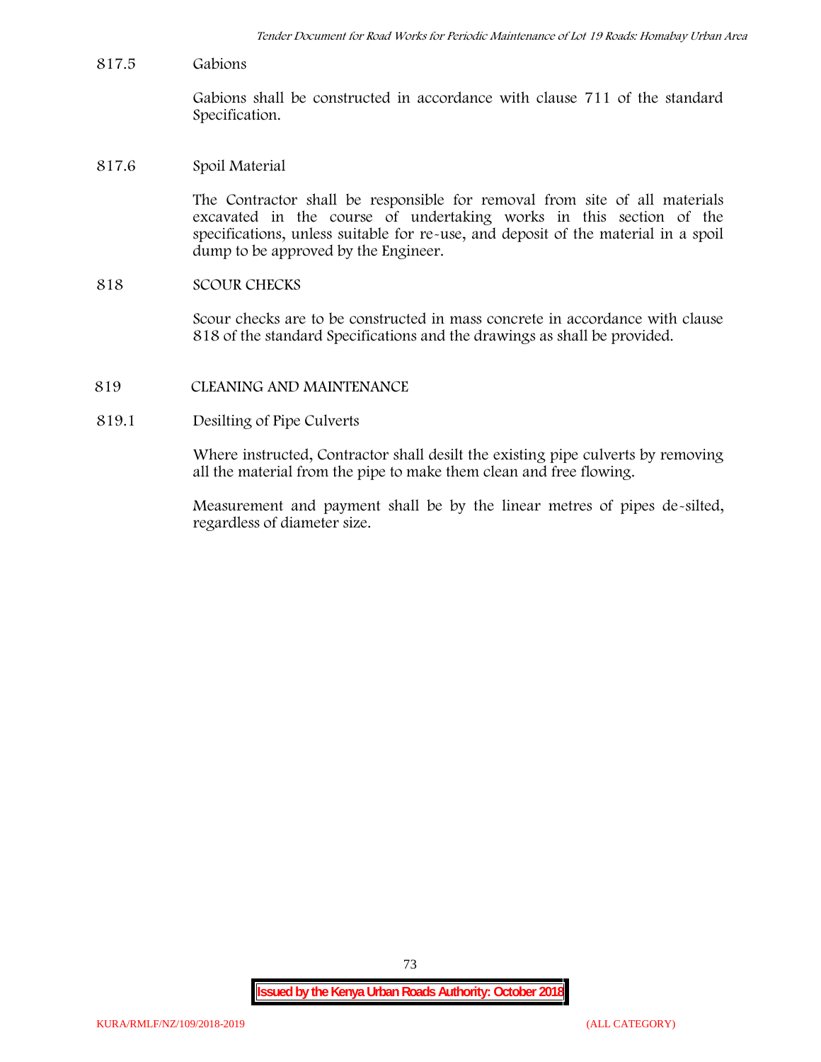817.5 Gabions

Gabions shall be constructed in accordance with clause 711 of the standard Specification.

817.6 Spoil Material

The Contractor shall be responsible for removal from site of all materials excavated in the course of undertaking works in this section of the specifications, unless suitable for re-use, and deposit of the material in a spoil dump to be approved by the Engineer.

## 818 SCOUR CHECKS

Scour checks are to be constructed in mass concrete in accordance with clause 818 of the standard Specifications and the drawings as shall be provided.

## 819 CLEANING AND MAINTENANCE

819.1 Desilting of Pipe Culverts

Where instructed, Contractor shall desilt the existing pipe culverts by removing all the material from the pipe to make them clean and free flowing.

Measurement and payment shall be by the linear metres of pipes de-silted, regardless of diameter size.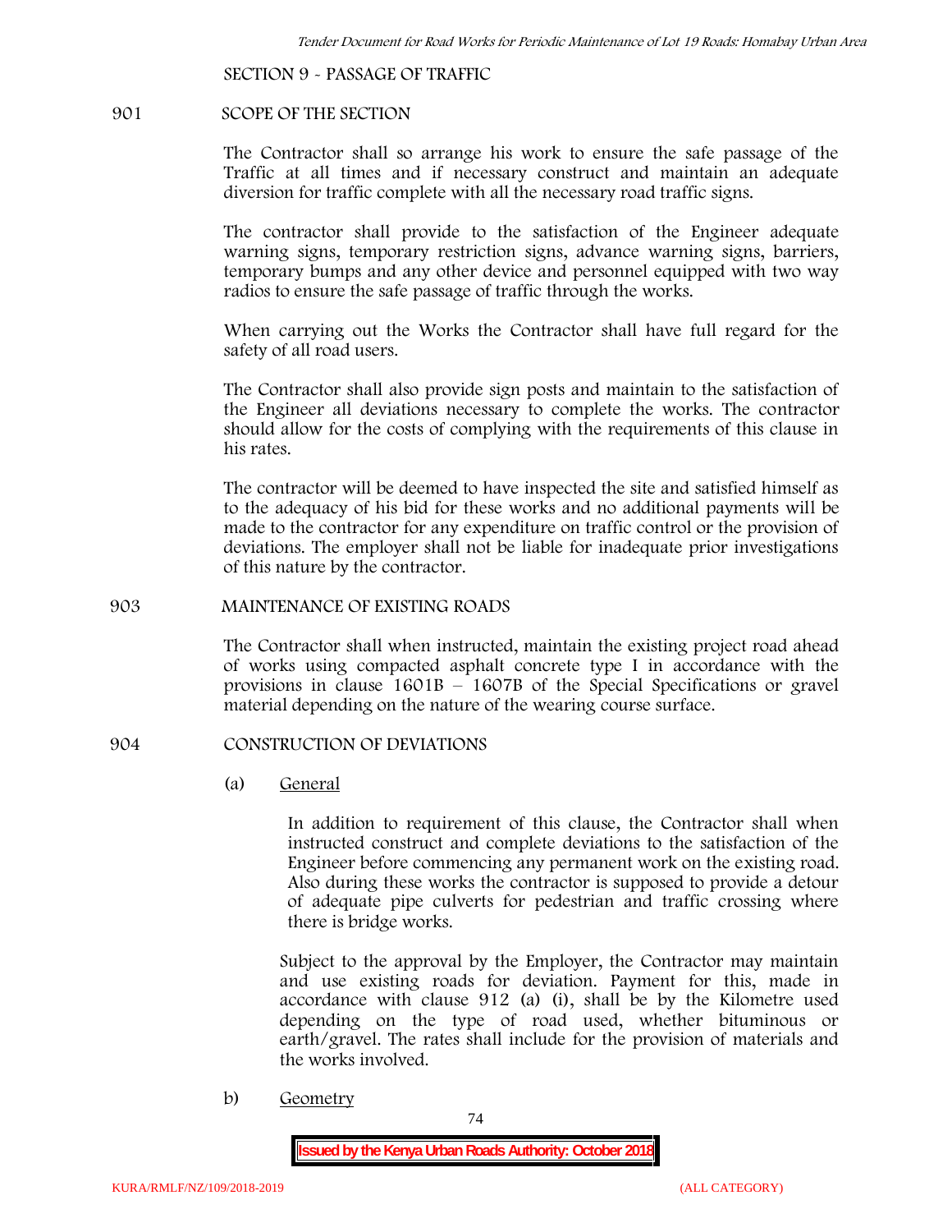## SECTION 9 - PASSAGE OF TRAFFIC

### 901 SCOPE OF THE SECTION

The Contractor shall so arrange his work to ensure the safe passage of the Traffic at all times and if necessary construct and maintain an adequate diversion for traffic complete with all the necessary road traffic signs.

The contractor shall provide to the satisfaction of the Engineer adequate warning signs, temporary restriction signs, advance warning signs, barriers, temporary bumps and any other device and personnel equipped with two way radios to ensure the safe passage of traffic through the works.

When carrying out the Works the Contractor shall have full regard for the safety of all road users.

The Contractor shall also provide sign posts and maintain to the satisfaction of the Engineer all deviations necessary to complete the works. The contractor should allow for the costs of complying with the requirements of this clause in his rates.

The contractor will be deemed to have inspected the site and satisfied himself as to the adequacy of his bid for these works and no additional payments will be made to the contractor for any expenditure on traffic control or the provision of deviations. The employer shall not be liable for inadequate prior investigations of this nature by the contractor.

### 903 MAINTENANCE OF EXISTING ROADS

The Contractor shall when instructed, maintain the existing project road ahead of works using compacted asphalt concrete type I in accordance with the provisions in clause 1601B – 1607B of the Special Specifications or gravel material depending on the nature of the wearing course surface.

### 904 CONSTRUCTION OF DEVIATIONS

(a) General

In addition to requirement of this clause, the Contractor shall when instructed construct and complete deviations to the satisfaction of the Engineer before commencing any permanent work on the existing road. Also during these works the contractor is supposed to provide a detour of adequate pipe culverts for pedestrian and traffic crossing where there is bridge works.

Subject to the approval by the Employer, the Contractor may maintain and use existing roads for deviation. Payment for this, made in accordance with clause 912 (a) (i), shall be by the Kilometre used depending on the type of road used, whether bituminous or earth/gravel. The rates shall include for the provision of materials and the works involved.

b) Geometry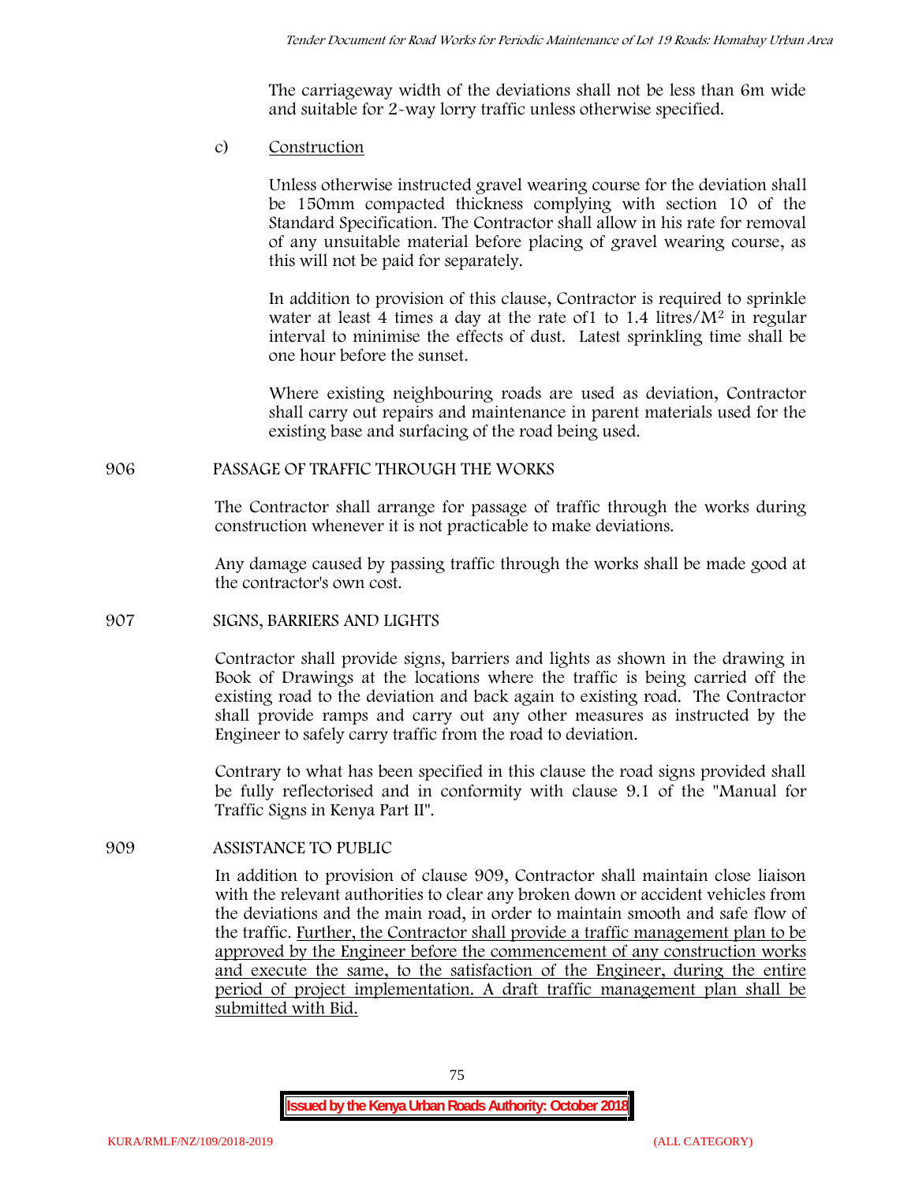The carriageway width of the deviations shall not be less than 6m wide and suitable for 2-way lorry traffic unless otherwise specified.

c) Construction

Unless otherwise instructed gravel wearing course for the deviation shall be 150mm compacted thickness complying with section 10 of the Standard Specification. The Contractor shall allow in his rate for removal of any unsuitable material before placing of gravel wearing course, as this will not be paid for separately.

In addition to provision of this clause, Contractor is required to sprinkle water at least 4 times a day at the rate of1 to 1.4 litres/$M^2$ in regular interval to minimise the effects of dust. Latest sprinkling time shall be one hour before the sunset.

Where existing neighbouring roads are used as deviation, Contractor shall carry out repairs and maintenance in parent materials used for the existing base and surfacing of the road being used.

## 906 PASSAGE OF TRAFFIC THROUGH THE WORKS

The Contractor shall arrange for passage of traffic through the works during construction whenever it is not practicable to make deviations.

Any damage caused by passing traffic through the works shall be made good at the contractor's own cost.

## 907 SIGNS, BARRIERS AND LIGHTS

Contractor shall provide signs, barriers and lights as shown in the drawing in Book of Drawings at the locations where the traffic is being carried off the existing road to the deviation and back again to existing road. The Contractor shall provide ramps and carry out any other measures as instructed by the Engineer to safely carry traffic from the road to deviation.

Contrary to what has been specified in this clause the road signs provided shall be fully reflectorised and in conformity with clause 9.1 of the "Manual for Traffic Signs in Kenya Part II".

## 909 ASSISTANCE TO PUBLIC

In addition to provision of clause 909, Contractor shall maintain close liaison with the relevant authorities to clear any broken down or accident vehicles from the deviations and the main road, in order to maintain smooth and safe flow of the traffic. Further, the Contractor shall provide a traffic management plan to be approved by the Engineer before the commencement of any construction works and execute the same, to the satisfaction of the Engineer, during the entire period of project implementation. A draft traffic management plan shall be submitted with Bid.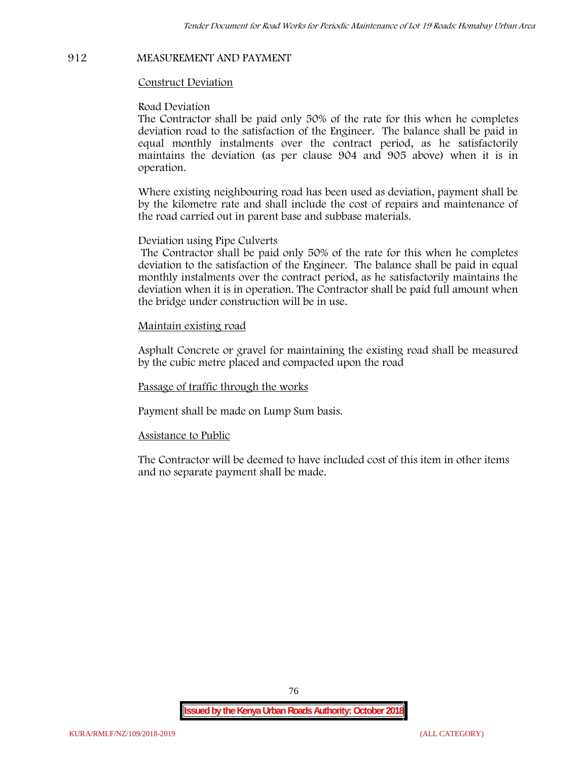## 912 MEASUREMENT AND PAYMENT

Construct Deviation

Road Deviation

The Contractor shall be paid only 50% of the rate for this when he completes deviation road to the satisfaction of the Engineer. The balance shall be paid in equal monthly instalments over the contract period, as he satisfactorily maintains the deviation (as per clause 904 and 905 above) when it is in operation.

Where existing neighbouring road has been used as deviation, payment shall be by the kilometre rate and shall include the cost of repairs and maintenance of the road carried out in parent base and subbase materials.

Deviation using Pipe Culverts

The Contractor shall be paid only 50% of the rate for this when he completes deviation to the satisfaction of the Engineer. The balance shall be paid in equal monthly instalments over the contract period, as he satisfactorily maintains the deviation when it is in operation. The Contractor shall be paid full amount when the bridge under construction will be in use.

Maintain existing road

Asphalt Concrete or gravel for maintaining the existing road shall be measured by the cubic metre placed and compacted upon the road

Passage of traffic through the works

Payment shall be made on Lump Sum basis.

Assistance to Public

The Contractor will be deemed to have included cost of this item in other items and no separate payment shall be made.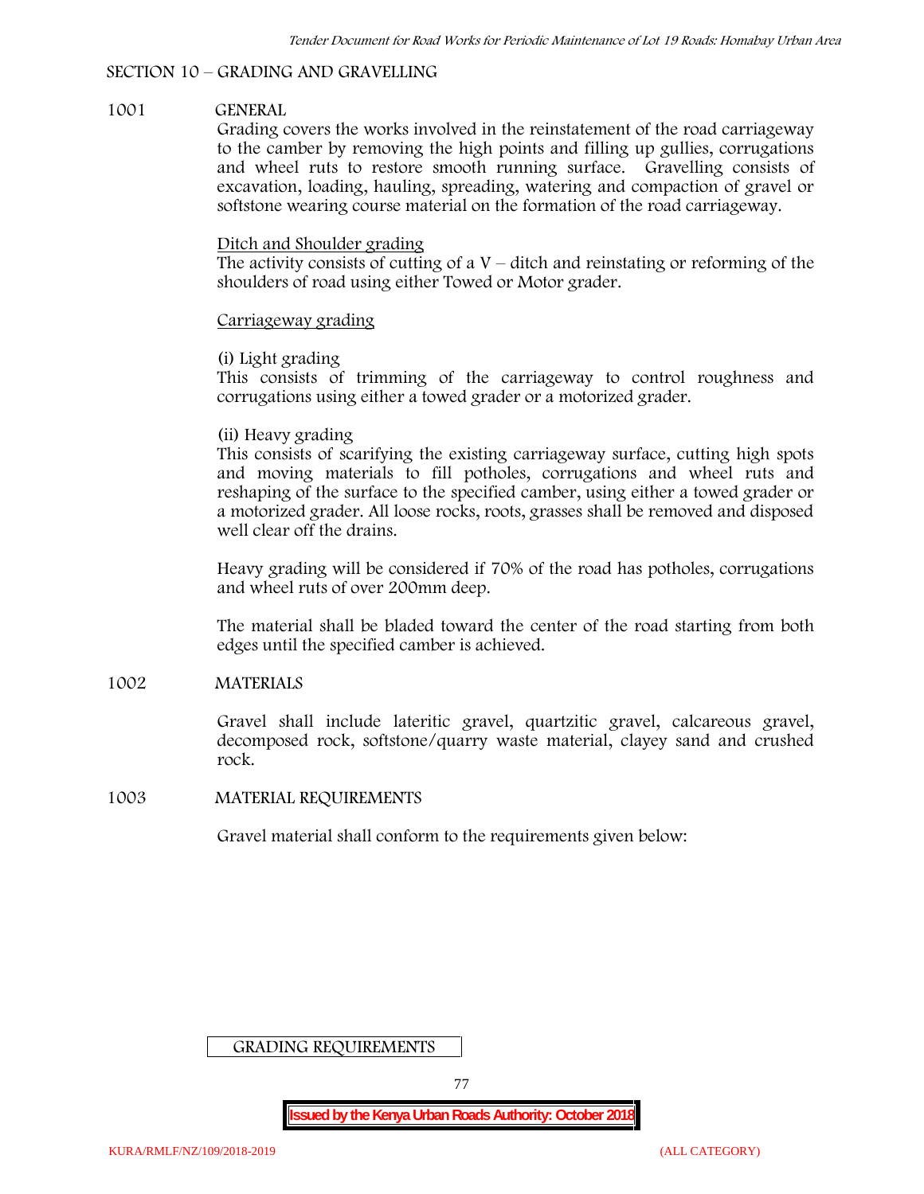## SECTION 10 – GRADING AND GRAVELLING

### 1001 GENERAL

Grading covers the works involved in the reinstatement of the road carriageway to the camber by removing the high points and filling up gullies, corrugations and wheel ruts to restore smooth running surface. Gravelling consists of excavation, loading, hauling, spreading, watering and compaction of gravel or softstone wearing course material on the formation of the road carriageway.

Ditch and Shoulder grading

The activity consists of cutting of a V – ditch and reinstating or reforming of the shoulders of road using either Towed or Motor grader.

Carriageway grading

(i) Light grading

This consists of trimming of the carriageway to control roughness and corrugations using either a towed grader or a motorized grader.

(ii) Heavy grading

This consists of scarifying the existing carriageway surface, cutting high spots and moving materials to fill potholes, corrugations and wheel ruts and reshaping of the surface to the specified camber, using either a towed grader or a motorized grader. All loose rocks, roots, grasses shall be removed and disposed well clear off the drains.

Heavy grading will be considered if 70% of the road has potholes, corrugations and wheel ruts of over 200mm deep.

The material shall be bladed toward the center of the road starting from both edges until the specified camber is achieved.

### 1002 MATERIALS

Gravel shall include lateritic gravel, quartzitic gravel, calcareous gravel, decomposed rock, softstone/quarry waste material, clayey sand and crushed rock.

### 1003 MATERIAL REQUIREMENTS

Gravel material shall conform to the requirements given below:

GRADING REQUIREMENTS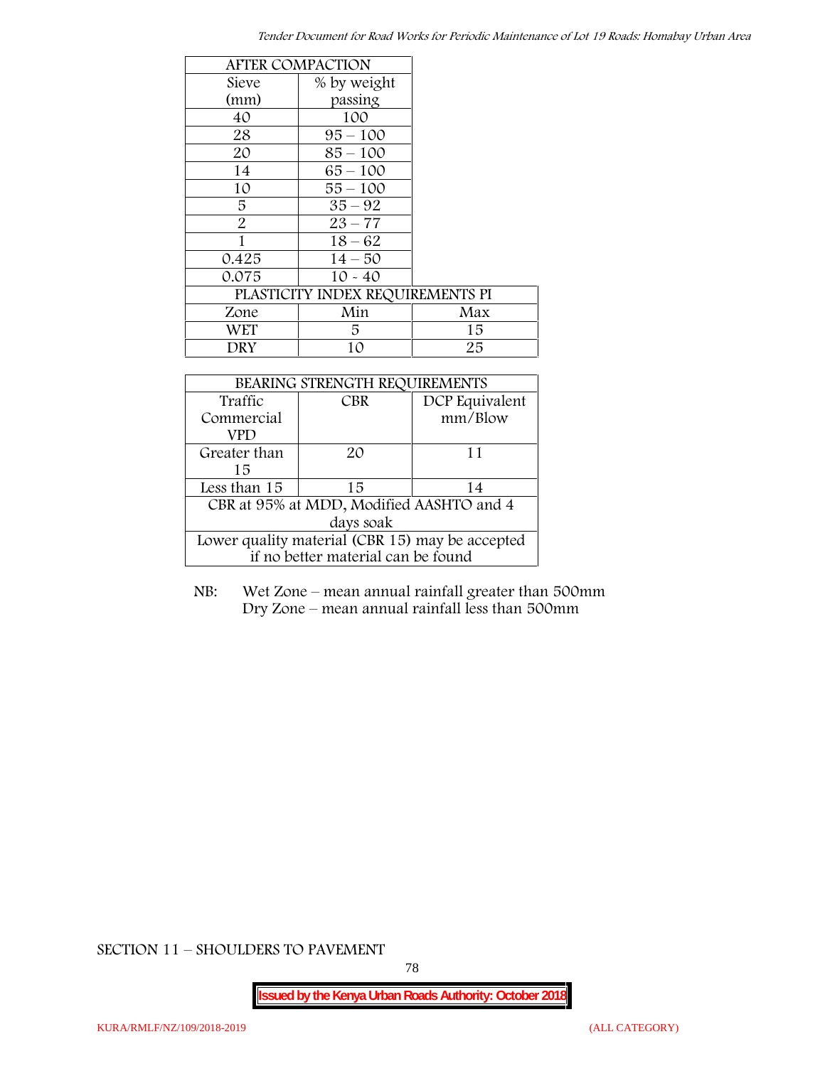| AFTER COMPACTION | | |
|---|---|---|
| Sieve (mm) | % by weight passing | |
| 40 | 100 | |
| 28 | 95 – 100 | |
| 20 | 85 – 100 | |
| 14 | 65 – 100 | |
| 10 | 55 – 100 | |
| 5 | 35 – 92 | |
| 2 | 23 – 77 | |
| 1 | 18 – 62 | |
| 0.425 | 14 – 50 | |
| 0.075 | 10 - 40 | |
| PLASTICITY INDEX REQUIREMENTS PI | | |
| Zone | Min | Max |
| WET | 5 | 15 |
| DRY | 10 | 25 |

| BEARING STRENGTH REQUIREMENTS | | |
|---|---|---|
| Traffic Commercial VPD | CBR | DCP Equivalent mm/Blow |
| Greater than 15 | 20 | 11 |
| Less than 15 | 15 | 14 |
| CBR at 95% at MDD, Modified AASHTO and 4 days soak | | |
| Lower quality material (CBR 15) may be accepted if no better material can be found | | |

NB: Wet Zone – mean annual rainfall greater than 500mm
Dry Zone – mean annual rainfall less than 500mm

SECTION 11 – SHOULDERS TO PAVEMENT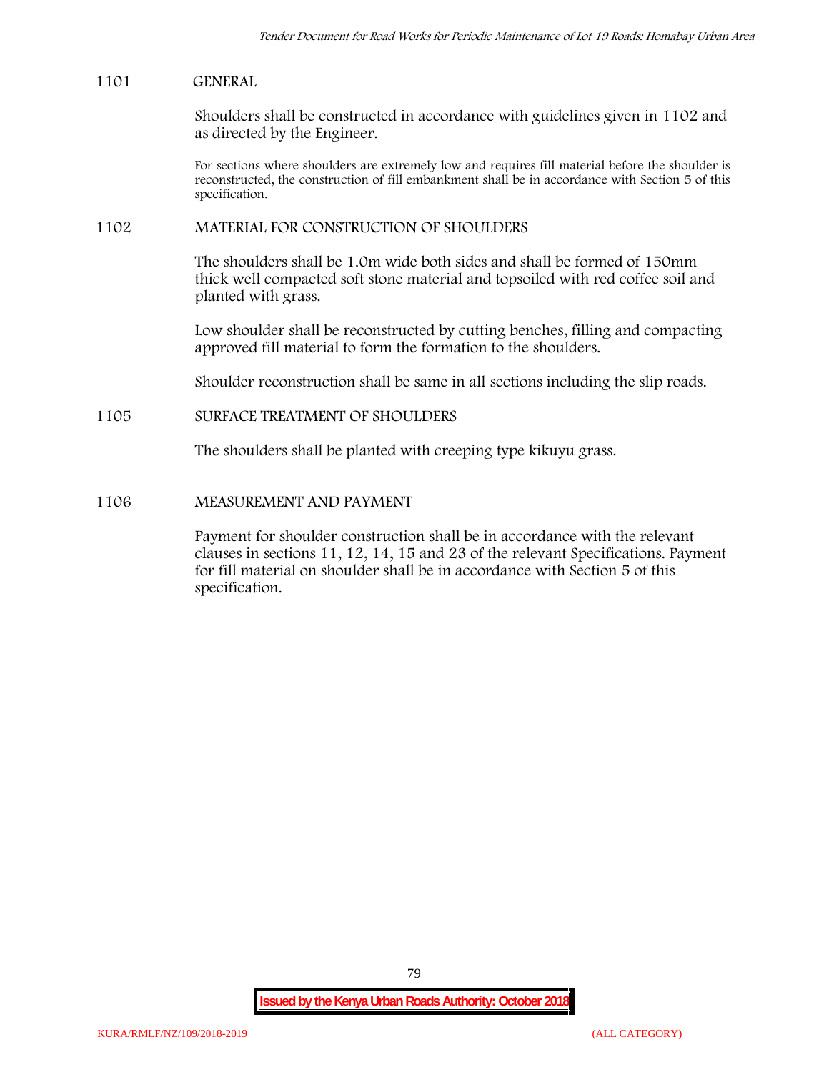## 1101 GENERAL

Shoulders shall be constructed in accordance with guidelines given in 1102 and as directed by the Engineer.

For sections where shoulders are extremely low and requires fill material before the shoulder is reconstructed, the construction of fill embankment shall be in accordance with Section 5 of this specification.

## 1102 MATERIAL FOR CONSTRUCTION OF SHOULDERS

The shoulders shall be 1.0m wide both sides and shall be formed of 150mm thick well compacted soft stone material and topsoiled with red coffee soil and planted with grass.

Low shoulder shall be reconstructed by cutting benches, filling and compacting approved fill material to form the formation to the shoulders.

Shoulder reconstruction shall be same in all sections including the slip roads.

## 1105 SURFACE TREATMENT OF SHOULDERS

The shoulders shall be planted with creeping type kikuyu grass.

## 1106 MEASUREMENT AND PAYMENT

Payment for shoulder construction shall be in accordance with the relevant clauses in sections 11, 12, 14, 15 and 23 of the relevant Specifications. Payment for fill material on shoulder shall be in accordance with Section 5 of this specification.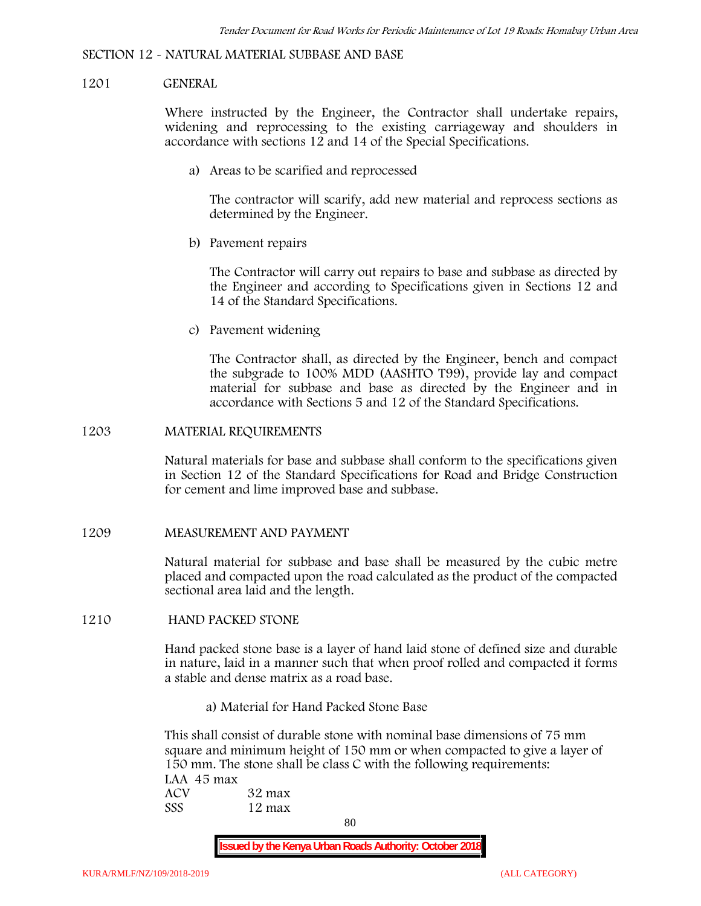## SECTION 12 - NATURAL MATERIAL SUBBASE AND BASE

### 1201 GENERAL

Where instructed by the Engineer, the Contractor shall undertake repairs, widening and reprocessing to the existing carriageway and shoulders in accordance with sections 12 and 14 of the Special Specifications.

a) Areas to be scarified and reprocessed

The contractor will scarify, add new material and reprocess sections as determined by the Engineer.

b) Pavement repairs

The Contractor will carry out repairs to base and subbase as directed by the Engineer and according to Specifications given in Sections 12 and 14 of the Standard Specifications.

c) Pavement widening

The Contractor shall, as directed by the Engineer, bench and compact the subgrade to 100% MDD (AASHTO T99), provide lay and compact material for subbase and base as directed by the Engineer and in accordance with Sections 5 and 12 of the Standard Specifications.

### 1203 MATERIAL REQUIREMENTS

Natural materials for base and subbase shall conform to the specifications given in Section 12 of the Standard Specifications for Road and Bridge Construction for cement and lime improved base and subbase.

### 1209 MEASUREMENT AND PAYMENT

Natural material for subbase and base shall be measured by the cubic metre placed and compacted upon the road calculated as the product of the compacted sectional area laid and the length.

### 1210 HAND PACKED STONE

Hand packed stone base is a layer of hand laid stone of defined size and durable in nature, laid in a manner such that when proof rolled and compacted it forms a stable and dense matrix as a road base.

a) Material for Hand Packed Stone Base

This shall consist of durable stone with nominal base dimensions of 75 mm square and minimum height of 150 mm or when compacted to give a layer of 150 mm. The stone shall be class C with the following requirements:

LAA 45 max
ACV 32 max
SSS 12 max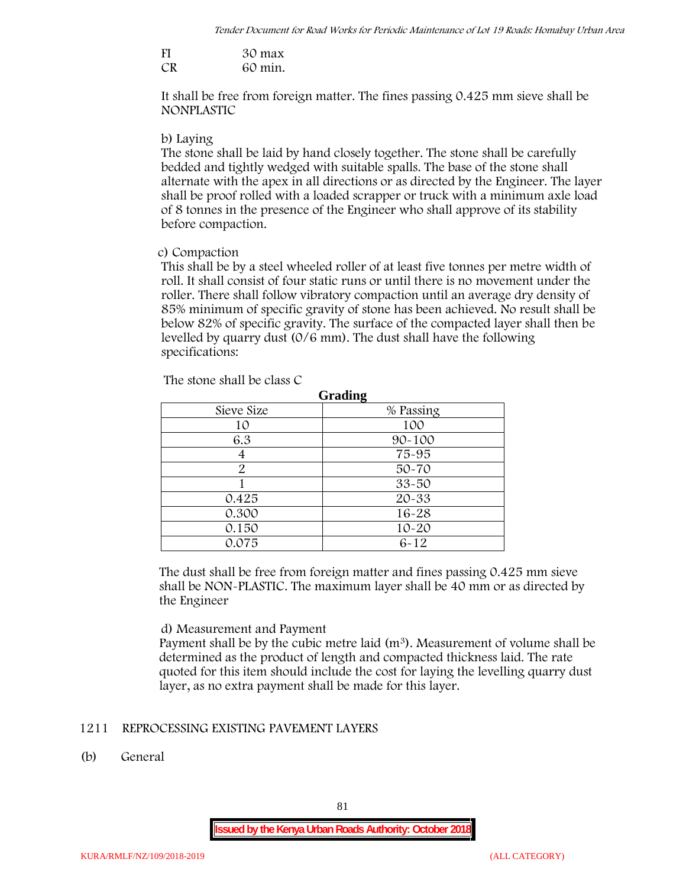FI 30 max

CR 60 min.

It shall be free from foreign matter. The fines passing 0.425 mm sieve shall be NONPLASTIC

b) Laying

The stone shall be laid by hand closely together. The stone shall be carefully bedded and tightly wedged with suitable spalls. The base of the stone shall alternate with the apex in all directions or as directed by the Engineer. The layer shall be proof rolled with a loaded scrapper or truck with a minimum axle load of 8 tonnes in the presence of the Engineer who shall approve of its stability before compaction.

c) Compaction

This shall be by a steel wheeled roller of at least five tonnes per metre width of roll. It shall consist of four static runs or until there is no movement under the roller. There shall follow vibratory compaction until an average dry density of 85% minimum of specific gravity of stone has been achieved. No result shall be below 82% of specific gravity. The surface of the compacted layer shall then be levelled by quarry dust (0/6 mm). The dust shall have the following specifications:

The stone shall be class C

**Grading**

| Sieve Size | % Passing |
|---|---|
| 10 | 100 |
| 6.3 | 90-100 |
| 4 | 75-95 |
| 2 | 50-70 |
| 1 | 33-50 |
| 0.425 | 20-33 |
| 0.300 | 16-28 |
| 0.150 | 10-20 |
| 0.075 | 6-12 |

The dust shall be free from foreign matter and fines passing 0.425 mm sieve shall be NON-PLASTIC. The maximum layer shall be 40 mm or as directed by the Engineer

d) Measurement and Payment

Payment shall be by the cubic metre laid ($m^3$). Measurement of volume shall be determined as the product of length and compacted thickness laid. The rate quoted for this item should include the cost for laying the levelling quarry dust layer, as no extra payment shall be made for this layer.

## 1211 REPROCESSING EXISTING PAVEMENT LAYERS

(b) General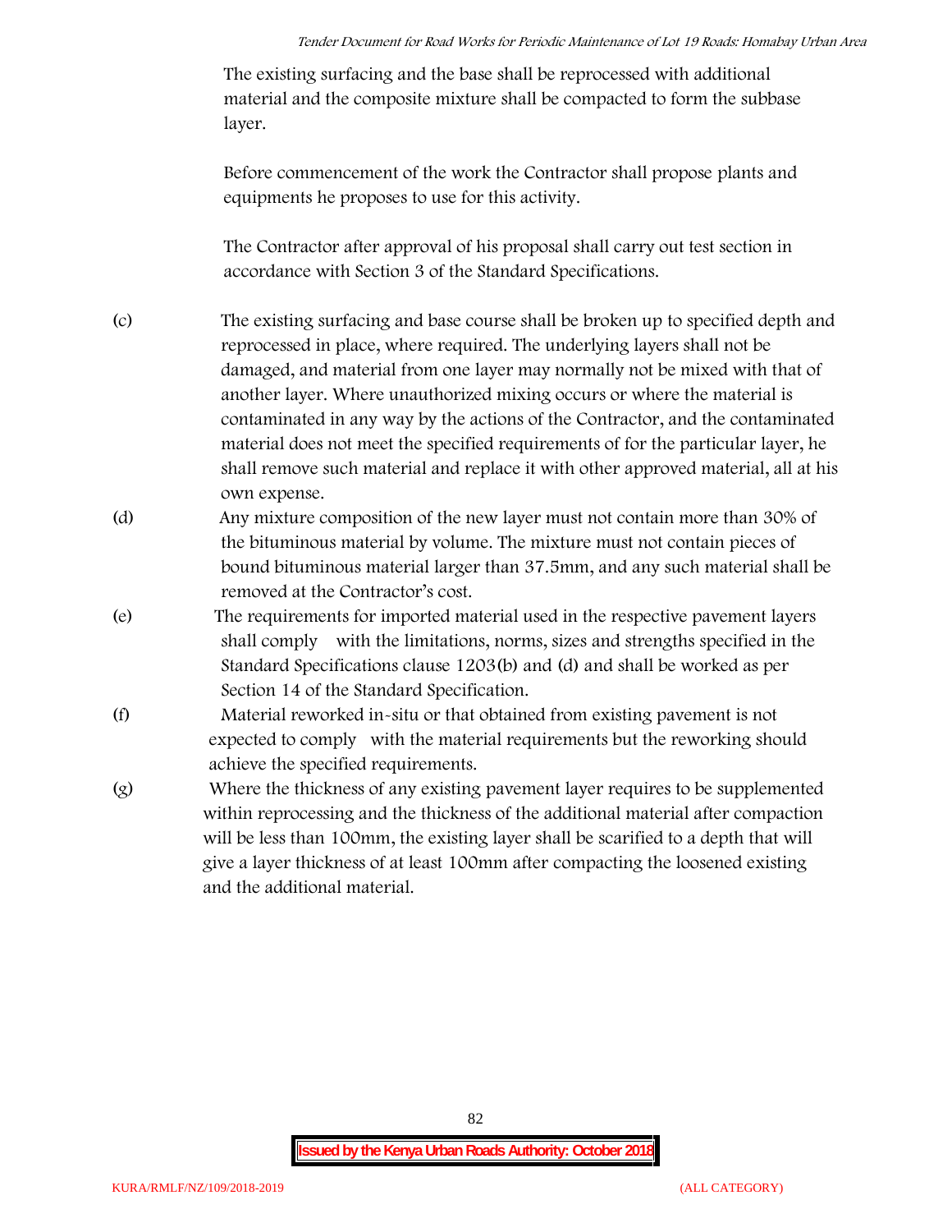The existing surfacing and the base shall be reprocessed with additional material and the composite mixture shall be compacted to form the subbase layer.

Before commencement of the work the Contractor shall propose plants and equipments he proposes to use for this activity.

The Contractor after approval of his proposal shall carry out test section in accordance with Section 3 of the Standard Specifications.

(c) The existing surfacing and base course shall be broken up to specified depth and reprocessed in place, where required. The underlying layers shall not be damaged, and material from one layer may normally not be mixed with that of another layer. Where unauthorized mixing occurs or where the material is contaminated in any way by the actions of the Contractor, and the contaminated material does not meet the specified requirements of for the particular layer, he shall remove such material and replace it with other approved material, all at his own expense.

(d) Any mixture composition of the new layer must not contain more than 30% of the bituminous material by volume. The mixture must not contain pieces of bound bituminous material larger than 37.5mm, and any such material shall be removed at the Contractor's cost.

(e) The requirements for imported material used in the respective pavement layers shall comply with the limitations, norms, sizes and strengths specified in the Standard Specifications clause 1203(b) and (d) and shall be worked as per Section 14 of the Standard Specification.

(f) Material reworked in-situ or that obtained from existing pavement is not expected to comply with the material requirements but the reworking should achieve the specified requirements.

(g) Where the thickness of any existing pavement layer requires to be supplemented within reprocessing and the thickness of the additional material after compaction will be less than 100mm, the existing layer shall be scarified to a depth that will give a layer thickness of at least 100mm after compacting the loosened existing and the additional material.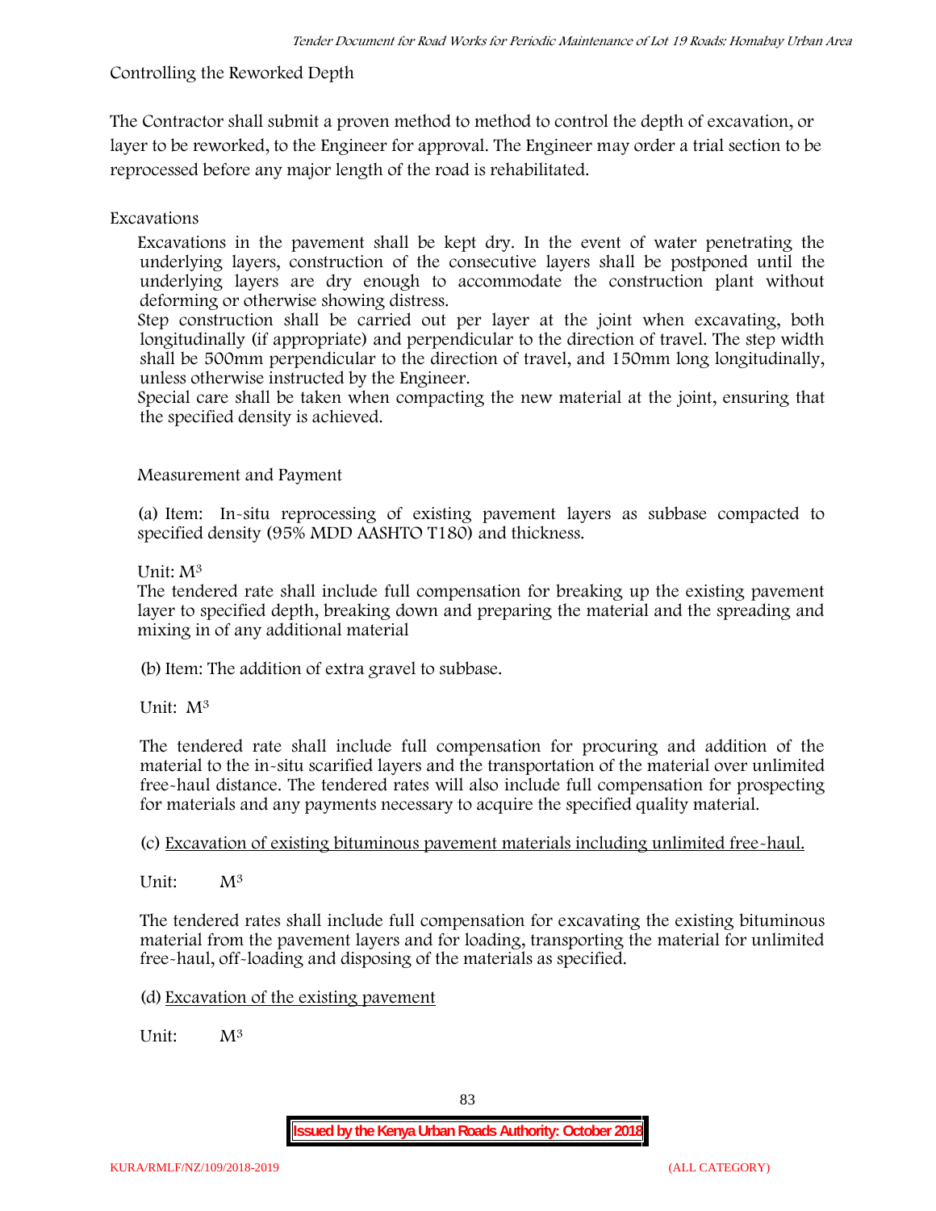Controlling the Reworked Depth

The Contractor shall submit a proven method to method to control the depth of excavation, or layer to be reworked, to the Engineer for approval. The Engineer may order a trial section to be reprocessed before any major length of the road is rehabilitated.

Excavations

Excavations in the pavement shall be kept dry. In the event of water penetrating the underlying layers, construction of the consecutive layers shall be postponed until the underlying layers are dry enough to accommodate the construction plant without deforming or otherwise showing distress.

Step construction shall be carried out per layer at the joint when excavating, both longitudinally (if appropriate) and perpendicular to the direction of travel. The step width shall be 500mm perpendicular to the direction of travel, and 150mm long longitudinally, unless otherwise instructed by the Engineer.

Special care shall be taken when compacting the new material at the joint, ensuring that the specified density is achieved.

Measurement and Payment

(a) Item: In-situ reprocessing of existing pavement layers as subbase compacted to specified density (95% MDD AASHTO T180) and thickness.

Unit: $M^3$

The tendered rate shall include full compensation for breaking up the existing pavement layer to specified depth, breaking down and preparing the material and the spreading and mixing in of any additional material

(b) Item: The addition of extra gravel to subbase.

Unit: $M^3$

The tendered rate shall include full compensation for procuring and addition of the material to the in-situ scarified layers and the transportation of the material over unlimited free-haul distance. The tendered rates will also include full compensation for prospecting for materials and any payments necessary to acquire the specified quality material.

(c) Excavation of existing bituminous pavement materials including unlimited free-haul.

Unit: $M^3$

The tendered rates shall include full compensation for excavating the existing bituminous material from the pavement layers and for loading, transporting the material for unlimited free-haul, off-loading and disposing of the materials as specified.

(d) Excavation of the existing pavement

Unit: $M^3$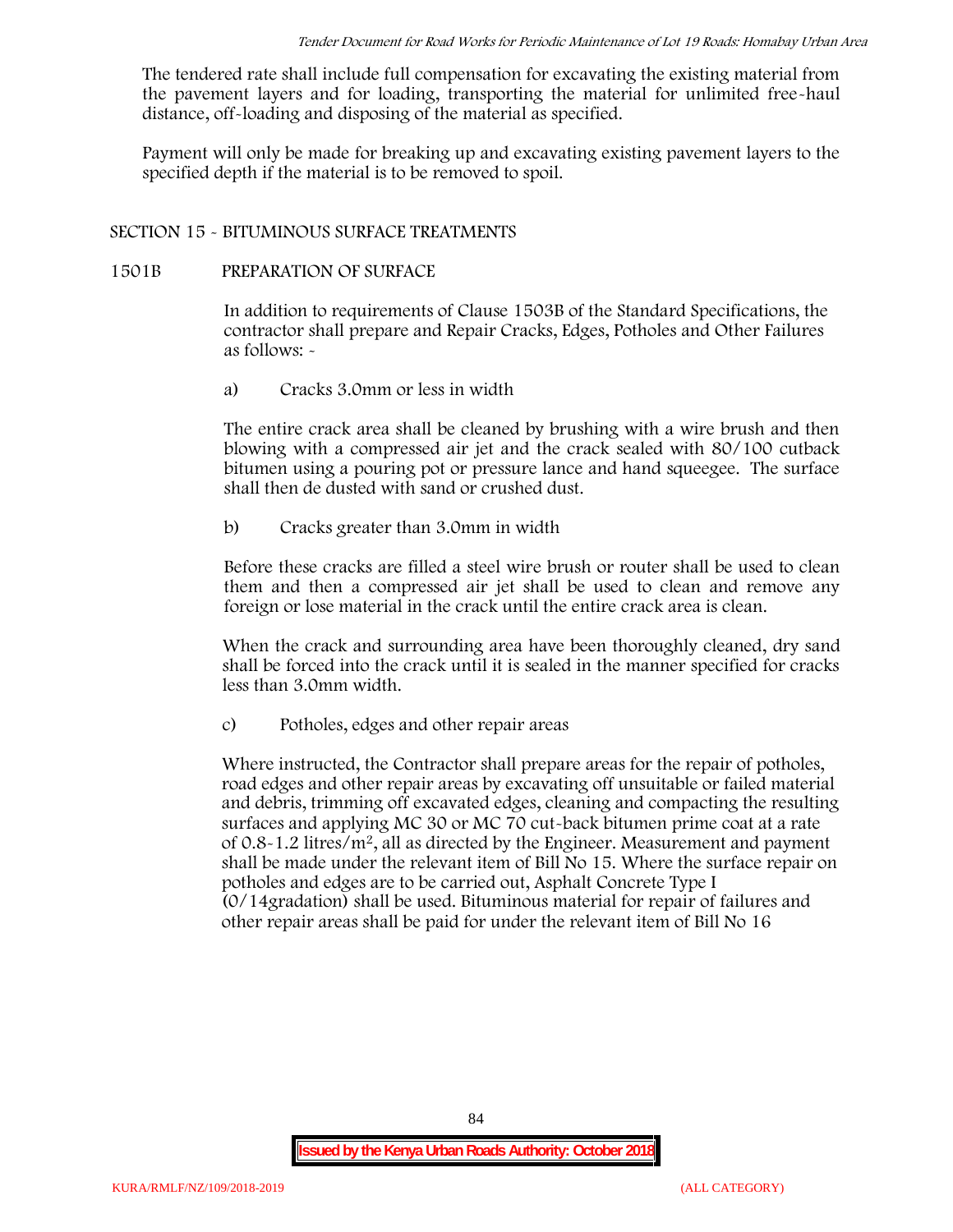The tendered rate shall include full compensation for excavating the existing material from the pavement layers and for loading, transporting the material for unlimited free-haul distance, off-loading and disposing of the material as specified.

Payment will only be made for breaking up and excavating existing pavement layers to the specified depth if the material is to be removed to spoil.

## SECTION 15 - BITUMINOUS SURFACE TREATMENTS

### 1501B PREPARATION OF SURFACE

In addition to requirements of Clause 1503B of the Standard Specifications, the contractor shall prepare and Repair Cracks, Edges, Potholes and Other Failures as follows: -

a) Cracks 3.0mm or less in width

The entire crack area shall be cleaned by brushing with a wire brush and then blowing with a compressed air jet and the crack sealed with 80/100 cutback bitumen using a pouring pot or pressure lance and hand squeegee. The surface shall then de dusted with sand or crushed dust.

b) Cracks greater than 3.0mm in width

Before these cracks are filled a steel wire brush or router shall be used to clean them and then a compressed air jet shall be used to clean and remove any foreign or lose material in the crack until the entire crack area is clean.

When the crack and surrounding area have been thoroughly cleaned, dry sand shall be forced into the crack until it is sealed in the manner specified for cracks less than 3.0mm width.

c) Potholes, edges and other repair areas

Where instructed, the Contractor shall prepare areas for the repair of potholes, road edges and other repair areas by excavating off unsuitable or failed material and debris, trimming off excavated edges, cleaning and compacting the resulting surfaces and applying MC 30 or MC 70 cut-back bitumen prime coat at a rate of 0.8-1.2 litres/$m^2$, all as directed by the Engineer. Measurement and payment shall be made under the relevant item of Bill No 15. Where the surface repair on potholes and edges are to be carried out, Asphalt Concrete Type I (0/14gradation) shall be used. Bituminous material for repair of failures and other repair areas shall be paid for under the relevant item of Bill No 16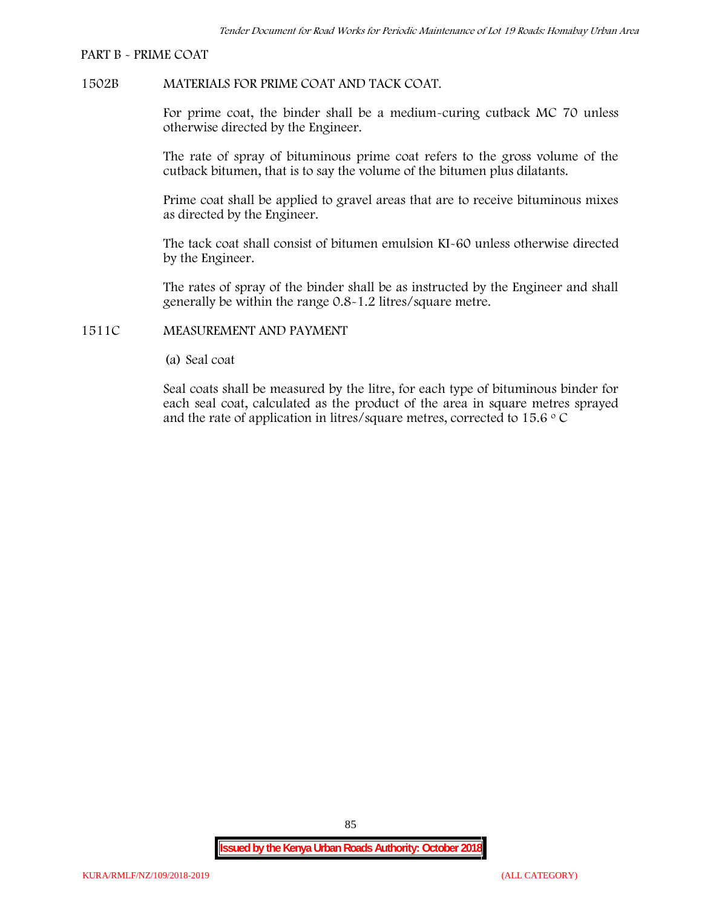PART B - PRIME COAT

## 1502B MATERIALS FOR PRIME COAT AND TACK COAT.

For prime coat, the binder shall be a medium-curing cutback MC 70 unless otherwise directed by the Engineer.

The rate of spray of bituminous prime coat refers to the gross volume of the cutback bitumen, that is to say the volume of the bitumen plus dilatants.

Prime coat shall be applied to gravel areas that are to receive bituminous mixes as directed by the Engineer.

The tack coat shall consist of bitumen emulsion KI-60 unless otherwise directed by the Engineer.

The rates of spray of the binder shall be as instructed by the Engineer and shall generally be within the range 0.8-1.2 litres/square metre.

## 1511C MEASUREMENT AND PAYMENT

(a) Seal coat

Seal coats shall be measured by the litre, for each type of bituminous binder for each seal coat, calculated as the product of the area in square metres sprayed and the rate of application in litres/square metres, corrected to 15.6 $^{o}$ C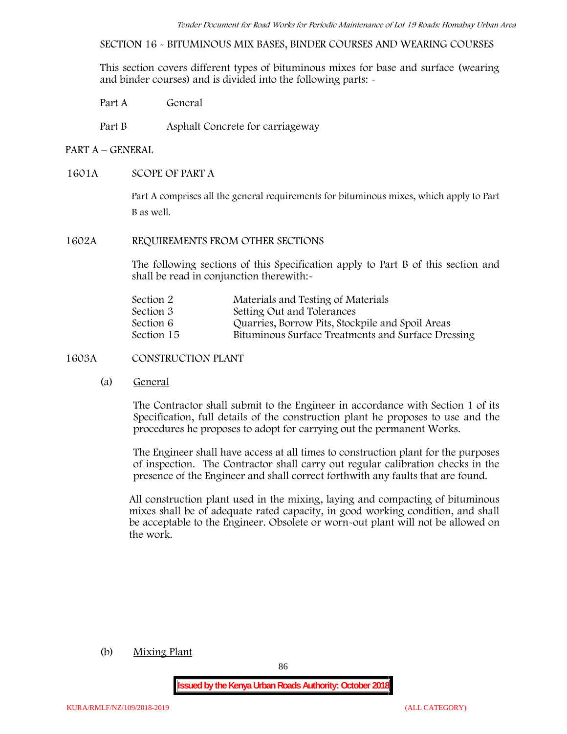SECTION 16 - BITUMINOUS MIX BASES, BINDER COURSES AND WEARING COURSES

This section covers different types of bituminous mixes for base and surface (wearing and binder courses) and is divided into the following parts: -

Part A General

Part B Asphalt Concrete for carriageway

## PART A – GENERAL

### 1601A SCOPE OF PART A

Part A comprises all the general requirements for bituminous mixes, which apply to Part B as well.

### 1602A REQUIREMENTS FROM OTHER SECTIONS

The following sections of this Specification apply to Part B of this section and shall be read in conjunction therewith:-

| | |
|---|---|
| Section 2 | Materials and Testing of Materials |
| Section 3 | Setting Out and Tolerances |
| Section 6 | Quarries, Borrow Pits, Stockpile and Spoil Areas |
| Section 15 | Bituminous Surface Treatments and Surface Dressing |

### 1603A CONSTRUCTION PLANT

(a) General

The Contractor shall submit to the Engineer in accordance with Section 1 of its Specification, full details of the construction plant he proposes to use and the procedures he proposes to adopt for carrying out the permanent Works.

The Engineer shall have access at all times to construction plant for the purposes of inspection. The Contractor shall carry out regular calibration checks in the presence of the Engineer and shall correct forthwith any faults that are found.

All construction plant used in the mixing, laying and compacting of bituminous mixes shall be of adequate rated capacity, in good working condition, and shall be acceptable to the Engineer. Obsolete or worn-out plant will not be allowed on the work.

(b) Mixing Plant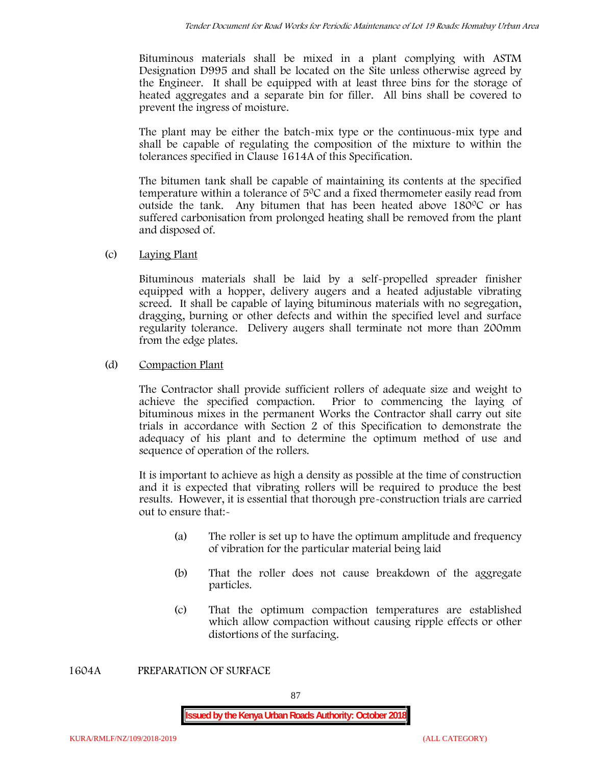Bituminous materials shall be mixed in a plant complying with ASTM Designation D995 and shall be located on the Site unless otherwise agreed by the Engineer. It shall be equipped with at least three bins for the storage of heated aggregates and a separate bin for filler. All bins shall be covered to prevent the ingress of moisture.

The plant may be either the batch-mix type or the continuous-mix type and shall be capable of regulating the composition of the mixture to within the tolerances specified in Clause 1614A of this Specification.

The bitumen tank shall be capable of maintaining its contents at the specified temperature within a tolerance of $5^0C$ and a fixed thermometer easily read from outside the tank. Any bitumen that has been heated above $180^0C$ or has suffered carbonisation from prolonged heating shall be removed from the plant and disposed of.

(c) Laying Plant

Bituminous materials shall be laid by a self-propelled spreader finisher equipped with a hopper, delivery augers and a heated adjustable vibrating screed. It shall be capable of laying bituminous materials with no segregation, dragging, burning or other defects and within the specified level and surface regularity tolerance. Delivery augers shall terminate not more than 200mm from the edge plates.

(d) Compaction Plant

The Contractor shall provide sufficient rollers of adequate size and weight to achieve the specified compaction. Prior to commencing the laying of bituminous mixes in the permanent Works the Contractor shall carry out site trials in accordance with Section 2 of this Specification to demonstrate the adequacy of his plant and to determine the optimum method of use and sequence of operation of the rollers.

It is important to achieve as high a density as possible at the time of construction and it is expected that vibrating rollers will be required to produce the best results. However, it is essential that thorough pre-construction trials are carried out to ensure that:-

(a) The roller is set up to have the optimum amplitude and frequency of vibration for the particular material being laid

(b) That the roller does not cause breakdown of the aggregate particles.

(c) That the optimum compaction temperatures are established which allow compaction without causing ripple effects or other distortions of the surfacing.

1604A PREPARATION OF SURFACE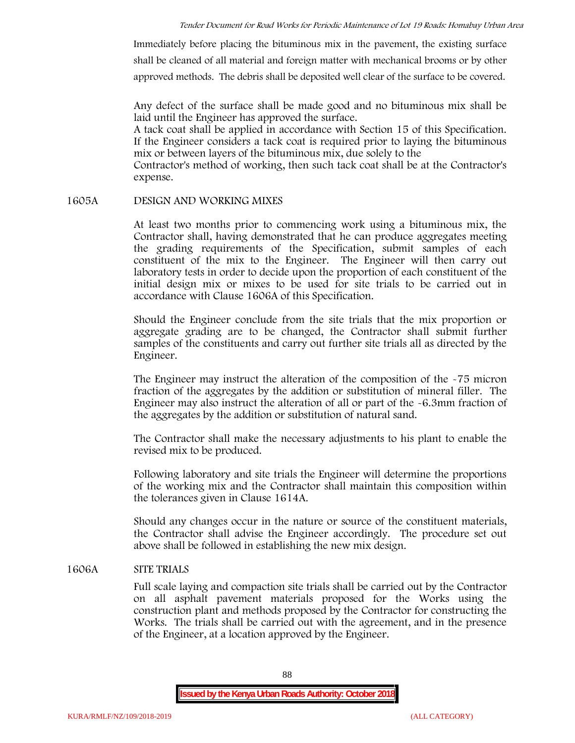Immediately before placing the bituminous mix in the pavement, the existing surface shall be cleaned of all material and foreign matter with mechanical brooms or by other approved methods. The debris shall be deposited well clear of the surface to be covered.

Any defect of the surface shall be made good and no bituminous mix shall be laid until the Engineer has approved the surface.

A tack coat shall be applied in accordance with Section 15 of this Specification. If the Engineer considers a tack coat is required prior to laying the bituminous mix or between layers of the bituminous mix, due solely to the Contractor's method of working, then such tack coat shall be at the Contractor's expense.

## 1605A DESIGN AND WORKING MIXES

At least two months prior to commencing work using a bituminous mix, the Contractor shall, having demonstrated that he can produce aggregates meeting the grading requirements of the Specification, submit samples of each constituent of the mix to the Engineer. The Engineer will then carry out laboratory tests in order to decide upon the proportion of each constituent of the initial design mix or mixes to be used for site trials to be carried out in accordance with Clause 1606A of this Specification.

Should the Engineer conclude from the site trials that the mix proportion or aggregate grading are to be changed, the Contractor shall submit further samples of the constituents and carry out further site trials all as directed by the Engineer.

The Engineer may instruct the alteration of the composition of the -75 micron fraction of the aggregates by the addition or substitution of mineral filler. The Engineer may also instruct the alteration of all or part of the -6.3mm fraction of the aggregates by the addition or substitution of natural sand.

The Contractor shall make the necessary adjustments to his plant to enable the revised mix to be produced.

Following laboratory and site trials the Engineer will determine the proportions of the working mix and the Contractor shall maintain this composition within the tolerances given in Clause 1614A.

Should any changes occur in the nature or source of the constituent materials, the Contractor shall advise the Engineer accordingly. The procedure set out above shall be followed in establishing the new mix design.

## 1606A SITE TRIALS

Full scale laying and compaction site trials shall be carried out by the Contractor on all asphalt pavement materials proposed for the Works using the construction plant and methods proposed by the Contractor for constructing the Works. The trials shall be carried out with the agreement, and in the presence of the Engineer, at a location approved by the Engineer.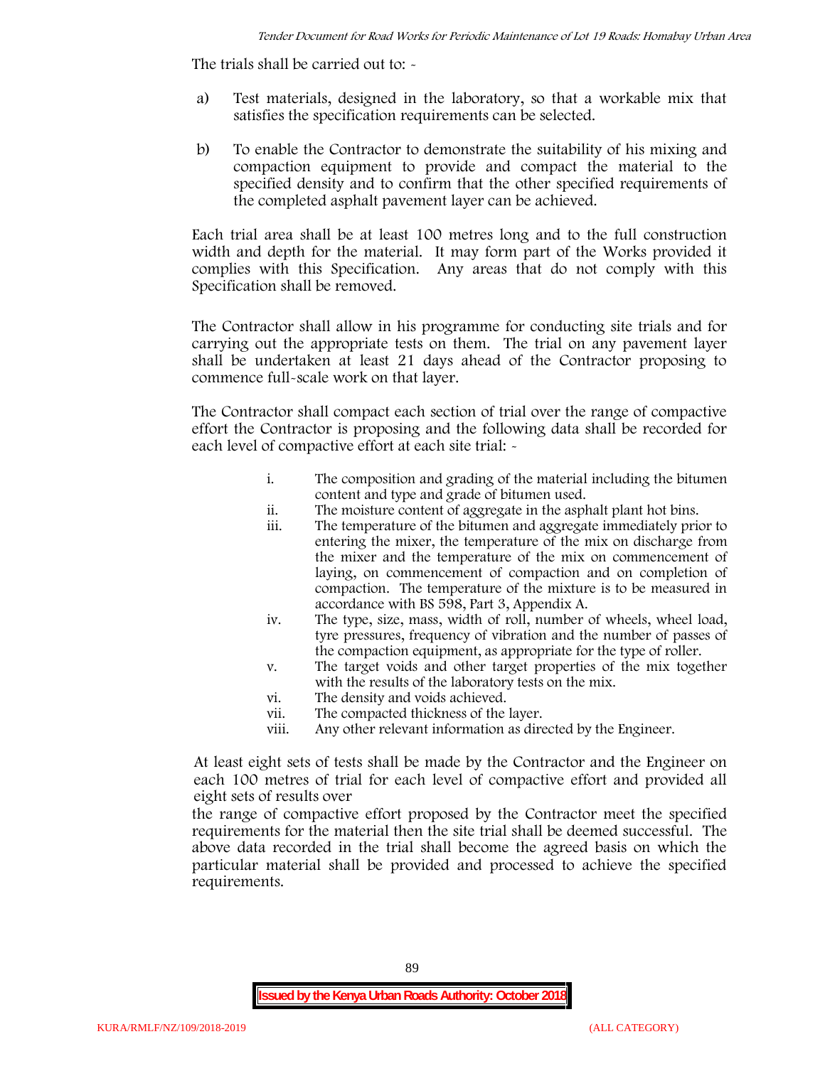The trials shall be carried out to: -

a) Test materials, designed in the laboratory, so that a workable mix that satisfies the specification requirements can be selected.

b) To enable the Contractor to demonstrate the suitability of his mixing and compaction equipment to provide and compact the material to the specified density and to confirm that the other specified requirements of the completed asphalt pavement layer can be achieved.

Each trial area shall be at least 100 metres long and to the full construction width and depth for the material. It may form part of the Works provided it complies with this Specification. Any areas that do not comply with this Specification shall be removed.

The Contractor shall allow in his programme for conducting site trials and for carrying out the appropriate tests on them. The trial on any pavement layer shall be undertaken at least 21 days ahead of the Contractor proposing to commence full-scale work on that layer.

The Contractor shall compact each section of trial over the range of compactive effort the Contractor is proposing and the following data shall be recorded for each level of compactive effort at each site trial: -

i. The composition and grading of the material including the bitumen content and type and grade of bitumen used.
ii. The moisture content of aggregate in the asphalt plant hot bins.
iii. The temperature of the bitumen and aggregate immediately prior to entering the mixer, the temperature of the mix on discharge from the mixer and the temperature of the mix on commencement of laying, on commencement of compaction and on completion of compaction. The temperature of the mixture is to be measured in accordance with BS 598, Part 3, Appendix A.
iv. The type, size, mass, width of roll, number of wheels, wheel load, tyre pressures, frequency of vibration and the number of passes of the compaction equipment, as appropriate for the type of roller.
v. The target voids and other target properties of the mix together with the results of the laboratory tests on the mix.
vi. The density and voids achieved.
vii. The compacted thickness of the layer.
viii. Any other relevant information as directed by the Engineer.

At least eight sets of tests shall be made by the Contractor and the Engineer on each 100 metres of trial for each level of compactive effort and provided all eight sets of results over the range of compactive effort proposed by the Contractor meet the specified requirements for the material then the site trial shall be deemed successful. The above data recorded in the trial shall become the agreed basis on which the particular material shall be provided and processed to achieve the specified requirements.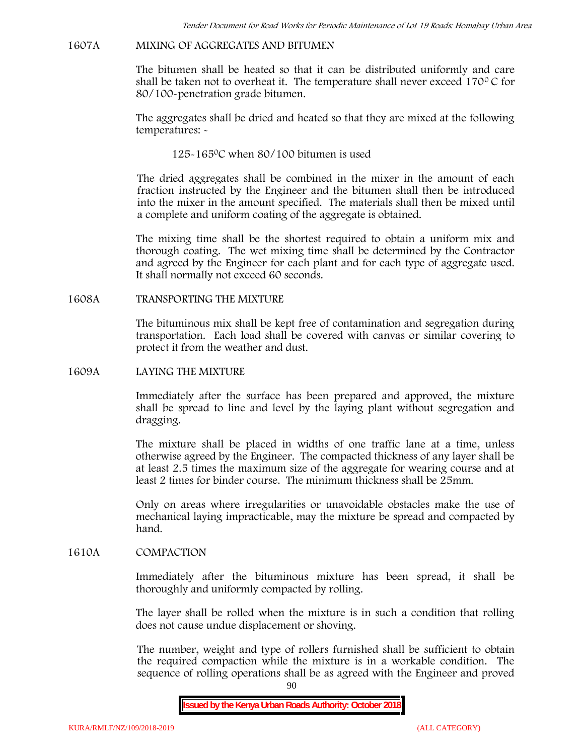## 1607A MIXING OF AGGREGATES AND BITUMEN

The bitumen shall be heated so that it can be distributed uniformly and care shall be taken not to overheat it. The temperature shall never exceed 170$^{0}$ C for 80/100-penetration grade bitumen.

The aggregates shall be dried and heated so that they are mixed at the following temperatures: -

125-165$^{0}$C when 80/100 bitumen is used

The dried aggregates shall be combined in the mixer in the amount of each fraction instructed by the Engineer and the bitumen shall then be introduced into the mixer in the amount specified. The materials shall then be mixed until a complete and uniform coating of the aggregate is obtained.

The mixing time shall be the shortest required to obtain a uniform mix and thorough coating. The wet mixing time shall be determined by the Contractor and agreed by the Engineer for each plant and for each type of aggregate used. It shall normally not exceed 60 seconds.

## 1608A TRANSPORTING THE MIXTURE

The bituminous mix shall be kept free of contamination and segregation during transportation. Each load shall be covered with canvas or similar covering to protect it from the weather and dust.

## 1609A LAYING THE MIXTURE

Immediately after the surface has been prepared and approved, the mixture shall be spread to line and level by the laying plant without segregation and dragging.

The mixture shall be placed in widths of one traffic lane at a time, unless otherwise agreed by the Engineer. The compacted thickness of any layer shall be at least 2.5 times the maximum size of the aggregate for wearing course and at least 2 times for binder course. The minimum thickness shall be 25mm.

Only on areas where irregularities or unavoidable obstacles make the use of mechanical laying impracticable, may the mixture be spread and compacted by hand.

## 1610A COMPACTION

Immediately after the bituminous mixture has been spread, it shall be thoroughly and uniformly compacted by rolling.

The layer shall be rolled when the mixture is in such a condition that rolling does not cause undue displacement or shoving.

The number, weight and type of rollers furnished shall be sufficient to obtain the required compaction while the mixture is in a workable condition. The sequence of rolling operations shall be as agreed with the Engineer and proved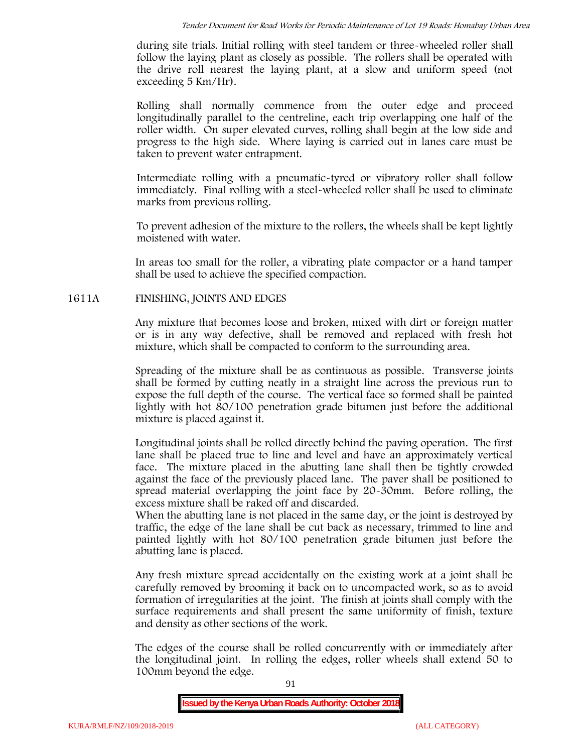during site trials. Initial rolling with steel tandem or three-wheeled roller shall follow the laying plant as closely as possible. The rollers shall be operated with the drive roll nearest the laying plant, at a slow and uniform speed (not exceeding 5 Km/Hr).

Rolling shall normally commence from the outer edge and proceed longitudinally parallel to the centreline, each trip overlapping one half of the roller width. On super elevated curves, rolling shall begin at the low side and progress to the high side. Where laying is carried out in lanes care must be taken to prevent water entrapment.

Intermediate rolling with a pneumatic-tyred or vibratory roller shall follow immediately. Final rolling with a steel-wheeled roller shall be used to eliminate marks from previous rolling.

To prevent adhesion of the mixture to the rollers, the wheels shall be kept lightly moistened with water.

In areas too small for the roller, a vibrating plate compactor or a hand tamper shall be used to achieve the specified compaction.

## 1611A FINISHING, JOINTS AND EDGES

Any mixture that becomes loose and broken, mixed with dirt or foreign matter or is in any way defective, shall be removed and replaced with fresh hot mixture, which shall be compacted to conform to the surrounding area.

Spreading of the mixture shall be as continuous as possible. Transverse joints shall be formed by cutting neatly in a straight line across the previous run to expose the full depth of the course. The vertical face so formed shall be painted lightly with hot 80/100 penetration grade bitumen just before the additional mixture is placed against it.

Longitudinal joints shall be rolled directly behind the paving operation. The first lane shall be placed true to line and level and have an approximately vertical face. The mixture placed in the abutting lane shall then be tightly crowded against the face of the previously placed lane. The paver shall be positioned to spread material overlapping the joint face by 20-30mm. Before rolling, the excess mixture shall be raked off and discarded.
When the abutting lane is not placed in the same day, or the joint is destroyed by traffic, the edge of the lane shall be cut back as necessary, trimmed to line and painted lightly with hot 80/100 penetration grade bitumen just before the abutting lane is placed.

Any fresh mixture spread accidentally on the existing work at a joint shall be carefully removed by brooming it back on to uncompacted work, so as to avoid formation of irregularities at the joint. The finish at joints shall comply with the surface requirements and shall present the same uniformity of finish, texture and density as other sections of the work.

The edges of the course shall be rolled concurrently with or immediately after the longitudinal joint. In rolling the edges, roller wheels shall extend 50 to 100mm beyond the edge.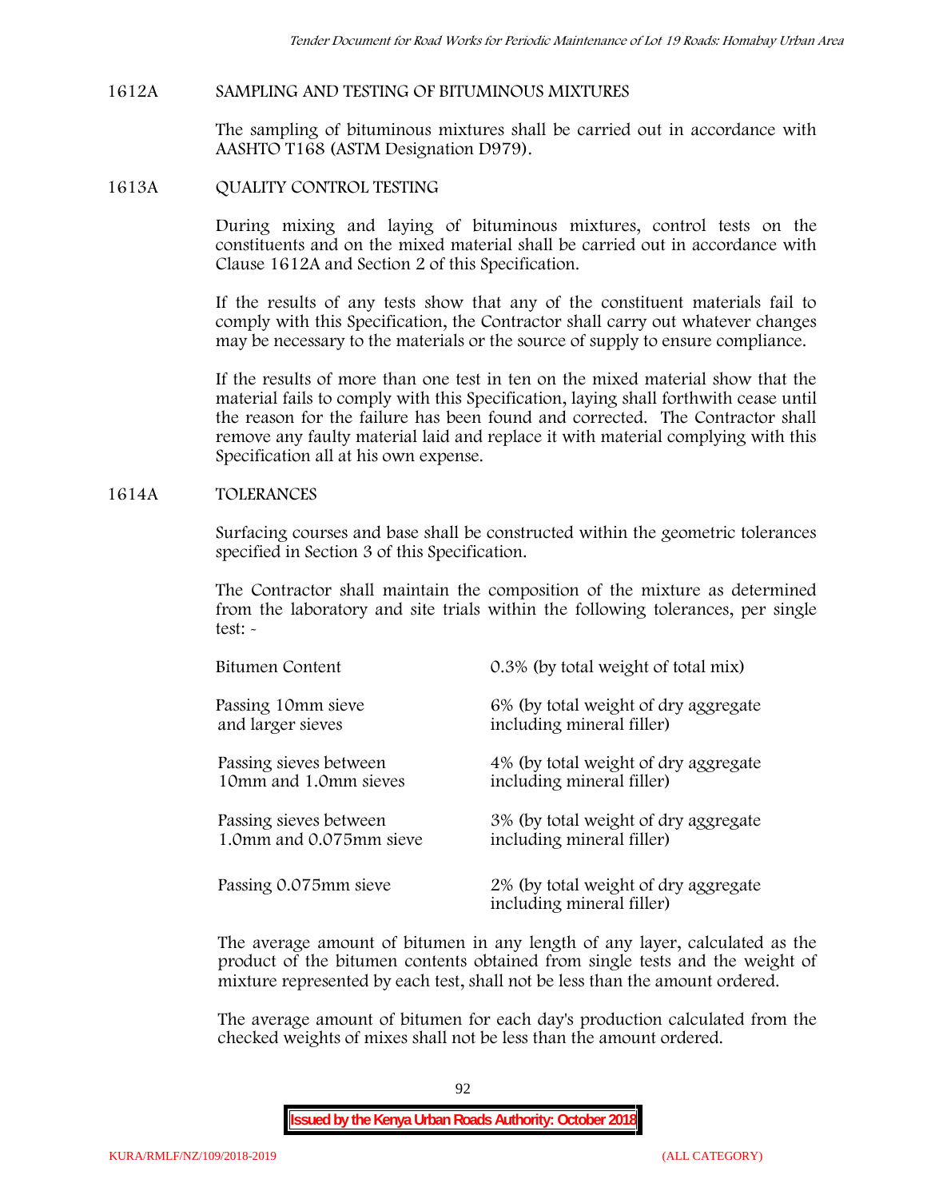## 1612A SAMPLING AND TESTING OF BITUMINOUS MIXTURES

The sampling of bituminous mixtures shall be carried out in accordance with AASHTO T168 (ASTM Designation D979).

## 1613A QUALITY CONTROL TESTING

During mixing and laying of bituminous mixtures, control tests on the constituents and on the mixed material shall be carried out in accordance with Clause 1612A and Section 2 of this Specification.

If the results of any tests show that any of the constituent materials fail to comply with this Specification, the Contractor shall carry out whatever changes may be necessary to the materials or the source of supply to ensure compliance.

If the results of more than one test in ten on the mixed material show that the material fails to comply with this Specification, laying shall forthwith cease until the reason for the failure has been found and corrected. The Contractor shall remove any faulty material laid and replace it with material complying with this Specification all at his own expense.

## 1614A TOLERANCES

Surfacing courses and base shall be constructed within the geometric tolerances specified in Section 3 of this Specification.

The Contractor shall maintain the composition of the mixture as determined from the laboratory and site trials within the following tolerances, per single test: -

| | |
|---|---|
| Bitumen Content | 0.3% (by total weight of total mix) |
| Passing 10mm sieve and larger sieves | 6% (by total weight of dry aggregate including mineral filler) |
| Passing sieves between 10mm and 1.0mm sieves | 4% (by total weight of dry aggregate including mineral filler) |
| Passing sieves between 1.0mm and 0.075mm sieve | 3% (by total weight of dry aggregate including mineral filler) |
| Passing 0.075mm sieve | 2% (by total weight of dry aggregate including mineral filler) |

The average amount of bitumen in any length of any layer, calculated as the product of the bitumen contents obtained from single tests and the weight of mixture represented by each test, shall not be less than the amount ordered.

The average amount of bitumen for each day's production calculated from the checked weights of mixes shall not be less than the amount ordered.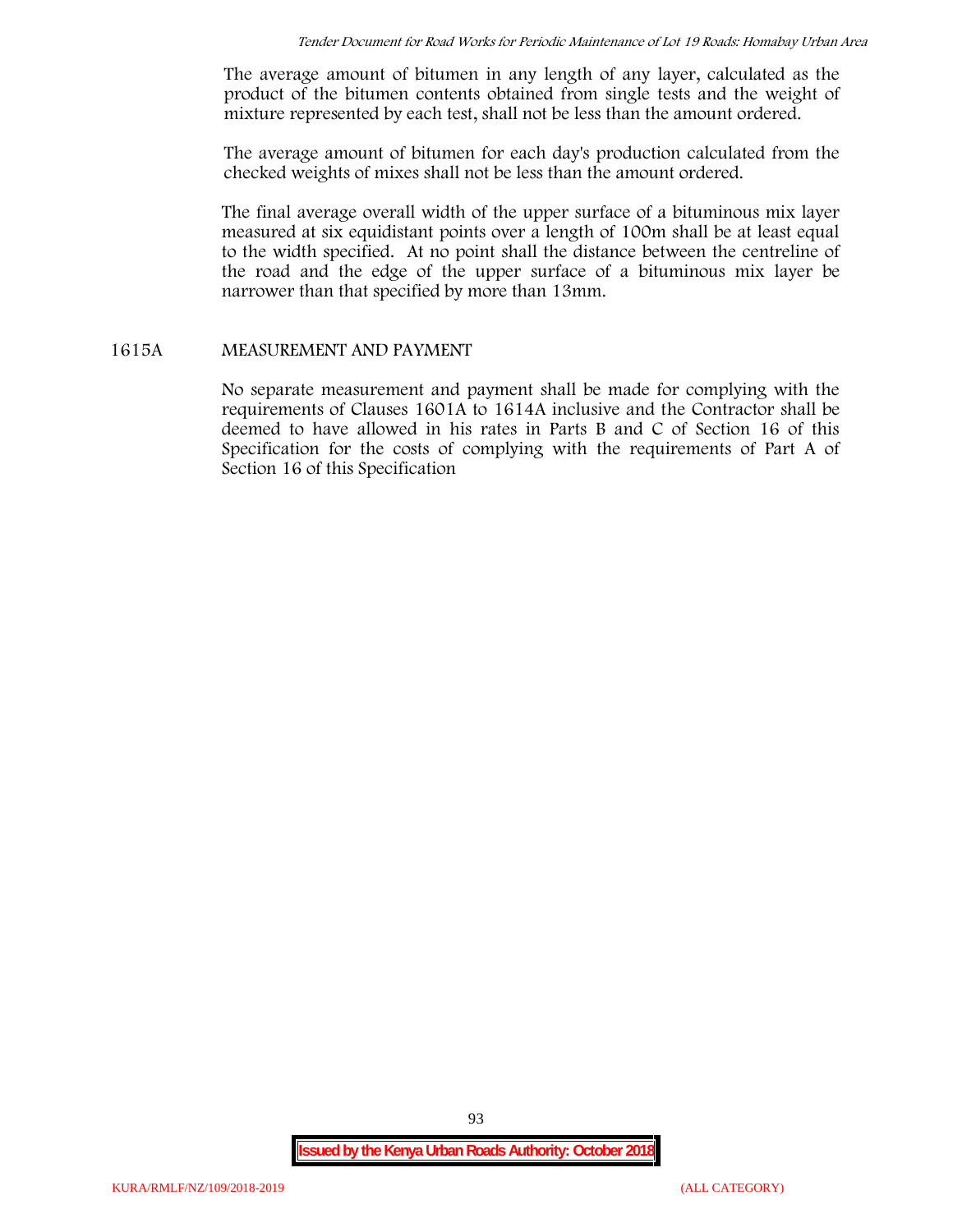The average amount of bitumen in any length of any layer, calculated as the product of the bitumen contents obtained from single tests and the weight of mixture represented by each test, shall not be less than the amount ordered.

The average amount of bitumen for each day's production calculated from the checked weights of mixes shall not be less than the amount ordered.

The final average overall width of the upper surface of a bituminous mix layer measured at six equidistant points over a length of 100m shall be at least equal to the width specified. At no point shall the distance between the centreline of the road and the edge of the upper surface of a bituminous mix layer be narrower than that specified by more than 13mm.

## 1615A MEASUREMENT AND PAYMENT

No separate measurement and payment shall be made for complying with the requirements of Clauses 1601A to 1614A inclusive and the Contractor shall be deemed to have allowed in his rates in Parts B and C of Section 16 of this Specification for the costs of complying with the requirements of Part A of Section 16 of this Specification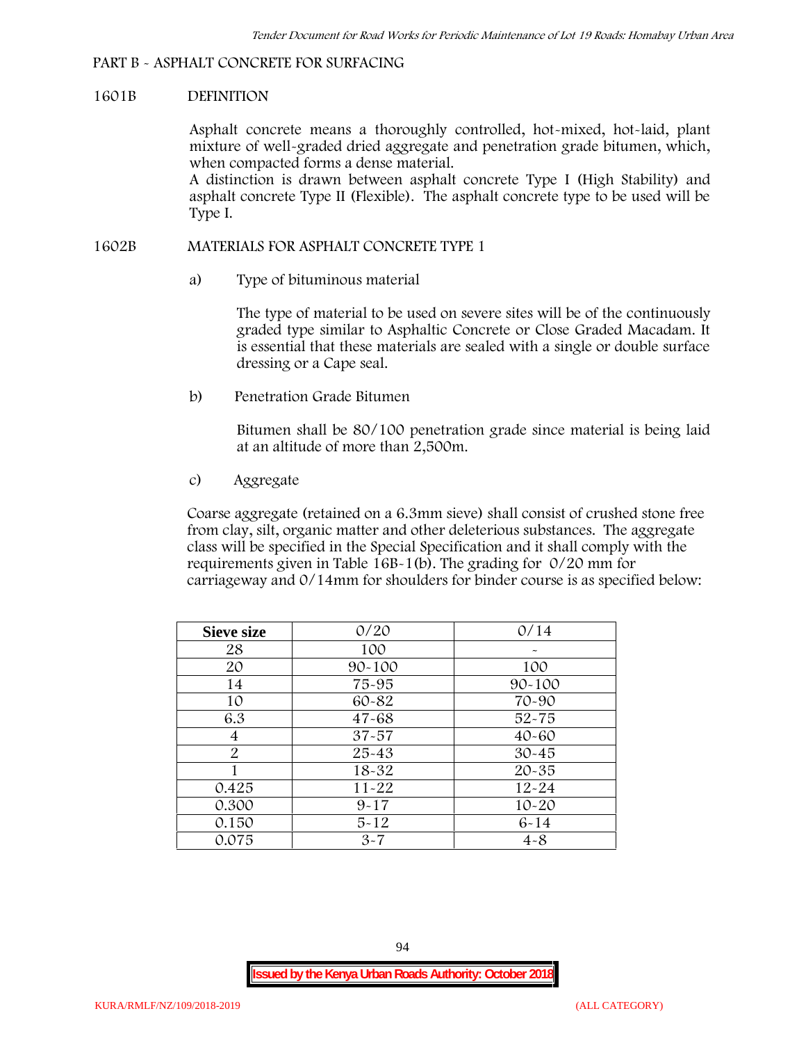## PART B - ASPHALT CONCRETE FOR SURFACING

### 1601B DEFINITION

Asphalt concrete means a thoroughly controlled, hot-mixed, hot-laid, plant mixture of well-graded dried aggregate and penetration grade bitumen, which, when compacted forms a dense material.
A distinction is drawn between asphalt concrete Type I (High Stability) and asphalt concrete Type II (Flexible). The asphalt concrete type to be used will be Type I.

### 1602B MATERIALS FOR ASPHALT CONCRETE TYPE 1

a) Type of bituminous material

The type of material to be used on severe sites will be of the continuously graded type similar to Asphaltic Concrete or Close Graded Macadam. It is essential that these materials are sealed with a single or double surface dressing or a Cape seal.

b) Penetration Grade Bitumen

Bitumen shall be 80/100 penetration grade since material is being laid at an altitude of more than 2,500m.

c) Aggregate

Coarse aggregate (retained on a 6.3mm sieve) shall consist of crushed stone free from clay, silt, organic matter and other deleterious substances. The aggregate class will be specified in the Special Specification and it shall comply with the requirements given in Table 16B-1(b). The grading for 0/20 mm for carriageway and 0/14mm for shoulders for binder course is as specified below:

| Sieve size | 0/20 | 0/14 |
|---|---|---|
| 28 | 100 | - |
| 20 | 90-100 | 100 |
| 14 | 75-95 | 90-100 |
| 10 | 60-82 | 70-90 |
| 6.3 | 47-68 | 52-75 |
| 4 | 37-57 | 40-60 |
| 2 | 25-43 | 30-45 |
| 1 | 18-32 | 20-35 |
| 0.425 | 11-22 | 12-24 |
| 0.300 | 9-17 | 10-20 |
| 0.150 | 5-12 | 6-14 |
| 0.075 | 3-7 | 4-8 |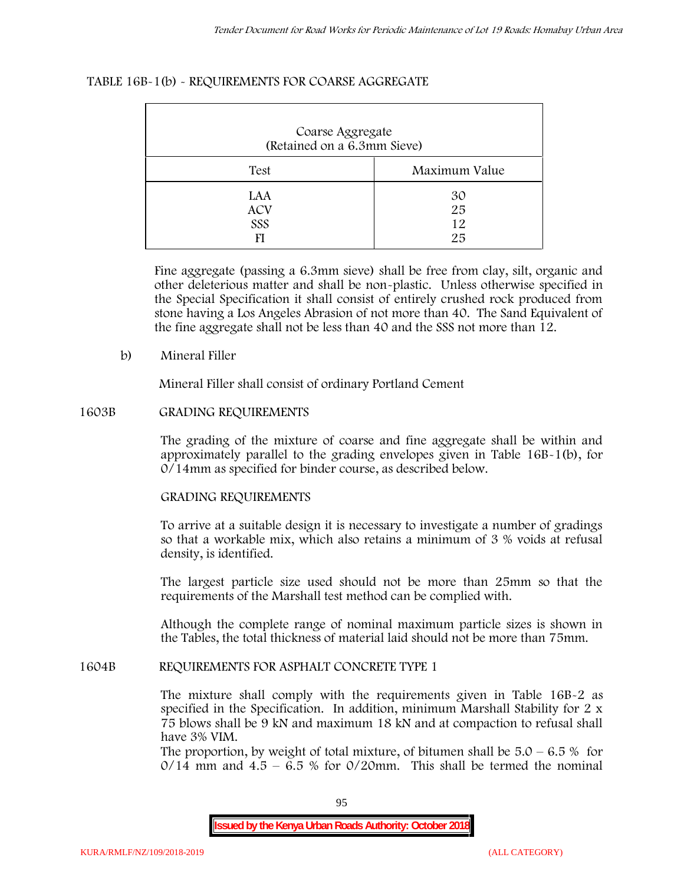TABLE 16B-1(b) - REQUIREMENTS FOR COARSE AGGREGATE

| Coarse Aggregate (Retained on a 6.3mm Sieve) | |
|---|---|
| Test | Maximum Value |
| LAA | 30 |
| ACV | 25 |
| SSS | 12 |
| FI | 25 |

Fine aggregate (passing a 6.3mm sieve) shall be free from clay, silt, organic and other deleterious matter and shall be non-plastic. Unless otherwise specified in the Special Specification it shall consist of entirely crushed rock produced from stone having a Los Angeles Abrasion of not more than 40. The Sand Equivalent of the fine aggregate shall not be less than 40 and the SSS not more than 12.

b) Mineral Filler

Mineral Filler shall consist of ordinary Portland Cement

1603B GRADING REQUIREMENTS

The grading of the mixture of coarse and fine aggregate shall be within and approximately parallel to the grading envelopes given in Table 16B-1(b), for 0/14mm as specified for binder course, as described below.

GRADING REQUIREMENTS

To arrive at a suitable design it is necessary to investigate a number of gradings so that a workable mix, which also retains a minimum of 3 % voids at refusal density, is identified.

The largest particle size used should not be more than 25mm so that the requirements of the Marshall test method can be complied with.

Although the complete range of nominal maximum particle sizes is shown in the Tables, the total thickness of material laid should not be more than 75mm.

1604B REQUIREMENTS FOR ASPHALT CONCRETE TYPE 1

The mixture shall comply with the requirements given in Table 16B-2 as specified in the Specification. In addition, minimum Marshall Stability for 2 x 75 blows shall be 9 kN and maximum 18 kN and at compaction to refusal shall have 3% VIM.

The proportion, by weight of total mixture, of bitumen shall be 5.0 – 6.5 % for 0/14 mm and 4.5 – 6.5 % for 0/20mm. This shall be termed the nominal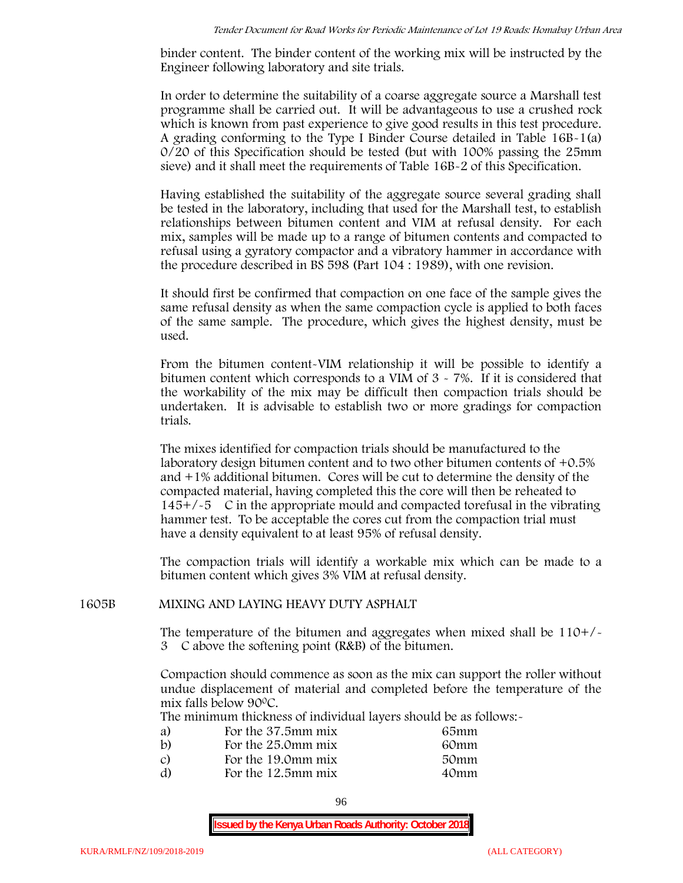binder content. The binder content of the working mix will be instructed by the Engineer following laboratory and site trials.

In order to determine the suitability of a coarse aggregate source a Marshall test programme shall be carried out. It will be advantageous to use a crushed rock which is known from past experience to give good results in this test procedure. A grading conforming to the Type I Binder Course detailed in Table 16B-1(a) 0/20 of this Specification should be tested (but with 100% passing the 25mm sieve) and it shall meet the requirements of Table 16B-2 of this Specification.

Having established the suitability of the aggregate source several grading shall be tested in the laboratory, including that used for the Marshall test, to establish relationships between bitumen content and VIM at refusal density. For each mix, samples will be made up to a range of bitumen contents and compacted to refusal using a gyratory compactor and a vibratory hammer in accordance with the procedure described in BS 598 (Part 104 : 1989), with one revision.

It should first be confirmed that compaction on one face of the sample gives the same refusal density as when the same compaction cycle is applied to both faces of the same sample. The procedure, which gives the highest density, must be used.

From the bitumen content-VIM relationship it will be possible to identify a bitumen content which corresponds to a VIM of 3 - 7%. If it is considered that the workability of the mix may be difficult then compaction trials should be undertaken. It is advisable to establish two or more gradings for compaction trials.

The mixes identified for compaction trials should be manufactured to the laboratory design bitumen content and to two other bitumen contents of +0.5% and +1% additional bitumen. Cores will be cut to determine the density of the compacted material, having completed this the core will then be reheated to 145+/-5 C in the appropriate mould and compacted torefusal in the vibrating hammer test. To be acceptable the cores cut from the compaction trial must have a density equivalent to at least 95% of refusal density.

The compaction trials will identify a workable mix which can be made to a bitumen content which gives 3% VIM at refusal density.

## 1605B MIXING AND LAYING HEAVY DUTY ASPHALT

The temperature of the bitumen and aggregates when mixed shall be 110+/-3 C above the softening point (R&B) of the bitumen.

Compaction should commence as soon as the mix can support the roller without undue displacement of material and completed before the temperature of the mix falls below 90$^{0}$C.

The minimum thickness of individual layers should be as follows:-

| | | |
|---|---|---|
| a) | For the 37.5mm mix | 65mm |
| b) | For the 25.0mm mix | 60mm |
| c) | For the 19.0mm mix | 50mm |
| d) | For the 12.5mm mix | 40mm |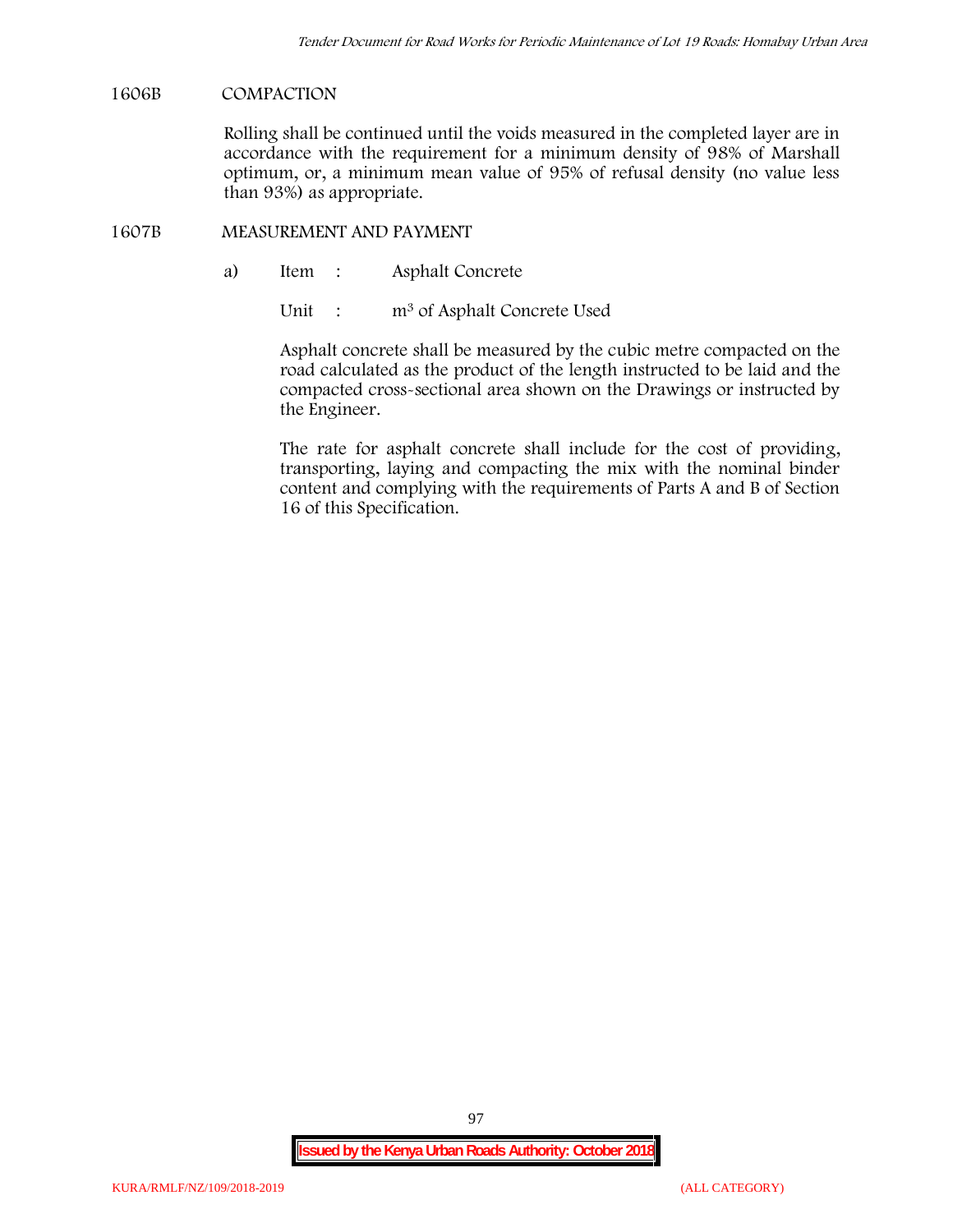## 1606B COMPACTION

Rolling shall be continued until the voids measured in the completed layer are in accordance with the requirement for a minimum density of 98% of Marshall optimum, or, a minimum mean value of 95% of refusal density (no value less than 93%) as appropriate.

## 1607B MEASUREMENT AND PAYMENT

a) Item : Asphalt Concrete

Unit : $m^3$ of Asphalt Concrete Used

Asphalt concrete shall be measured by the cubic metre compacted on the road calculated as the product of the length instructed to be laid and the compacted cross-sectional area shown on the Drawings or instructed by the Engineer.

The rate for asphalt concrete shall include for the cost of providing, transporting, laying and compacting the mix with the nominal binder content and complying with the requirements of Parts A and B of Section 16 of this Specification.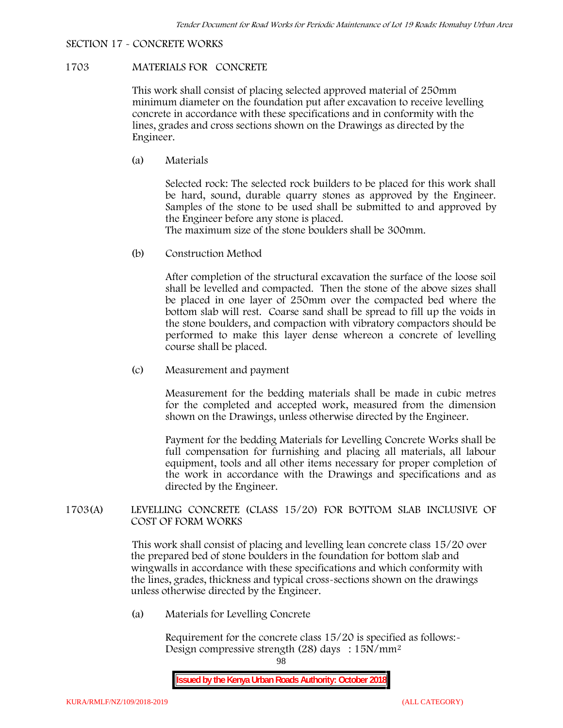SECTION 17 - CONCRETE WORKS

## 1703 MATERIALS FOR CONCRETE

This work shall consist of placing selected approved material of 250mm minimum diameter on the foundation put after excavation to receive levelling concrete in accordance with these specifications and in conformity with the lines, grades and cross sections shown on the Drawings as directed by the Engineer.

(a) Materials

Selected rock: The selected rock builders to be placed for this work shall be hard, sound, durable quarry stones as approved by the Engineer. Samples of the stone to be used shall be submitted to and approved by the Engineer before any stone is placed.
The maximum size of the stone boulders shall be 300mm.

(b) Construction Method

After completion of the structural excavation the surface of the loose soil shall be levelled and compacted. Then the stone of the above sizes shall be placed in one layer of 250mm over the compacted bed where the bottom slab will rest. Coarse sand shall be spread to fill up the voids in the stone boulders, and compaction with vibratory compactors should be performed to make this layer dense whereon a concrete of levelling course shall be placed.

(c) Measurement and payment

Measurement for the bedding materials shall be made in cubic metres for the completed and accepted work, measured from the dimension shown on the Drawings, unless otherwise directed by the Engineer.

Payment for the bedding Materials for Levelling Concrete Works shall be full compensation for furnishing and placing all materials, all labour equipment, tools and all other items necessary for proper completion of the work in accordance with the Drawings and specifications and as directed by the Engineer.

## 1703(A) LEVELLING CONCRETE (CLASS 15/20) FOR BOTTOM SLAB INCLUSIVE OF COST OF FORM WORKS

This work shall consist of placing and levelling lean concrete class 15/20 over the prepared bed of stone boulders in the foundation for bottom slab and wingwalls in accordance with these specifications and which conformity with the lines, grades, thickness and typical cross-sections shown on the drawings unless otherwise directed by the Engineer.

(a) Materials for Levelling Concrete

Requirement for the concrete class 15/20 is specified as follows:-
Design compressive strength (28) days : $15N/mm^2$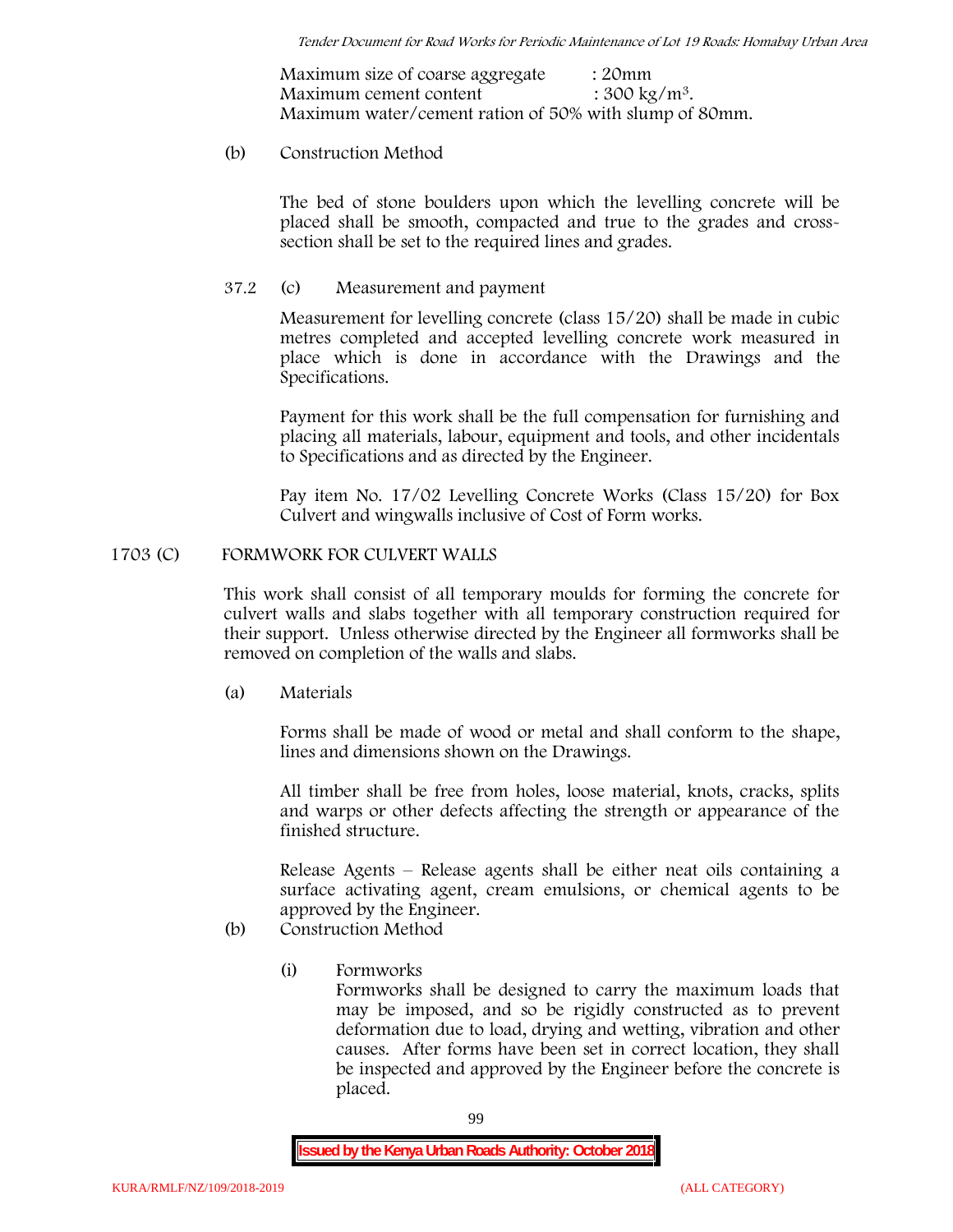Maximum size of coarse aggregate : 20mm
Maximum cement content : 300 kg/m$^3$.
Maximum water/cement ration of 50% with slump of 80mm.

(b) Construction Method

The bed of stone boulders upon which the levelling concrete will be placed shall be smooth, compacted and true to the grades and cross-section shall be set to the required lines and grades.

37.2 (c) Measurement and payment

Measurement for levelling concrete (class 15/20) shall be made in cubic metres completed and accepted levelling concrete work measured in place which is done in accordance with the Drawings and the Specifications.

Payment for this work shall be the full compensation for furnishing and placing all materials, labour, equipment and tools, and other incidentals to Specifications and as directed by the Engineer.

Pay item No. 17/02 Levelling Concrete Works (Class 15/20) for Box Culvert and wingwalls inclusive of Cost of Form works.

## 1703 (C) FORMWORK FOR CULVERT WALLS

This work shall consist of all temporary moulds for forming the concrete for culvert walls and slabs together with all temporary construction required for their support. Unless otherwise directed by the Engineer all formworks shall be removed on completion of the walls and slabs.

(a) Materials

Forms shall be made of wood or metal and shall conform to the shape, lines and dimensions shown on the Drawings.

All timber shall be free from holes, loose material, knots, cracks, splits and warps or other defects affecting the strength or appearance of the finished structure.

Release Agents – Release agents shall be either neat oils containing a surface activating agent, cream emulsions, or chemical agents to be approved by the Engineer.

(b) Construction Method

(i) Formworks
Formworks shall be designed to carry the maximum loads that may be imposed, and so be rigidly constructed as to prevent deformation due to load, drying and wetting, vibration and other causes. After forms have been set in correct location, they shall be inspected and approved by the Engineer before the concrete is placed.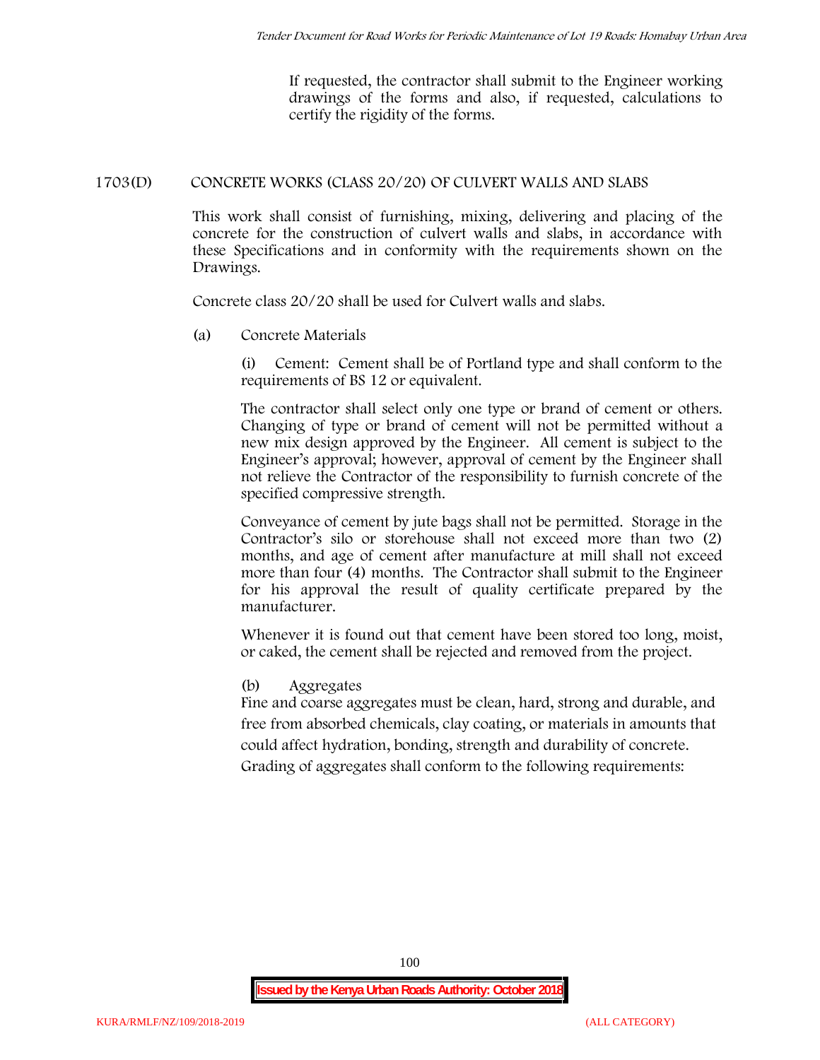If requested, the contractor shall submit to the Engineer working drawings of the forms and also, if requested, calculations to certify the rigidity of the forms.

## 1703(D) CONCRETE WORKS (CLASS 20/20) OF CULVERT WALLS AND SLABS

This work shall consist of furnishing, mixing, delivering and placing of the concrete for the construction of culvert walls and slabs, in accordance with these Specifications and in conformity with the requirements shown on the Drawings.

Concrete class 20/20 shall be used for Culvert walls and slabs.

(a) Concrete Materials

(i) Cement: Cement shall be of Portland type and shall conform to the requirements of BS 12 or equivalent.

The contractor shall select only one type or brand of cement or others. Changing of type or brand of cement will not be permitted without a new mix design approved by the Engineer. All cement is subject to the Engineer's approval; however, approval of cement by the Engineer shall not relieve the Contractor of the responsibility to furnish concrete of the specified compressive strength.

Conveyance of cement by jute bags shall not be permitted. Storage in the Contractor's silo or storehouse shall not exceed more than two (2) months, and age of cement after manufacture at mill shall not exceed more than four (4) months. The Contractor shall submit to the Engineer for his approval the result of quality certificate prepared by the manufacturer.

Whenever it is found out that cement have been stored too long, moist, or caked, the cement shall be rejected and removed from the project.

(b) Aggregates

Fine and coarse aggregates must be clean, hard, strong and durable, and free from absorbed chemicals, clay coating, or materials in amounts that could affect hydration, bonding, strength and durability of concrete. Grading of aggregates shall conform to the following requirements: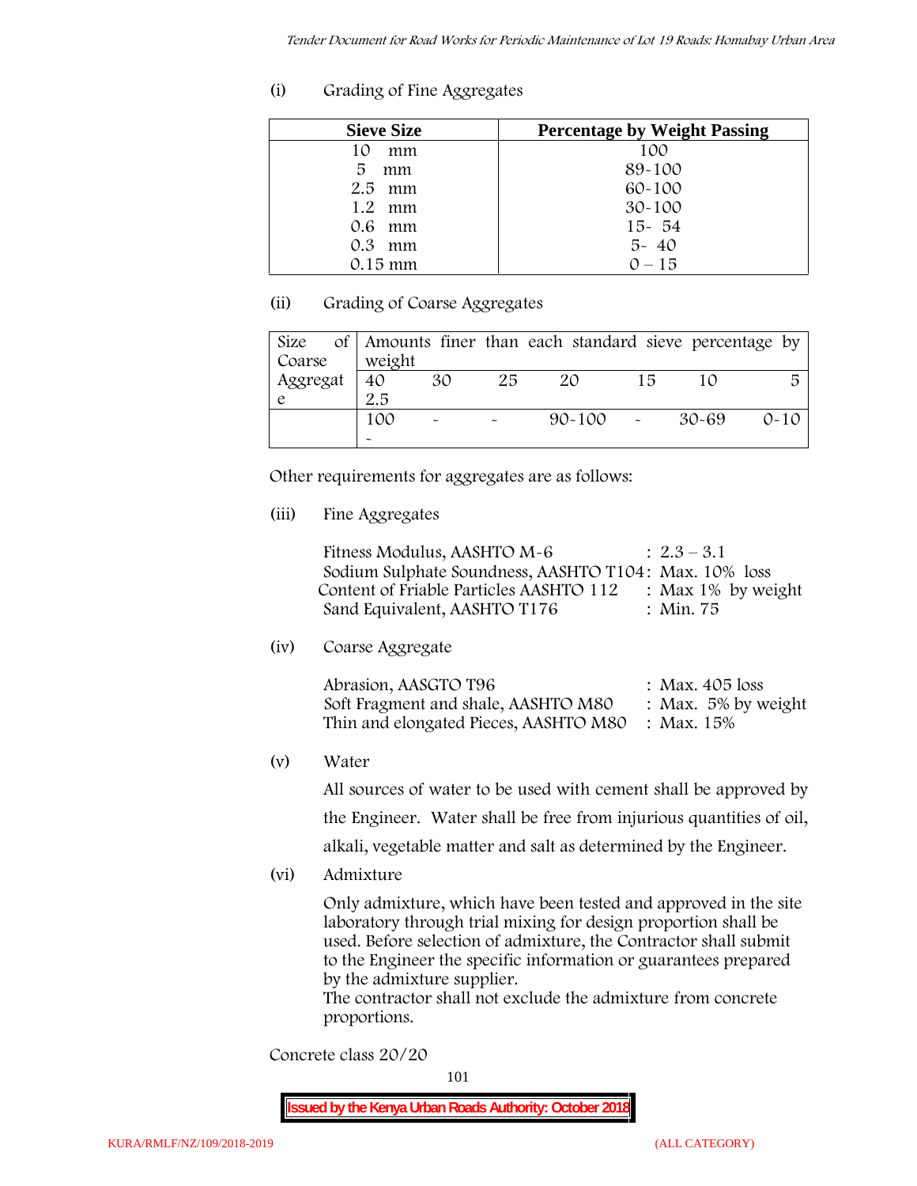(i) Grading of Fine Aggregates

| Sieve Size | Percentage by Weight Passing |
|---|---|
| 10 mm | 100 |
| 5 mm | 89-100 |
| 2.5 mm | 60-100 |
| 1.2 mm | 30-100 |
| 0.6 mm | 15- 54 |
| 0.3 mm | 5- 40 |
| 0.15 mm | 0 – 15 |

(ii) Grading of Coarse Aggregates

| Size of Coarse Aggregate | Amounts finer than each standard sieve percentage by weight | | | | | | |
|---|---|---|---|---|---|---|---|
| | 40 2.5 | 30 | 25 | 20 | 15 | 10 | 5 |
| | 100 - | - | - | 90-100 | - | 30-69 | 0-10 |

Other requirements for aggregates are as follows:

(iii) Fine Aggregates

Fitness Modulus, AASHTO M-6 : 2.3 – 3.1
Sodium Sulphate Soundness, AASHTO T104: Max. 10% loss
Content of Friable Particles AASHTO 112 : Max 1% by weight
Sand Equivalent, AASHTO T176 : Min. 75

(iv) Coarse Aggregate

Abrasion, AASGTO T96 : Max. 405 loss
Soft Fragment and shale, AASHTO M80 : Max. 5% by weight
Thin and elongated Pieces, AASHTO M80 : Max. 15%

(v) Water

All sources of water to be used with cement shall be approved by the Engineer. Water shall be free from injurious quantities of oil, alkali, vegetable matter and salt as determined by the Engineer.

(vi) Admixture

Only admixture, which have been tested and approved in the site laboratory through trial mixing for design proportion shall be used. Before selection of admixture, the Contractor shall submit to the Engineer the specific information or guarantees prepared by the admixture supplier.
The contractor shall not exclude the admixture from concrete proportions.

Concrete class 20/20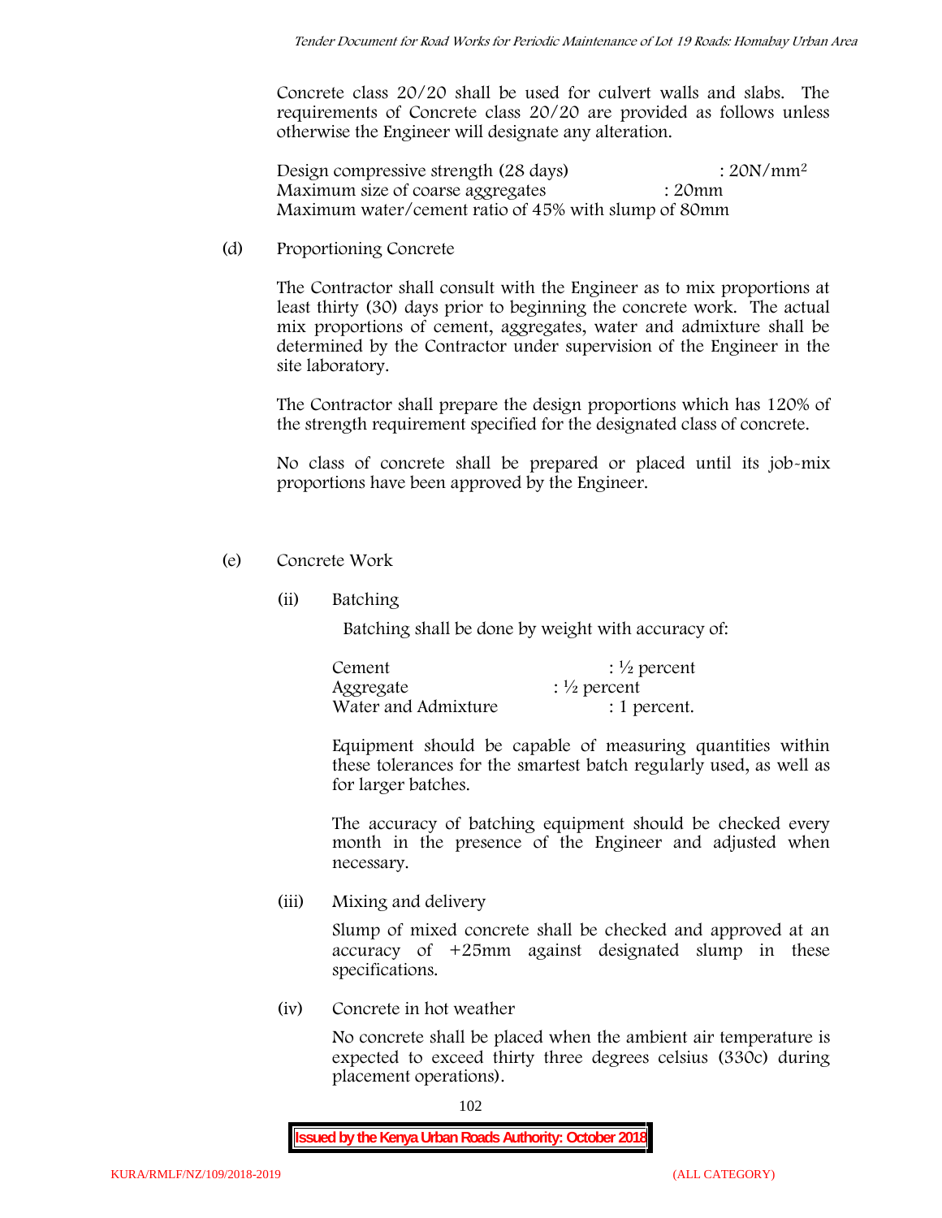Concrete class 20/20 shall be used for culvert walls and slabs. The requirements of Concrete class 20/20 are provided as follows unless otherwise the Engineer will designate any alteration.

Design compressive strength (28 days) : 20N/mm$^2$
Maximum size of coarse aggregates : 20mm
Maximum water/cement ratio of 45% with slump of 80mm

(d) Proportioning Concrete

The Contractor shall consult with the Engineer as to mix proportions at least thirty (30) days prior to beginning the concrete work. The actual mix proportions of cement, aggregates, water and admixture shall be determined by the Contractor under supervision of the Engineer in the site laboratory.

The Contractor shall prepare the design proportions which has 120% of the strength requirement specified for the designated class of concrete.

No class of concrete shall be prepared or placed until its job-mix proportions have been approved by the Engineer.

(e) Concrete Work

(ii) Batching

Batching shall be done by weight with accuracy of:

| | |
|---|---|
| Cement | : ½ percent |
| Aggregate | : ½ percent |
| Water and Admixture | : 1 percent. |

Equipment should be capable of measuring quantities within these tolerances for the smartest batch regularly used, as well as for larger batches.

The accuracy of batching equipment should be checked every month in the presence of the Engineer and adjusted when necessary.

(iii) Mixing and delivery

Slump of mixed concrete shall be checked and approved at an accuracy of +25mm against designated slump in these specifications.

(iv) Concrete in hot weather

No concrete shall be placed when the ambient air temperature is expected to exceed thirty three degrees celsius (330c) during placement operations).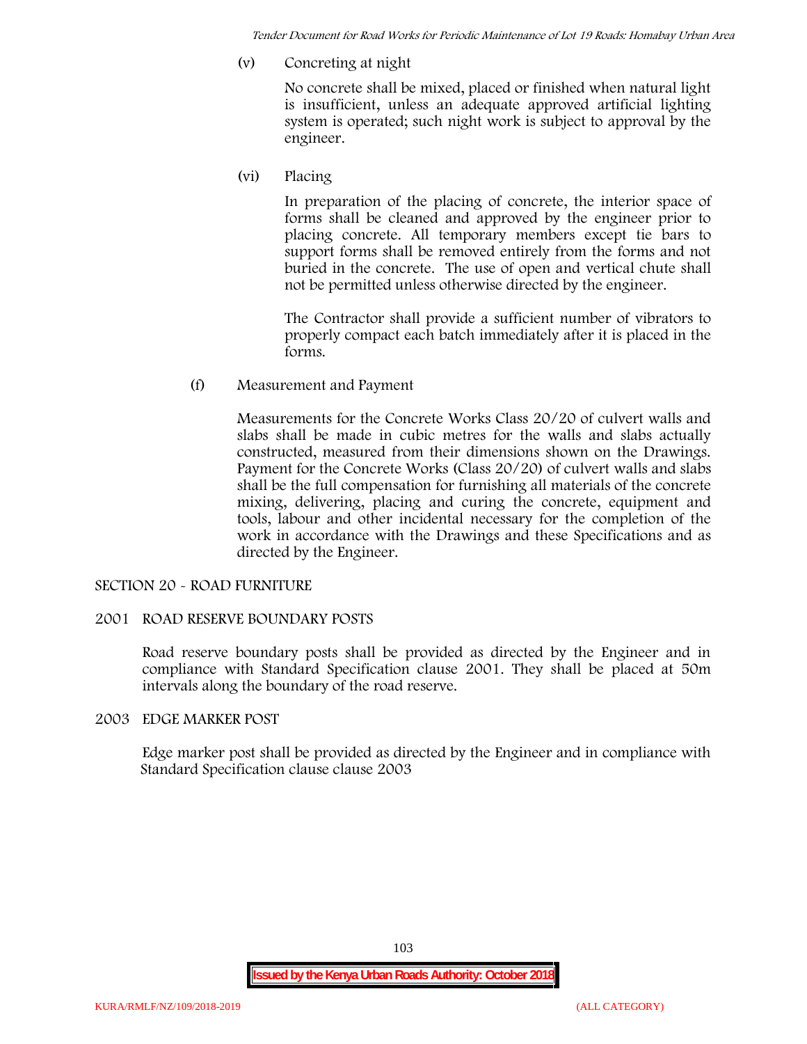(v) Concreting at night

No concrete shall be mixed, placed or finished when natural light is insufficient, unless an adequate approved artificial lighting system is operated; such night work is subject to approval by the engineer.

(vi) Placing

In preparation of the placing of concrete, the interior space of forms shall be cleaned and approved by the engineer prior to placing concrete. All temporary members except tie bars to support forms shall be removed entirely from the forms and not buried in the concrete. The use of open and vertical chute shall not be permitted unless otherwise directed by the engineer.

The Contractor shall provide a sufficient number of vibrators to properly compact each batch immediately after it is placed in the forms.

(f) Measurement and Payment

Measurements for the Concrete Works Class 20/20 of culvert walls and slabs shall be made in cubic metres for the walls and slabs actually constructed, measured from their dimensions shown on the Drawings. Payment for the Concrete Works (Class 20/20) of culvert walls and slabs shall be the full compensation for furnishing all materials of the concrete mixing, delivering, placing and curing the concrete, equipment and tools, labour and other incidental necessary for the completion of the work in accordance with the Drawings and these Specifications and as directed by the Engineer.

## SECTION 20 - ROAD FURNITURE

### 2001 ROAD RESERVE BOUNDARY POSTS

Road reserve boundary posts shall be provided as directed by the Engineer and in compliance with Standard Specification clause 2001. They shall be placed at 50m intervals along the boundary of the road reserve.

### 2003 EDGE MARKER POST

Edge marker post shall be provided as directed by the Engineer and in compliance with Standard Specification clause clause 2003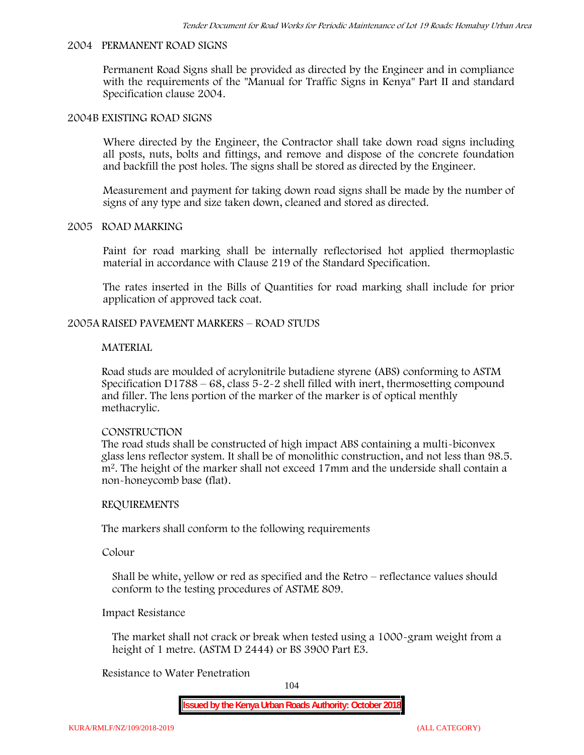## 2004 PERMANENT ROAD SIGNS

Permanent Road Signs shall be provided as directed by the Engineer and in compliance with the requirements of the "Manual for Traffic Signs in Kenya" Part II and standard Specification clause 2004.

## 2004B EXISTING ROAD SIGNS

Where directed by the Engineer, the Contractor shall take down road signs including all posts, nuts, bolts and fittings, and remove and dispose of the concrete foundation and backfill the post holes. The signs shall be stored as directed by the Engineer.

Measurement and payment for taking down road signs shall be made by the number of signs of any type and size taken down, cleaned and stored as directed.

## 2005 ROAD MARKING

Paint for road marking shall be internally reflectorised hot applied thermoplastic material in accordance with Clause 219 of the Standard Specification.

The rates inserted in the Bills of Quantities for road marking shall include for prior application of approved tack coat.

## 2005A RAISED PAVEMENT MARKERS – ROAD STUDS

### MATERIAL

Road studs are moulded of acrylonitrile butadiene styrene (ABS) conforming to ASTM Specification D1788 – 68, class 5-2-2 shell filled with inert, thermosetting compound and filler. The lens portion of the marker of the marker is of optical menthly methacrylic.

### CONSTRUCTION

The road studs shall be constructed of high impact ABS containing a multi-biconvex glass lens reflector system. It shall be of monolithic construction, and not less than 98.5. $m^2$. The height of the marker shall not exceed 17mm and the underside shall contain a non-honeycomb base (flat).

### REQUIREMENTS

The markers shall conform to the following requirements

Colour

Shall be white, yellow or red as specified and the Retro – reflectance values should conform to the testing procedures of ASTME 809.

Impact Resistance

The market shall not crack or break when tested using a 1000-gram weight from a height of 1 metre. (ASTM D 2444) or BS 3900 Part E3.

Resistance to Water Penetration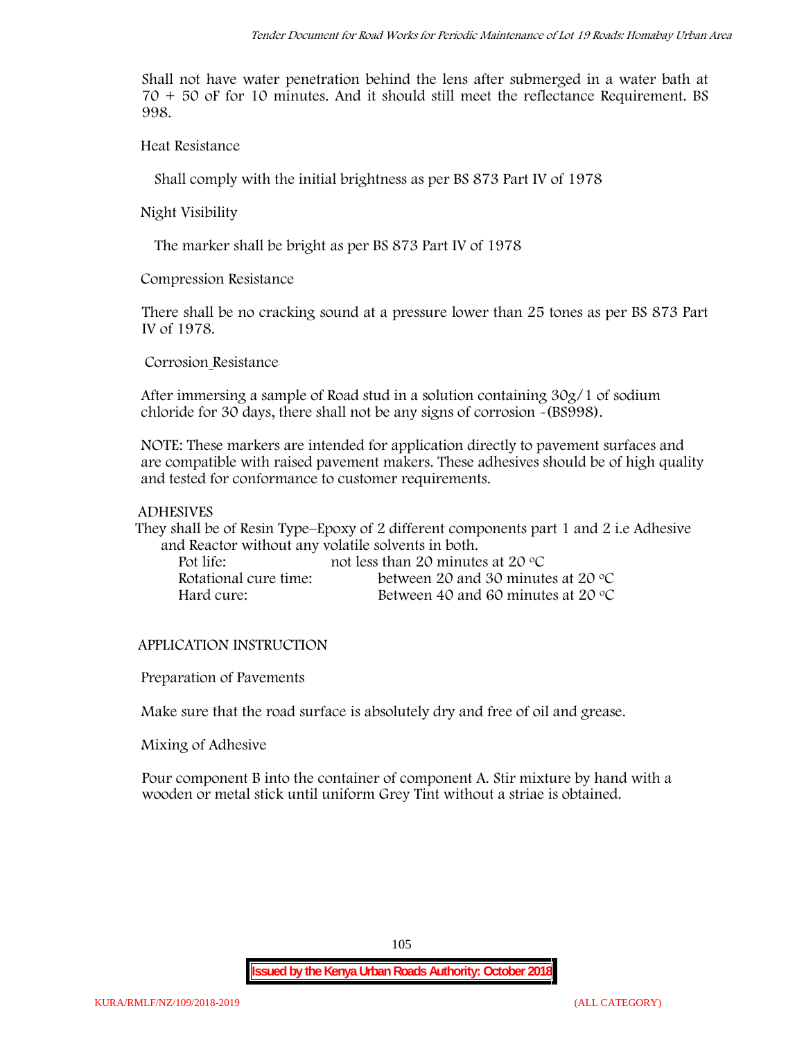Shall not have water penetration behind the lens after submerged in a water bath at 70 + 50 oF for 10 minutes. And it should still meet the reflectance Requirement. BS 998.

Heat Resistance

Shall comply with the initial brightness as per BS 873 Part IV of 1978

Night Visibility

The marker shall be bright as per BS 873 Part IV of 1978

Compression Resistance

There shall be no cracking sound at a pressure lower than 25 tones as per BS 873 Part IV of 1978.

Corrosion Resistance

After immersing a sample of Road stud in a solution containing 30g/1 of sodium chloride for 30 days, there shall not be any signs of corrosion -(BS998).

NOTE: These markers are intended for application directly to pavement surfaces and are compatible with raised pavement makers. These adhesives should be of high quality and tested for conformance to customer requirements.

ADHESIVES

They shall be of Resin Type–Epoxy of 2 different components part 1 and 2 i.e Adhesive and Reactor without any volatile solvents in both.

| | |
|---|---|
| Pot life: | not less than 20 minutes at 20 °C |
| Rotational cure time: | between 20 and 30 minutes at 20 °C |
| Hard cure: | Between 40 and 60 minutes at 20 °C |

APPLICATION INSTRUCTION

Preparation of Pavements

Make sure that the road surface is absolutely dry and free of oil and grease.

Mixing of Adhesive

Pour component B into the container of component A. Stir mixture by hand with a wooden or metal stick until uniform Grey Tint without a striae is obtained.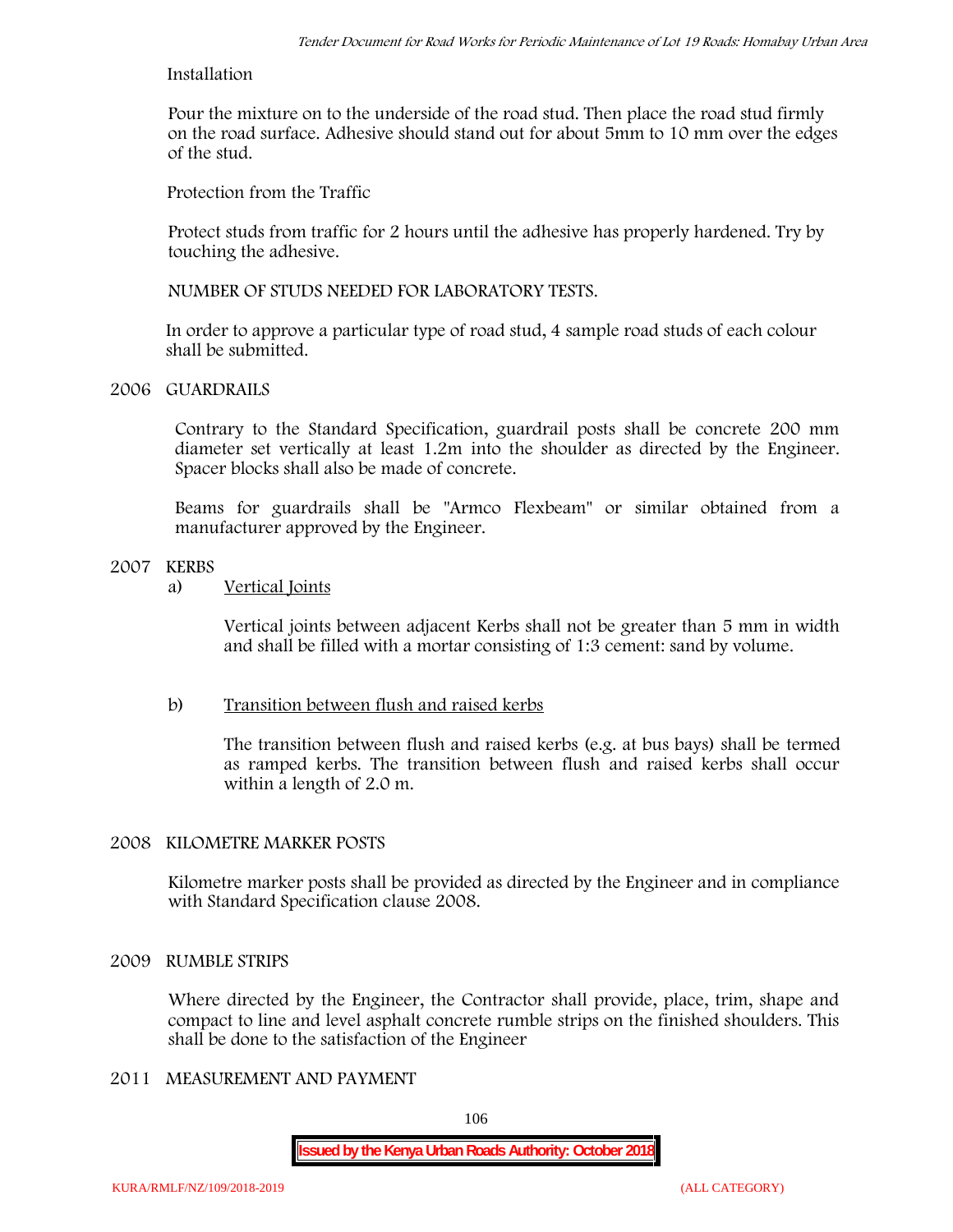Installation

Pour the mixture on to the underside of the road stud. Then place the road stud firmly on the road surface. Adhesive should stand out for about 5mm to 10 mm over the edges of the stud.

Protection from the Traffic

Protect studs from traffic for 2 hours until the adhesive has properly hardened. Try by touching the adhesive.

NUMBER OF STUDS NEEDED FOR LABORATORY TESTS.

In order to approve a particular type of road stud, 4 sample road studs of each colour shall be submitted.

## 2006 GUARDRAILS

Contrary to the Standard Specification, guardrail posts shall be concrete 200 mm diameter set vertically at least 1.2m into the shoulder as directed by the Engineer. Spacer blocks shall also be made of concrete.

Beams for guardrails shall be "Armco Flexbeam" or similar obtained from a manufacturer approved by the Engineer.

## 2007 KERBS

a) Vertical Joints

Vertical joints between adjacent Kerbs shall not be greater than 5 mm in width and shall be filled with a mortar consisting of 1:3 cement: sand by volume.

b) Transition between flush and raised kerbs

The transition between flush and raised kerbs (e.g. at bus bays) shall be termed as ramped kerbs. The transition between flush and raised kerbs shall occur within a length of 2.0 m.

## 2008 KILOMETRE MARKER POSTS

Kilometre marker posts shall be provided as directed by the Engineer and in compliance with Standard Specification clause 2008.

## 2009 RUMBLE STRIPS

Where directed by the Engineer, the Contractor shall provide, place, trim, shape and compact to line and level asphalt concrete rumble strips on the finished shoulders. This shall be done to the satisfaction of the Engineer

## 2011 MEASUREMENT AND PAYMENT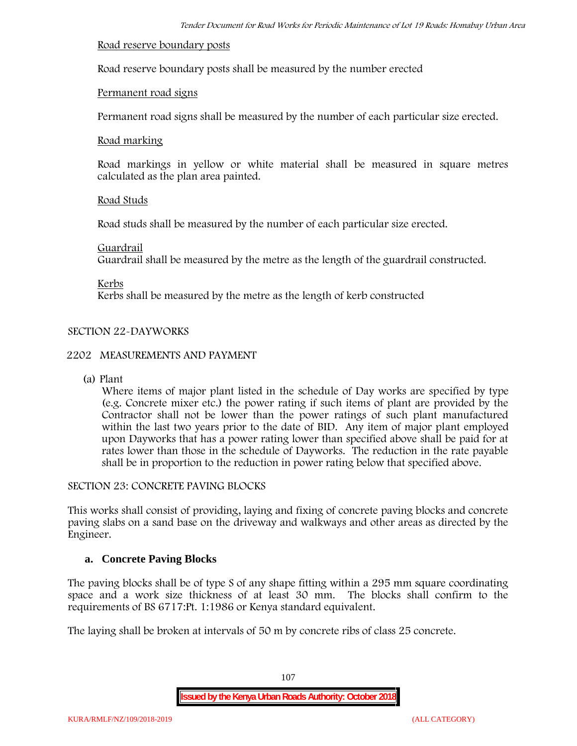Road reserve boundary posts

Road reserve boundary posts shall be measured by the number erected

Permanent road signs

Permanent road signs shall be measured by the number of each particular size erected.

Road marking

Road markings in yellow or white material shall be measured in square metres calculated as the plan area painted.

Road Studs

Road studs shall be measured by the number of each particular size erected.

Guardrail

Guardrail shall be measured by the metre as the length of the guardrail constructed.

Kerbs

Kerbs shall be measured by the metre as the length of kerb constructed

SECTION 22-DAYWORKS

2202 MEASUREMENTS AND PAYMENT

(a) Plant

Where items of major plant listed in the schedule of Day works are specified by type (e.g. Concrete mixer etc.) the power rating if such items of plant are provided by the Contractor shall not be lower than the power ratings of such plant manufactured within the last two years prior to the date of BID. Any item of major plant employed upon Dayworks that has a power rating lower than specified above shall be paid for at rates lower than those in the schedule of Dayworks. The reduction in the rate payable shall be in proportion to the reduction in power rating below that specified above.

SECTION 23: CONCRETE PAVING BLOCKS

This works shall consist of providing, laying and fixing of concrete paving blocks and concrete paving slabs on a sand base on the driveway and walkways and other areas as directed by the Engineer.

**a. Concrete Paving Blocks**

The paving blocks shall be of type S of any shape fitting within a 295 mm square coordinating space and a work size thickness of at least 30 mm. The blocks shall confirm to the requirements of BS 6717:Pt. 1:1986 or Kenya standard equivalent.

The laying shall be broken at intervals of 50 m by concrete ribs of class 25 concrete.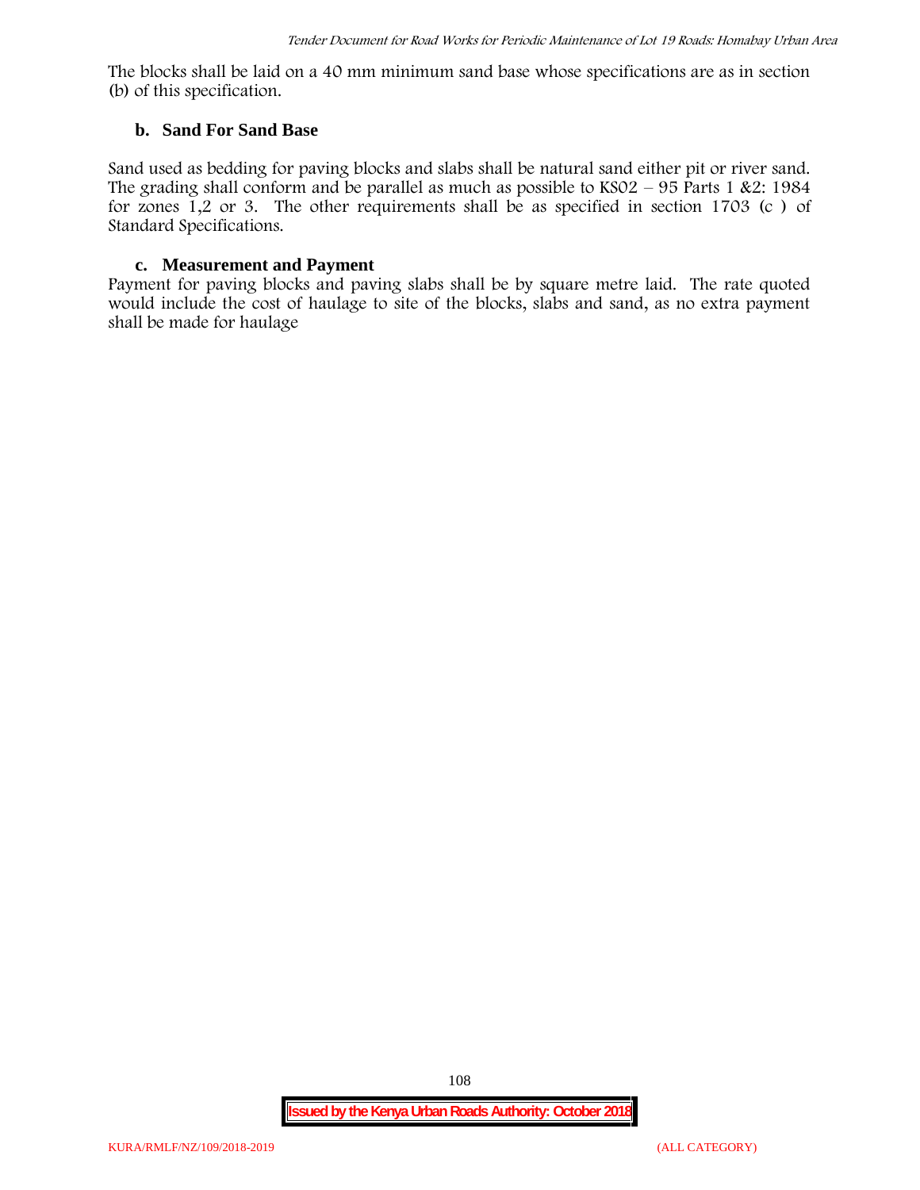The blocks shall be laid on a 40 mm minimum sand base whose specifications are as in section (b) of this specification.

### b. Sand For Sand Base

Sand used as bedding for paving blocks and slabs shall be natural sand either pit or river sand. The grading shall conform and be parallel as much as possible to KS02 – 95 Parts 1 &2: 1984 for zones 1,2 or 3. The other requirements shall be as specified in section 1703 (c ) of Standard Specifications.

### c. Measurement and Payment

Payment for paving blocks and paving slabs shall be by square metre laid. The rate quoted would include the cost of haulage to site of the blocks, slabs and sand, as no extra payment shall be made for haulage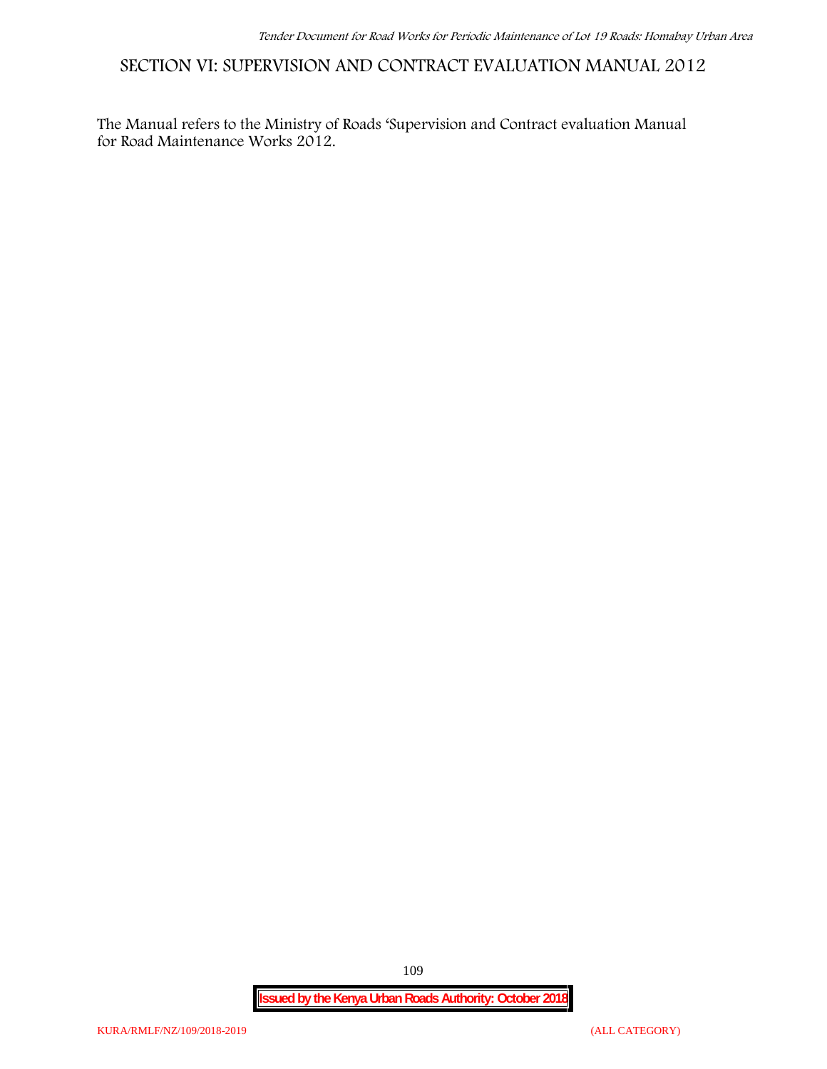# SECTION VI: SUPERVISION AND CONTRACT EVALUATION MANUAL 2012

The Manual refers to the Ministry of Roads 'Supervision and Contract evaluation Manual for Road Maintenance Works 2012.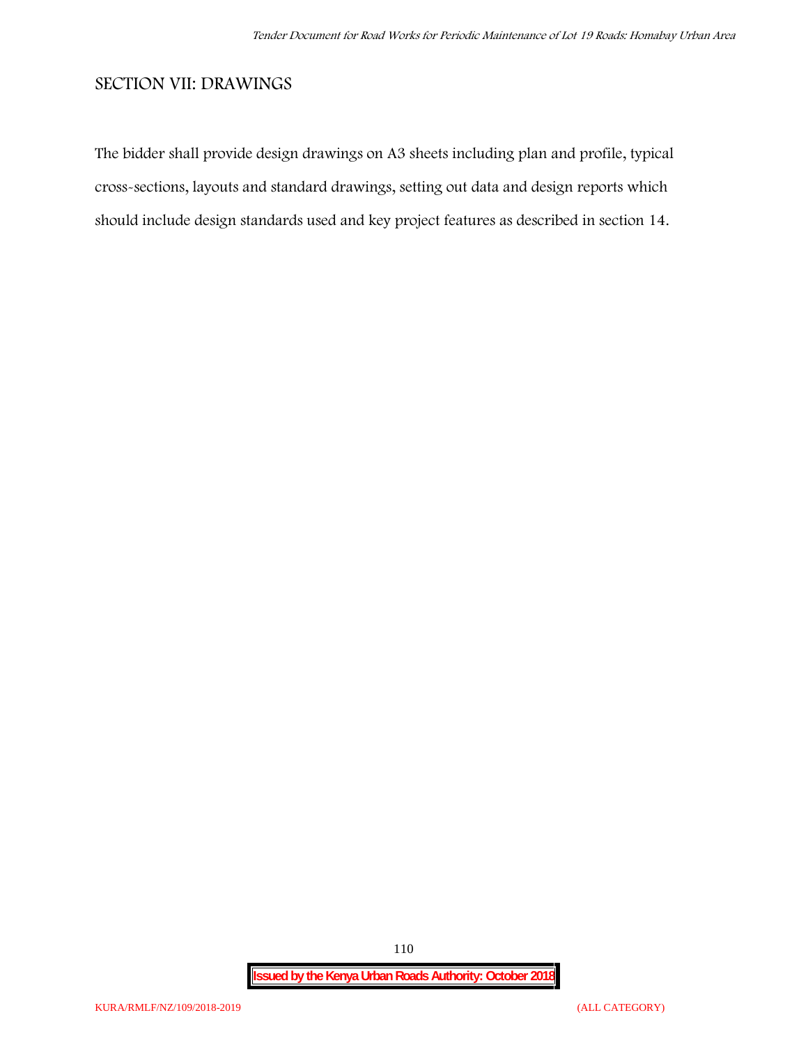## SECTION VII: DRAWINGS

The bidder shall provide design drawings on A3 sheets including plan and profile, typical cross-sections, layouts and standard drawings, setting out data and design reports which should include design standards used and key project features as described in section 14.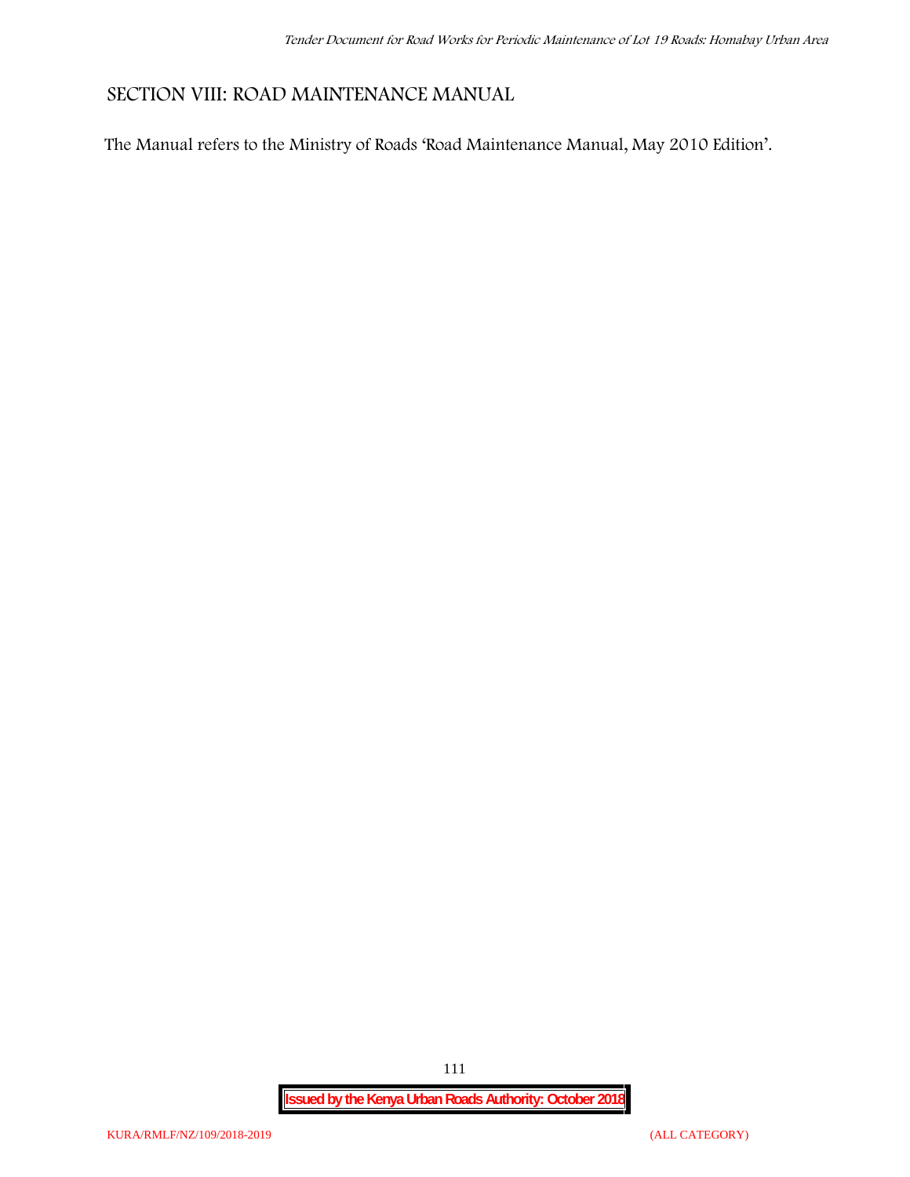# SECTION VIII: ROAD MAINTENANCE MANUAL

The Manual refers to the Ministry of Roads 'Road Maintenance Manual, May 2010 Edition'.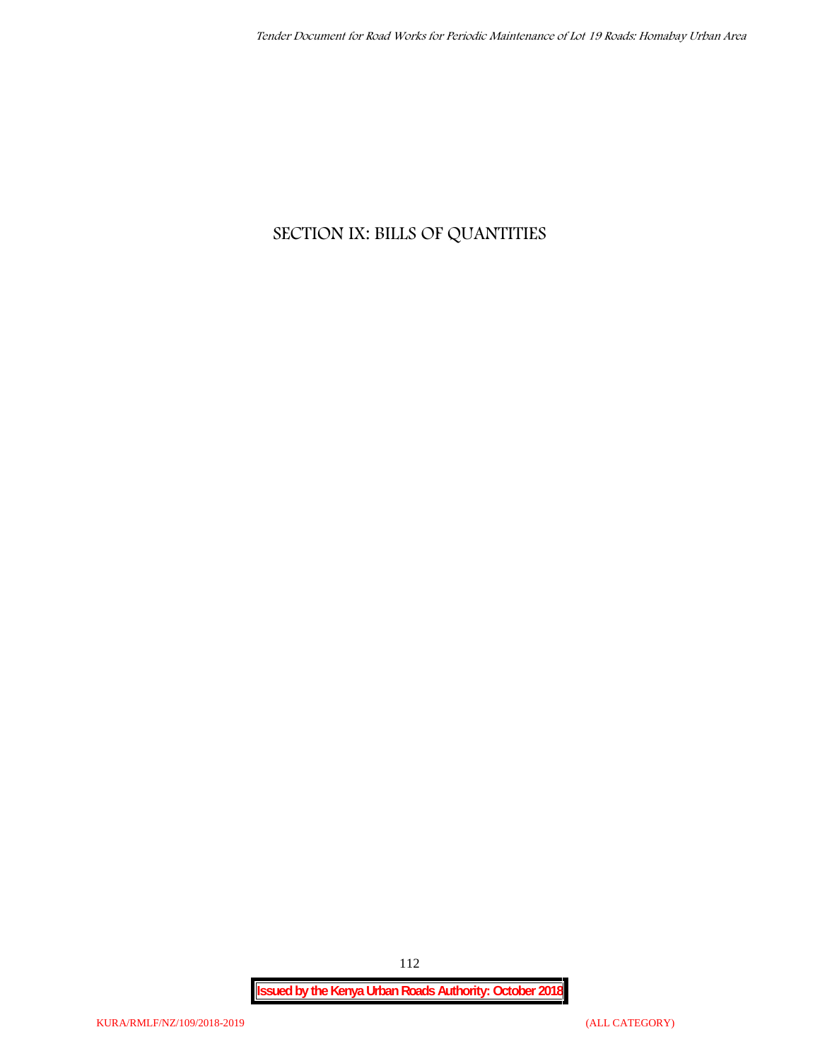# SECTION IX: BILLS OF QUANTITIES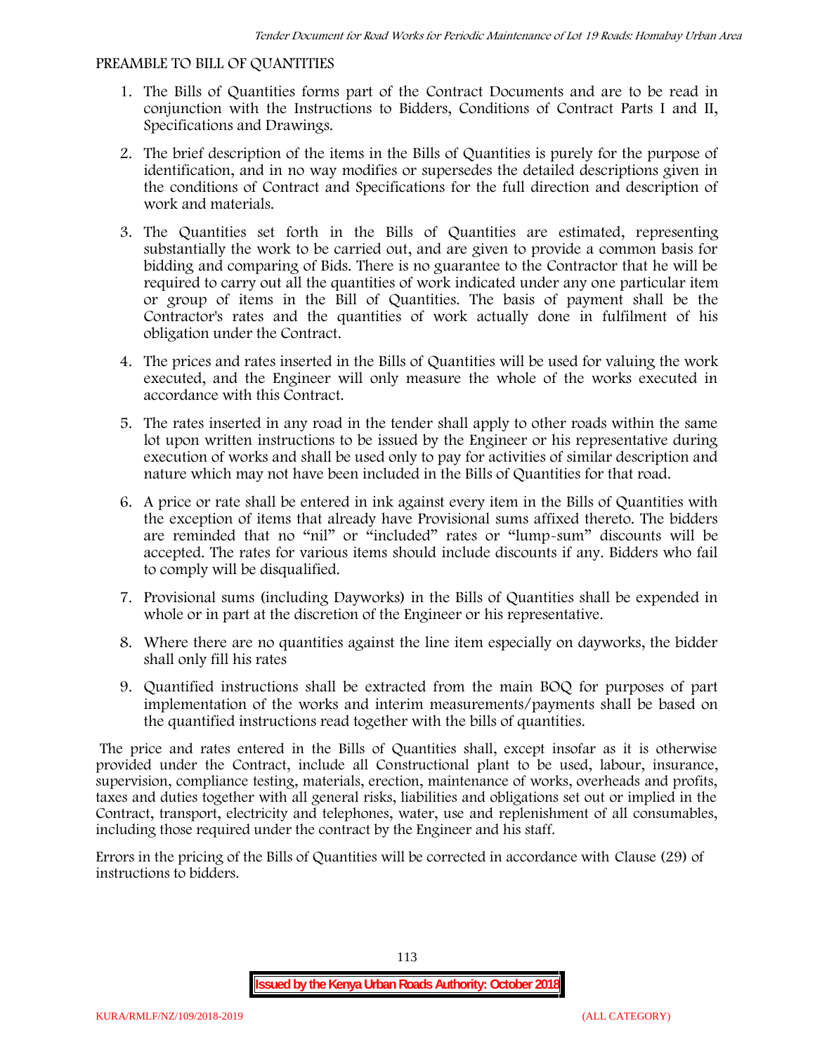PREAMBLE TO BILL OF QUANTITIES

1. The Bills of Quantities forms part of the Contract Documents and are to be read in conjunction with the Instructions to Bidders, Conditions of Contract Parts I and II, Specifications and Drawings.
2. The brief description of the items in the Bills of Quantities is purely for the purpose of identification, and in no way modifies or supersedes the detailed descriptions given in the conditions of Contract and Specifications for the full direction and description of work and materials.
3. The Quantities set forth in the Bills of Quantities are estimated, representing substantially the work to be carried out, and are given to provide a common basis for bidding and comparing of Bids. There is no guarantee to the Contractor that he will be required to carry out all the quantities of work indicated under any one particular item or group of items in the Bill of Quantities. The basis of payment shall be the Contractor's rates and the quantities of work actually done in fulfilment of his obligation under the Contract.
4. The prices and rates inserted in the Bills of Quantities will be used for valuing the work executed, and the Engineer will only measure the whole of the works executed in accordance with this Contract.
5. The rates inserted in any road in the tender shall apply to other roads within the same lot upon written instructions to be issued by the Engineer or his representative during execution of works and shall be used only to pay for activities of similar description and nature which may not have been included in the Bills of Quantities for that road.
6. A price or rate shall be entered in ink against every item in the Bills of Quantities with the exception of items that already have Provisional sums affixed thereto. The bidders are reminded that no "nil" or "included" rates or "lump-sum" discounts will be accepted. The rates for various items should include discounts if any. Bidders who fail to comply will be disqualified.
7. Provisional sums (including Dayworks) in the Bills of Quantities shall be expended in whole or in part at the discretion of the Engineer or his representative.
8. Where there are no quantities against the line item especially on dayworks, the bidder shall only fill his rates
9. Quantified instructions shall be extracted from the main BOQ for purposes of part implementation of the works and interim measurements/payments shall be based on the quantified instructions read together with the bills of quantities.

The price and rates entered in the Bills of Quantities shall, except insofar as it is otherwise provided under the Contract, include all Constructional plant to be used, labour, insurance, supervision, compliance testing, materials, erection, maintenance of works, overheads and profits, taxes and duties together with all general risks, liabilities and obligations set out or implied in the Contract, transport, electricity and telephones, water, use and replenishment of all consumables, including those required under the contract by the Engineer and his staff.

Errors in the pricing of the Bills of Quantities will be corrected in accordance with Clause (29) of instructions to bidders.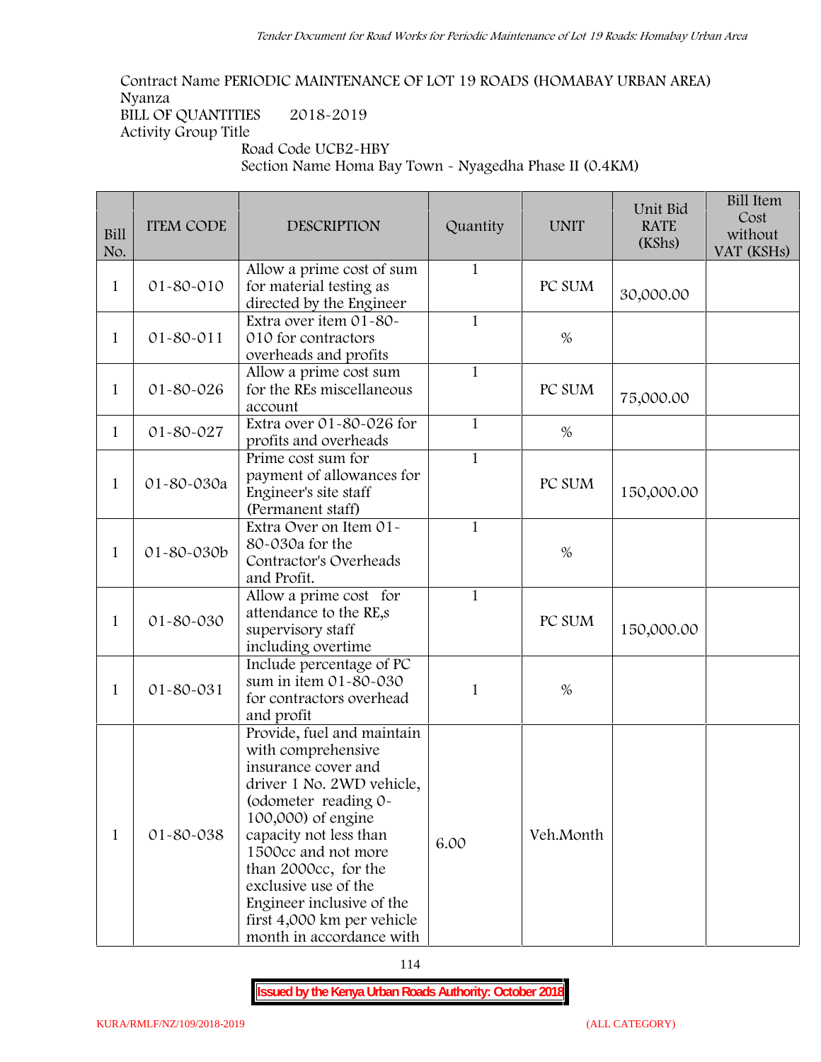Contract Name PERIODIC MAINTENANCE OF LOT 19 ROADS (HOMABAY URBAN AREA)
Nyanza
BILL OF QUANTITIES 2018-2019
Activity Group Title

Road Code UCB2-HBY
Section Name Homa Bay Town - Nyagedha Phase II (0.4KM)

| Bill No. | ITEM CODE | DESCRIPTION | Quantity | UNIT | Unit Bid RATE (KShs) | Bill Item Cost without VAT (KSHs) |
|---|---|---|---|---|---|---|
| 1 | 01-80-010 | Allow a prime cost of sum for material testing as directed by the Engineer | 1 | PC SUM | 30,000.00 | |
| 1 | 01-80-011 | Extra over item 01-80-010 for contractors overheads and profits | 1 | % | | |
| 1 | 01-80-026 | Allow a prime cost sum for the REs miscellaneous account | 1 | PC SUM | 75,000.00 | |
| 1 | 01-80-027 | Extra over 01-80-026 for profits and overheads | 1 | % | | |
| 1 | 01-80-030a | Prime cost sum for payment of allowances for Engineer's site staff (Permanent staff) | 1 | PC SUM | 150,000.00 | |
| 1 | 01-80-030b | Extra Over on Item 01-80-030a for the Contractor's Overheads and Profit. | 1 | % | | |
| 1 | 01-80-030 | Allow a prime cost for attendance to the RE,s supervisory staff including overtime | 1 | PC SUM | 150,000.00 | |
| 1 | 01-80-031 | Include percentage of PC sum in item 01-80-030 for contractors overhead and profit | 1 | % | | |
| 1 | 01-80-038 | Provide, fuel and maintain with comprehensive insurance cover and driver 1 No. 2WD vehicle, (odometer reading 0-100,000) of engine capacity not less than 1500cc and not more than 2000cc, for the exclusive use of the Engineer inclusive of the first 4,000 km per vehicle month in accordance with | 6.00 | Veh.Month | | |

**Issued by the Kenya Urban Roads Authority: October 2018**

KURA/RMLF/NZ/109/2018-2019 (ALL CATEGORY)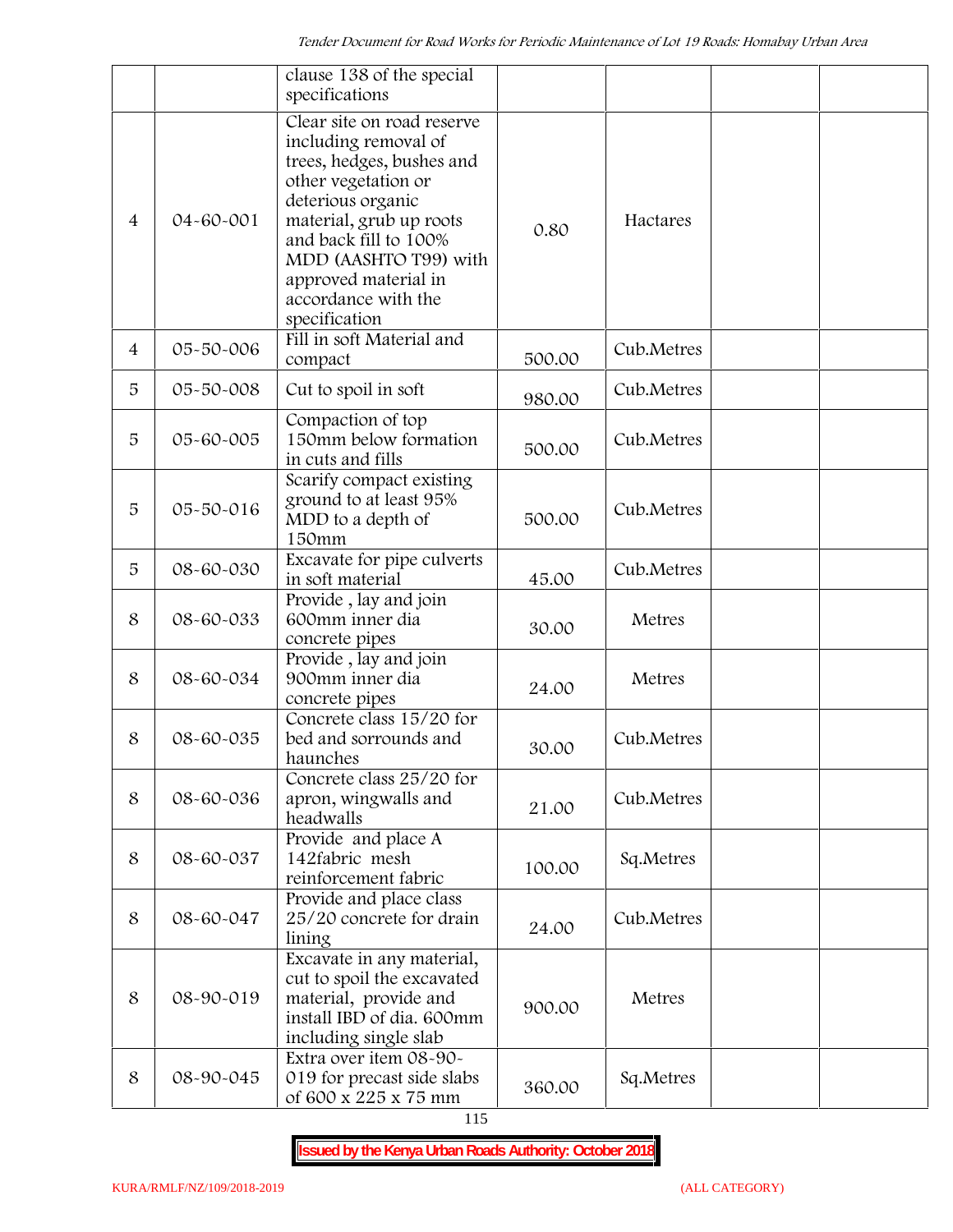| | | clause 138 of the special specifications | | | | |
|---|---|---|---|---|---|---|
| 4 | 04-60-001 | Clear site on road reserve including removal of trees, hedges, bushes and other vegetation or deterious organic material, grub up roots and back fill to 100% MDD (AASHTO T99) with approved material in accordance with the specification | 0.80 | Hactares | | |
| 4 | 05-50-006 | Fill in soft Material and compact | 500.00 | Cub.Metres | | |
| 5 | 05-50-008 | Cut to spoil in soft | 980.00 | Cub.Metres | | |
| 5 | 05-60-005 | Compaction of top 150mm below formation in cuts and fills | 500.00 | Cub.Metres | | |
| 5 | 05-50-016 | Scarify compact existing ground to at least 95% MDD to a depth of 150mm | 500.00 | Cub.Metres | | |
| 5 | 08-60-030 | Excavate for pipe culverts in soft material | 45.00 | Cub.Metres | | |
| 8 | 08-60-033 | Provide , lay and join 600mm inner dia concrete pipes | 30.00 | Metres | | |
| 8 | 08-60-034 | Provide , lay and join 900mm inner dia concrete pipes | 24.00 | Metres | | |
| 8 | 08-60-035 | Concrete class 15/20 for bed and sorrounds and haunches | 30.00 | Cub.Metres | | |
| 8 | 08-60-036 | Concrete class 25/20 for apron, wingwalls and headwalls | 21.00 | Cub.Metres | | |
| 8 | 08-60-037 | Provide and place A 142fabric mesh reinforcement fabric | 100.00 | Sq.Metres | | |
| 8 | 08-60-047 | Provide and place class 25/20 concrete for drain lining | 24.00 | Cub.Metres | | |
| 8 | 08-90-019 | Excavate in any material, cut to spoil the excavated material, provide and install IBD of dia. 600mm including single slab | 900.00 | Metres | | |
| 8 | 08-90-045 | Extra over item 08-90-019 for precast side slabs of 600 x 225 x 75 mm | 360.00 | Sq.Metres | | |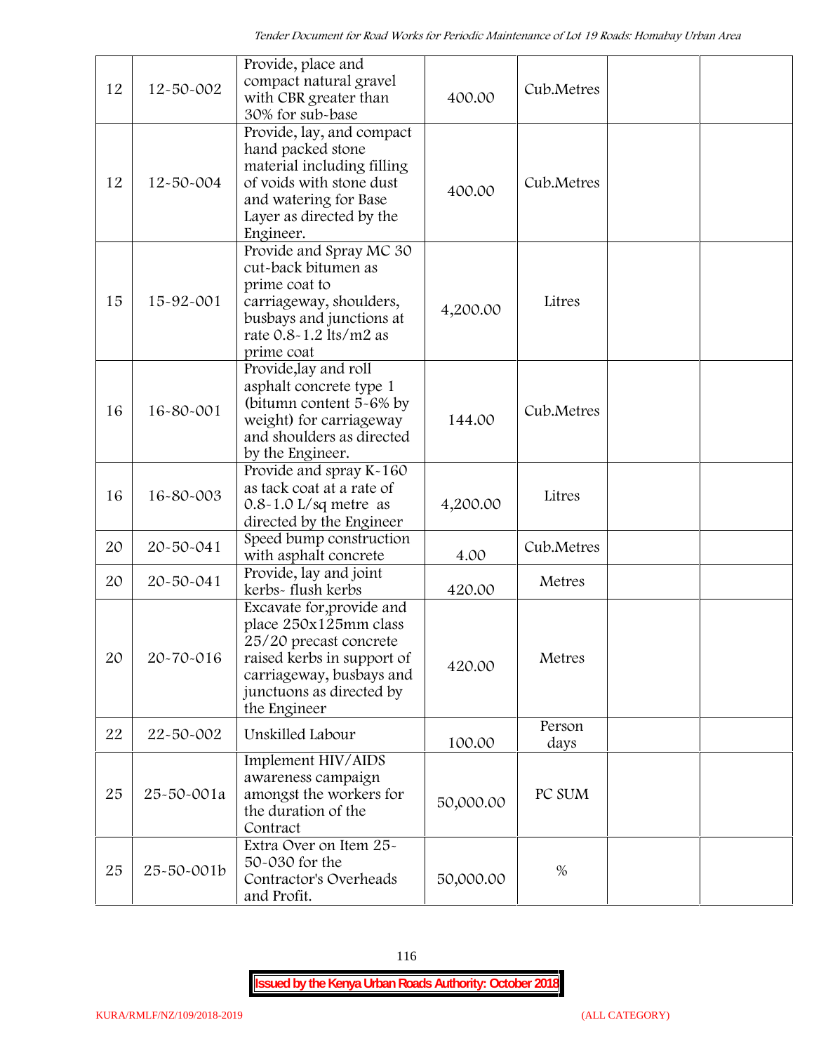| 12 | 12-50-002 | Provide, place and compact natural gravel with CBR greater than 30% for sub-base | 400.00 | Cub.Metres | | |
|---|---|---|---|---|---|---|
| 12 | 12-50-004 | Provide, lay, and compact hand packed stone material including filling of voids with stone dust and watering for Base Layer as directed by the Engineer. | 400.00 | Cub.Metres | | |
| 15 | 15-92-001 | Provide and Spray MC 30 cut-back bitumen as prime coat to carriageway, shoulders, busbays and junctions at rate 0.8-1.2 lts/m2 as prime coat | 4,200.00 | Litres | | |
| 16 | 16-80-001 | Provide,lay and roll asphalt concrete type 1 (bitumn content 5-6% by weight) for carriageway and shoulders as directed by the Engineer. | 144.00 | Cub.Metres | | |
| 16 | 16-80-003 | Provide and spray K-160 as tack coat at a rate of 0.8-1.0 L/sq metre as directed by the Engineer | 4,200.00 | Litres | | |
| 20 | 20-50-041 | Speed bump construction with asphalt concrete | 4.00 | Cub.Metres | | |
| 20 | 20-50-041 | Provide, lay and joint kerbs- flush kerbs | 420.00 | Metres | | |
| 20 | 20-70-016 | Excavate for,provide and place 250x125mm class 25/20 precast concrete raised kerbs in support of carriageway, busbays and junctuons as directed by the Engineer | 420.00 | Metres | | |
| 22 | 22-50-002 | Unskilled Labour | 100.00 | Person days | | |
| 25 | 25-50-001a | Implement HIV/AIDS awareness campaign amongst the workers for the duration of the Contract | 50,000.00 | PC SUM | | |
| 25 | 25-50-001b | Extra Over on Item 25-50-030 for the Contractor's Overheads and Profit. | 50,000.00 | % | | |

**Issued by the Kenya Urban Roads Authority: October 2018**

KURA/RMLF/NZ/109/2018-2019 (ALL CATEGORY)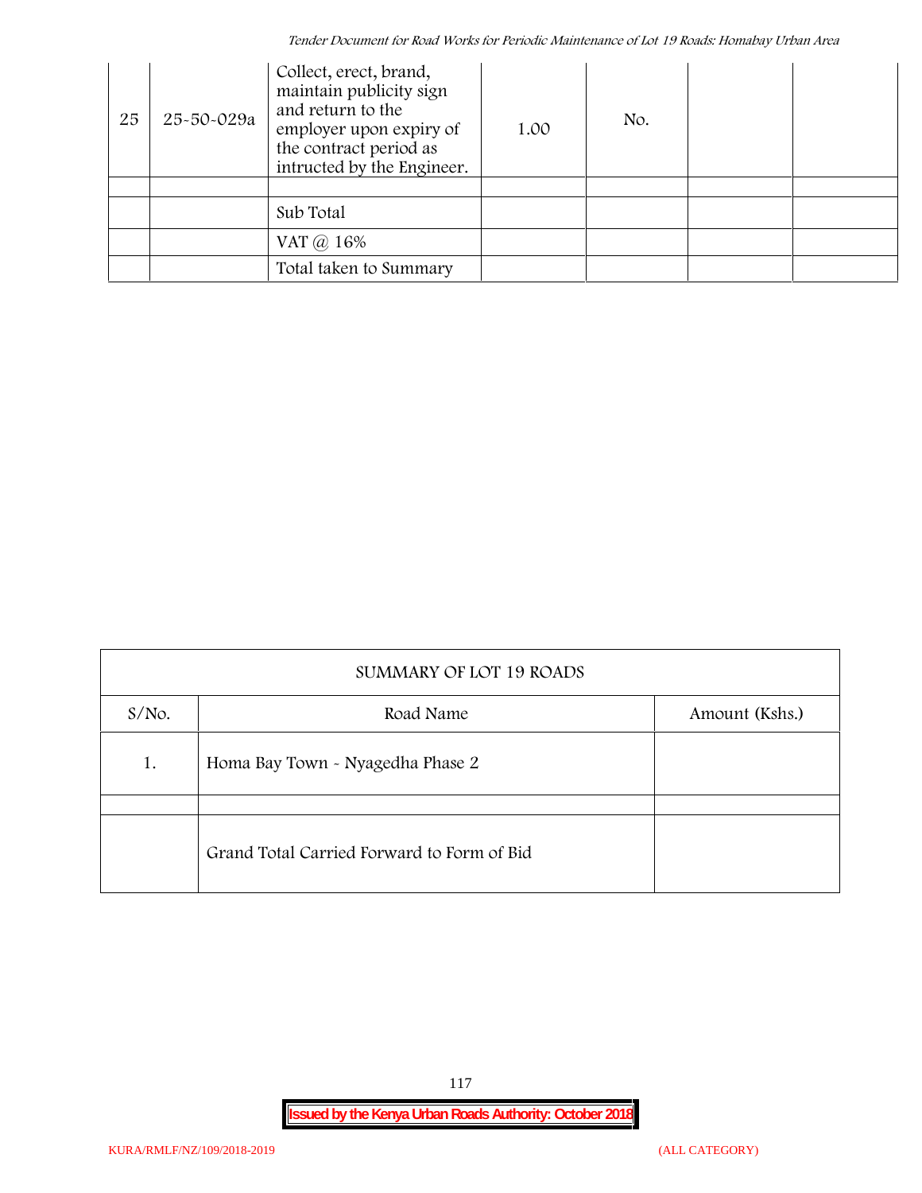| 25 | 25-50-029a | Collect, erect, brand, maintain publicity sign and return to the employer upon expiry of the contract period as intructed by the Engineer. | 1.00 | No. | | |
|---|---|---|---|---|---|---|
| | | | | | | |
| | | Sub Total | | | | |
| | | VAT @ 16% | | | | |
| | | Total taken to Summary | | | | |

| SUMMARY OF LOT 19 ROADS | | |
|---|---|---|
| S/No. | Road Name | Amount (Kshs.) |
| 1. | Homa Bay Town - Nyagedha Phase 2 | |
| | | |
| | Grand Total Carried Forward to Form of Bid | |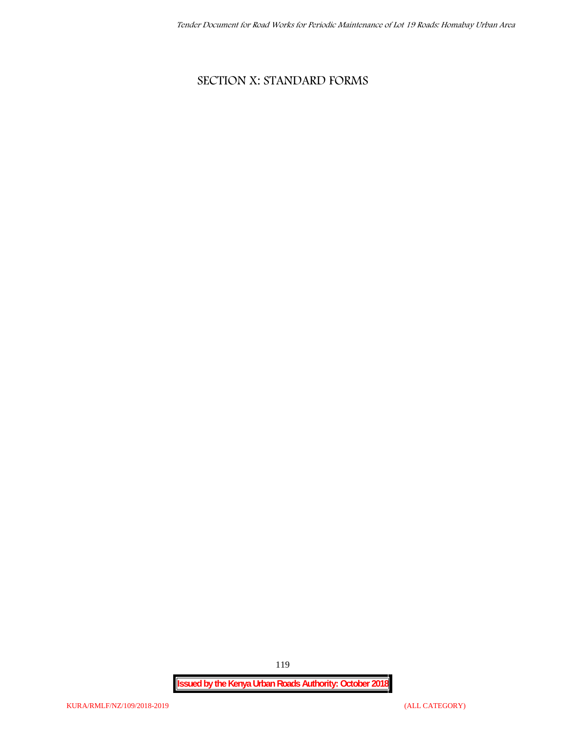# SECTION X: STANDARD FORMS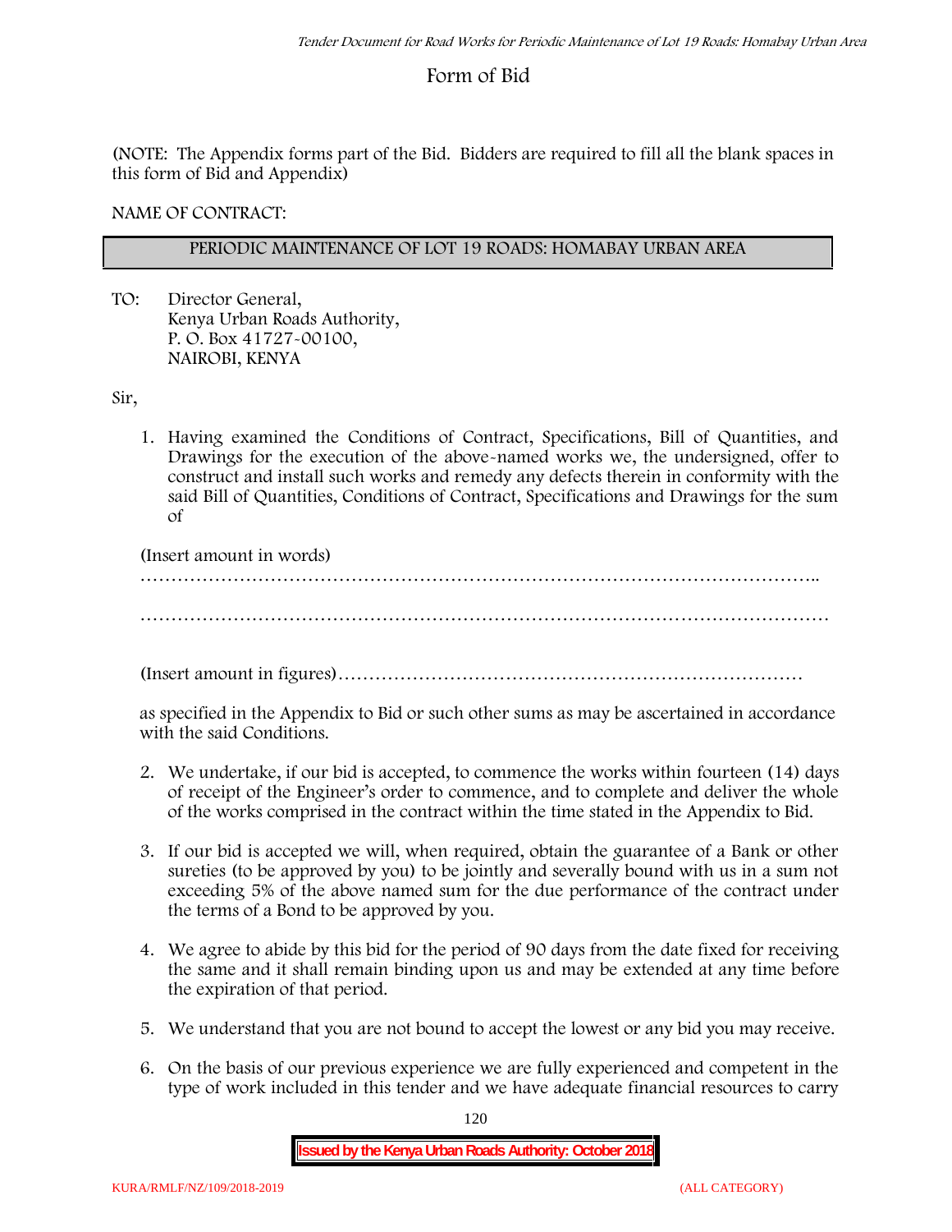# Form of Bid

(NOTE: The Appendix forms part of the Bid. Bidders are required to fill all the blank spaces in this form of Bid and Appendix)

NAME OF CONTRACT:

| PERIODIC MAINTENANCE OF LOT 19 ROADS: HOMABAY URBAN AREA |
|---|

TO: Director General,
Kenya Urban Roads Authority,
P. O. Box 41727-00100,
NAIROBI, KENYA

Sir,

1. Having examined the Conditions of Contract, Specifications, Bill of Quantities, and Drawings for the execution of the above-named works we, the undersigned, offer to construct and install such works and remedy any defects therein in conformity with the said Bill of Quantities, Conditions of Contract, Specifications and Drawings for the sum of

   (Insert amount in words)
   ………………………………………………………………………………………………..

   ………………………………………………………………………………………………

   (Insert amount in figures)…………………………………………………………………

   as specified in the Appendix to Bid or such other sums as may be ascertained in accordance with the said Conditions.

2. We undertake, if our bid is accepted, to commence the works within fourteen (14) days of receipt of the Engineer's order to commence, and to complete and deliver the whole of the works comprised in the contract within the time stated in the Appendix to Bid.

3. If our bid is accepted we will, when required, obtain the guarantee of a Bank or other sureties (to be approved by you) to be jointly and severally bound with us in a sum not exceeding 5% of the above named sum for the due performance of the contract under the terms of a Bond to be approved by you.

4. We agree to abide by this bid for the period of 90 days from the date fixed for receiving the same and it shall remain binding upon us and may be extended at any time before the expiration of that period.

5. We understand that you are not bound to accept the lowest or any bid you may receive.

6. On the basis of our previous experience we are fully experienced and competent in the type of work included in this tender and we have adequate financial resources to carry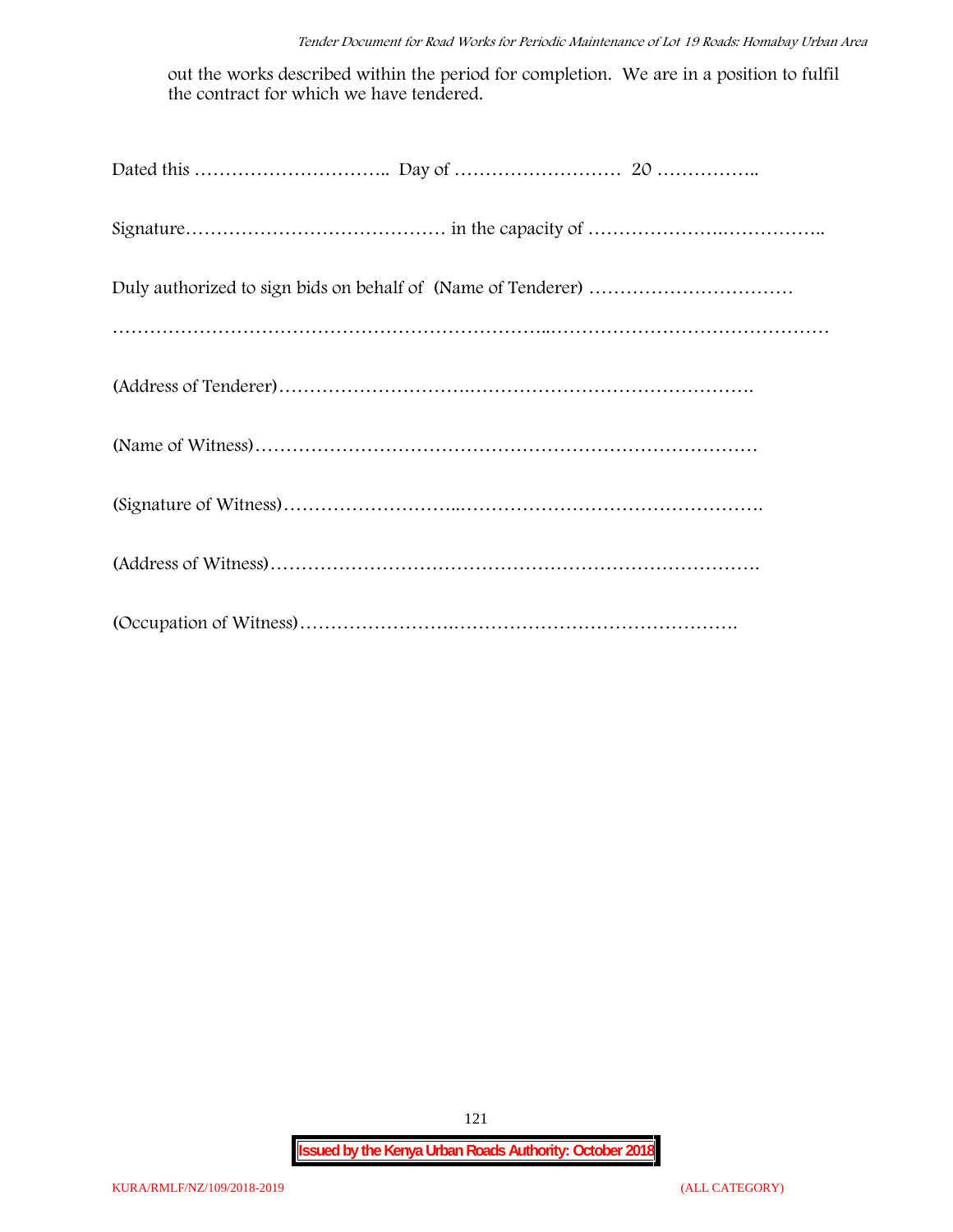out the works described within the period for completion. We are in a position to fulfil the contract for which we have tendered.

Dated this ………………………….. Day of …………………….. 20 ……………..

Signature…………………………………… in the capacity of ………………….……………..

Duly authorized to sign bids on behalf of (Name of Tenderer) ……………………………

…………………………………………………………..………………………………………

(Address of Tenderer)………………………….……………………………………….

(Name of Witness)………………………………………………………………………

(Signature of Witness)………………………..………………………………………….

(Address of Witness)…………………………………………………………………….

(Occupation of Witness)…………………….……………………………………….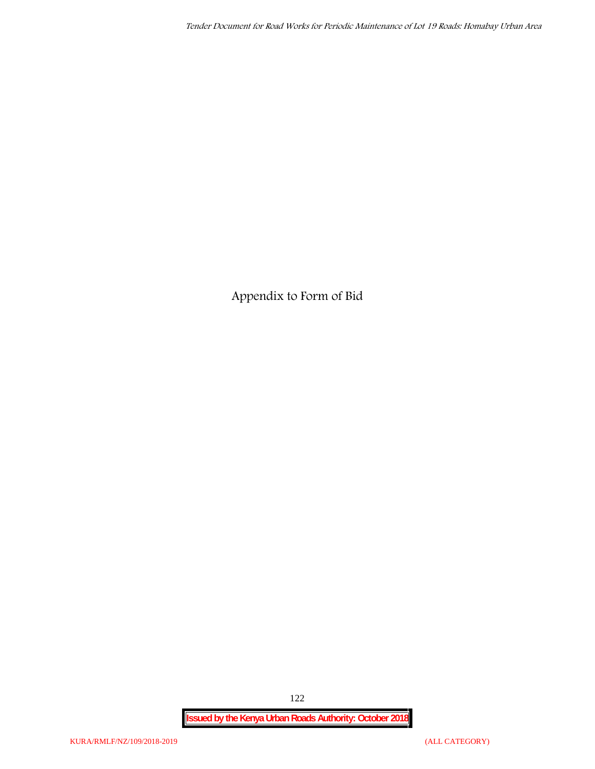# Appendix to Form of Bid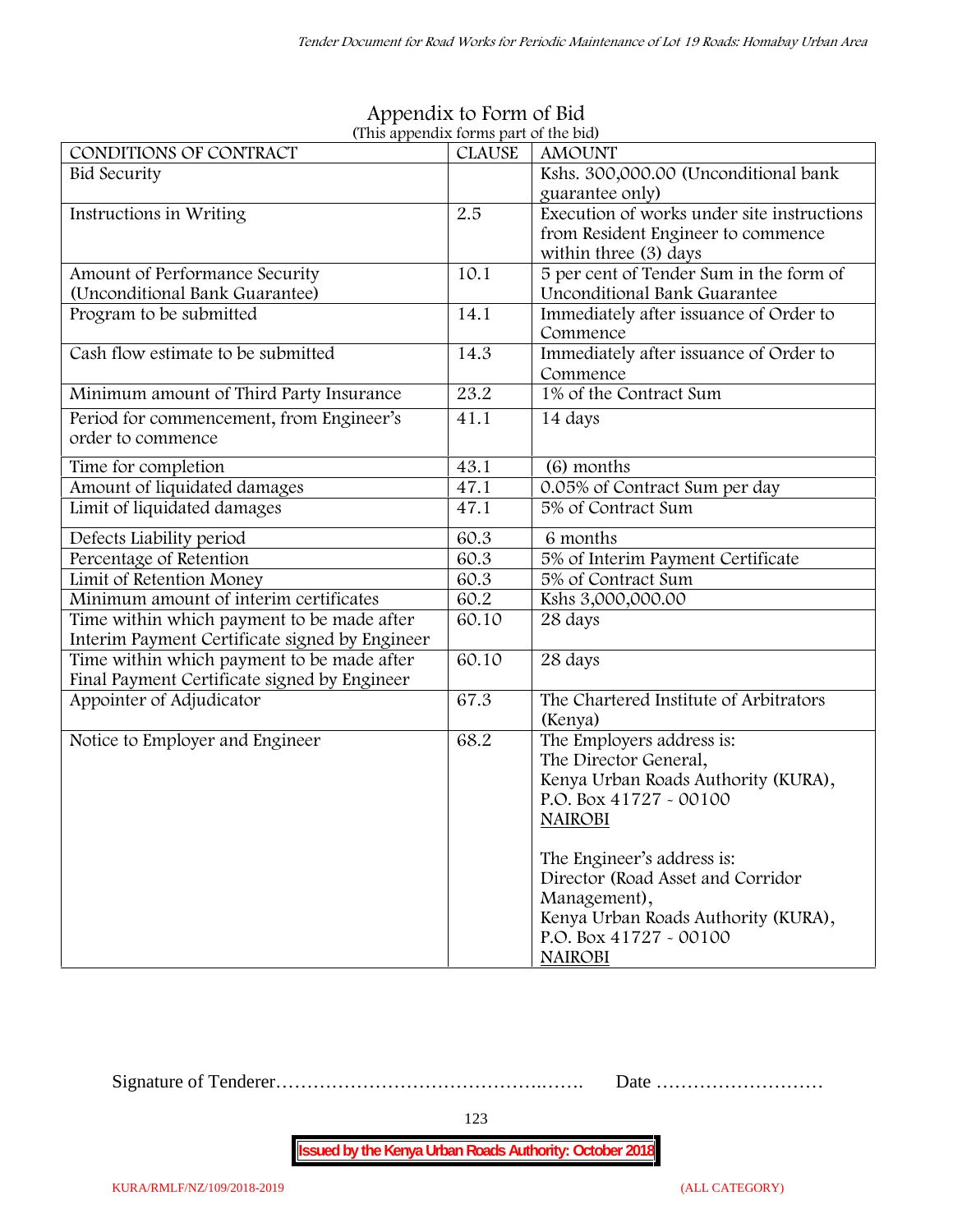# Appendix to Form of Bid

(This appendix forms part of the bid)

| CONDITIONS OF CONTRACT | CLAUSE | AMOUNT |
|---|---|---|
| Bid Security | | Kshs. 300,000.00 (Unconditional bank guarantee only) |
| Instructions in Writing | 2.5 | Execution of works under site instructions from Resident Engineer to commence within three (3) days |
| Amount of Performance Security (Unconditional Bank Guarantee) | 10.1 | 5 per cent of Tender Sum in the form of Unconditional Bank Guarantee |
| Program to be submitted | 14.1 | Immediately after issuance of Order to Commence |
| Cash flow estimate to be submitted | 14.3 | Immediately after issuance of Order to Commence |
| Minimum amount of Third Party Insurance | 23.2 | 1% of the Contract Sum |
| Period for commencement, from Engineer's order to commence | 41.1 | 14 days |
| Time for completion | 43.1 | (6) months |
| Amount of liquidated damages | 47.1 | 0.05% of Contract Sum per day |
| Limit of liquidated damages | 47.1 | 5% of Contract Sum |
| Defects Liability period | 60.3 | 6 months |
| Percentage of Retention | 60.3 | 5% of Interim Payment Certificate |
| Limit of Retention Money | 60.3 | 5% of Contract Sum |
| Minimum amount of interim certificates | 60.2 | Kshs 3,000,000.00 |
| Time within which payment to be made after Interim Payment Certificate signed by Engineer | 60.10 | 28 days |
| Time within which payment to be made after Final Payment Certificate signed by Engineer | 60.10 | 28 days |
| Appointer of Adjudicator | 67.3 | The Chartered Institute of Arbitrators (Kenya) |
| Notice to Employer and Engineer | 68.2 | The Employers address is:<br>The Director General,<br>Kenya Urban Roads Authority (KURA),<br>P.O. Box 41727 - 00100<br>NAIROBI<br><br>The Engineer's address is:<br>Director (Road Asset and Corridor Management),<br>Kenya Urban Roads Authority (KURA),<br>P.O. Box 41727 - 00100<br>NAIROBI |

Signature of Tenderer…………………………………….……. Date ………………………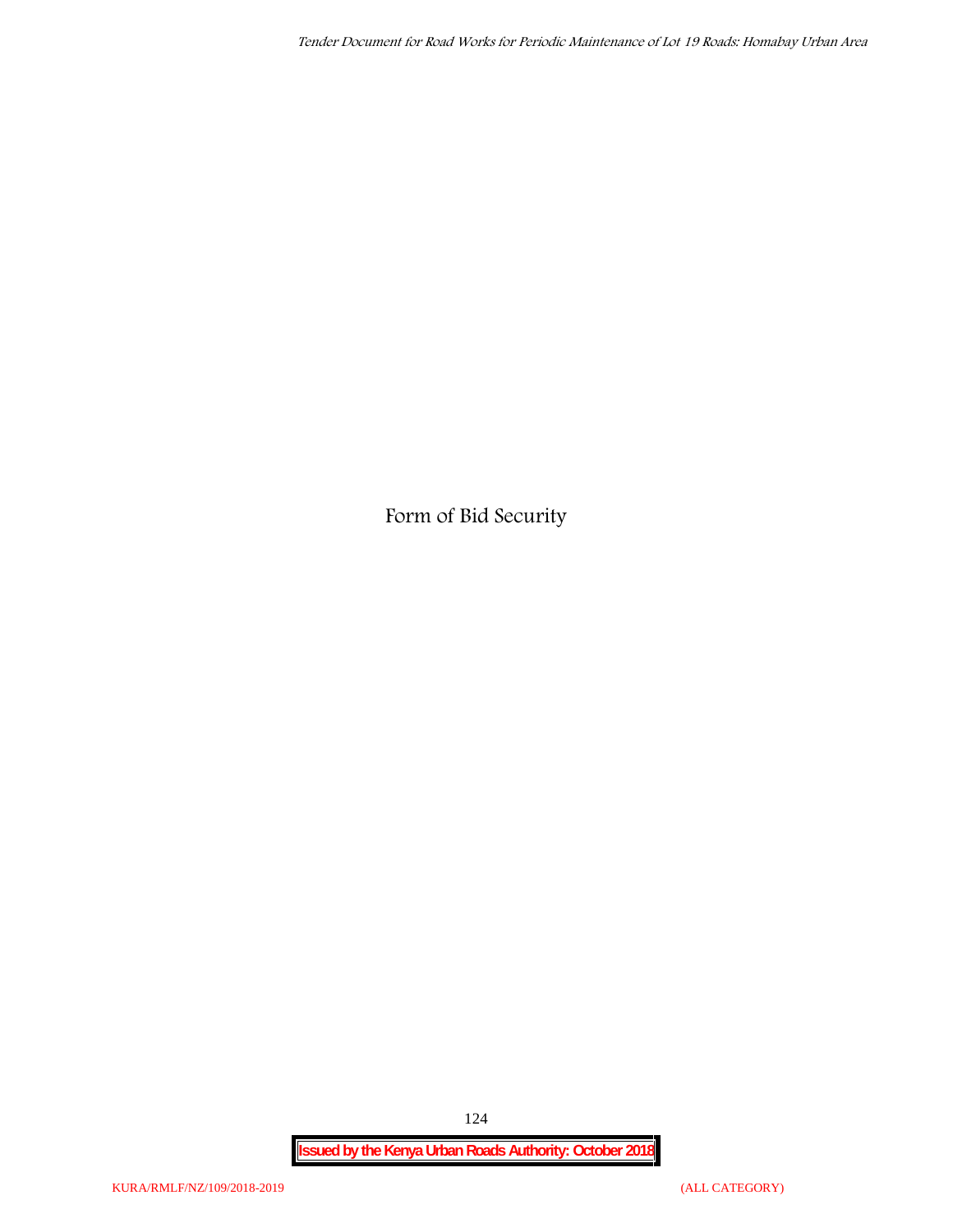# Form of Bid Security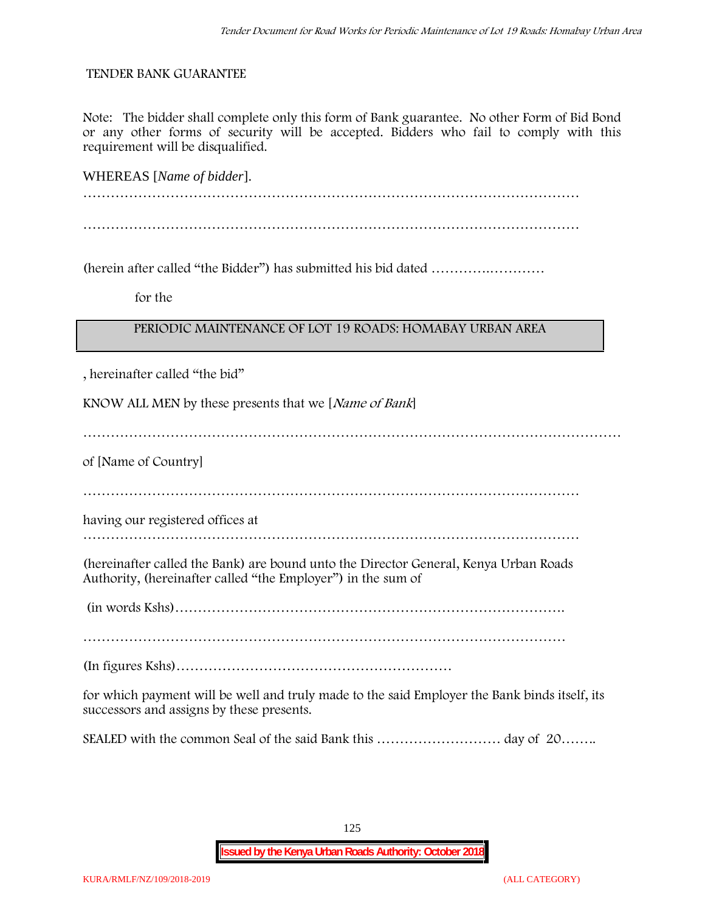TENDER BANK GUARANTEE

Note: The bidder shall complete only this form of Bank guarantee. No other Form of Bid Bond or any other forms of security will be accepted. Bidders who fail to comply with this requirement will be disqualified.

WHEREAS [*Name of bidder*].

…………………………………………………………………………………………………

…………………………………………………………………………………………………

(herein after called "the Bidder") has submitted his bid dated ……….………….

for the

| PERIODIC MAINTENANCE OF LOT 19 ROADS: HOMABAY URBAN AREA |
|---|

, hereinafter called "the bid"

KNOW ALL MEN by these presents that we [*Name of Bank*]

……………………………………………………………………………………………………

of [Name of Country]

…………………………………………………………………………………………………

having our registered offices at

…………………………………………………………………………………………………

(hereinafter called the Bank) are bound unto the Director General, Kenya Urban Roads Authority, (hereinafter called "the Employer") in the sum of

(in words Kshs)……………………………………………………………………………….

…………………………………………………………………………………………………

(In figures Kshs)……………………………………………………

for which payment will be well and truly made to the said Employer the Bank binds itself, its successors and assigns by these presents.

SEALED with the common Seal of the said Bank this ……………………… day of 20……..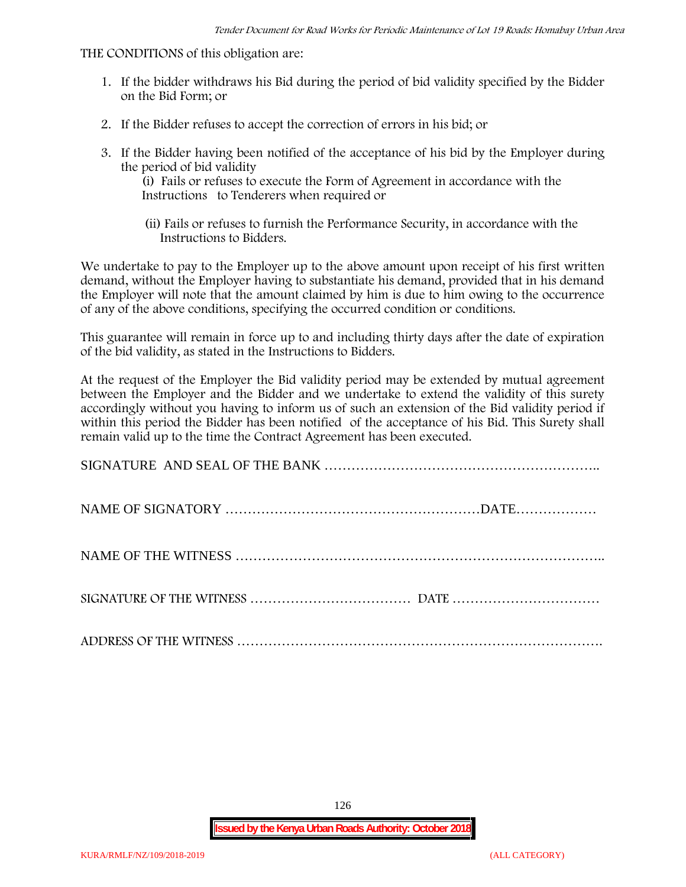THE CONDITIONS of this obligation are:

1. If the bidder withdraws his Bid during the period of bid validity specified by the Bidder on the Bid Form; or
2. If the Bidder refuses to accept the correction of errors in his bid; or
3. If the Bidder having been notified of the acceptance of his bid by the Employer during the period of bid validity
   - (i) Fails or refuses to execute the Form of Agreement in accordance with the Instructions to Tenderers when required or
   - (ii) Fails or refuses to furnish the Performance Security, in accordance with the Instructions to Bidders.

We undertake to pay to the Employer up to the above amount upon receipt of his first written demand, without the Employer having to substantiate his demand, provided that in his demand the Employer will note that the amount claimed by him is due to him owing to the occurrence of any of the above conditions, specifying the occurred condition or conditions.

This guarantee will remain in force up to and including thirty days after the date of expiration of the bid validity, as stated in the Instructions to Bidders.

At the request of the Employer the Bid validity period may be extended by mutual agreement between the Employer and the Bidder and we undertake to extend the validity of this surety accordingly without you having to inform us of such an extension of the Bid validity period if within this period the Bidder has been notified of the acceptance of his Bid. This Surety shall remain valid up to the time the Contract Agreement has been executed.

SIGNATURE AND SEAL OF THE BANK ……………………………………………………..

NAME OF SIGNATORY …………………………………………………DATE………………

NAME OF THE WITNESS ……………………………………………………………………..

SIGNATURE OF THE WITNESS ……………………………… DATE ……………………………

ADDRESS OF THE WITNESS ……………………………………………………………………….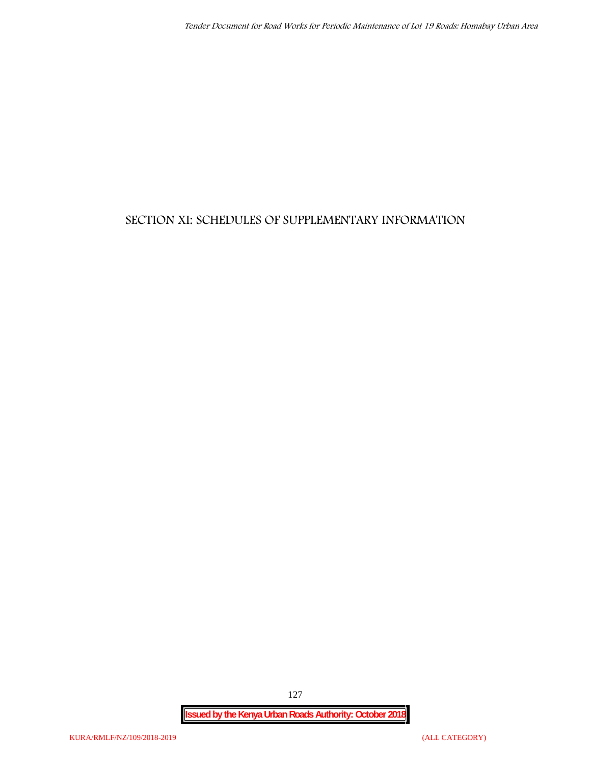# SECTION XI: SCHEDULES OF SUPPLEMENTARY INFORMATION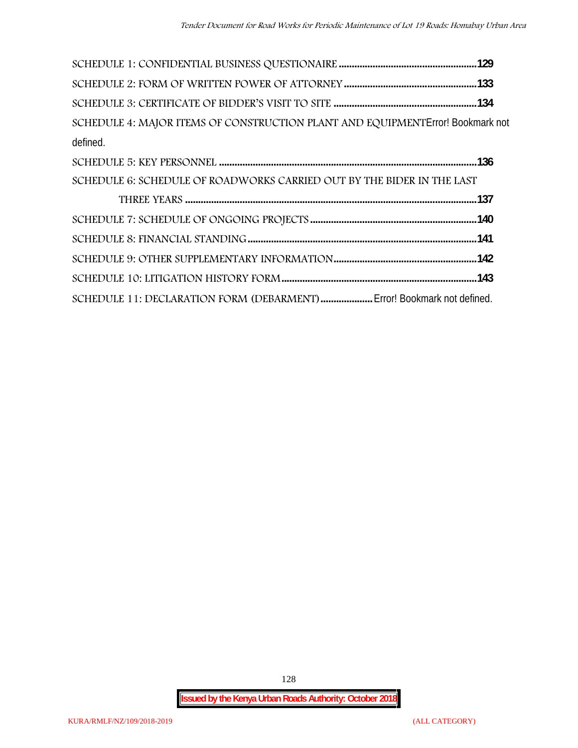SCHEDULE 1: CONFIDENTIAL BUSINESS QUESTIONAIRE ....................................................129

SCHEDULE 2: FORM OF WRITTEN POWER OF ATTORNEY ..................................................133

SCHEDULE 3: CERTIFICATE OF BIDDER'S VISIT TO SITE ......................................................134

SCHEDULE 4: MAJOR ITEMS OF CONSTRUCTION PLANT AND EQUIPMENTError! Bookmark not defined.

SCHEDULE 5: KEY PERSONNEL ..................................................................................................136

SCHEDULE 6: SCHEDULE OF ROADWORKS CARRIED OUT BY THE BIDER IN THE LAST THREE YEARS ...............................................................................................................137

SCHEDULE 7: SCHEDULE OF ONGOING PROJECTS ................................................................140

SCHEDULE 8: FINANCIAL STANDING.......................................................................................141

SCHEDULE 9: OTHER SUPPLEMENTARY INFORMATION......................................................142

SCHEDULE 10: LITIGATION HISTORY FORM..........................................................................143

SCHEDULE 11: DECLARATION FORM (DEBARMENT)....................Error! Bookmark not defined.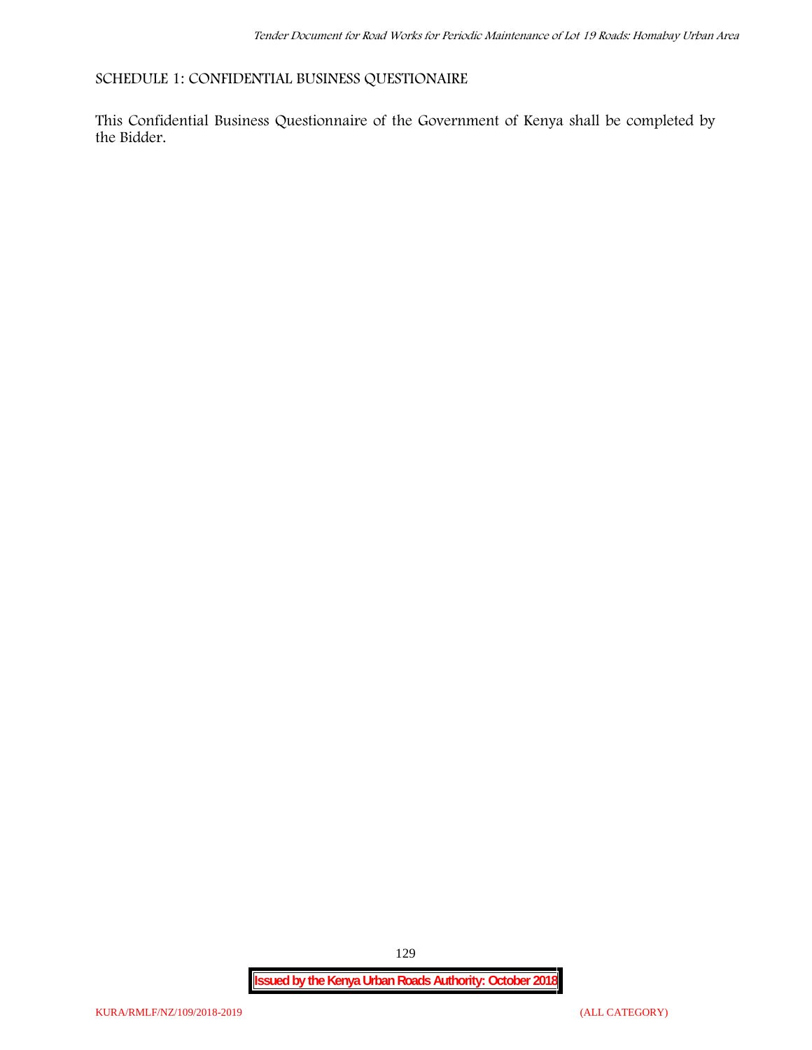## SCHEDULE 1: CONFIDENTIAL BUSINESS QUESTIONAIRE

This Confidential Business Questionnaire of the Government of Kenya shall be completed by the Bidder.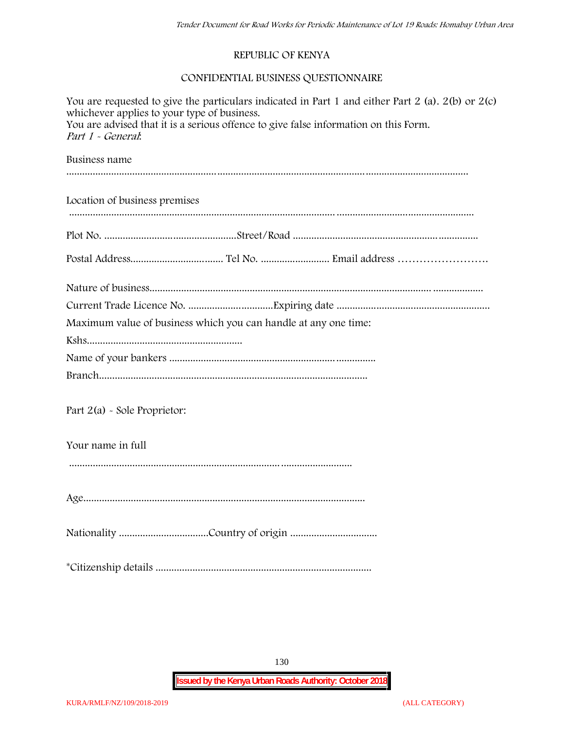REPUBLIC OF KENYA

CONFIDENTIAL BUSINESS QUESTIONNAIRE

You are requested to give the particulars indicated in Part 1 and either Part 2 (a). 2(b) or 2(c) whichever applies to your type of business.
You are advised that it is a serious offence to give false information on this Form.
*Part 1 - General:*

Business name

.................................................................................................................................................................

Location of business premises

.................................................................................................................................................................

Plot No. ..................................................Street/Road ....................................................................

Postal Address.................................. Tel No. ......................... Email address …………………….

Nature of business.............................................................................................................................

Current Trade Licence No. ...............................Expiring date ........................................................

Maximum value of business which you can handle at any one time:

Kshs..........................................................

Name of your bankers .............................................................................

Branch....................................................................................................

Part 2(a) - Sole Proprietor:

Your name in full

..........................................................................................................

Age.........................................................................................................

Nationality .................................Country of origin ................................

*Citizenship details ................................................................................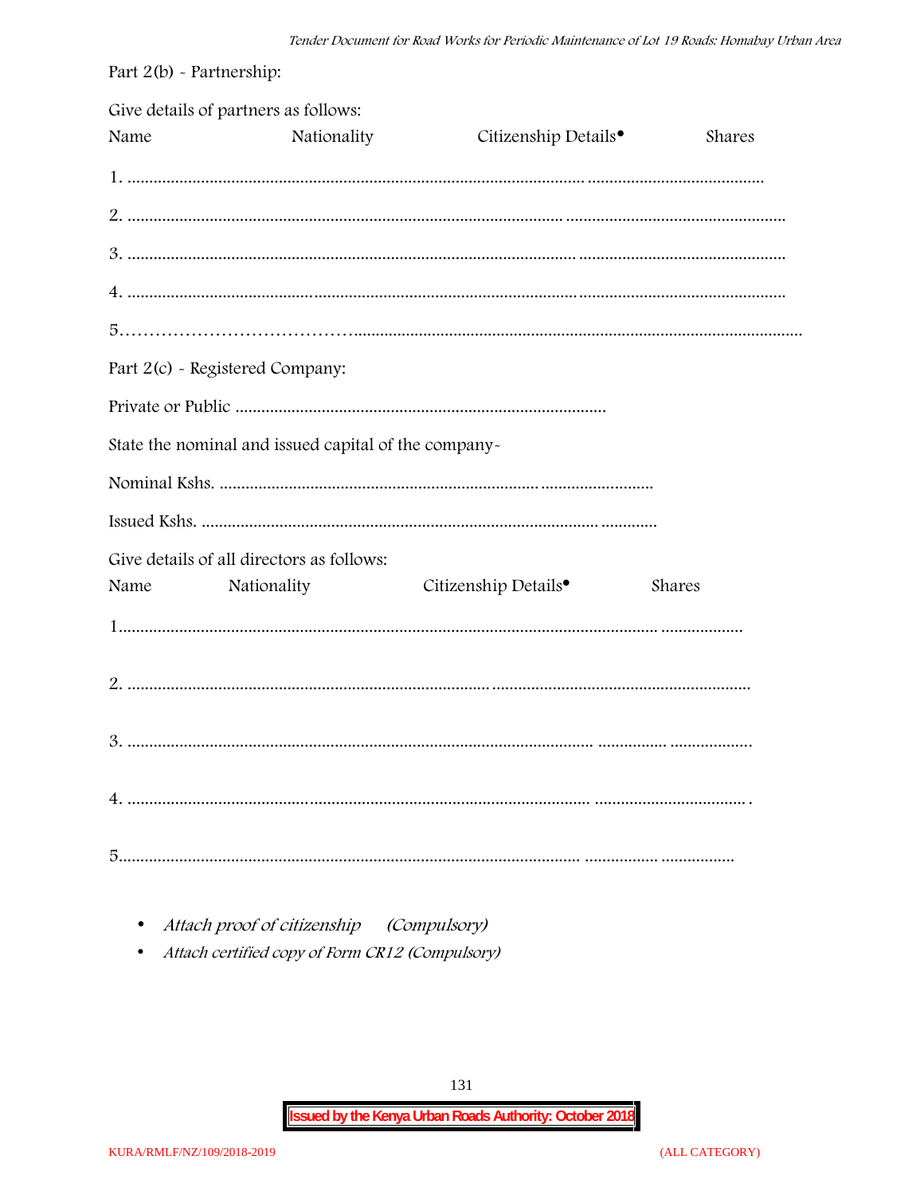Part 2(b) - Partnership:

Give details of partners as follows:

| Name | Nationality | Citizenship Details• | Shares |
|---|---|---|---|
| 1. | | | |
| 2. | | | |
| 3. | | | |
| 4. | | | |
| 5. | | | |

Part 2(c) - Registered Company:

Private or Public ....................................................................................

State the nominal and issued capital of the company-

Nominal Kshs. ...........................................................................................

Issued Kshs. .................................................................................................

Give details of all directors as follows:

| Name | Nationality | Citizenship Details• | Shares |
|---|---|---|---|
| 1. | | | |
| 2. | | | |
| 3. | | | |
| 4. | | | |
| 5. | | | |

- *Attach proof of citizenship (Compulsory)*
- *Attach certified copy of Form CR12 (Compulsory)*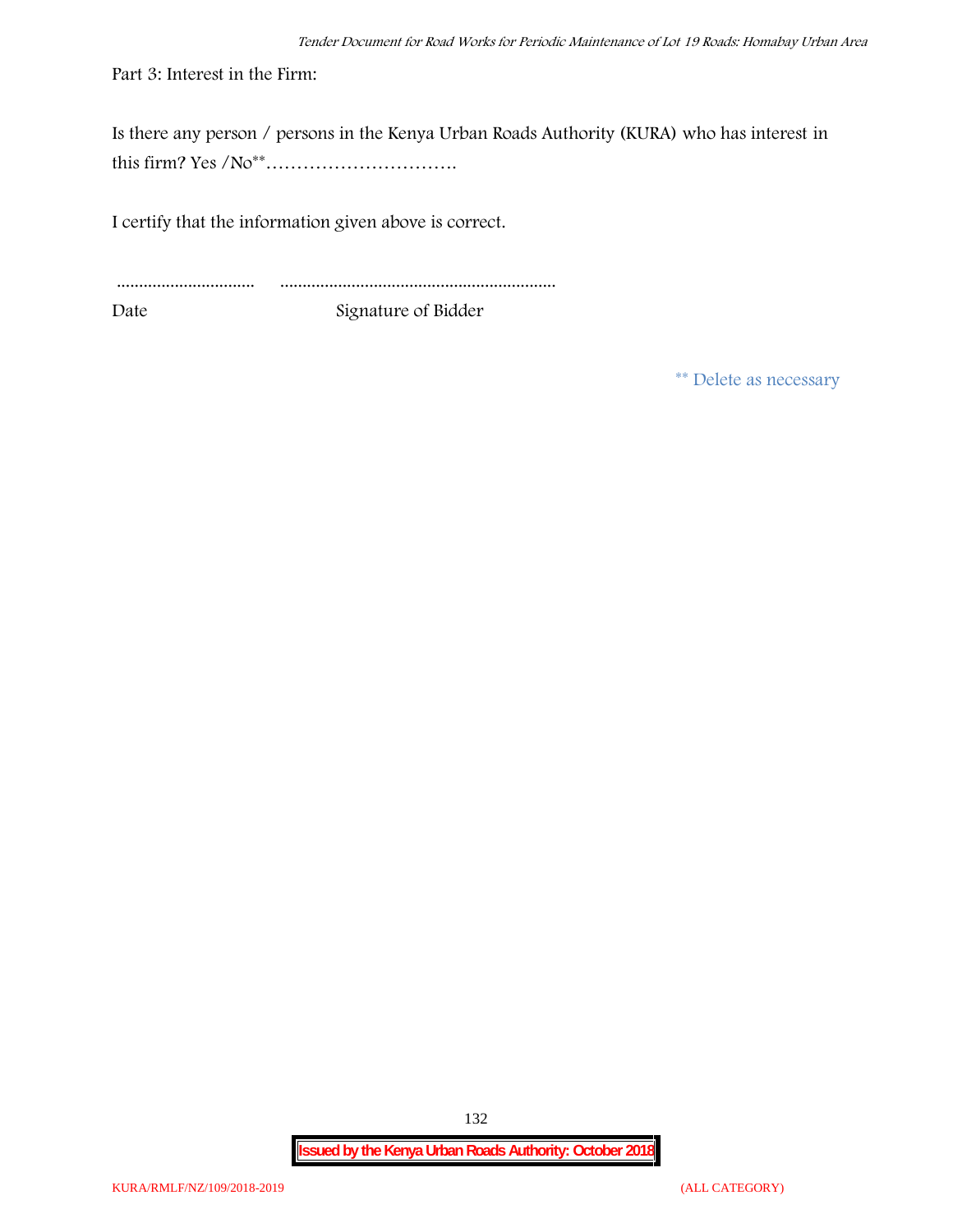Part 3: Interest in the Firm:

Is there any person / persons in the Kenya Urban Roads Authority (KURA) who has interest in this firm? Yes /No** ………………………….

I certify that the information given above is correct.

............................... .............................................................

Date Signature of Bidder

** Delete as necessary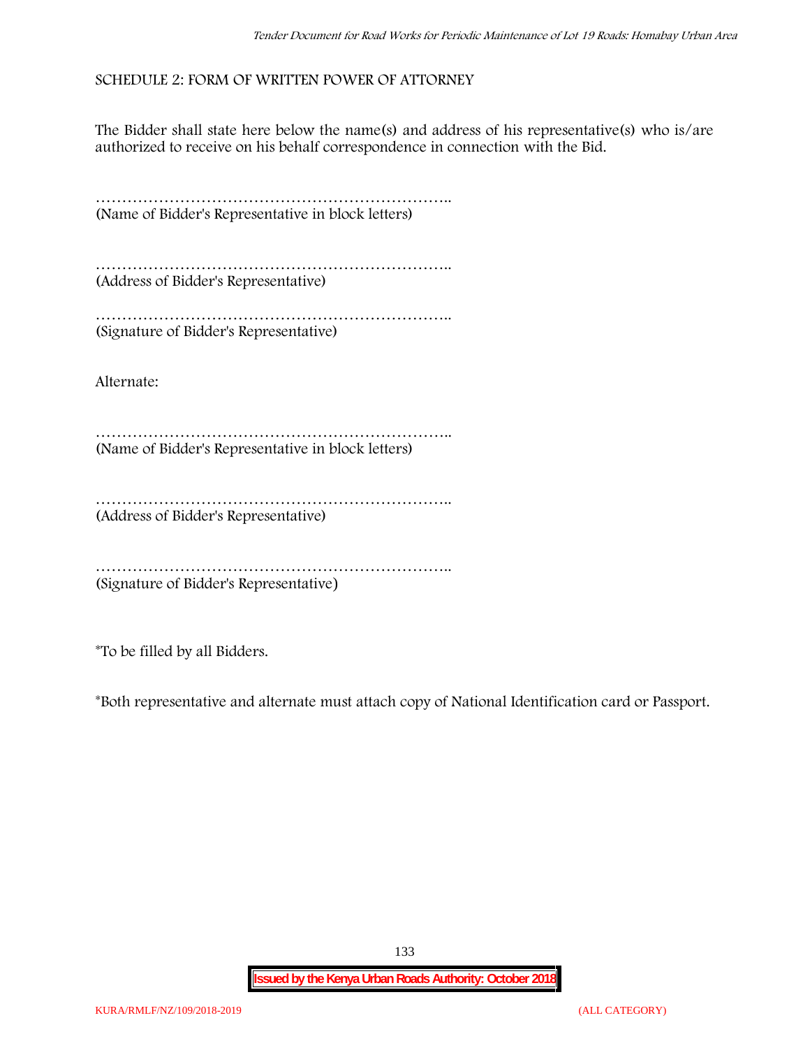SCHEDULE 2: FORM OF WRITTEN POWER OF ATTORNEY

The Bidder shall state here below the name(s) and address of his representative(s) who is/are authorized to receive on his behalf correspondence in connection with the Bid.

…………………………………………………………..
(Name of Bidder's Representative in block letters)

…………………………………………………………..
(Address of Bidder's Representative)

…………………………………………………………..
(Signature of Bidder's Representative)

Alternate:

…………………………………………………………..
(Name of Bidder's Representative in block letters)

…………………………………………………………..
(Address of Bidder's Representative)

…………………………………………………………..
(Signature of Bidder's Representative)

*To be filled by all Bidders.

*Both representative and alternate must attach copy of National Identification card or Passport.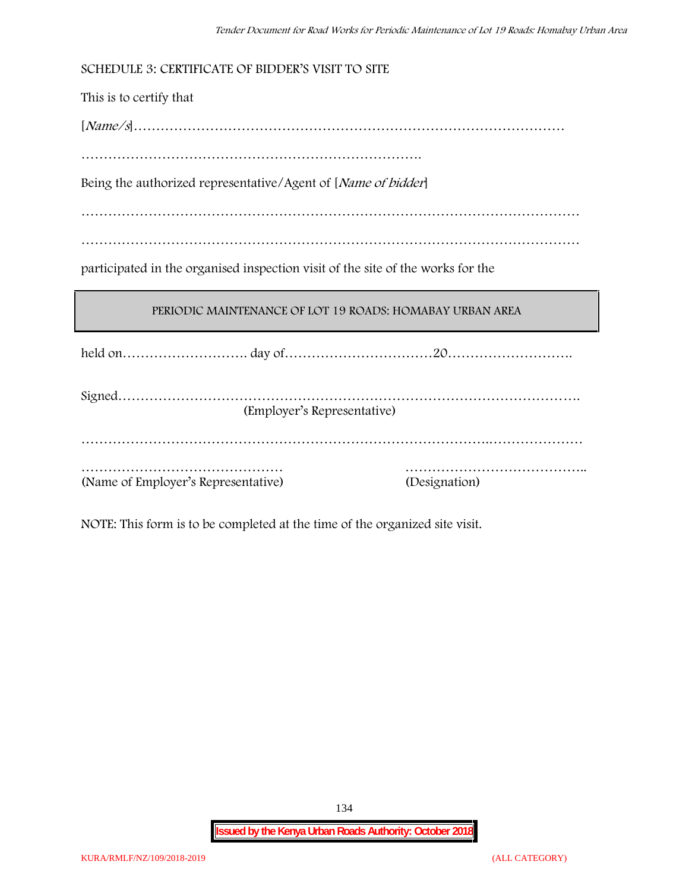SCHEDULE 3: CERTIFICATE OF BIDDER'S VISIT TO SITE

This is to certify that

[*Name/s*]………………………………………………………………………………………

………………………………………………………………….

Being the authorized representative/Agent of [*Name of bidder*]

…………………………………………………………………………………………………

…………………………………………………………………………………………………

participated in the organised inspection visit of the site of the works for the

| PERIODIC MAINTENANCE OF LOT 19 ROADS: HOMABAY URBAN AREA |
|---|

held on………………………. day of……………………………20……………………….

Signed……………………………………………………………………………………….
(Employer's Representative)

…………………………………………………………………………..…………………

……………………………………… (Name of Employer's Representative)

………………………………….. (Designation)

NOTE: This form is to be completed at the time of the organized site visit.

Issued by the Kenya Urban Roads Authority: October 2018

KURA/RMLF/NZ/109/2018-2019 (ALL CATEGORY)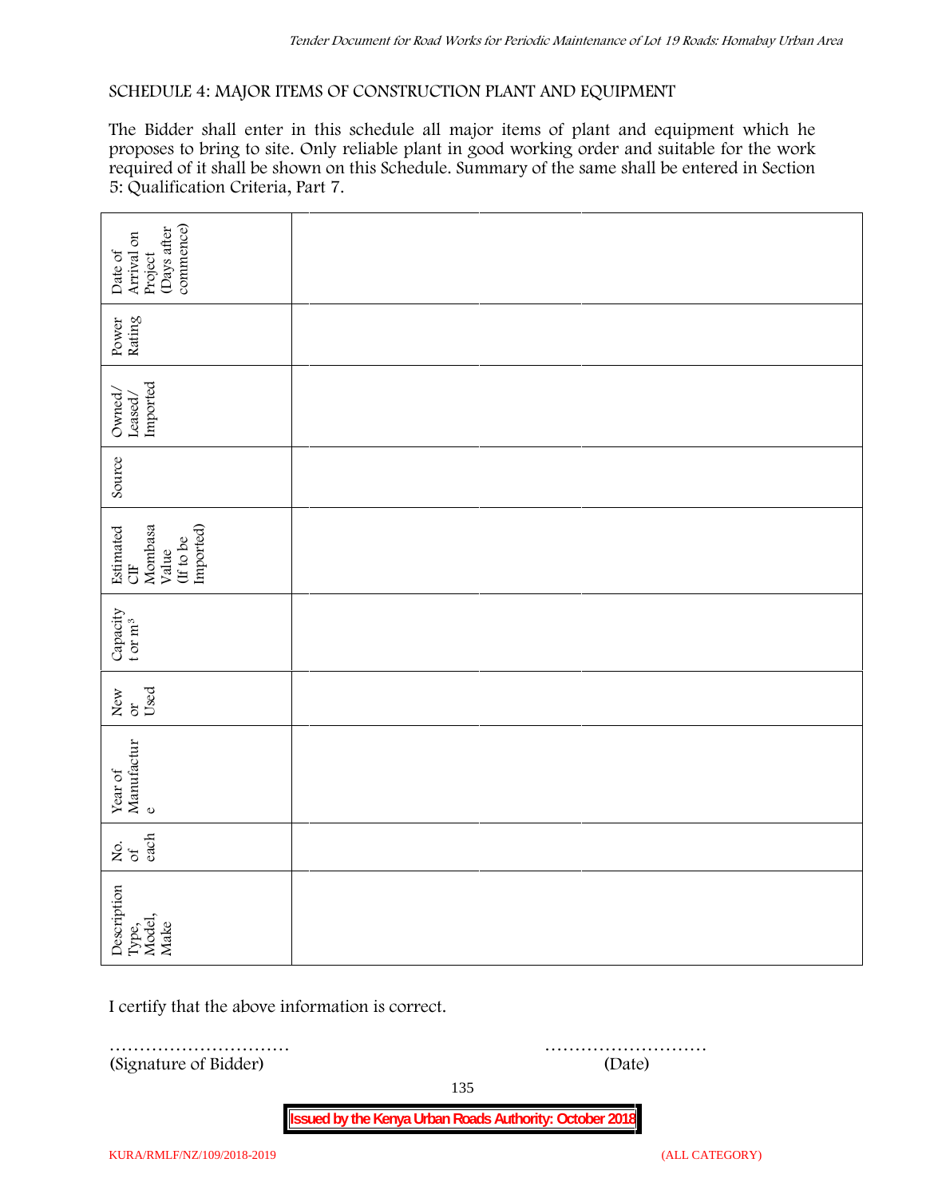SCHEDULE 4: MAJOR ITEMS OF CONSTRUCTION PLANT AND EQUIPMENT

The Bidder shall enter in this schedule all major items of plant and equipment which he proposes to bring to site. Only reliable plant in good working order and suitable for the work required of it shall be shown on this Schedule. Summary of the same shall be entered in Section 5: Qualification Criteria, Part 7.

| Description Type, Model, Make | No. of each | Year of Manufacture | New or Used | Capacity t or $m^3$ | Estimated CIF Mombasa Value (If to be Imported) | Source | Owned/ Leased/ Imported | Power Rating | Date of Arrival on Project (Days after commence) |
|---|---|---|---|---|---|---|---|---|---|
| | | | | | | | | | |
| | | | | | | | | | |
| | | | | | | | | | |

I certify that the above information is correct.

………………………… (Signature of Bidder)

……………………… (Date)

**Issued by the Kenya Urban Roads Authority: October 2018**

KURA/RMLF/NZ/109/2018-2019 (ALL CATEGORY)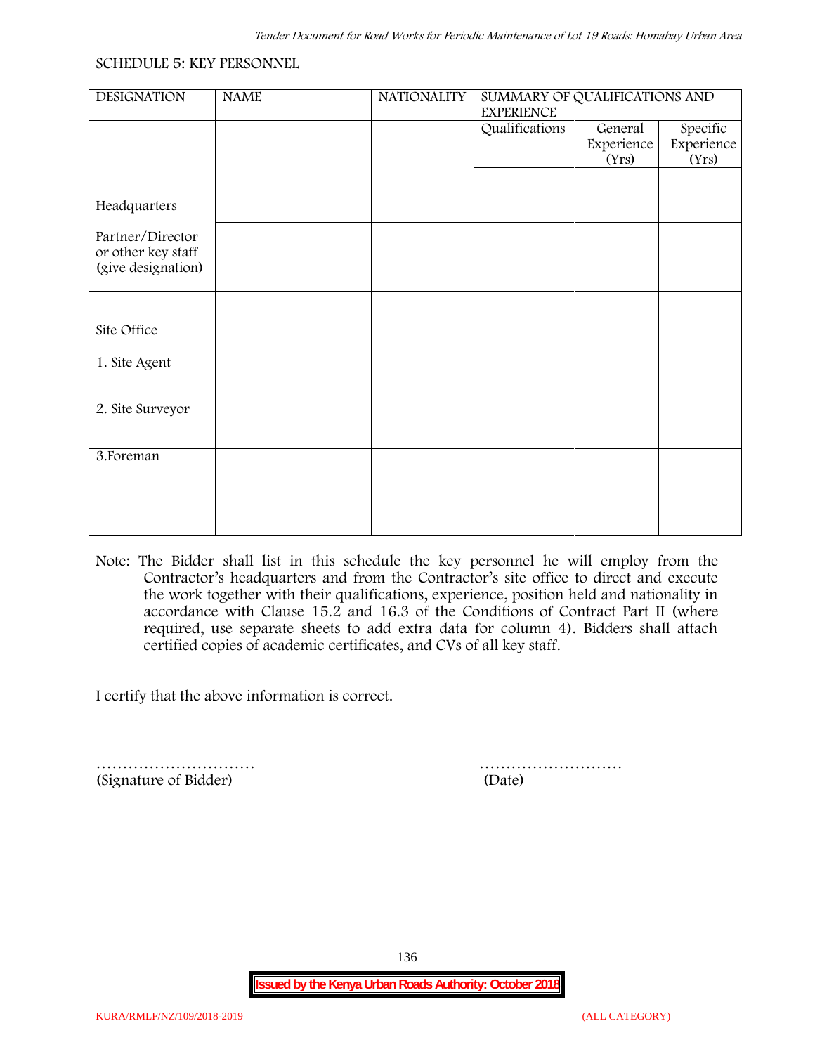SCHEDULE 5: KEY PERSONNEL

| DESIGNATION | NAME | NATIONALITY | SUMMARY OF QUALIFICATIONS AND EXPERIENCE | | |
|---|---|---|---|---|---|
| | | | Qualifications | General Experience (Yrs) | Specific Experience (Yrs) |
| Headquarters | | | | | |
| Partner/Director or other key staff (give designation) | | | | | |
| Site Office | | | | | |
| 1. Site Agent | | | | | |
| 2. Site Surveyor | | | | | |
| 3.Foreman | | | | | |

Note: The Bidder shall list in this schedule the key personnel he will employ from the Contractor's headquarters and from the Contractor's site office to direct and execute the work together with their qualifications, experience, position held and nationality in accordance with Clause 15.2 and 16.3 of the Conditions of Contract Part II (where required, use separate sheets to add extra data for column 4). Bidders shall attach certified copies of academic certificates, and CVs of all key staff.

I certify that the above information is correct.

………………………… ………………………
(Signature of Bidder) (Date)

**Issued by the Kenya Urban Roads Authority: October 2018**

KURA/RMLF/NZ/109/2018-2019 (ALL CATEGORY)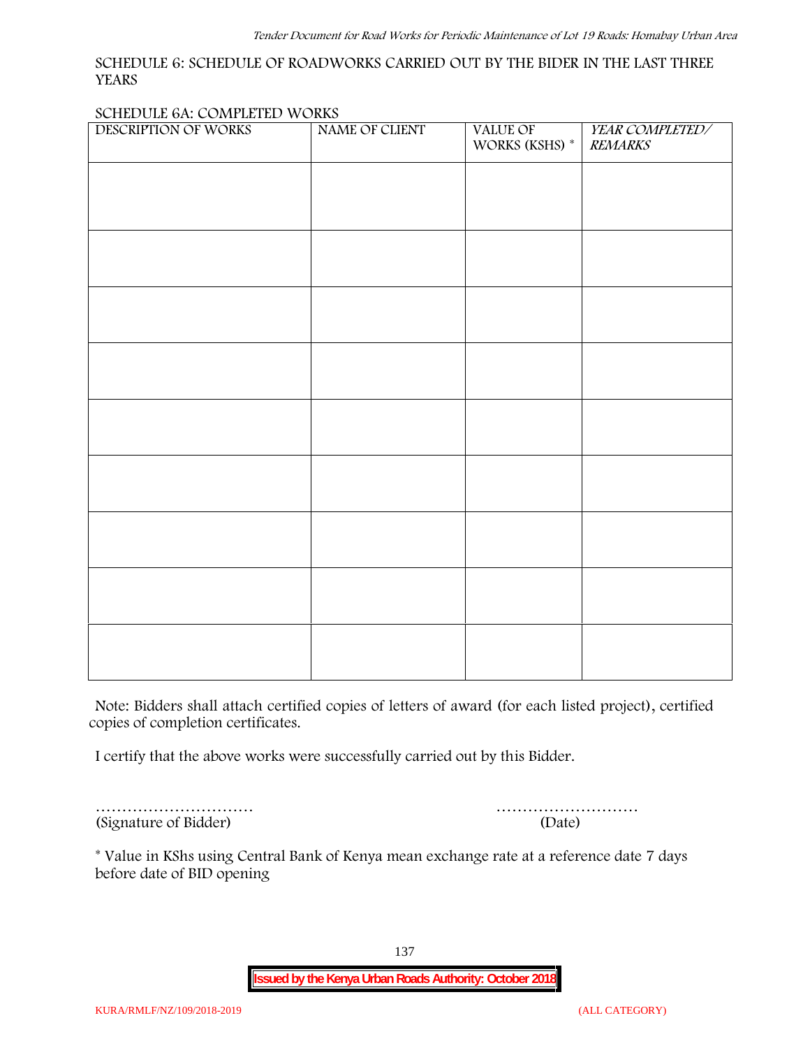SCHEDULE 6: SCHEDULE OF ROADWORKS CARRIED OUT BY THE BIDER IN THE LAST THREE YEARS

SCHEDULE 6A: COMPLETED WORKS

| DESCRIPTION OF WORKS | NAME OF CLIENT | VALUE OF WORKS (KSHS) * | *YEAR COMPLETED/ REMARKS* |
|---|---|---|---|
| | | | |
| | | | |
| | | | |
| | | | |
| | | | |
| | | | |
| | | | |
| | | | |
| | | | |

Note: Bidders shall attach certified copies of letters of award (for each listed project), certified copies of completion certificates.

I certify that the above works were successfully carried out by this Bidder.

………………………… (Signature of Bidder)

……………………… (Date)

* Value in KShs using Central Bank of Kenya mean exchange rate at a reference date 7 days before date of BID opening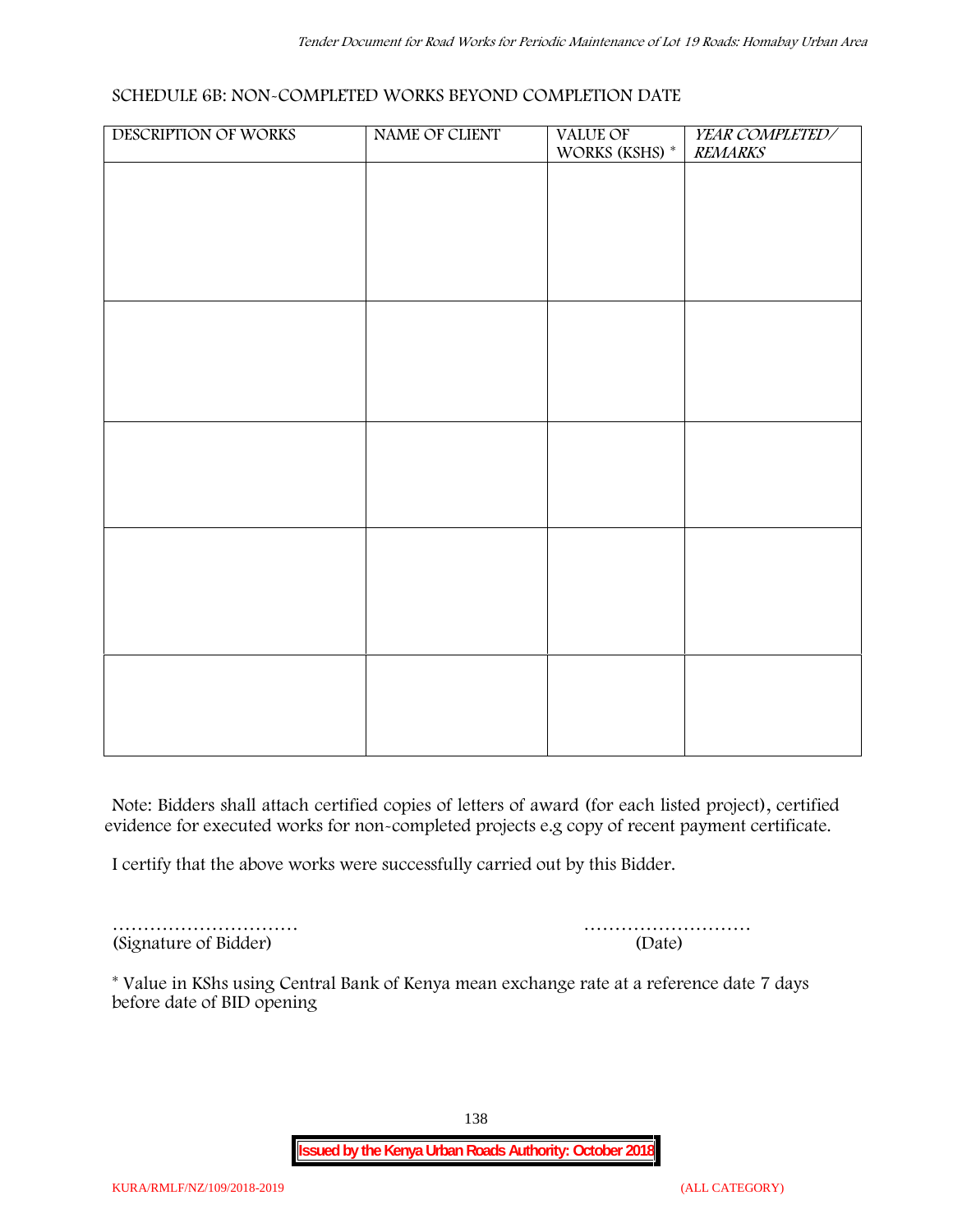SCHEDULE 6B: NON-COMPLETED WORKS BEYOND COMPLETION DATE

| DESCRIPTION OF WORKS | NAME OF CLIENT | VALUE OF WORKS (KSHS) * | *YEAR COMPLETED/ REMARKS* |
|---|---|---|---|
| | | | |
| | | | |
| | | | |
| | | | |
| | | | |

Note: Bidders shall attach certified copies of letters of award (for each listed project), certified evidence for executed works for non-completed projects e.g copy of recent payment certificate.

I certify that the above works were successfully carried out by this Bidder.

………………………… (Signature of Bidder)

……………………… (Date)

* Value in KShs using Central Bank of Kenya mean exchange rate at a reference date 7 days before date of BID opening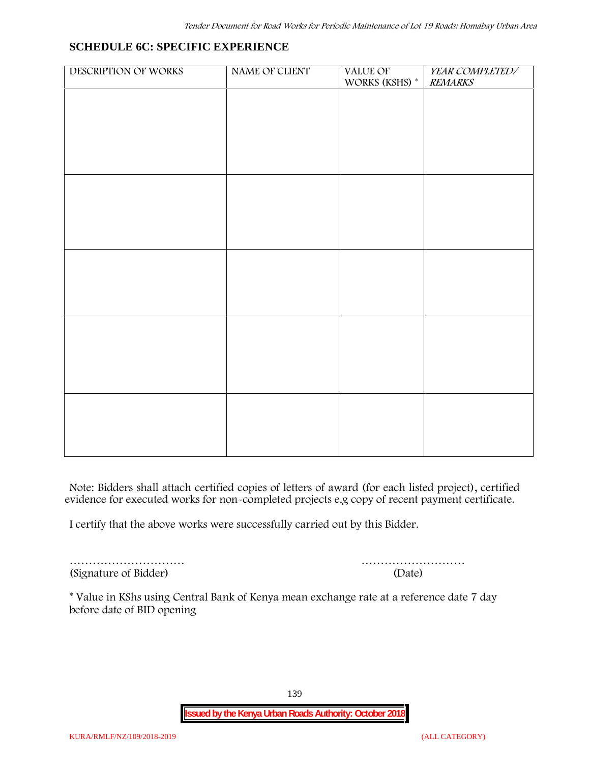## SCHEDULE 6C: SPECIFIC EXPERIENCE

| DESCRIPTION OF WORKS | NAME OF CLIENT | VALUE OF WORKS (KSHS) * | *YEAR COMPLETED/ REMARKS* |
|---|---|---|---|
| | | | |
| | | | |
| | | | |
| | | | |
| | | | |

Note: Bidders shall attach certified copies of letters of award (for each listed project), certified evidence for executed works for non-completed projects e.g copy of recent payment certificate.

I certify that the above works were successfully carried out by this Bidder.

………………………… ………………………
(Signature of Bidder) (Date)

* Value in KShs using Central Bank of Kenya mean exchange rate at a reference date 7 day before date of BID opening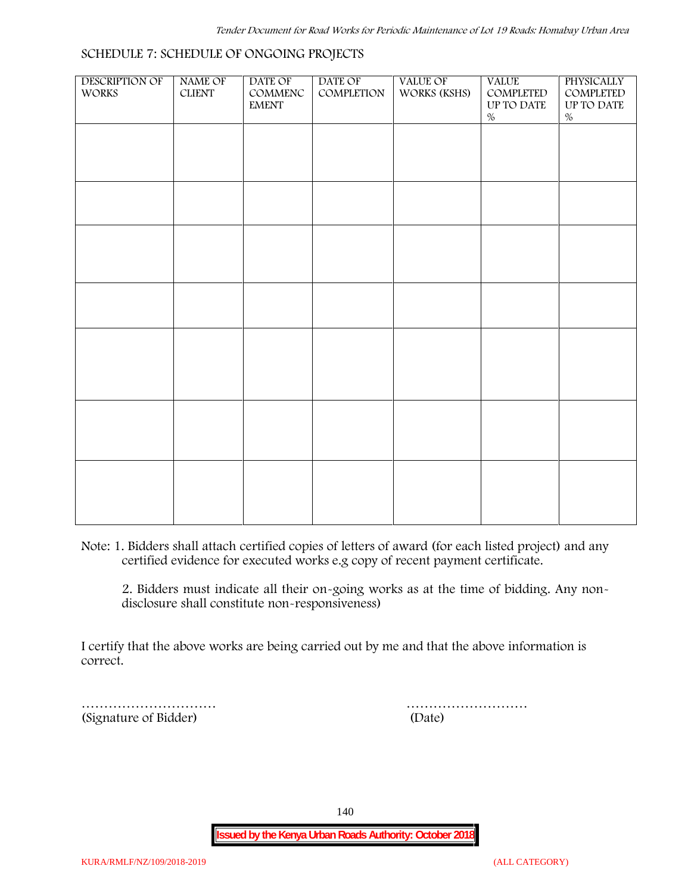## SCHEDULE 7: SCHEDULE OF ONGOING PROJECTS

| DESCRIPTION OF WORKS | NAME OF CLIENT | DATE OF COMMENCEMENT | DATE OF COMPLETION | VALUE OF WORKS (KSHS) | VALUE COMPLETED UP TO DATE % | PHYSICALLY COMPLETED UP TO DATE % |
|---|---|---|---|---|---|---|
| | | | | | | |
| | | | | | | |
| | | | | | | |
| | | | | | | |
| | | | | | | |
| | | | | | | |
| | | | | | | |

Note: 1. Bidders shall attach certified copies of letters of award (for each listed project) and any certified evidence for executed works e.g copy of recent payment certificate.

2. Bidders must indicate all their on-going works as at the time of bidding. Any non-disclosure shall constitute non-responsiveness)

I certify that the above works are being carried out by me and that the above information is correct.

…………………………… (Signature of Bidder)

……………………… (Date)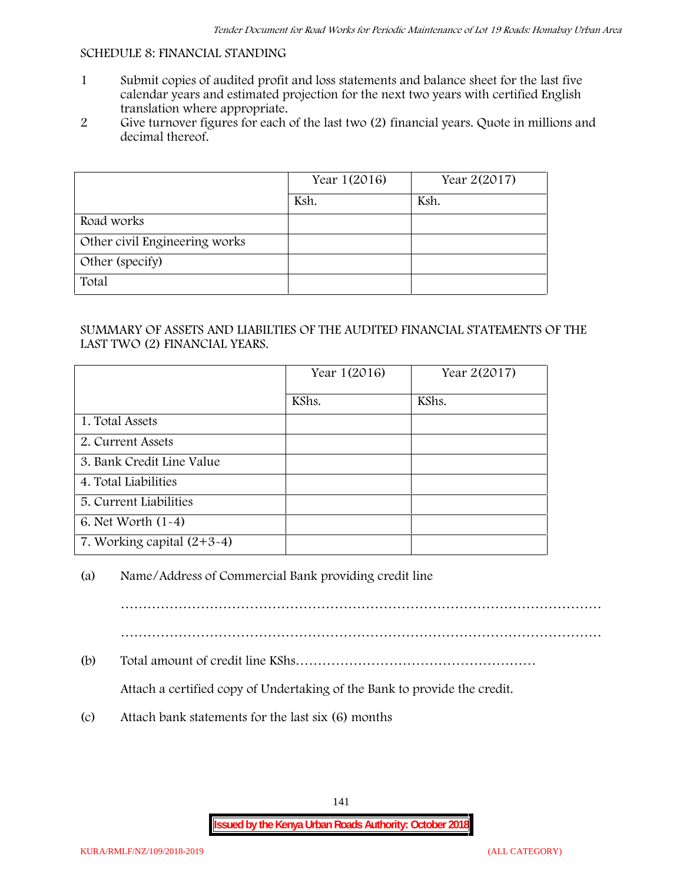SCHEDULE 8: FINANCIAL STANDING

1. Submit copies of audited profit and loss statements and balance sheet for the last five calendar years and estimated projection for the next two years with certified English translation where appropriate.
2. Give turnover figures for each of the last two (2) financial years. Quote in millions and decimal thereof.

| | Year 1(2016) | Year 2(2017) |
|---|---|---|
| | Ksh. | Ksh. |
| Road works | | |
| Other civil Engineering works | | |
| Other (specify) | | |
| Total | | |

SUMMARY OF ASSETS AND LIABILTIES OF THE AUDITED FINANCIAL STATEMENTS OF THE LAST TWO (2) FINANCIAL YEARS.

| | Year 1(2016) | Year 2(2017) |
|---|---|---|
| | KShs. | KShs. |
| 1. Total Assets | | |
| 2. Current Assets | | |
| 3. Bank Credit Line Value | | |
| 4. Total Liabilities | | |
| 5. Current Liabilities | | |
| 6. Net Worth (1-4) | | |
| 7. Working capital (2+3-4) | | |

(a) Name/Address of Commercial Bank providing credit line

…………………………………………………………………………………………

…………………………………………………………………………………………

(b) Total amount of credit line KShs………………………………………………

Attach a certified copy of Undertaking of the Bank to provide the credit.

(c) Attach bank statements for the last six (6) months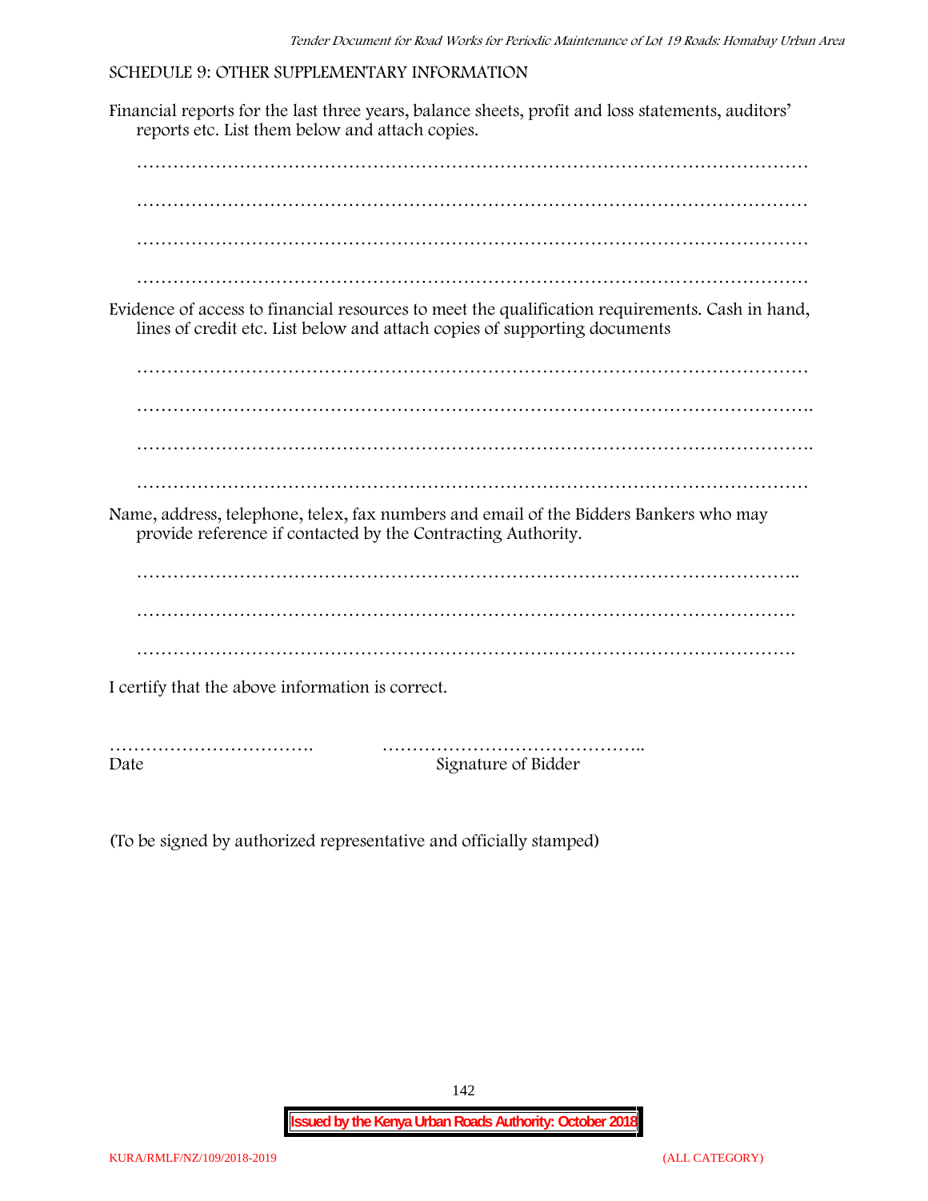SCHEDULE 9: OTHER SUPPLEMENTARY INFORMATION

Financial reports for the last three years, balance sheets, profit and loss statements, auditors' reports etc. List them below and attach copies.

…………………………………………………………………………………………………

…………………………………………………………………………………………………

…………………………………………………………………………………………………

…………………………………………………………………………………………………

Evidence of access to financial resources to meet the qualification requirements. Cash in hand, lines of credit etc. List below and attach copies of supporting documents

…………………………………………………………………………………………………

…………………………………………………………………………………………………

…………………………………………………………………………………………………

…………………………………………………………………………………………………

Name, address, telephone, telex, fax numbers and email of the Bidders Bankers who may provide reference if contacted by the Contracting Authority.

…………………………………………………………………………………………………

…………………………………………………………………………………………………

…………………………………………………………………………………………………

I certify that the above information is correct.

……………………………. ……………………………………..

Date Signature of Bidder

(To be signed by authorized representative and officially stamped)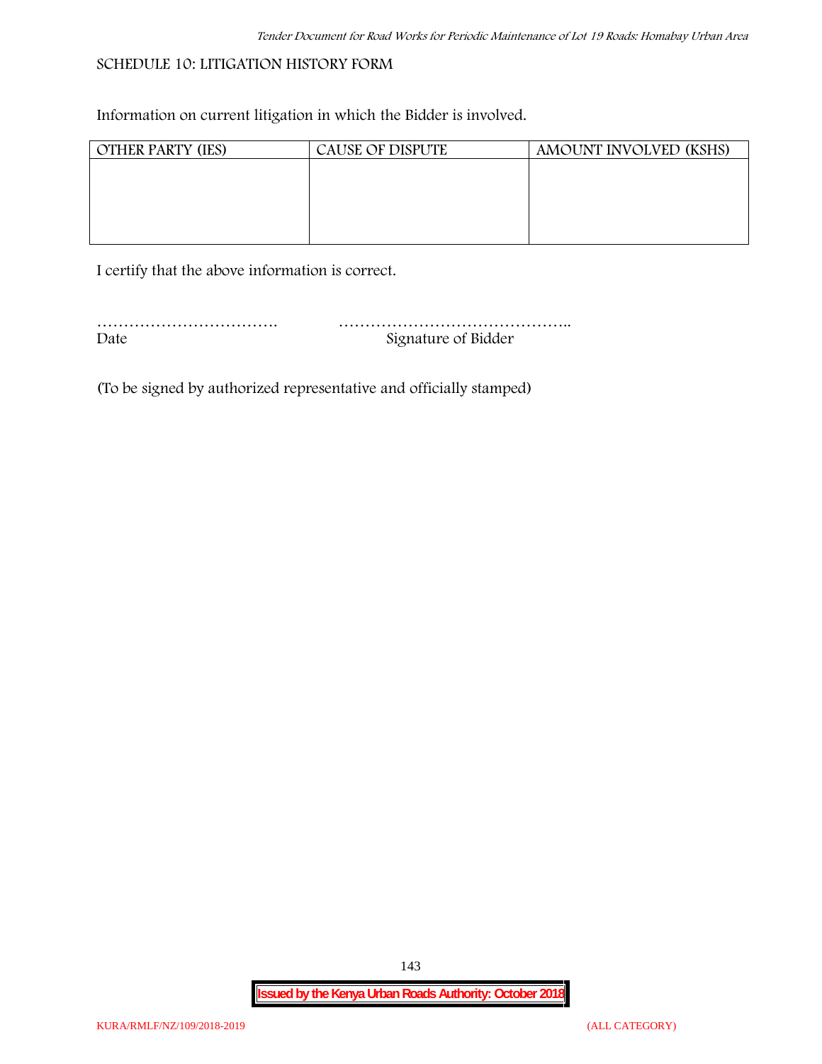## SCHEDULE 10: LITIGATION HISTORY FORM

Information on current litigation in which the Bidder is involved.

| OTHER PARTY (IES) | CAUSE OF DISPUTE | AMOUNT INVOLVED (KSHS) |
|---|---|---|
| | | |

I certify that the above information is correct.

……………………………. ……………………………………..
Date Signature of Bidder

(To be signed by authorized representative and officially stamped)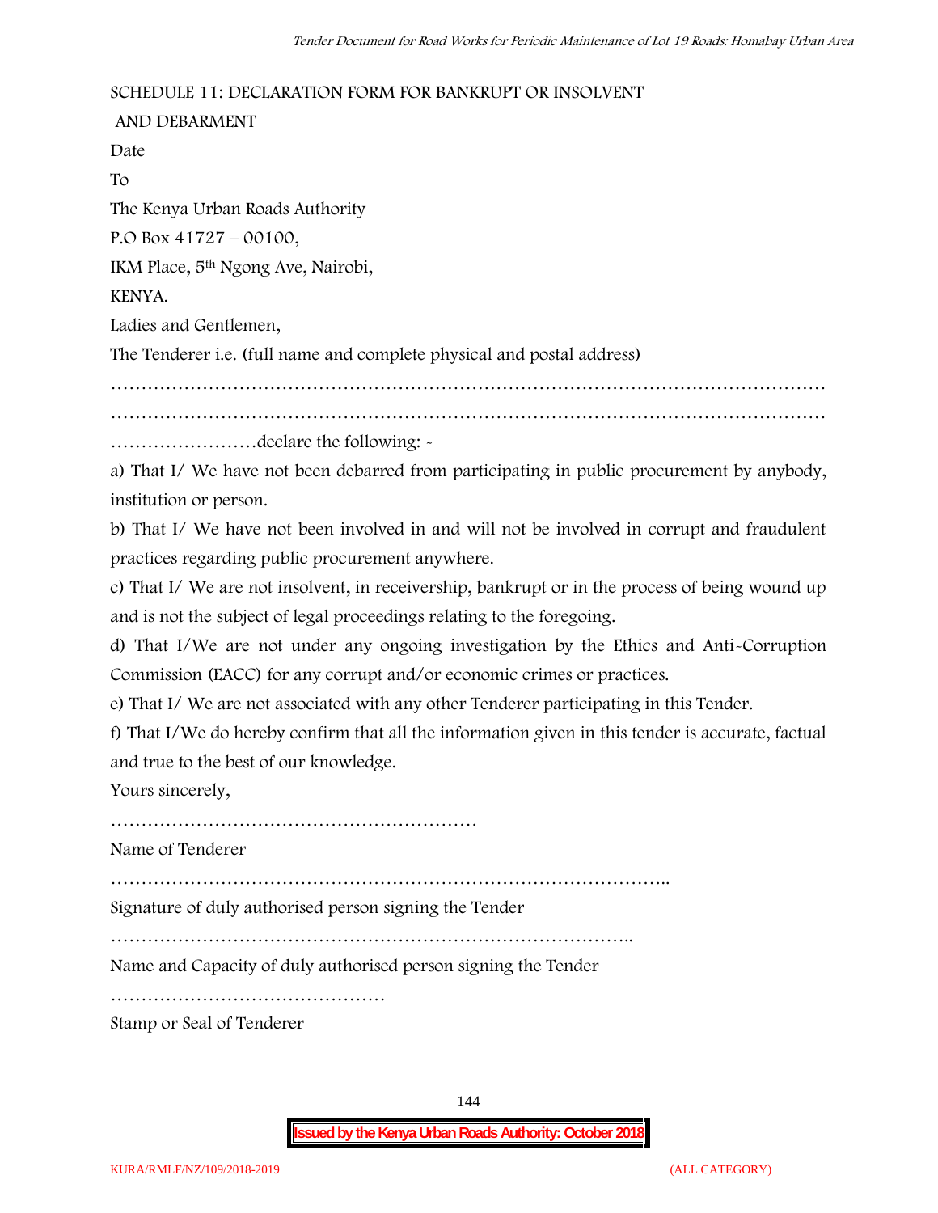SCHEDULE 11: DECLARATION FORM FOR BANKRUPT OR INSOLVENT AND DEBARMENT

Date

To

The Kenya Urban Roads Authority

P.O Box 41727 – 00100,

IKM Place, 5th Ngong Ave, Nairobi,

KENYA.

Ladies and Gentlemen,

The Tenderer i.e. (full name and complete physical and postal address)

……………………………………………………………………………………………………………

……………………………………………………………………………………………………………

……………………declare the following: -

a) That I/ We have not been debarred from participating in public procurement by anybody, institution or person.

b) That I/ We have not been involved in and will not be involved in corrupt and fraudulent practices regarding public procurement anywhere.

c) That I/ We are not insolvent, in receivership, bankrupt or in the process of being wound up and is not the subject of legal proceedings relating to the foregoing.

d) That I/We are not under any ongoing investigation by the Ethics and Anti-Corruption Commission (EACC) for any corrupt and/or economic crimes or practices.

e) That I/ We are not associated with any other Tenderer participating in this Tender.

f) That I/We do hereby confirm that all the information given in this tender is accurate, factual and true to the best of our knowledge.

Yours sincerely,

……………………………………………………

Name of Tenderer

………………………………………………………………………………..

Signature of duly authorised person signing the Tender

…………………………………………………………………………..

Name and Capacity of duly authorised person signing the Tender

………………………………………

Stamp or Seal of Tenderer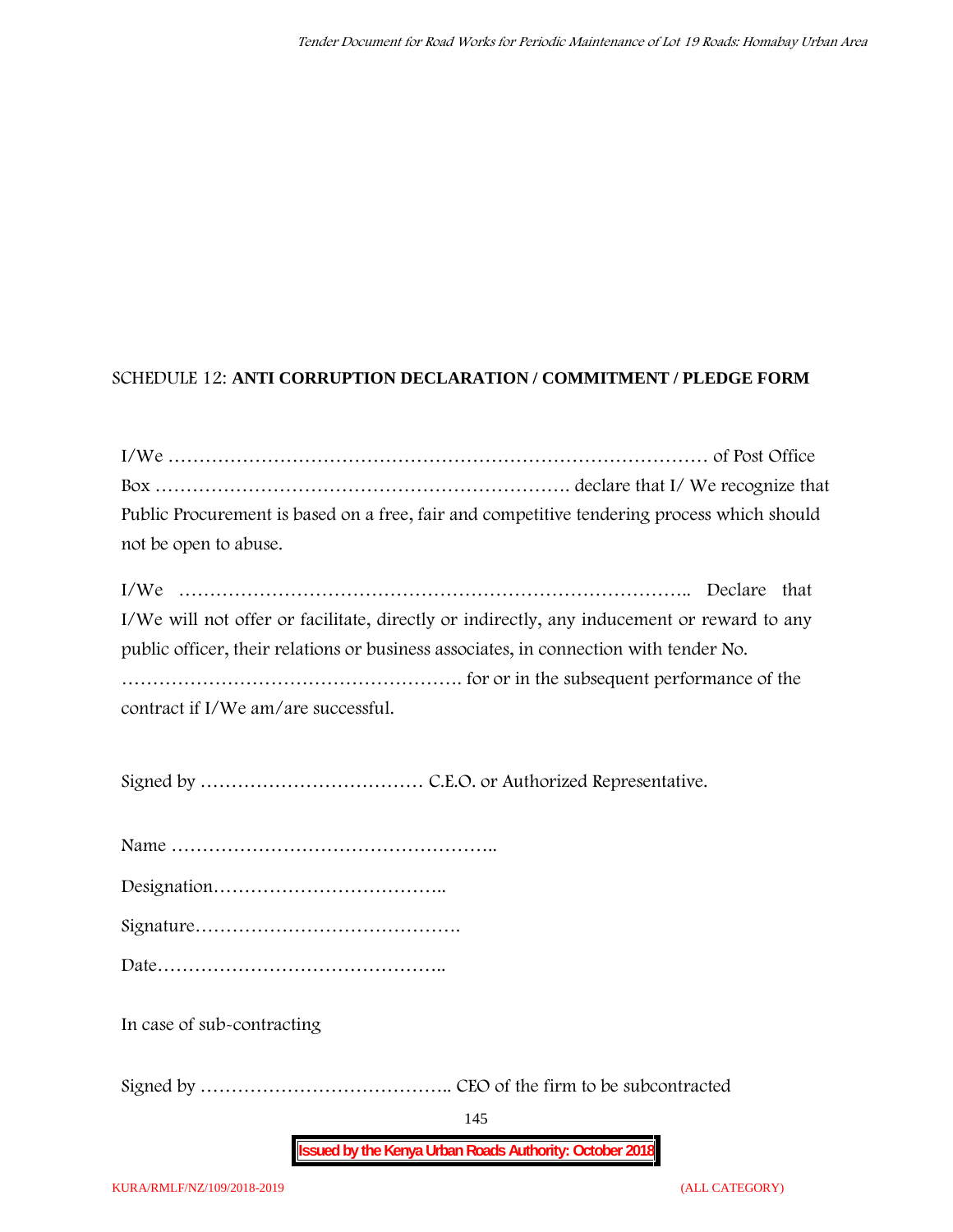SCHEDULE 12: **ANTI CORRUPTION DECLARATION / COMMITMENT / PLEDGE FORM**

I/We ……………………………………………………………………………… of Post Office Box ………………………………………………………… declare that I/ We recognize that Public Procurement is based on a free, fair and competitive tendering process which should not be open to abuse.

I/We ……………………………………………………………………….. Declare that I/We will not offer or facilitate, directly or indirectly, any inducement or reward to any public officer, their relations or business associates, in connection with tender No. ………………………………………………. for or in the subsequent performance of the contract if I/We am/are successful.

Signed by ……………………………… C.E.O. or Authorized Representative.

Name ……………………………………………..

Designation………………………………..

Signature…………………………………….

Date………………………………………..

In case of sub-contracting

Signed by ………………………………….. CEO of the firm to be subcontracted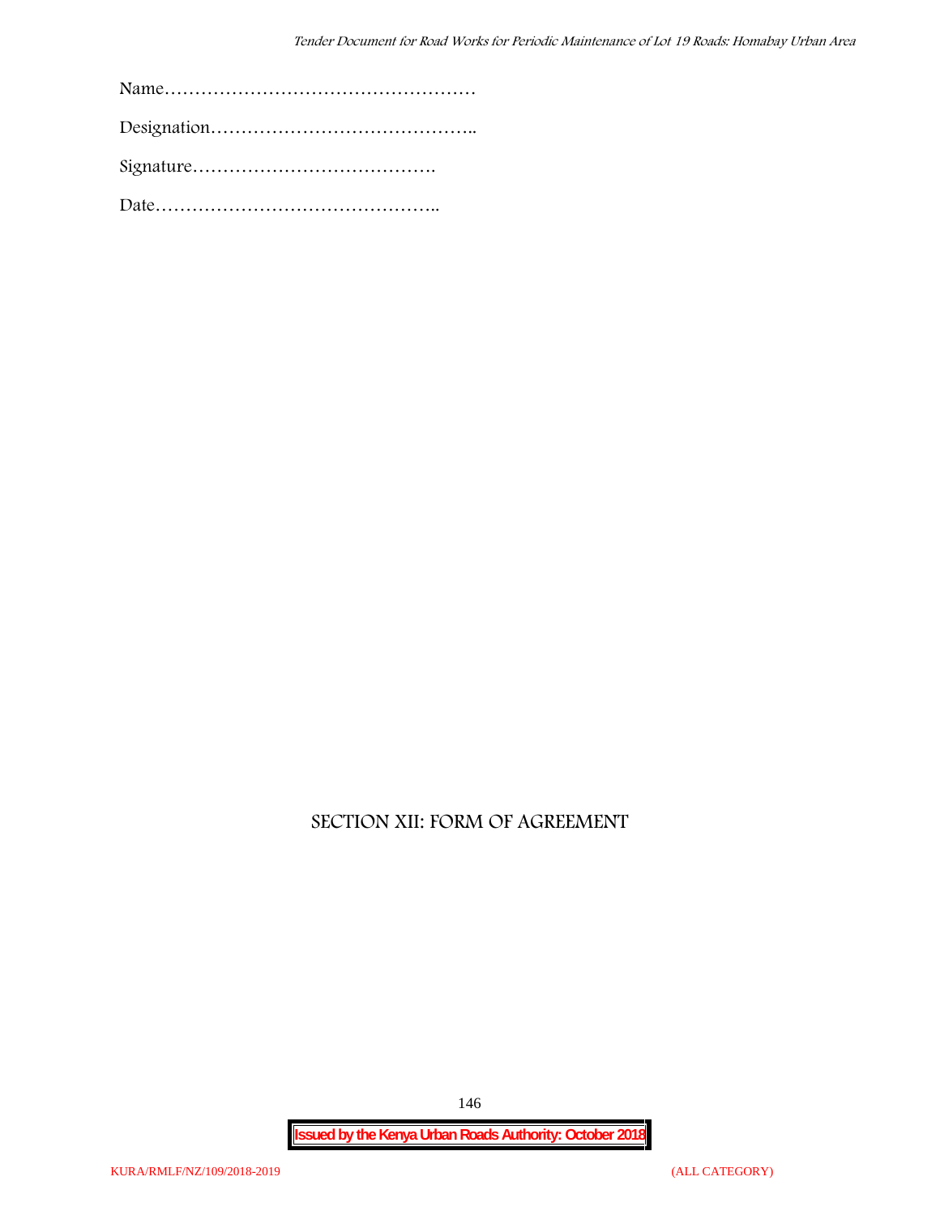Name……………………………………………

Designation……………………………………..

Signature………………………………….

Date………………………………………..

## SECTION XII: FORM OF AGREEMENT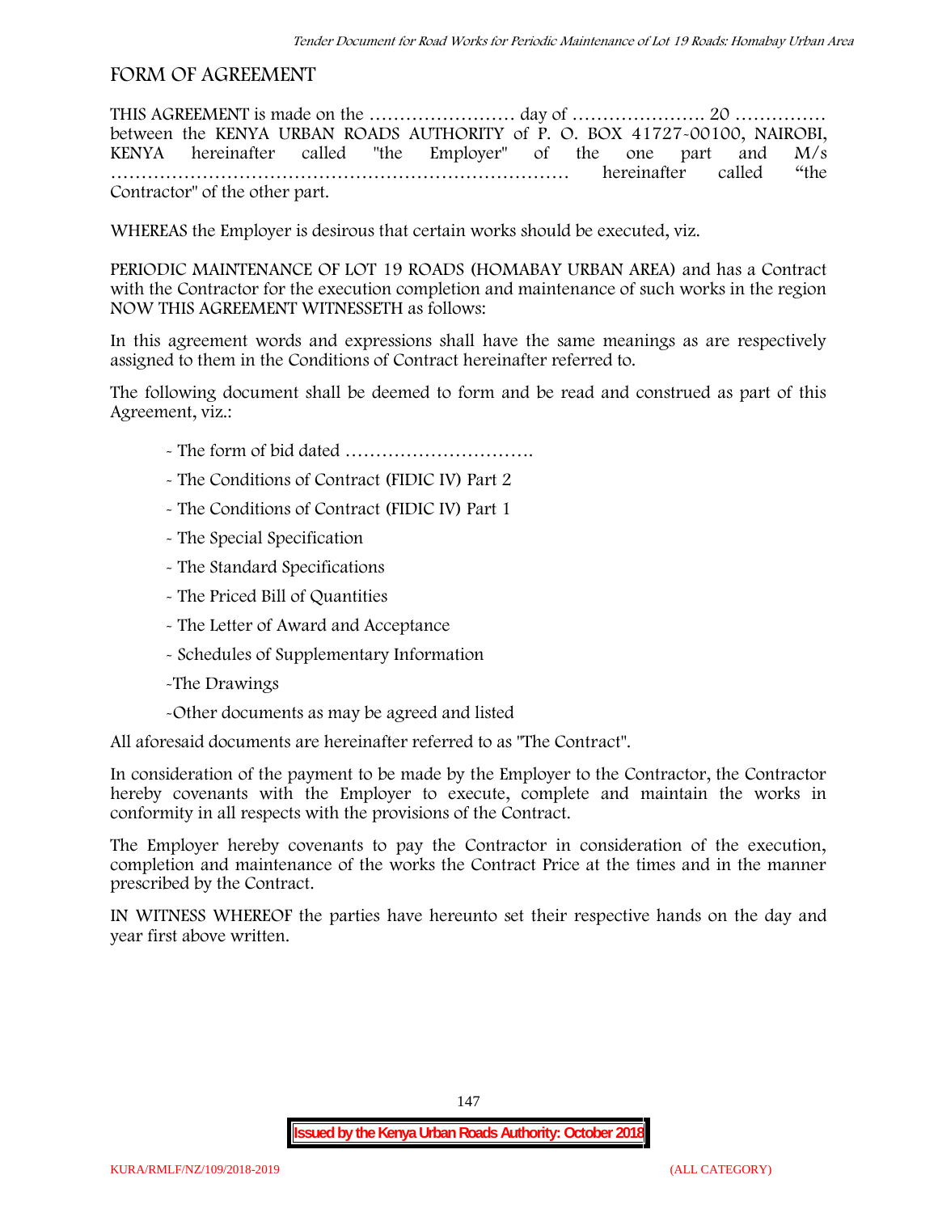## FORM OF AGREEMENT

THIS AGREEMENT is made on the …………………… day of …………………. 20 …………… between the KENYA URBAN ROADS AUTHORITY of P. O. BOX 41727-00100, NAIROBI, KENYA hereinafter called "the Employer" of the one part and M/s ……………………………………………………………… hereinafter called "the Contractor" of the other part.

WHEREAS the Employer is desirous that certain works should be executed, viz.

PERIODIC MAINTENANCE OF LOT 19 ROADS (HOMABAY URBAN AREA) and has a Contract with the Contractor for the execution completion and maintenance of such works in the region NOW THIS AGREEMENT WITNESSETH as follows:

In this agreement words and expressions shall have the same meanings as are respectively assigned to them in the Conditions of Contract hereinafter referred to.

The following document shall be deemed to form and be read and construed as part of this Agreement, viz.:

- The form of bid dated ………………………….
- The Conditions of Contract (FIDIC IV) Part 2
- The Conditions of Contract (FIDIC IV) Part 1
- The Special Specification
- The Standard Specifications
- The Priced Bill of Quantities
- The Letter of Award and Acceptance
- Schedules of Supplementary Information
- The Drawings
- Other documents as may be agreed and listed

All aforesaid documents are hereinafter referred to as "The Contract".

In consideration of the payment to be made by the Employer to the Contractor, the Contractor hereby covenants with the Employer to execute, complete and maintain the works in conformity in all respects with the provisions of the Contract.

The Employer hereby covenants to pay the Contractor in consideration of the execution, completion and maintenance of the works the Contract Price at the times and in the manner prescribed by the Contract.

IN WITNESS WHEREOF the parties have hereunto set their respective hands on the day and year first above written.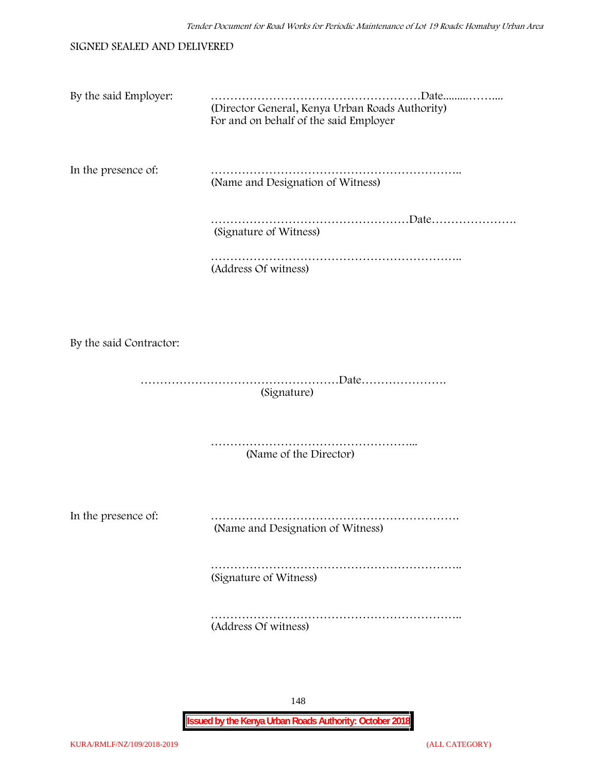SIGNED SEALED AND DELIVERED

By the said Employer: ………………………………………………Date.........……....
(Director General, Kenya Urban Roads Authority)
For and on behalf of the said Employer

In the presence of: ………………………………………………………..
(Name and Designation of Witness)

……………………………………………Date………………….
(Signature of Witness)

………………………………………………………..
(Address Of witness)

By the said Contractor:

……………………………………………Date………………….
(Signature)

……………………………………………...
(Name of the Director)

In the presence of: ……………………………………………………….
(Name and Designation of Witness)

………………………………………………………..
(Signature of Witness)

………………………………………………………..
(Address Of witness)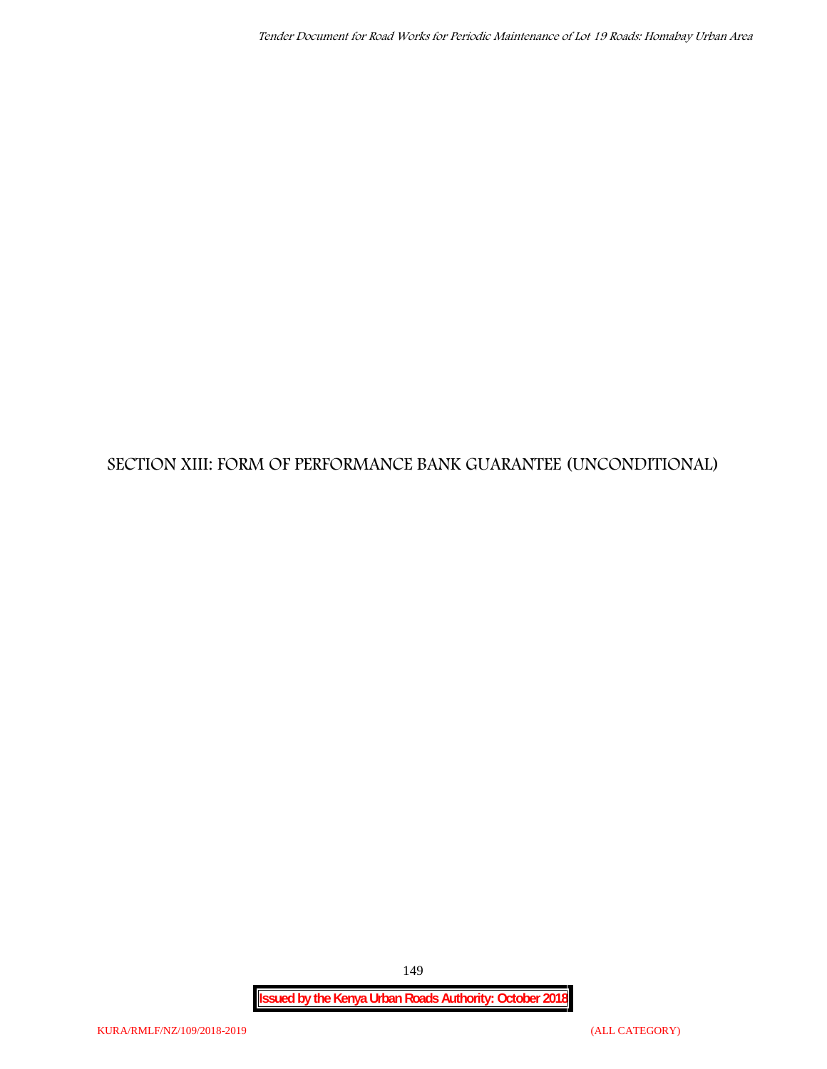# SECTION XIII: FORM OF PERFORMANCE BANK GUARANTEE (UNCONDITIONAL)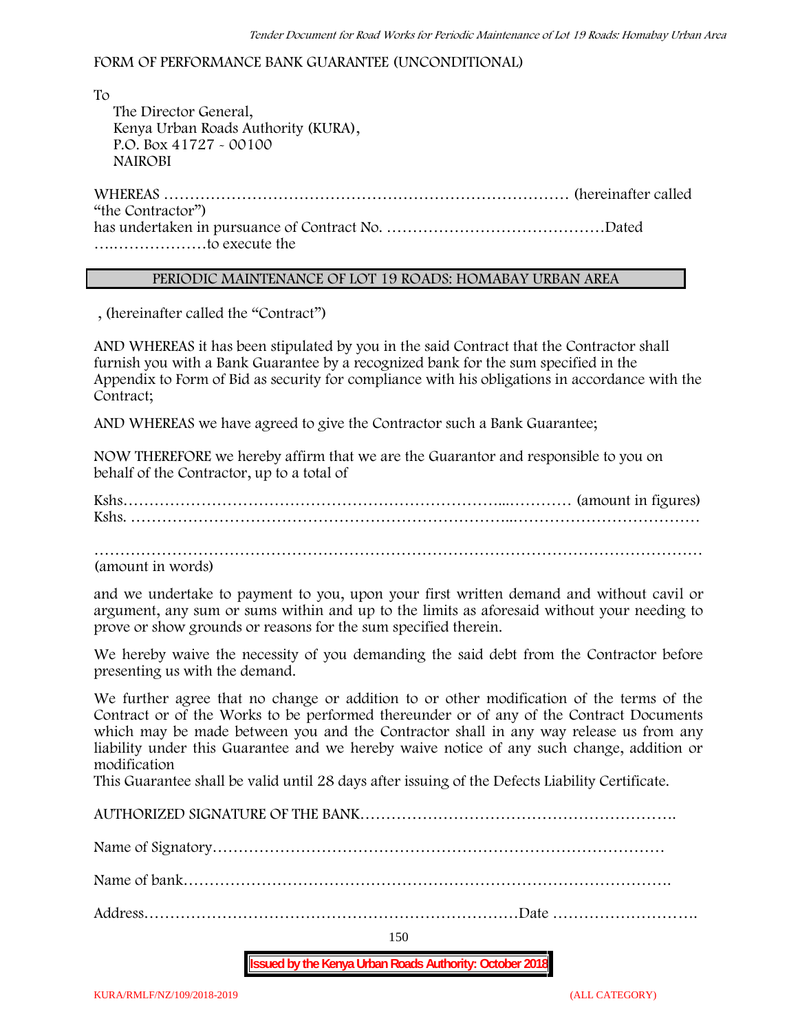FORM OF PERFORMANCE BANK GUARANTEE (UNCONDITIONAL)

To
The Director General,
Kenya Urban Roads Authority (KURA),
P.O. Box 41727 - 00100
NAIROBI

WHEREAS …………………………………………………………………… (hereinafter called "the Contractor")
has undertaken in pursuance of Contract No. ……………………………………Dated ….………………to execute the

PERIODIC MAINTENANCE OF LOT 19 ROADS: HOMABAY URBAN AREA

, (hereinafter called the "Contract")

AND WHEREAS it has been stipulated by you in the said Contract that the Contractor shall furnish you with a Bank Guarantee by a recognized bank for the sum specified in the Appendix to Form of Bid as security for compliance with his obligations in accordance with the Contract;

AND WHEREAS we have agreed to give the Contractor such a Bank Guarantee;

NOW THEREFORE we hereby affirm that we are the Guarantor and responsible to you on behalf of the Contractor, up to a total of

Kshs…………………………………………………………………...………… (amount in figures)
Kshs. ……………………………………………………………...………………………………

……………………………………………………………………………………………………
(amount in words)

and we undertake to payment to you, upon your first written demand and without cavil or argument, any sum or sums within and up to the limits as aforesaid without your needing to prove or show grounds or reasons for the sum specified therein.

We hereby waive the necessity of you demanding the said debt from the Contractor before presenting us with the demand.

We further agree that no change or addition to or other modification of the terms of the Contract or of the Works to be performed thereunder or of any of the Contract Documents which may be made between you and the Contractor shall in any way release us from any liability under this Guarantee and we hereby waive notice of any such change, addition or modification
This Guarantee shall be valid until 28 days after issuing of the Defects Liability Certificate.

AUTHORIZED SIGNATURE OF THE BANK…………………………………………………….

Name of Signatory…………………………………………………………………………

Name of bank……………………………………………………………………………….

Address………………………………………………………………Date ……………………….